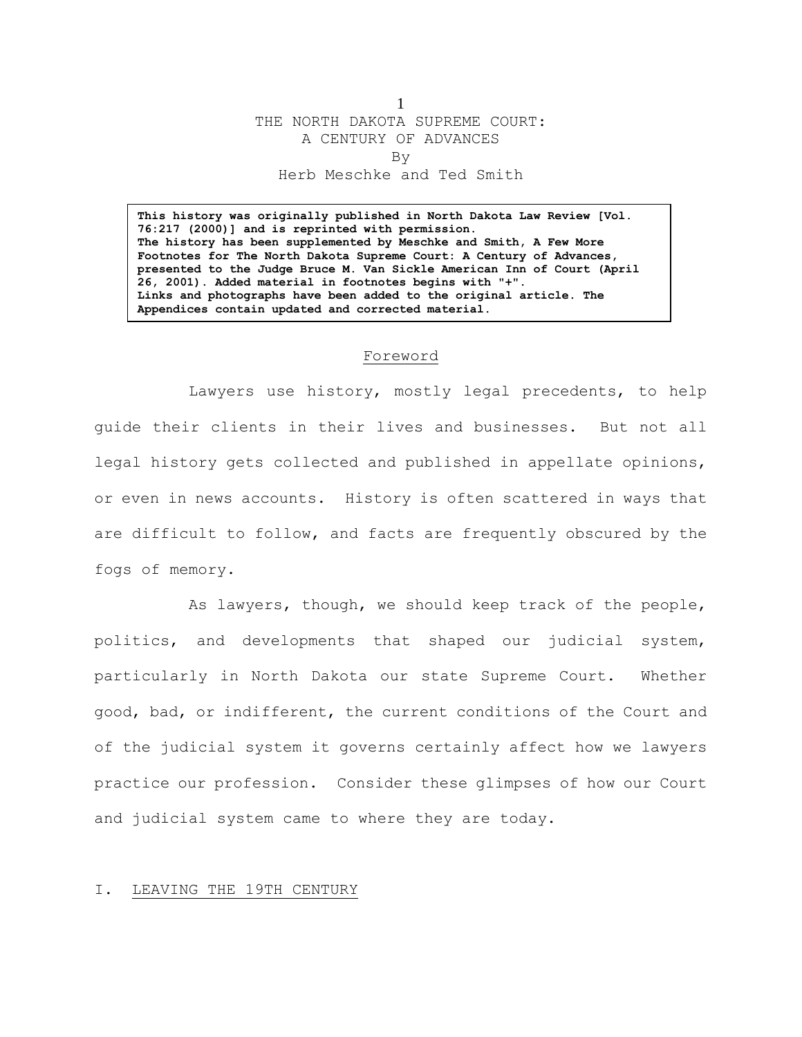# THE NORTH DAKOTA SUPREME COURT: A CENTURY OF ADVANCES

By

Herb Meschke and Ted Smith

> **This history was originally published in North Dakota Law Review [Vol. 76:217 (2000)] and is reprinted with permission.**
> **The history has been supplemented by Meschke and Smith, A Few More Footnotes for The North Dakota Supreme Court: A Century of Advances, presented to the Judge Bruce M. Van Sickle American Inn of Court (April 26, 2001). Added material in footnotes begins with "+".**
> **Links and photographs have been added to the original article. The Appendices contain updated and corrected material.**

## Foreword

Lawyers use history, mostly legal precedents, to help guide their clients in their lives and businesses. But not all legal history gets collected and published in appellate opinions, or even in news accounts. History is often scattered in ways that are difficult to follow, and facts are frequently obscured by the fogs of memory.

As lawyers, though, we should keep track of the people, politics, and developments that shaped our judicial system, particularly in North Dakota our state Supreme Court. Whether good, bad, or indifferent, the current conditions of the Court and of the judicial system it governs certainly affect how we lawyers practice our profession. Consider these glimpses of how our Court and judicial system came to where they are today.

## I. LEAVING THE 19TH CENTURY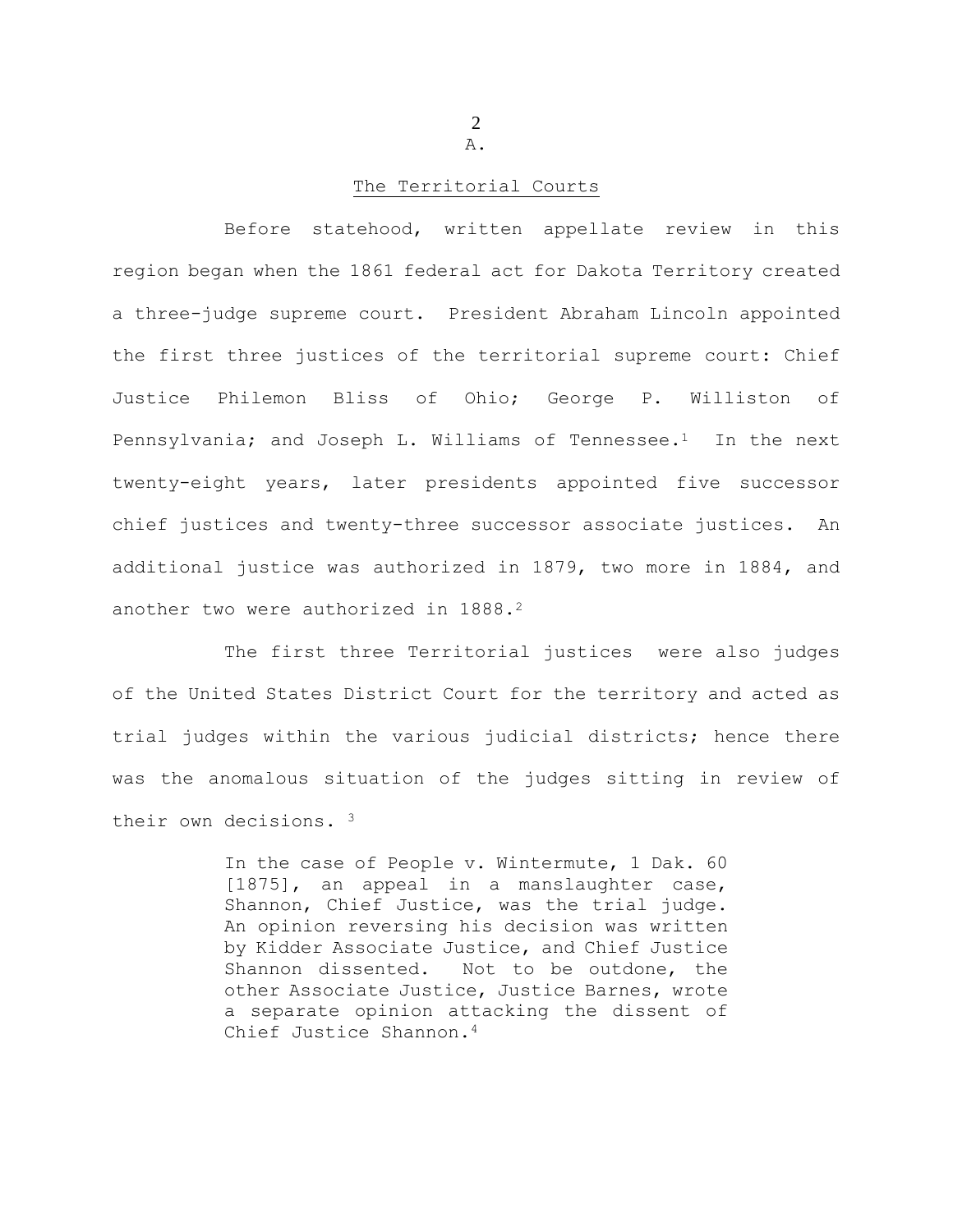A.

## The Territorial Courts

Before statehood, written appellate review in this region began when the 1861 federal act for Dakota Territory created a three-judge supreme court. President Abraham Lincoln appointed the first three justices of the territorial supreme court: Chief Justice Philemon Bliss of Ohio; George P. Williston of Pennsylvania; and Joseph L. Williams of Tennessee.[1] In the next twenty-eight years, later presidents appointed five successor chief justices and twenty-three successor associate justices. An additional justice was authorized in 1879, two more in 1884, and another two were authorized in 1888.[2]

The first three Territorial justices were also judges of the United States District Court for the territory and acted as trial judges within the various judicial districts; hence there was the anomalous situation of the judges sitting in review of their own decisions.[3]

> In the case of People v. Wintermute, 1 Dak. 60 [1875], an appeal in a manslaughter case, Shannon, Chief Justice, was the trial judge. An opinion reversing his decision was written by Kidder Associate Justice, and Chief Justice Shannon dissented. Not to be outdone, the other Associate Justice, Justice Barnes, wrote a separate opinion attacking the dissent of Chief Justice Shannon.[4]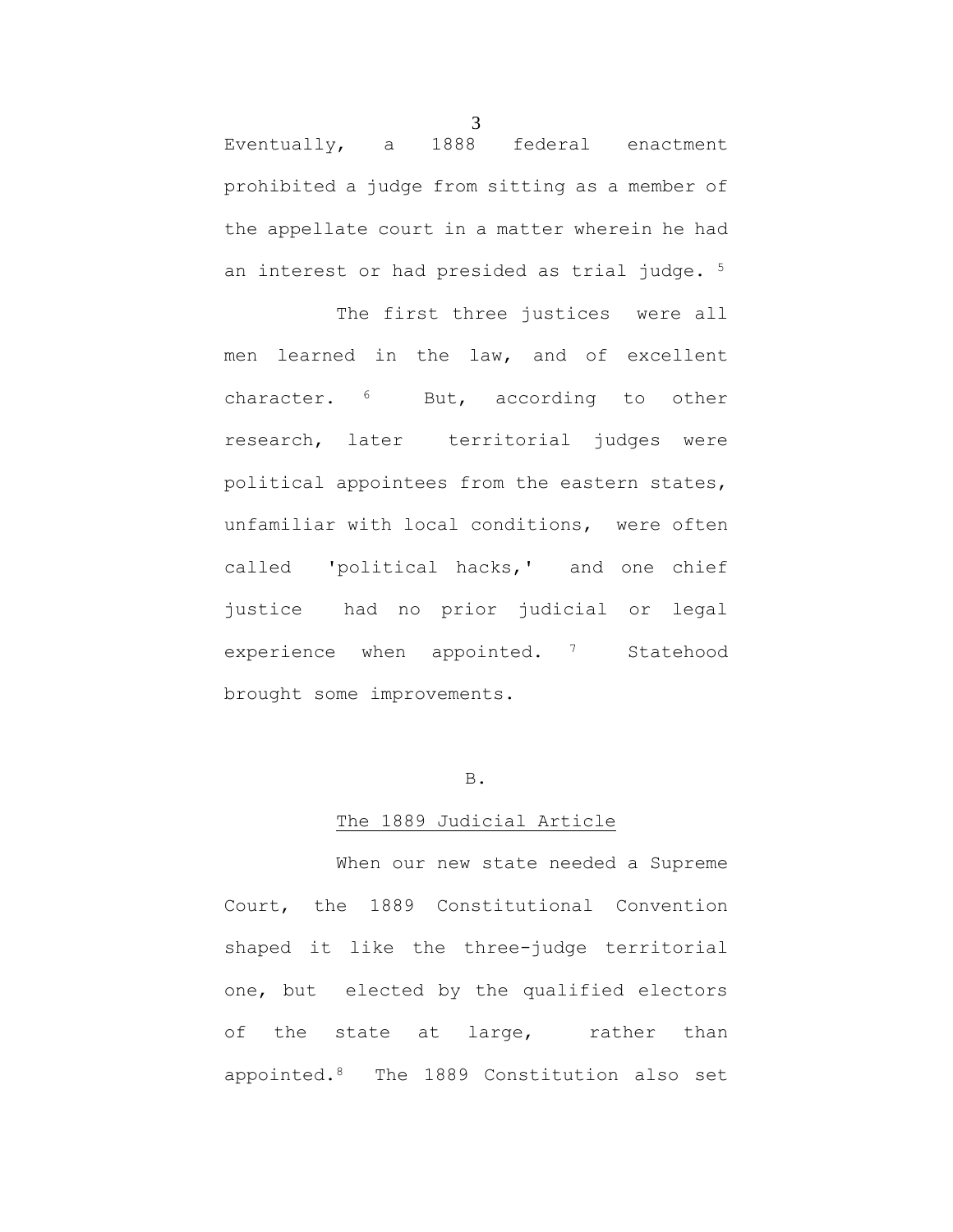Eventually, a 1888 federal enactment prohibited a judge from sitting as a member of the appellate court in a matter wherein he had an interest or had presided as trial judge. [5]

The first three justices were all men learned in the law, and of excellent character. [6] But, according to other research, later territorial judges were political appointees from the eastern states, unfamiliar with local conditions, were often called 'political hacks,' and one chief justice had no prior judicial or legal experience when appointed. [7] Statehood brought some improvements.

### B.

### The 1889 Judicial Article

When our new state needed a Supreme Court, the 1889 Constitutional Convention shaped it like the three-judge territorial one, but elected by the qualified electors of the state at large, rather than appointed.[8] The 1889 Constitution also set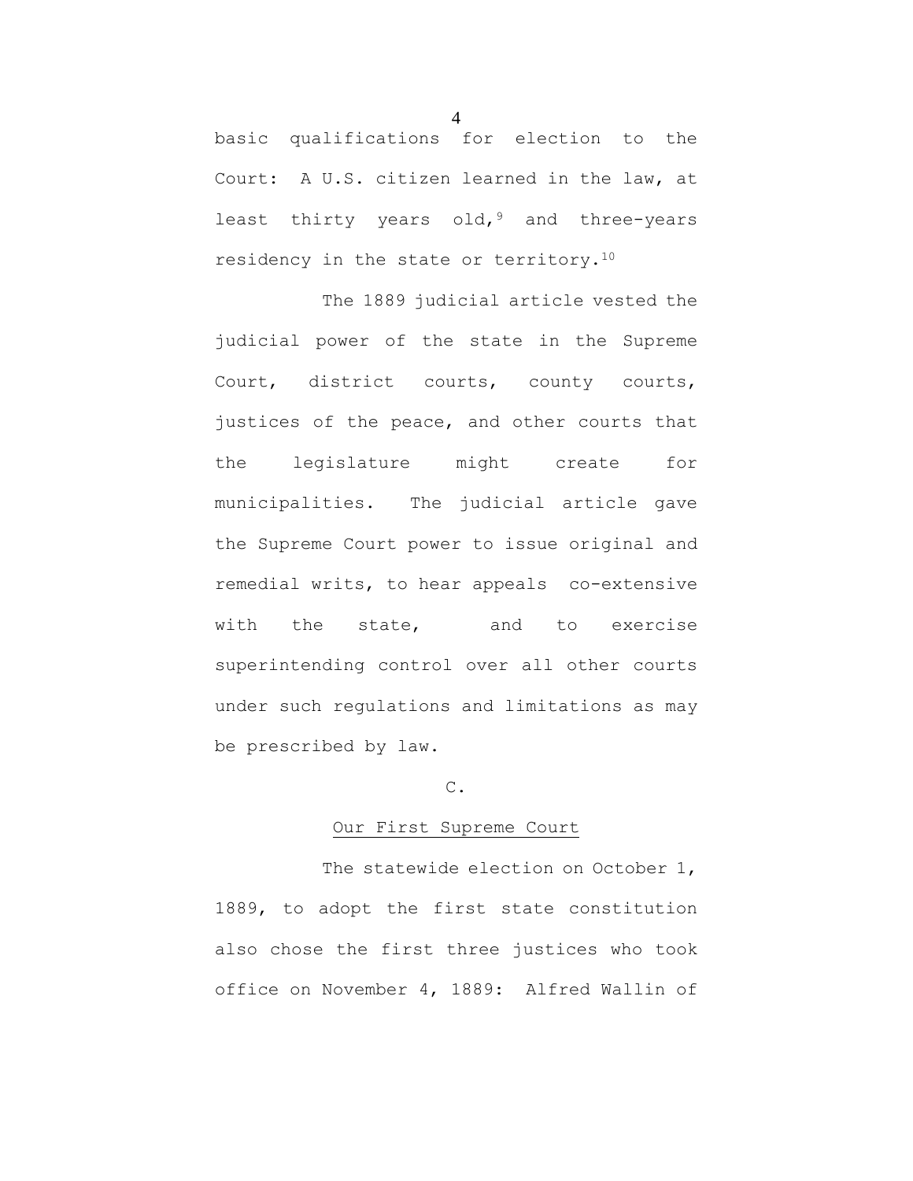basic qualifications for election to the Court: A U.S. citizen learned in the law, at least thirty years old,[9] and three-years residency in the state or territory.[10]

The 1889 judicial article vested the judicial power of the state in the Supreme Court, district courts, county courts, justices of the peace, and other courts that the legislature might create for municipalities. The judicial article gave the Supreme Court power to issue original and remedial writs, to hear appeals co-extensive with the state, and to exercise superintending control over all other courts under such regulations and limitations as may be prescribed by law.

## C.

## Our First Supreme Court

The statewide election on October 1, 1889, to adopt the first state constitution also chose the first three justices who took office on November 4, 1889: Alfred Wallin of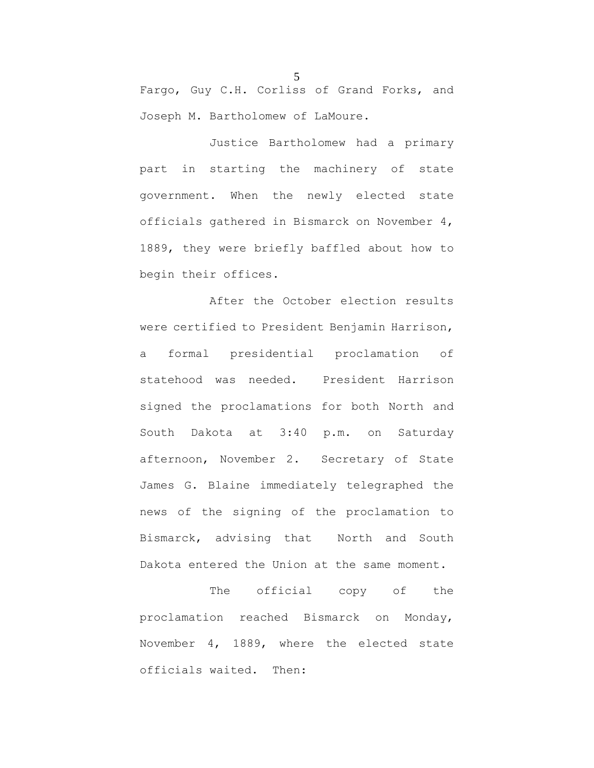Fargo, Guy C.H. Corliss of Grand Forks, and Joseph M. Bartholomew of LaMoure.

Justice Bartholomew had a primary part in starting the machinery of state government. When the newly elected state officials gathered in Bismarck on November 4, 1889, they were briefly baffled about how to begin their offices.

After the October election results were certified to President Benjamin Harrison, a formal presidential proclamation of statehood was needed. President Harrison signed the proclamations for both North and South Dakota at 3:40 p.m. on Saturday afternoon, November 2. Secretary of State James G. Blaine immediately telegraphed the news of the signing of the proclamation to Bismarck, advising that North and South Dakota entered the Union at the same moment.

The official copy of the proclamation reached Bismarck on Monday, November 4, 1889, where the elected state officials waited. Then: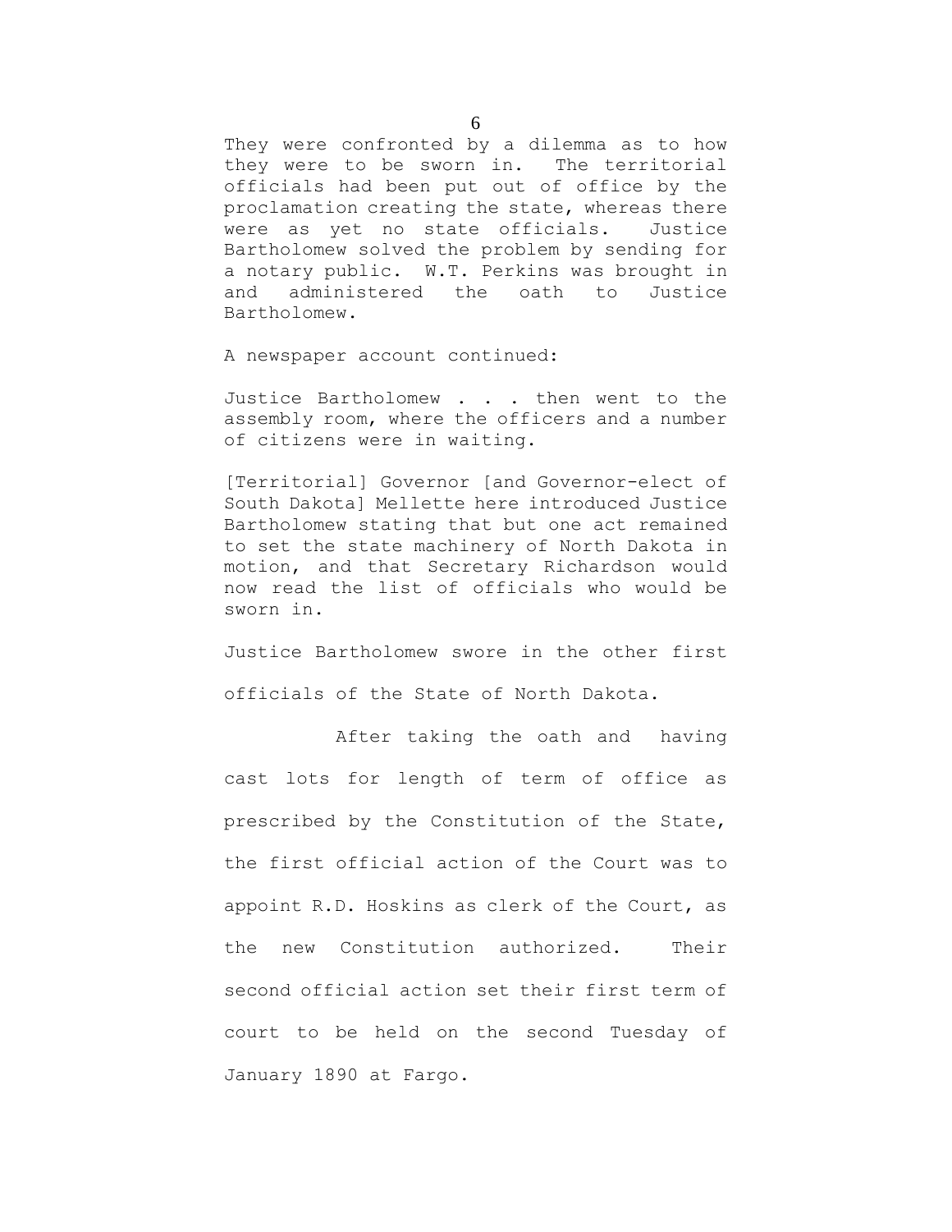They were confronted by a dilemma as to how they were to be sworn in. The territorial officials had been put out of office by the proclamation creating the state, whereas there were as yet no state officials. Justice Bartholomew solved the problem by sending for a notary public. W.T. Perkins was brought in and administered the oath to Justice Bartholomew.

A newspaper account continued:

Justice Bartholomew . . . then went to the assembly room, where the officers and a number of citizens were in waiting.

[Territorial] Governor [and Governor-elect of South Dakota] Mellette here introduced Justice Bartholomew stating that but one act remained to set the state machinery of North Dakota in motion, and that Secretary Richardson would now read the list of officials who would be sworn in.

Justice Bartholomew swore in the other first officials of the State of North Dakota.

After taking the oath and having cast lots for length of term of office as prescribed by the Constitution of the State, the first official action of the Court was to appoint R.D. Hoskins as clerk of the Court, as the new Constitution authorized. Their second official action set their first term of court to be held on the second Tuesday of January 1890 at Fargo.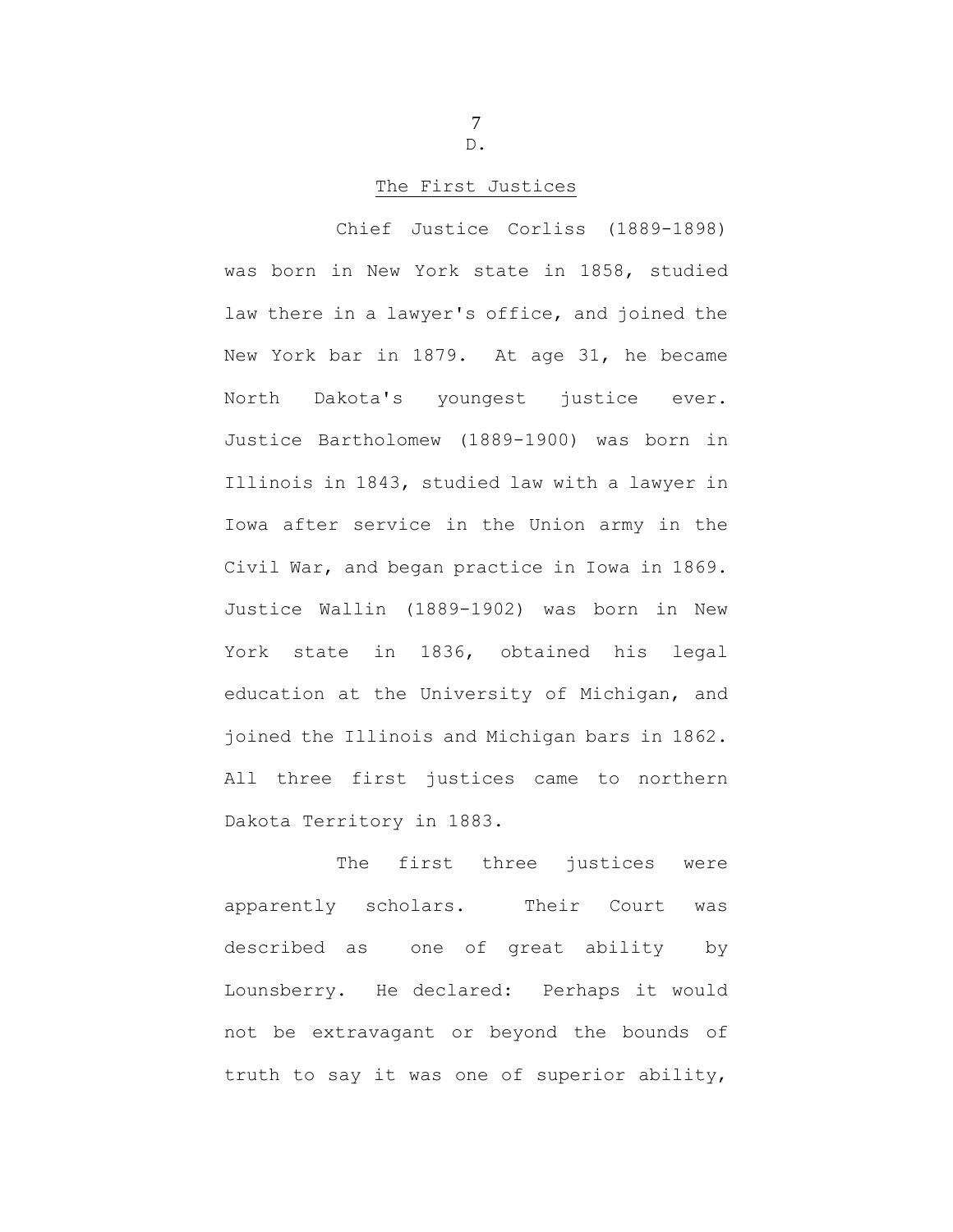D.

## The First Justices

Chief Justice Corliss (1889-1898) was born in New York state in 1858, studied law there in a lawyer's office, and joined the New York bar in 1879. At age 31, he became North Dakota's youngest justice ever. Justice Bartholomew (1889-1900) was born in Illinois in 1843, studied law with a lawyer in Iowa after service in the Union army in the Civil War, and began practice in Iowa in 1869. Justice Wallin (1889-1902) was born in New York state in 1836, obtained his legal education at the University of Michigan, and joined the Illinois and Michigan bars in 1862. All three first justices came to northern Dakota Territory in 1883.

The first three justices were apparently scholars. Their Court was described as one of great ability by Lounsberry. He declared: Perhaps it would not be extravagant or beyond the bounds of truth to say it was one of superior ability,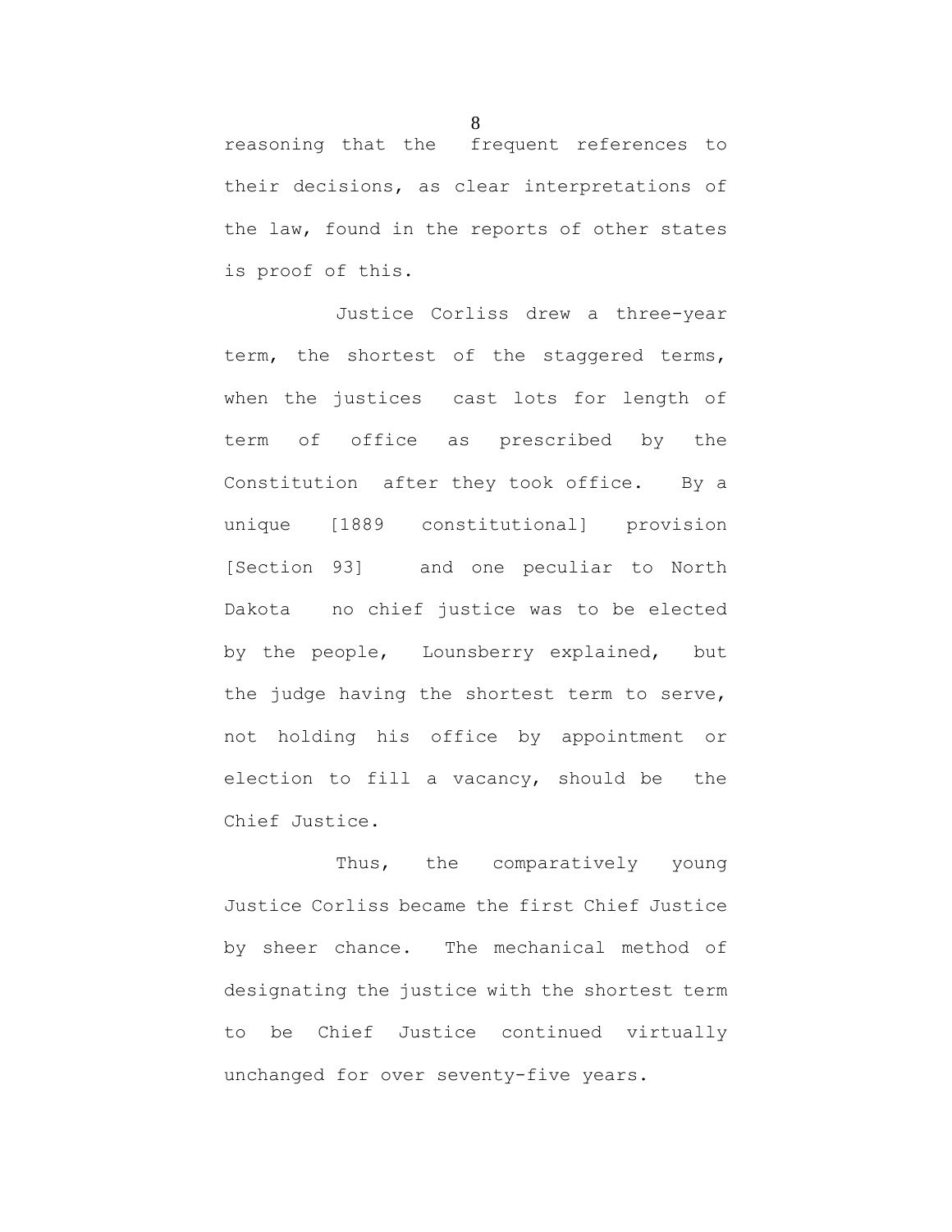reasoning that the frequent references to their decisions, as clear interpretations of the law, found in the reports of other states is proof of this.

Justice Corliss drew a three-year term, the shortest of the staggered terms, when the justices cast lots for length of term of office as prescribed by the Constitution after they took office. By a unique [1889 constitutional] provision [Section 93] and one peculiar to North Dakota no chief justice was to be elected by the people, Lounsberry explained, but the judge having the shortest term to serve, not holding his office by appointment or election to fill a vacancy, should be the Chief Justice.

Thus, the comparatively young Justice Corliss became the first Chief Justice by sheer chance. The mechanical method of designating the justice with the shortest term to be Chief Justice continued virtually unchanged for over seventy-five years.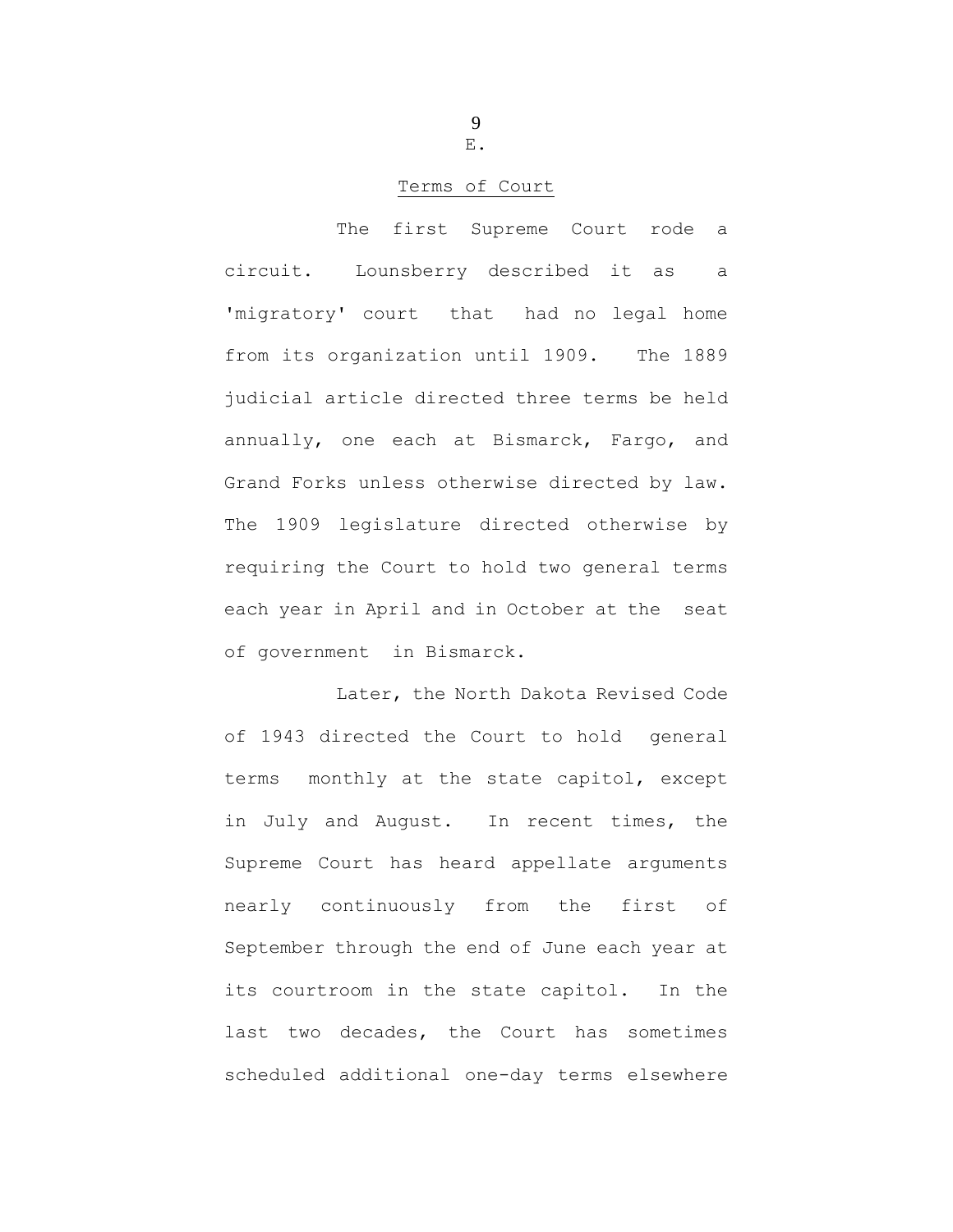## E.

### Terms of Court

The first Supreme Court rode a circuit. Lounsberry described it as a 'migratory' court that had no legal home from its organization until 1909. The 1889 judicial article directed three terms be held annually, one each at Bismarck, Fargo, and Grand Forks unless otherwise directed by law. The 1909 legislature directed otherwise by requiring the Court to hold two general terms each year in April and in October at the seat of government in Bismarck.

Later, the North Dakota Revised Code of 1943 directed the Court to hold general terms monthly at the state capitol, except in July and August. In recent times, the Supreme Court has heard appellate arguments nearly continuously from the first of September through the end of June each year at its courtroom in the state capitol. In the last two decades, the Court has sometimes scheduled additional one-day terms elsewhere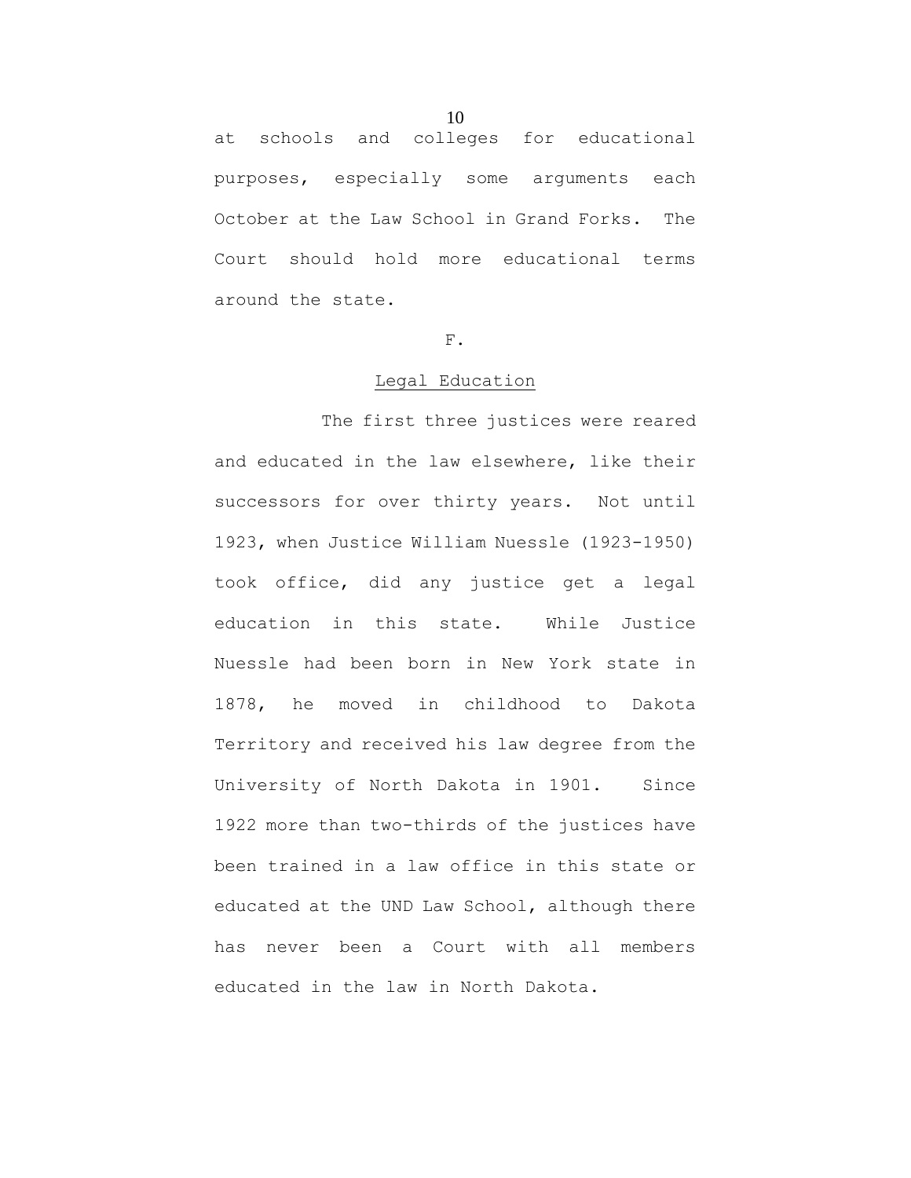at schools and colleges for educational purposes, especially some arguments each October at the Law School in Grand Forks. The Court should hold more educational terms around the state.

F.

Legal Education

The first three justices were reared and educated in the law elsewhere, like their successors for over thirty years. Not until 1923, when Justice William Nuessle (1923-1950) took office, did any justice get a legal education in this state. While Justice Nuessle had been born in New York state in 1878, he moved in childhood to Dakota Territory and received his law degree from the University of North Dakota in 1901. Since 1922 more than two-thirds of the justices have been trained in a law office in this state or educated at the UND Law School, although there has never been a Court with all members educated in the law in North Dakota.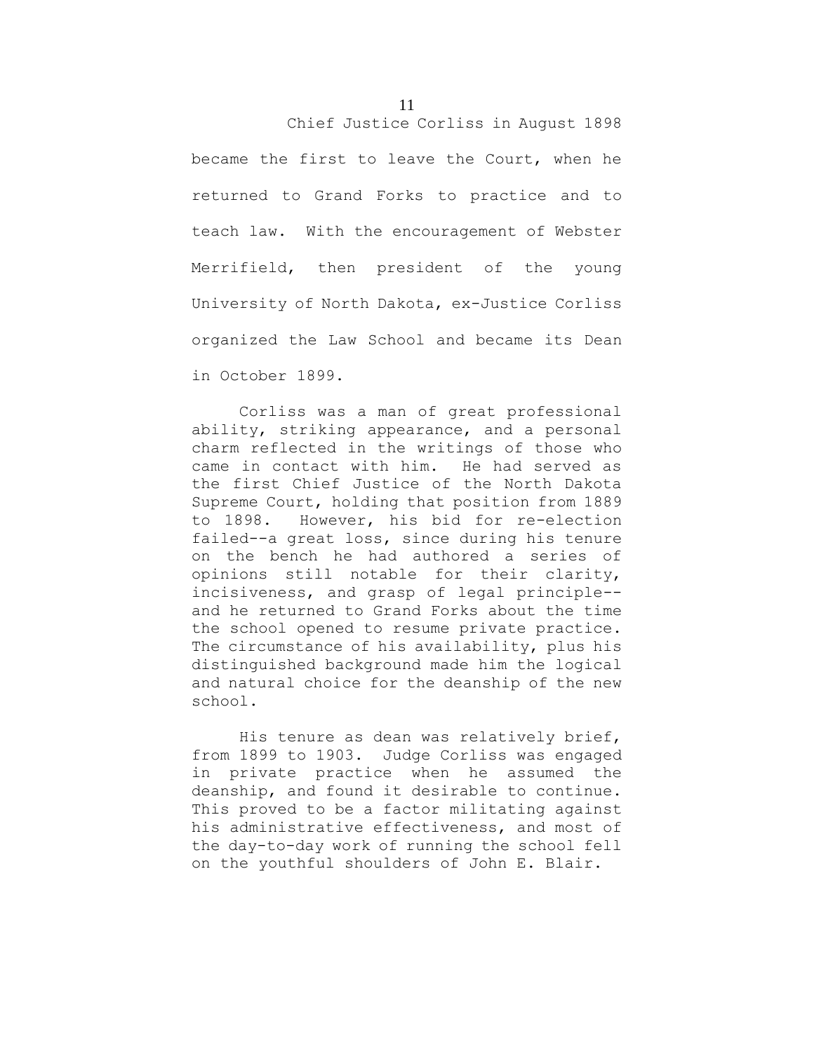Chief Justice Corliss in August 1898 became the first to leave the Court, when he returned to Grand Forks to practice and to teach law. With the encouragement of Webster Merrifield, then president of the young University of North Dakota, ex-Justice Corliss organized the Law School and became its Dean in October 1899.

Corliss was a man of great professional ability, striking appearance, and a personal charm reflected in the writings of those who came in contact with him. He had served as the first Chief Justice of the North Dakota Supreme Court, holding that position from 1889 to 1898. However, his bid for re-election failed--a great loss, since during his tenure on the bench he had authored a series of opinions still notable for their clarity, incisiveness, and grasp of legal principle--and he returned to Grand Forks about the time the school opened to resume private practice. The circumstance of his availability, plus his distinguished background made him the logical and natural choice for the deanship of the new school.

His tenure as dean was relatively brief, from 1899 to 1903. Judge Corliss was engaged in private practice when he assumed the deanship, and found it desirable to continue. This proved to be a factor militating against his administrative effectiveness, and most of the day-to-day work of running the school fell on the youthful shoulders of John E. Blair.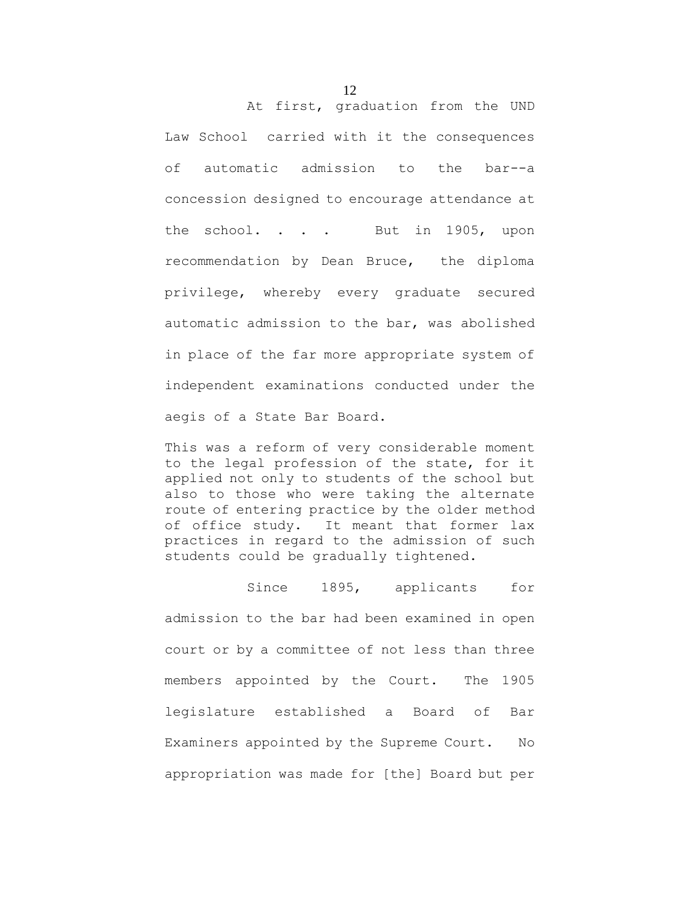At first, graduation from the UND Law School carried with it the consequences of automatic admission to the bar--a concession designed to encourage attendance at the school. . . . But in 1905, upon recommendation by Dean Bruce, the diploma privilege, whereby every graduate secured automatic admission to the bar, was abolished in place of the far more appropriate system of independent examinations conducted under the aegis of a State Bar Board.

This was a reform of very considerable moment to the legal profession of the state, for it applied not only to students of the school but also to those who were taking the alternate route of entering practice by the older method of office study. It meant that former lax practices in regard to the admission of such students could be gradually tightened.

Since 1895, applicants for admission to the bar had been examined in open court or by a committee of not less than three members appointed by the Court. The 1905 legislature established a Board of Bar Examiners appointed by the Supreme Court. No appropriation was made for [the] Board but per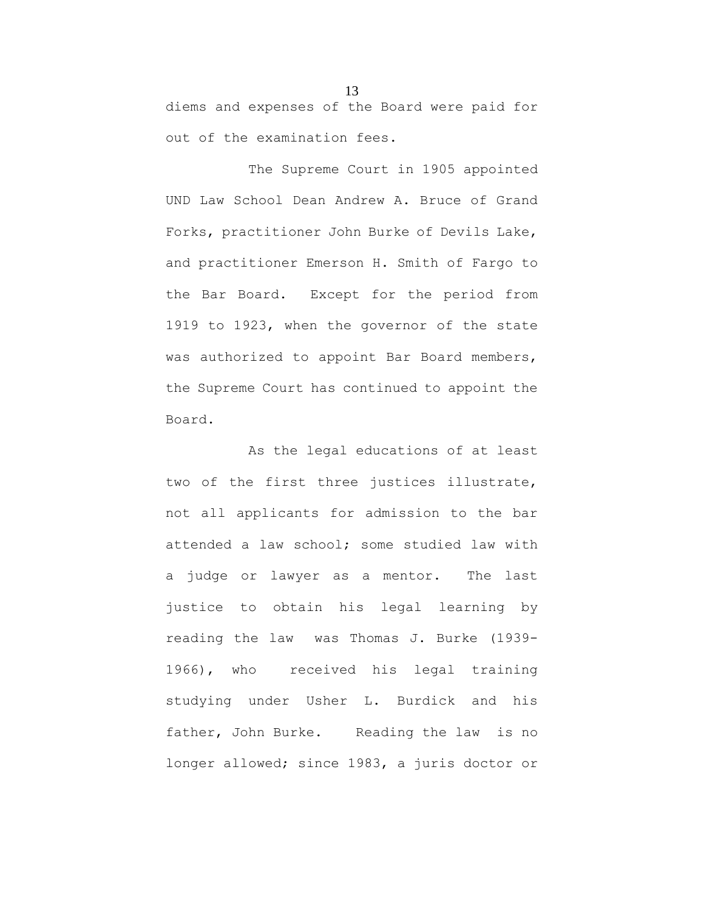diems and expenses of the Board were paid for out of the examination fees.

The Supreme Court in 1905 appointed UND Law School Dean Andrew A. Bruce of Grand Forks, practitioner John Burke of Devils Lake, and practitioner Emerson H. Smith of Fargo to the Bar Board. Except for the period from 1919 to 1923, when the governor of the state was authorized to appoint Bar Board members, the Supreme Court has continued to appoint the Board.

As the legal educations of at least two of the first three justices illustrate, not all applicants for admission to the bar attended a law school; some studied law with a judge or lawyer as a mentor. The last justice to obtain his legal learning by reading the law was Thomas J. Burke (1939-1966), who received his legal training studying under Usher L. Burdick and his father, John Burke. Reading the law is no longer allowed; since 1983, a juris doctor or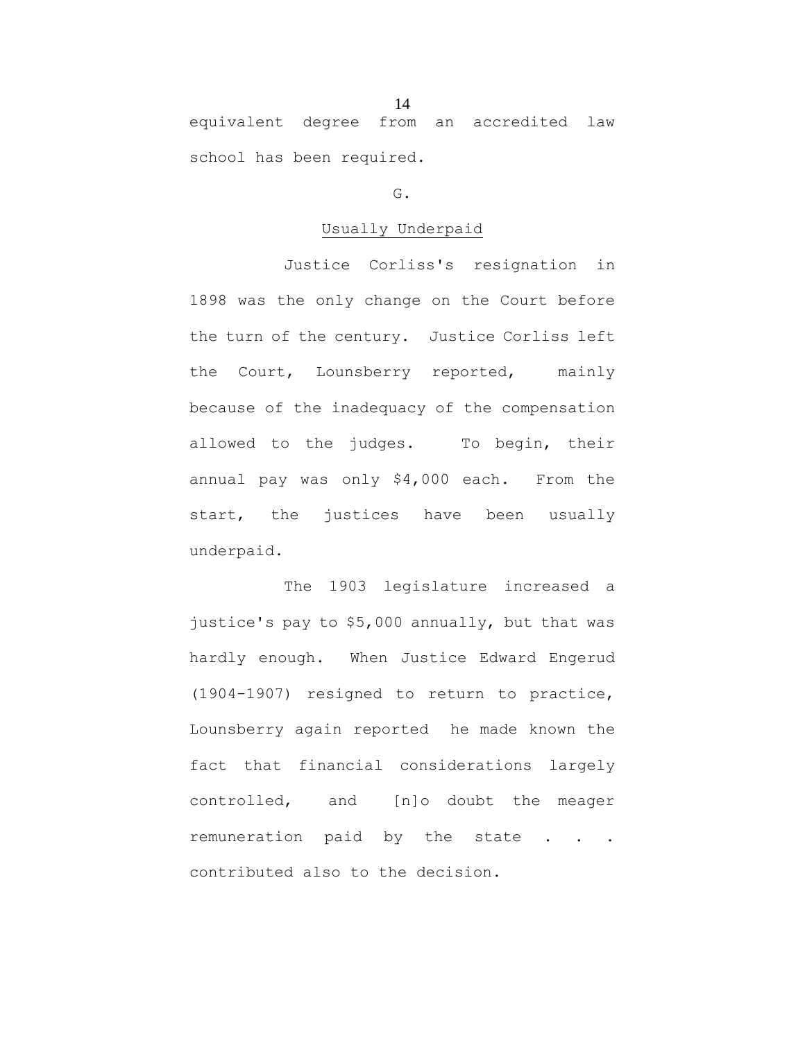equivalent degree from an accredited law school has been required.

G.

Usually Underpaid

Justice Corliss's resignation in 1898 was the only change on the Court before the turn of the century. Justice Corliss left the Court, Lounsberry reported, mainly because of the inadequacy of the compensation allowed to the judges. To begin, their annual pay was only $4,000 each. From the start, the justices have been usually underpaid.

The 1903 legislature increased a justice's pay to $5,000 annually, but that was hardly enough. When Justice Edward Engerud (1904-1907) resigned to return to practice, Lounsberry again reported he made known the fact that financial considerations largely controlled, and [n]o doubt the meager remuneration paid by the state . . . contributed also to the decision.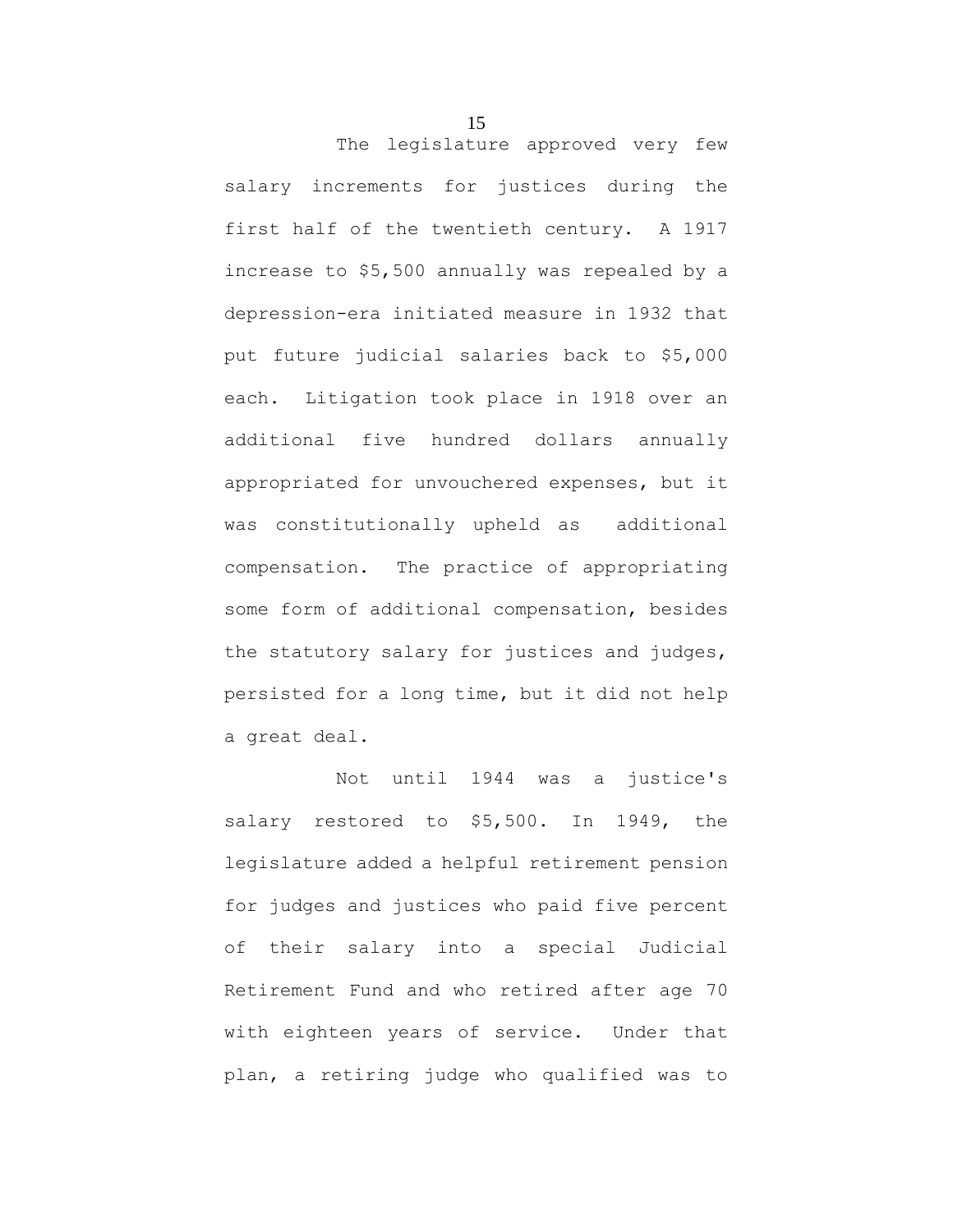The legislature approved very few salary increments for justices during the first half of the twentieth century. A 1917 increase to $5,500 annually was repealed by a depression-era initiated measure in 1932 that put future judicial salaries back to $5,000 each. Litigation took place in 1918 over an additional five hundred dollars annually appropriated for unvouchered expenses, but it was constitutionally upheld as additional compensation. The practice of appropriating some form of additional compensation, besides the statutory salary for justices and judges, persisted for a long time, but it did not help a great deal.

Not until 1944 was a justice's salary restored to $5,500. In 1949, the legislature added a helpful retirement pension for judges and justices who paid five percent of their salary into a special Judicial Retirement Fund and who retired after age 70 with eighteen years of service. Under that plan, a retiring judge who qualified was to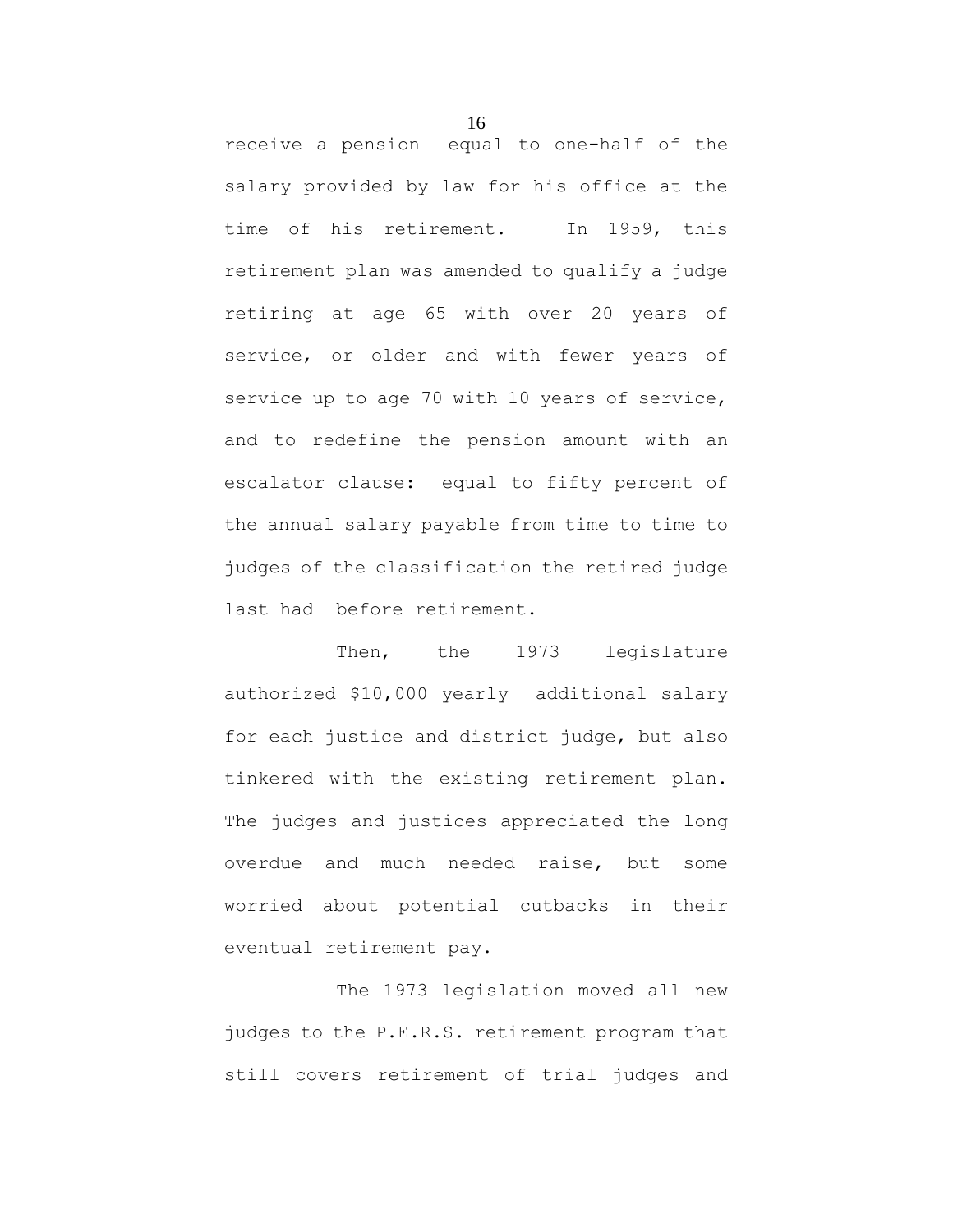receive a pension equal to one-half of the salary provided by law for his office at the time of his retirement. In 1959, this retirement plan was amended to qualify a judge retiring at age 65 with over 20 years of service, or older and with fewer years of service up to age 70 with 10 years of service, and to redefine the pension amount with an escalator clause: equal to fifty percent of the annual salary payable from time to time to judges of the classification the retired judge last had before retirement.

Then, the 1973 legislature authorized $10,000 yearly additional salary for each justice and district judge, but also tinkered with the existing retirement plan. The judges and justices appreciated the long overdue and much needed raise, but some worried about potential cutbacks in their eventual retirement pay.

The 1973 legislation moved all new judges to the P.E.R.S. retirement program that still covers retirement of trial judges and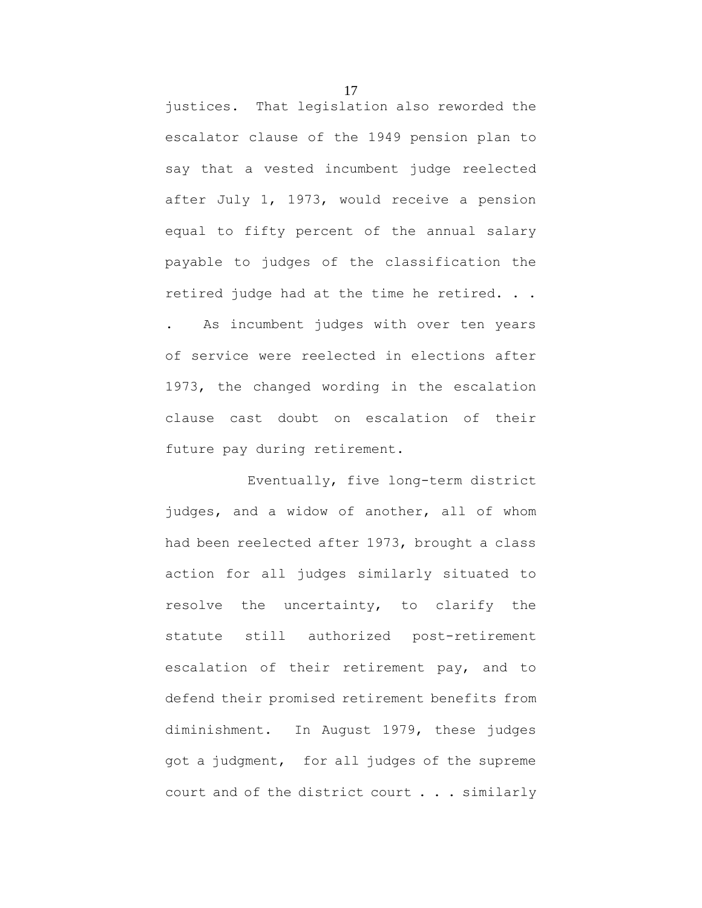justices. That legislation also reworded the escalator clause of the 1949 pension plan to say that a vested incumbent judge reelected after July 1, 1973, would receive a pension equal to fifty percent of the annual salary payable to judges of the classification the retired judge had at the time he retired. . . . As incumbent judges with over ten years of service were reelected in elections after 1973, the changed wording in the escalation clause cast doubt on escalation of their future pay during retirement.

Eventually, five long-term district judges, and a widow of another, all of whom had been reelected after 1973, brought a class action for all judges similarly situated to resolve the uncertainty, to clarify the statute still authorized post-retirement escalation of their retirement pay, and to defend their promised retirement benefits from diminishment. In August 1979, these judges got a judgment, for all judges of the supreme court and of the district court . . . similarly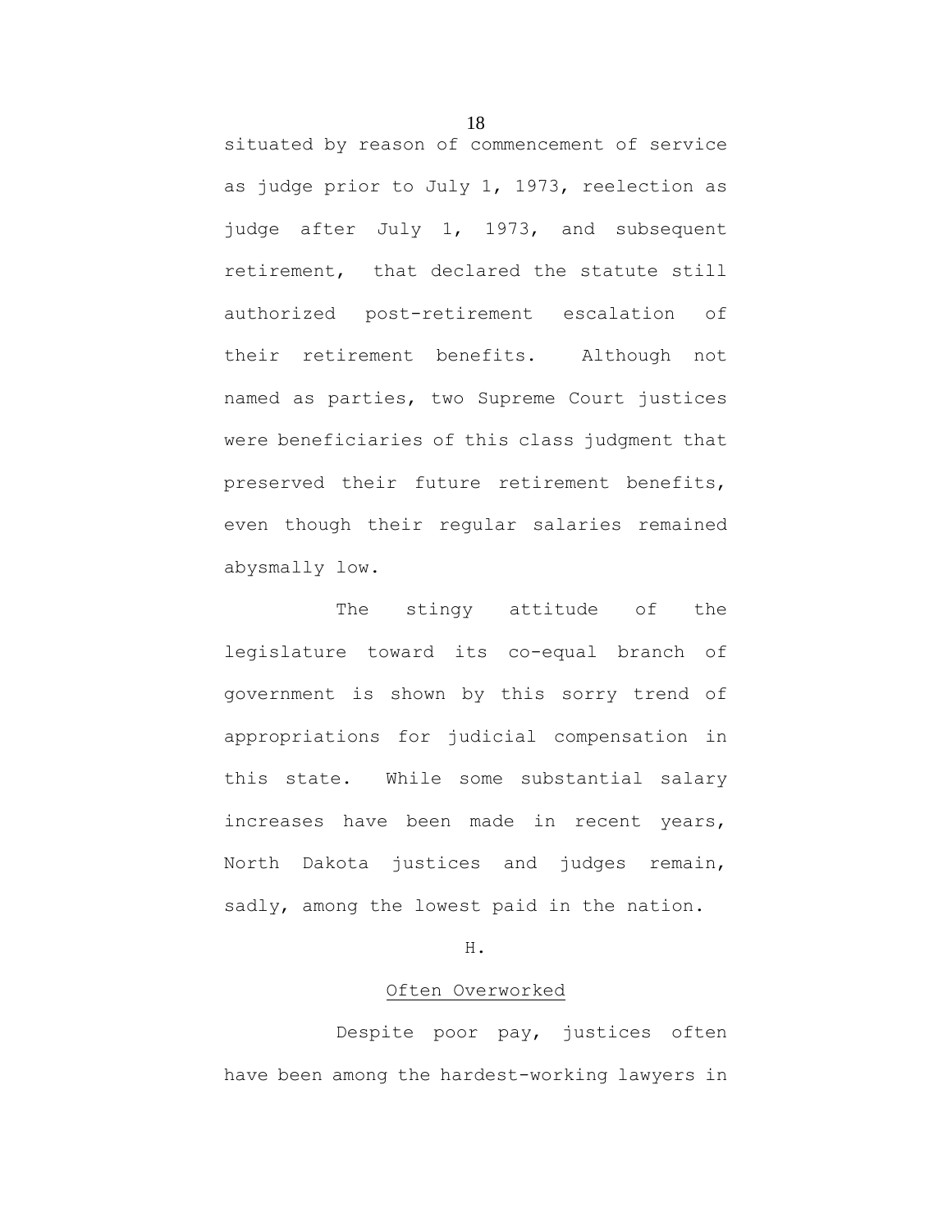situated by reason of commencement of service as judge prior to July 1, 1973, reelection as judge after July 1, 1973, and subsequent retirement, that declared the statute still authorized post-retirement escalation of their retirement benefits. Although not named as parties, two Supreme Court justices were beneficiaries of this class judgment that preserved their future retirement benefits, even though their regular salaries remained abysmally low.

The stingy attitude of the legislature toward its co-equal branch of government is shown by this sorry trend of appropriations for judicial compensation in this state. While some substantial salary increases have been made in recent years, North Dakota justices and judges remain, sadly, among the lowest paid in the nation.

### H.

### Often Overworked

Despite poor pay, justices often have been among the hardest-working lawyers in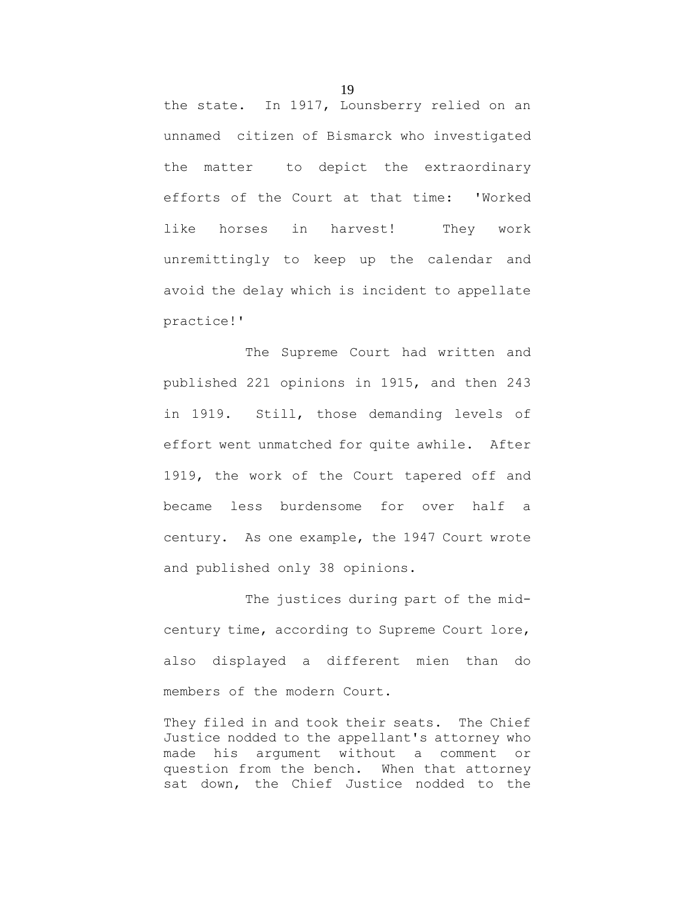the state. In 1917, Lounsberry relied on an unnamed citizen of Bismarck who investigated the matter to depict the extraordinary efforts of the Court at that time: 'Worked like horses in harvest! They work unremittingly to keep up the calendar and avoid the delay which is incident to appellate practice!'

The Supreme Court had written and published 221 opinions in 1915, and then 243 in 1919. Still, those demanding levels of effort went unmatched for quite awhile. After 1919, the work of the Court tapered off and became less burdensome for over half a century. As one example, the 1947 Court wrote and published only 38 opinions.

The justices during part of the mid-century time, according to Supreme Court lore, also displayed a different mien than do members of the modern Court.

> They filed in and took their seats. The Chief Justice nodded to the appellant's attorney who made his argument without a comment or question from the bench. When that attorney sat down, the Chief Justice nodded to the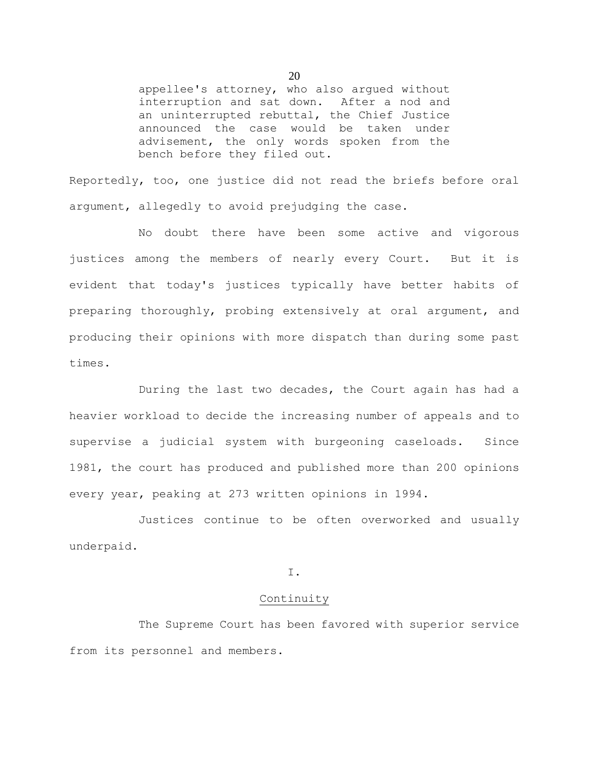> appellee's attorney, who also argued without interruption and sat down. After a nod and an uninterrupted rebuttal, the Chief Justice announced the case would be taken under advisement, the only words spoken from the bench before they filed out.

Reportedly, too, one justice did not read the briefs before oral argument, allegedly to avoid prejudging the case.

No doubt there have been some active and vigorous justices among the members of nearly every Court. But it is evident that today's justices typically have better habits of preparing thoroughly, probing extensively at oral argument, and producing their opinions with more dispatch than during some past times.

During the last two decades, the Court again has had a heavier workload to decide the increasing number of appeals and to supervise a judicial system with burgeoning caseloads. Since 1981, the court has produced and published more than 200 opinions every year, peaking at 273 written opinions in 1994.

Justices continue to be often overworked and usually underpaid.

## I.

## Continuity

The Supreme Court has been favored with superior service from its personnel and members.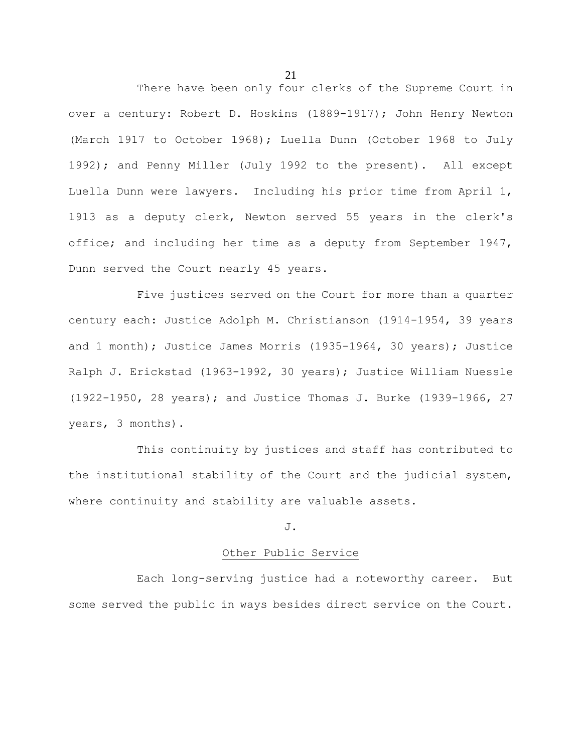There have been only four clerks of the Supreme Court in over a century: Robert D. Hoskins (1889-1917); John Henry Newton (March 1917 to October 1968); Luella Dunn (October 1968 to July 1992); and Penny Miller (July 1992 to the present). All except Luella Dunn were lawyers. Including his prior time from April 1, 1913 as a deputy clerk, Newton served 55 years in the clerk's office; and including her time as a deputy from September 1947, Dunn served the Court nearly 45 years.

Five justices served on the Court for more than a quarter century each: Justice Adolph M. Christianson (1914-1954, 39 years and 1 month); Justice James Morris (1935-1964, 30 years); Justice Ralph J. Erickstad (1963-1992, 30 years); Justice William Nuessle (1922-1950, 28 years); and Justice Thomas J. Burke (1939-1966, 27 years, 3 months).

This continuity by justices and staff has contributed to the institutional stability of the Court and the judicial system, where continuity and stability are valuable assets.

## J.

## Other Public Service

Each long-serving justice had a noteworthy career. But some served the public in ways besides direct service on the Court.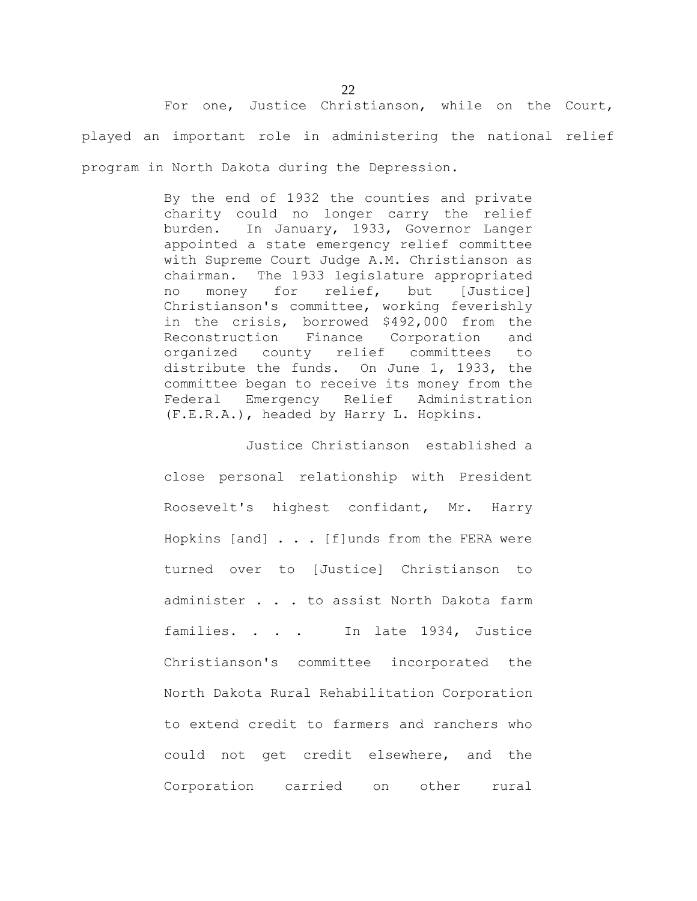For one, Justice Christianson, while on the Court, played an important role in administering the national relief program in North Dakota during the Depression.

> By the end of 1932 the counties and private charity could no longer carry the relief burden. In January, 1933, Governor Langer appointed a state emergency relief committee with Supreme Court Judge A.M. Christianson as chairman. The 1933 legislature appropriated no money for relief, but [Justice] Christianson's committee, working feverishly in the crisis, borrowed $492,000 from the Reconstruction Finance Corporation and organized county relief committees to distribute the funds. On June 1, 1933, the committee began to receive its money from the Federal Emergency Relief Administration (F.E.R.A.), headed by Harry L. Hopkins.
>
> Justice Christianson established a close personal relationship with President Roosevelt's highest confidant, Mr. Harry Hopkins [and] . . . [f]unds from the FERA were turned over to [Justice] Christianson to administer . . . to assist North Dakota farm families. . . . In late 1934, Justice Christianson's committee incorporated the North Dakota Rural Rehabilitation Corporation to extend credit to farmers and ranchers who could not get credit elsewhere, and the Corporation carried on other rural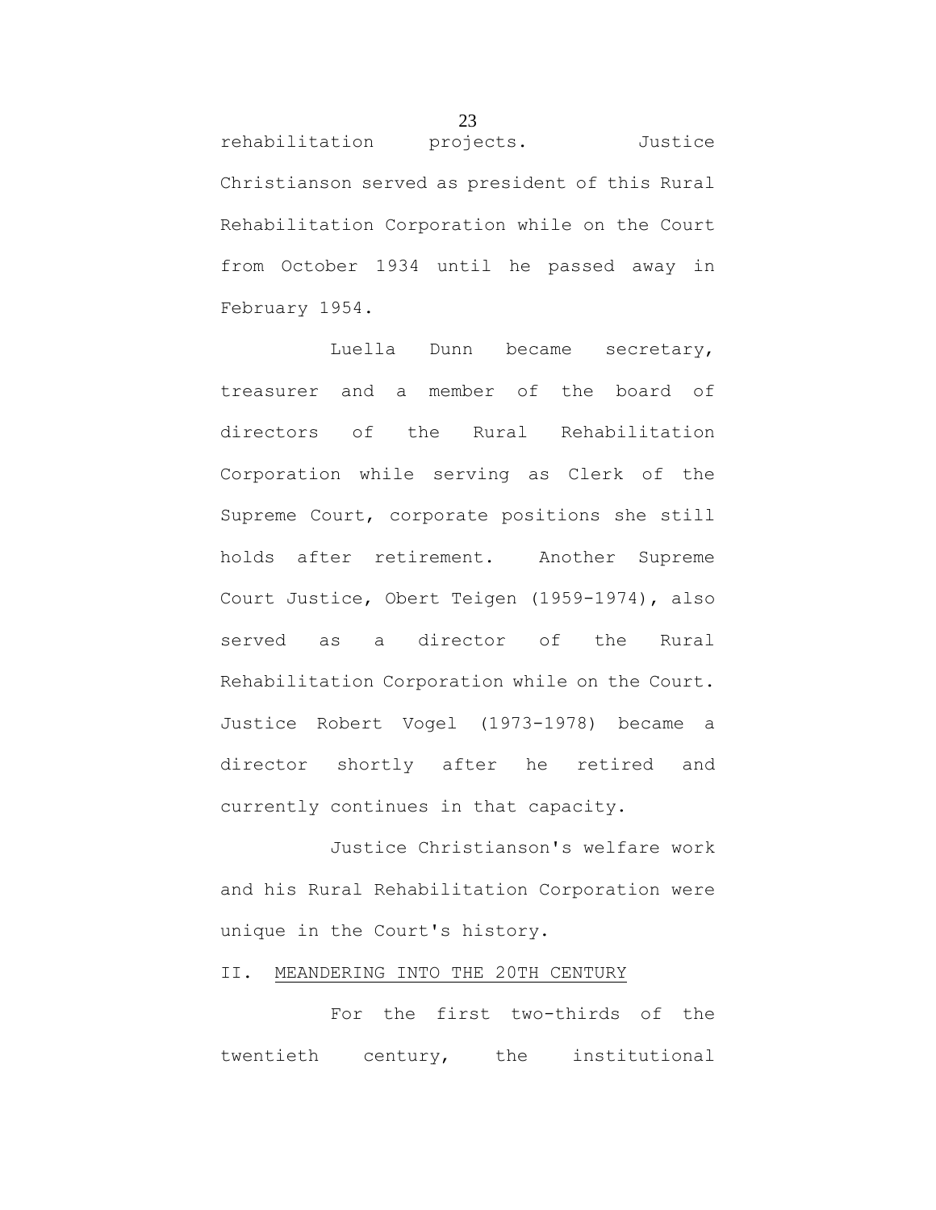rehabilitation projects. Justice Christianson served as president of this Rural Rehabilitation Corporation while on the Court from October 1934 until he passed away in February 1954.

Luella Dunn became secretary, treasurer and a member of the board of directors of the Rural Rehabilitation Corporation while serving as Clerk of the Supreme Court, corporate positions she still holds after retirement. Another Supreme Court Justice, Obert Teigen (1959-1974), also served as a director of the Rural Rehabilitation Corporation while on the Court. Justice Robert Vogel (1973-1978) became a director shortly after he retired and currently continues in that capacity.

Justice Christianson's welfare work and his Rural Rehabilitation Corporation were unique in the Court's history.

## II. MEANDERING INTO THE 20TH CENTURY

For the first two-thirds of the twentieth century, the institutional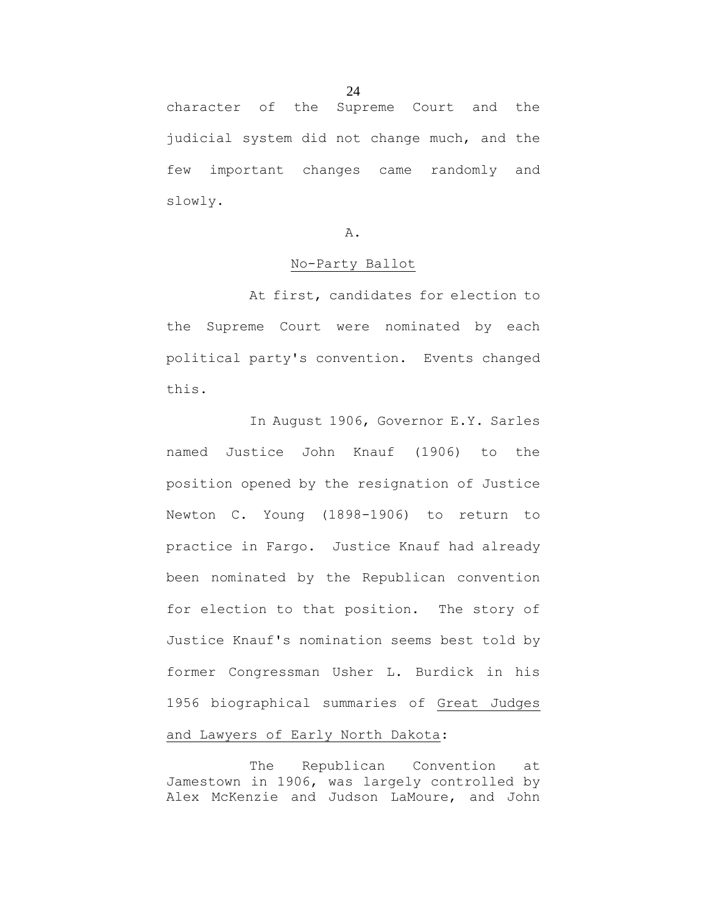character of the Supreme Court and the judicial system did not change much, and the few important changes came randomly and slowly.

### A.

### No-Party Ballot

At first, candidates for election to the Supreme Court were nominated by each political party's convention. Events changed this.

In August 1906, Governor E.Y. Sarles named Justice John Knauf (1906) to the position opened by the resignation of Justice Newton C. Young (1898-1906) to return to practice in Fargo. Justice Knauf had already been nominated by the Republican convention for election to that position. The story of Justice Knauf's nomination seems best told by former Congressman Usher L. Burdick in his 1956 biographical summaries of Great Judges and Lawyers of Early North Dakota:

> The Republican Convention at Jamestown in 1906, was largely controlled by Alex McKenzie and Judson LaMoure, and John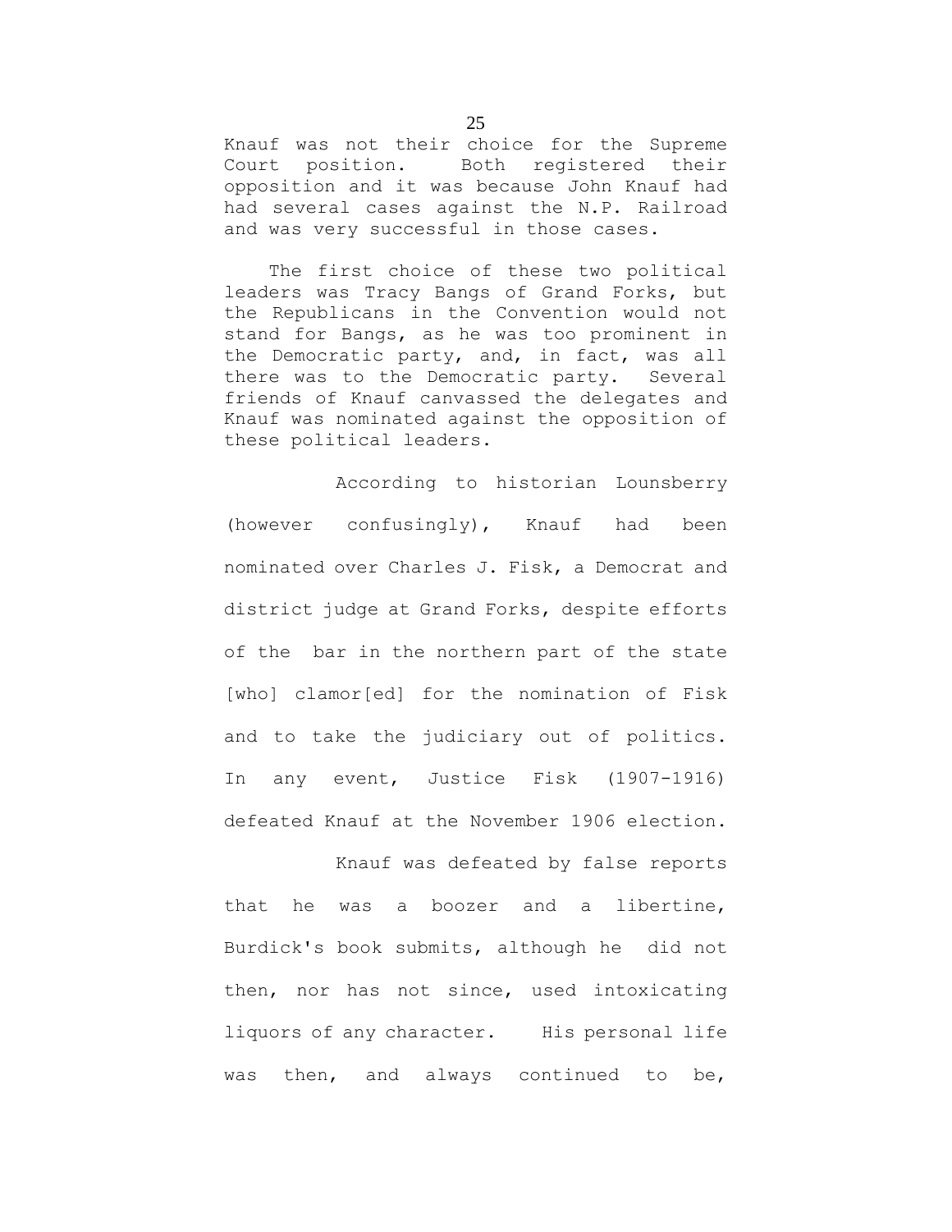Knauf was not their choice for the Supreme Court position. Both registered their opposition and it was because John Knauf had had several cases against the N.P. Railroad and was very successful in those cases.

The first choice of these two political leaders was Tracy Bangs of Grand Forks, but the Republicans in the Convention would not stand for Bangs, as he was too prominent in the Democratic party, and, in fact, was all there was to the Democratic party. Several friends of Knauf canvassed the delegates and Knauf was nominated against the opposition of these political leaders.

According to historian Lounsberry (however confusingly), Knauf had been nominated over Charles J. Fisk, a Democrat and district judge at Grand Forks, despite efforts of the bar in the northern part of the state [who] clamor[ed] for the nomination of Fisk and to take the judiciary out of politics. In any event, Justice Fisk (1907-1916) defeated Knauf at the November 1906 election.

Knauf was defeated by false reports that he was a boozer and a libertine, Burdick's book submits, although he did not then, nor has not since, used intoxicating liquors of any character. His personal life was then, and always continued to be,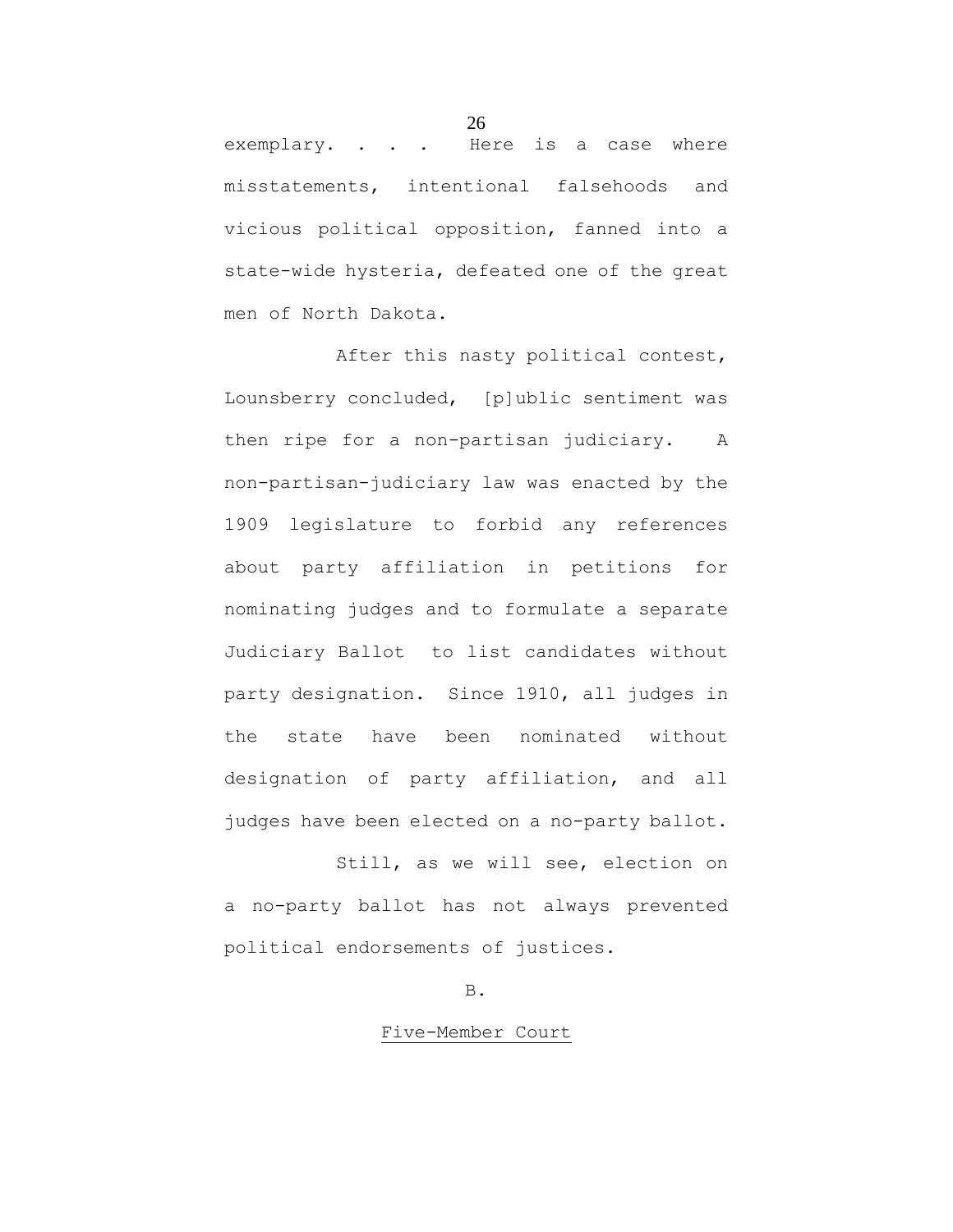exemplary. . . . Here is a case where misstatements, intentional falsehoods and vicious political opposition, fanned into a state-wide hysteria, defeated one of the great men of North Dakota.

After this nasty political contest, Lounsberry concluded, [p]ublic sentiment was then ripe for a non-partisan judiciary. A non-partisan-judiciary law was enacted by the 1909 legislature to forbid any references about party affiliation in petitions for nominating judges and to formulate a separate Judiciary Ballot to list candidates without party designation. Since 1910, all judges in the state have been nominated without designation of party affiliation, and all judges have been elected on a no-party ballot.

Still, as we will see, election on a no-party ballot has not always prevented political endorsements of justices.

B.

Five-Member Court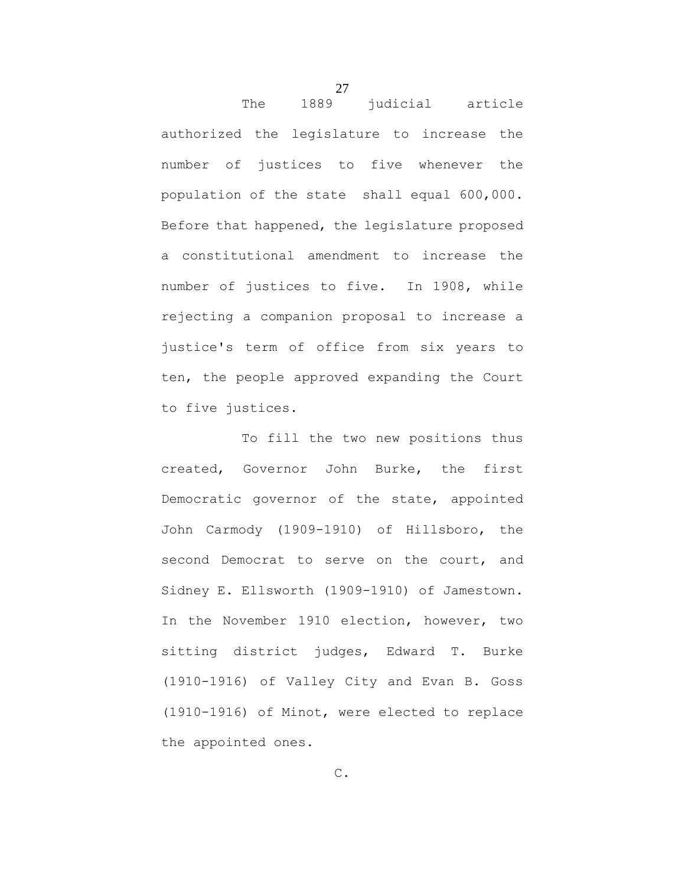The 1889 judicial article authorized the legislature to increase the number of justices to five whenever the population of the state shall equal 600,000. Before that happened, the legislature proposed a constitutional amendment to increase the number of justices to five. In 1908, while rejecting a companion proposal to increase a justice's term of office from six years to ten, the people approved expanding the Court to five justices.

To fill the two new positions thus created, Governor John Burke, the first Democratic governor of the state, appointed John Carmody (1909-1910) of Hillsboro, the second Democrat to serve on the court, and Sidney E. Ellsworth (1909-1910) of Jamestown. In the November 1910 election, however, two sitting district judges, Edward T. Burke (1910-1916) of Valley City and Evan B. Goss (1910-1916) of Minot, were elected to replace the appointed ones.

C.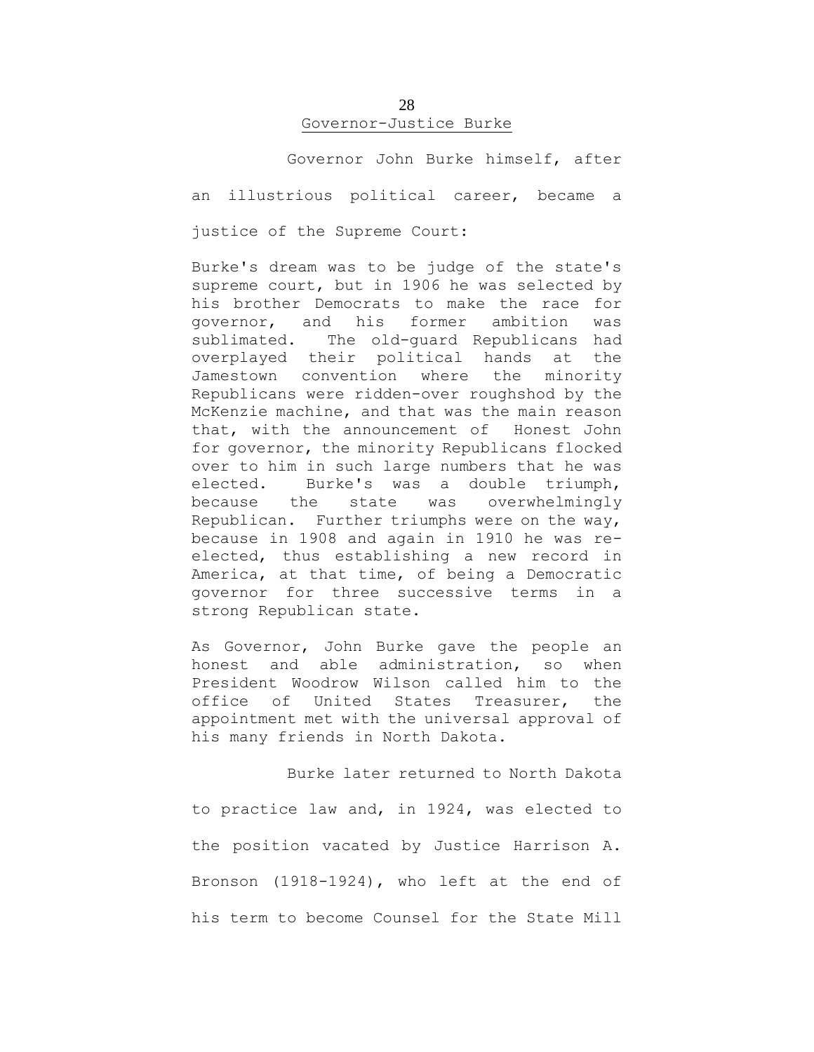## Governor-Justice Burke

Governor John Burke himself, after an illustrious political career, became a justice of the Supreme Court:

> Burke's dream was to be judge of the state's supreme court, but in 1906 he was selected by his brother Democrats to make the race for governor, and his former ambition was sublimated. The old-guard Republicans had overplayed their political hands at the Jamestown convention where the minority Republicans were ridden-over roughshod by the McKenzie machine, and that was the main reason that, with the announcement of Honest John for governor, the minority Republicans flocked over to him in such large numbers that he was elected. Burke's was a double triumph, because the state was overwhelmingly Republican. Further triumphs were on the way, because in 1908 and again in 1910 he was re-elected, thus establishing a new record in America, at that time, of being a Democratic governor for three successive terms in a strong Republican state.
>
> As Governor, John Burke gave the people an honest and able administration, so when President Woodrow Wilson called him to the office of United States Treasurer, the appointment met with the universal approval of his many friends in North Dakota.

Burke later returned to North Dakota to practice law and, in 1924, was elected to the position vacated by Justice Harrison A. Bronson (1918-1924), who left at the end of his term to become Counsel for the State Mill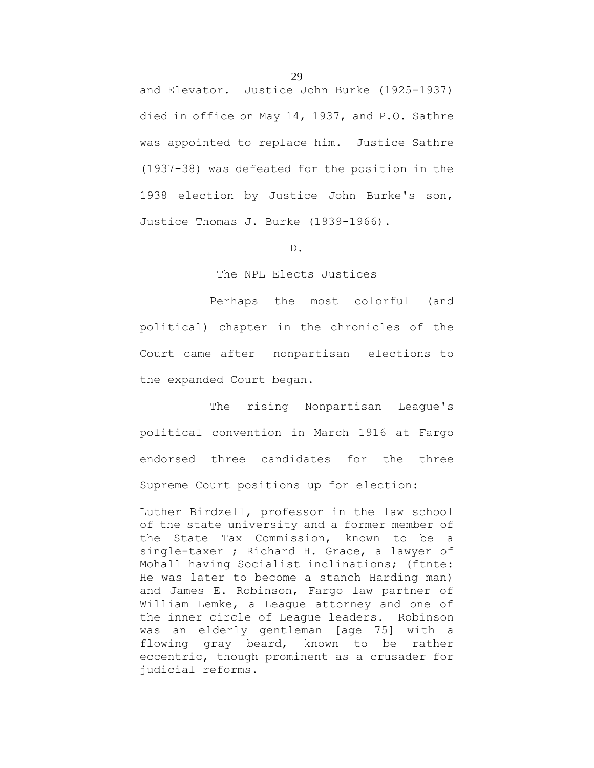and Elevator. Justice John Burke (1925-1937) died in office on May 14, 1937, and P.O. Sathre was appointed to replace him. Justice Sathre (1937-38) was defeated for the position in the 1938 election by Justice John Burke's son, Justice Thomas J. Burke (1939-1966).

D.

<u>The NPL Elects Justices</u>

Perhaps the most colorful (and political) chapter in the chronicles of the Court came after nonpartisan elections to the expanded Court began.

The rising Nonpartisan League's political convention in March 1916 at Fargo endorsed three candidates for the three Supreme Court positions up for election:

> Luther Birdzell, professor in the law school of the state university and a former member of the State Tax Commission, known to be a single-taxer ; Richard H. Grace, a lawyer of Mohall having Socialist inclinations; (ftnte: He was later to become a stanch Harding man) and James E. Robinson, Fargo law partner of William Lemke, a League attorney and one of the inner circle of League leaders. Robinson was an elderly gentleman [age 75] with a flowing gray beard, known to be rather eccentric, though prominent as a crusader for judicial reforms.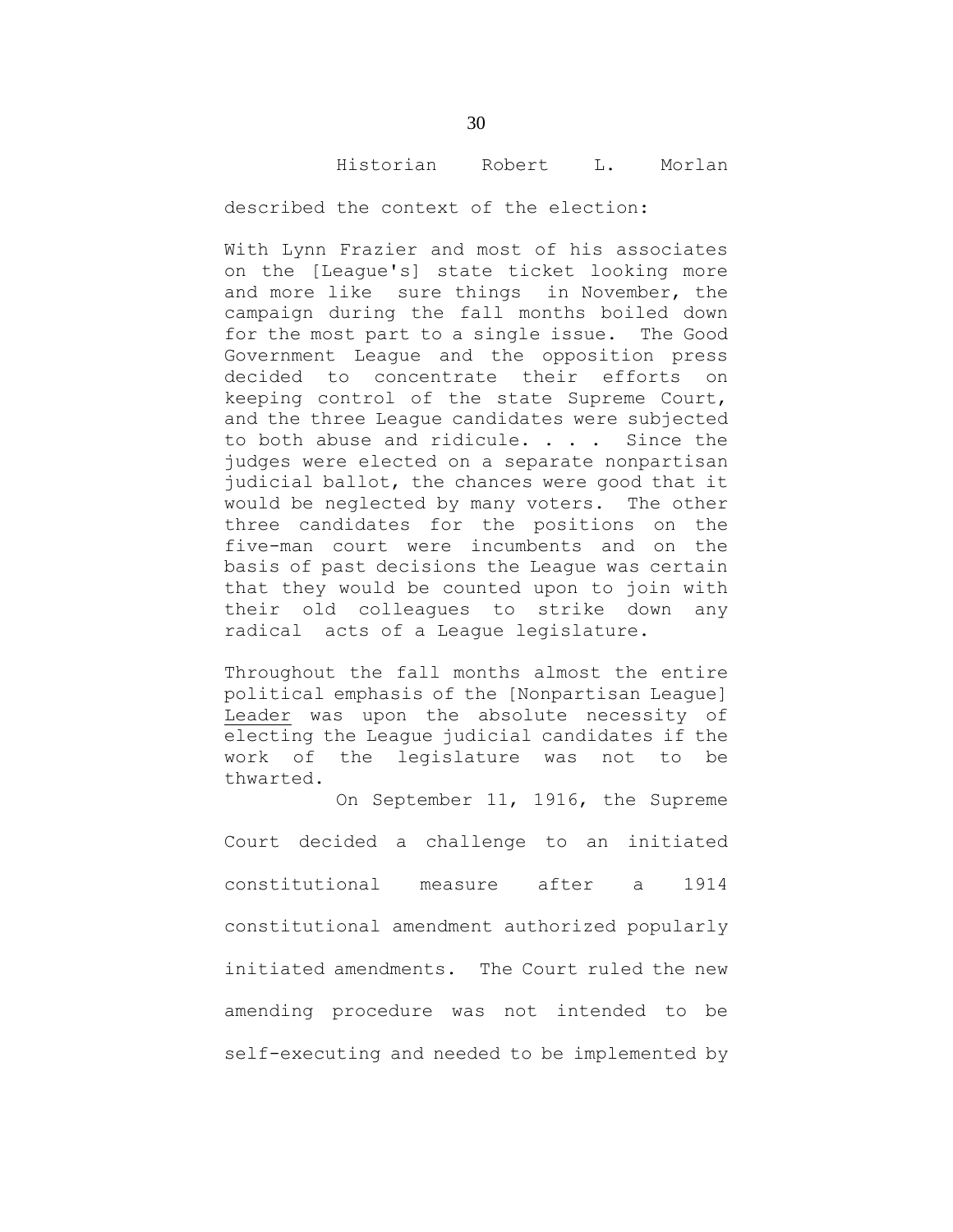Historian Robert L. Morlan described the context of the election:

> With Lynn Frazier and most of his associates on the [League's] state ticket looking more and more like sure things in November, the campaign during the fall months boiled down for the most part to a single issue. The Good Government League and the opposition press decided to concentrate their efforts on keeping control of the state Supreme Court, and the three League candidates were subjected to both abuse and ridicule. . . . Since the judges were elected on a separate nonpartisan judicial ballot, the chances were good that it would be neglected by many voters. The other three candidates for the positions on the five-man court were incumbents and on the basis of past decisions the League was certain that they would be counted upon to join with their old colleagues to strike down any radical acts of a League legislature.
>
> Throughout the fall months almost the entire political emphasis of the [Nonpartisan League] Leader was upon the absolute necessity of electing the League judicial candidates if the work of the legislature was not to be thwarted.

On September 11, 1916, the Supreme Court decided a challenge to an initiated constitutional measure after a 1914 constitutional amendment authorized popularly initiated amendments. The Court ruled the new amending procedure was not intended to be self-executing and needed to be implemented by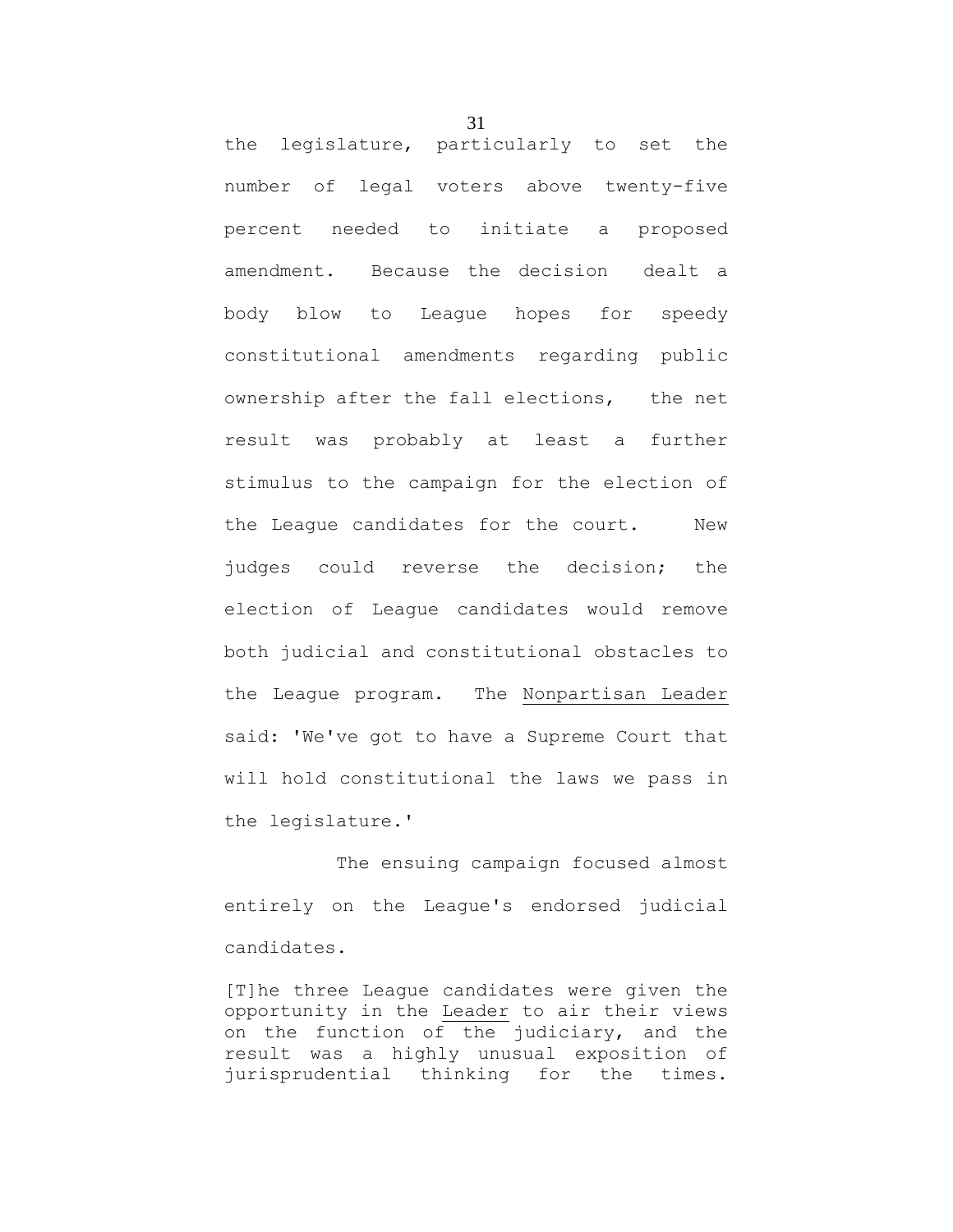the legislature, particularly to set the number of legal voters above twenty-five percent needed to initiate a proposed amendment. Because the decision dealt a body blow to League hopes for speedy constitutional amendments regarding public ownership after the fall elections, the net result was probably at least a further stimulus to the campaign for the election of the League candidates for the court. New judges could reverse the decision; the election of League candidates would remove both judicial and constitutional obstacles to the League program. The Nonpartisan Leader said: 'We've got to have a Supreme Court that will hold constitutional the laws we pass in the legislature.'

The ensuing campaign focused almost entirely on the League's endorsed judicial candidates.

> [T]he three League candidates were given the opportunity in the Leader to air their views on the function of the judiciary, and the result was a highly unusual exposition of jurisprudential thinking for the times.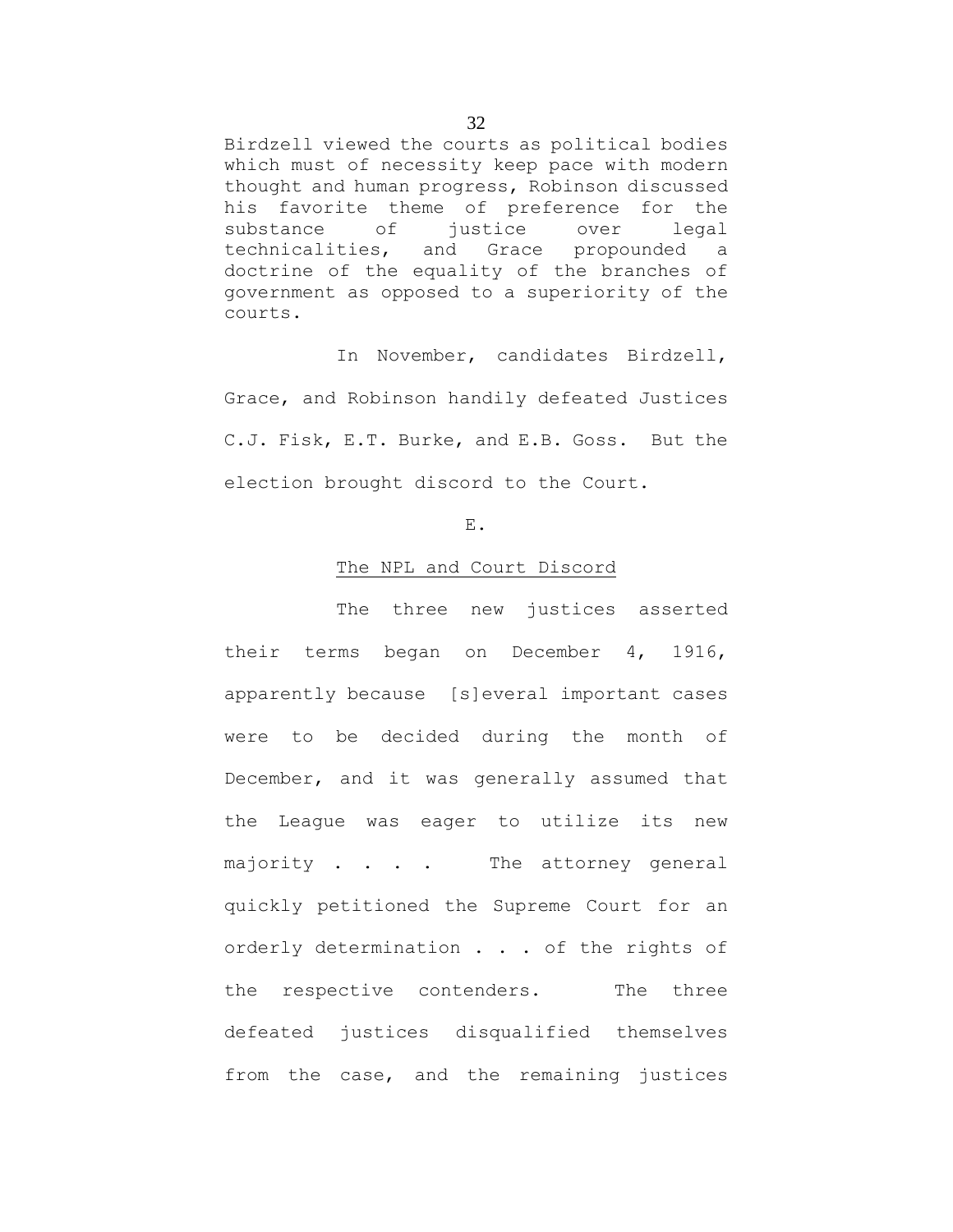Birdzell viewed the courts as political bodies which must of necessity keep pace with modern thought and human progress, Robinson discussed his favorite theme of preference for the substance of justice over legal technicalities, and Grace propounded a doctrine of the equality of the branches of government as opposed to a superiority of the courts.

In November, candidates Birdzell, Grace, and Robinson handily defeated Justices C.J. Fisk, E.T. Burke, and E.B. Goss. But the election brought discord to the Court.

E.

The NPL and Court Discord

The three new justices asserted their terms began on December 4, 1916, apparently because [s]everal important cases were to be decided during the month of December, and it was generally assumed that the League was eager to utilize its new majority . . . . The attorney general quickly petitioned the Supreme Court for an orderly determination . . . of the rights of the respective contenders. The three defeated justices disqualified themselves from the case, and the remaining justices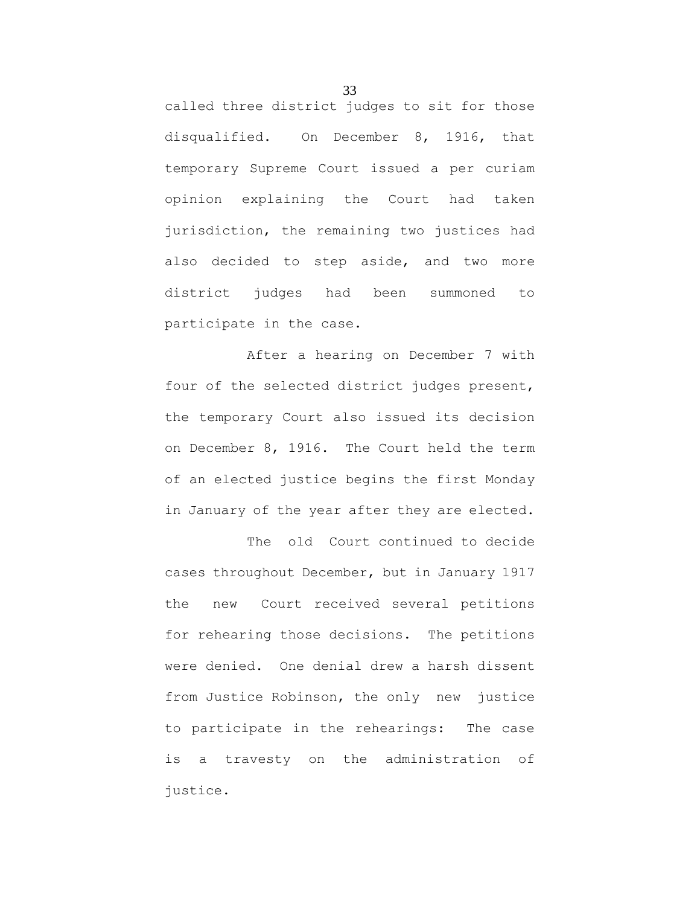called three district judges to sit for those disqualified. On December 8, 1916, that temporary Supreme Court issued a per curiam opinion explaining the Court had taken jurisdiction, the remaining two justices had also decided to step aside, and two more district judges had been summoned to participate in the case.

After a hearing on December 7 with four of the selected district judges present, the temporary Court also issued its decision on December 8, 1916. The Court held the term of an elected justice begins the first Monday in January of the year after they are elected.

The old Court continued to decide cases throughout December, but in January 1917 the new Court received several petitions for rehearing those decisions. The petitions were denied. One denial drew a harsh dissent from Justice Robinson, the only new justice to participate in the rehearings: The case is a travesty on the administration of justice.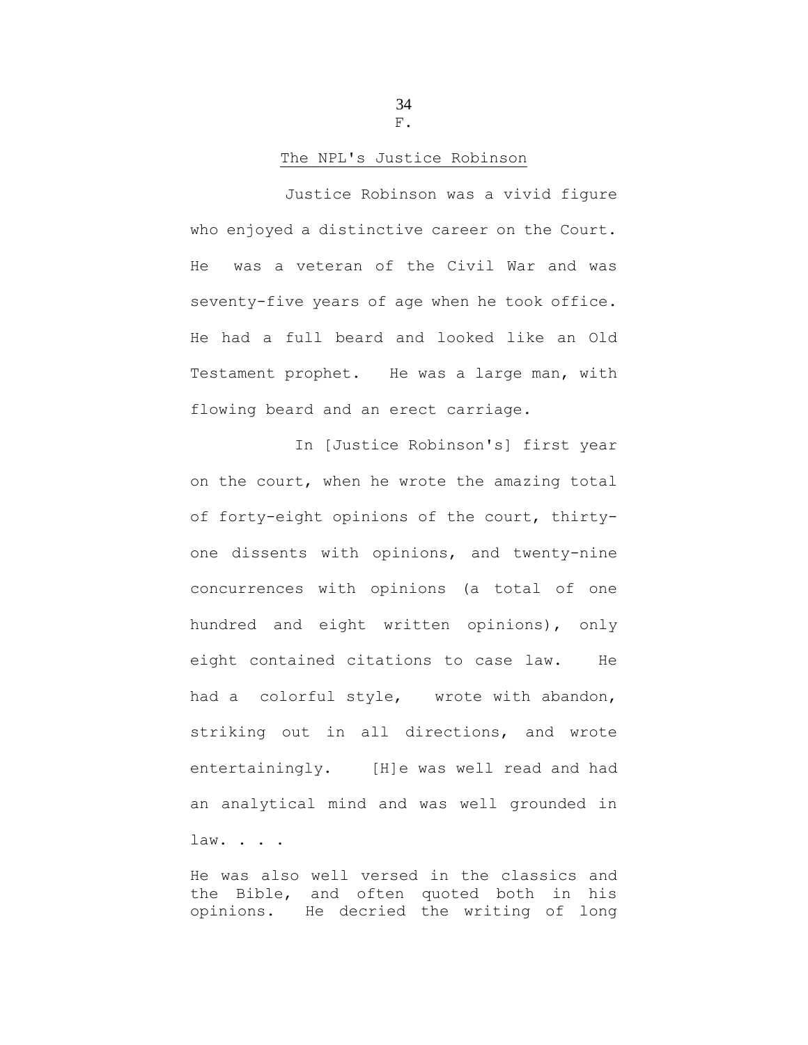F.

The NPL's Justice Robinson

Justice Robinson was a vivid figure who enjoyed a distinctive career on the Court. He was a veteran of the Civil War and was seventy-five years of age when he took office. He had a full beard and looked like an Old Testament prophet. He was a large man, with flowing beard and an erect carriage.

In [Justice Robinson's] first year on the court, when he wrote the amazing total of forty-eight opinions of the court, thirty-one dissents with opinions, and twenty-nine concurrences with opinions (a total of one hundred and eight written opinions), only eight contained citations to case law. He had a colorful style, wrote with abandon, striking out in all directions, and wrote entertainingly. [H]e was well read and had an analytical mind and was well grounded in law. . . .

He was also well versed in the classics and the Bible, and often quoted both in his opinions. He decried the writing of long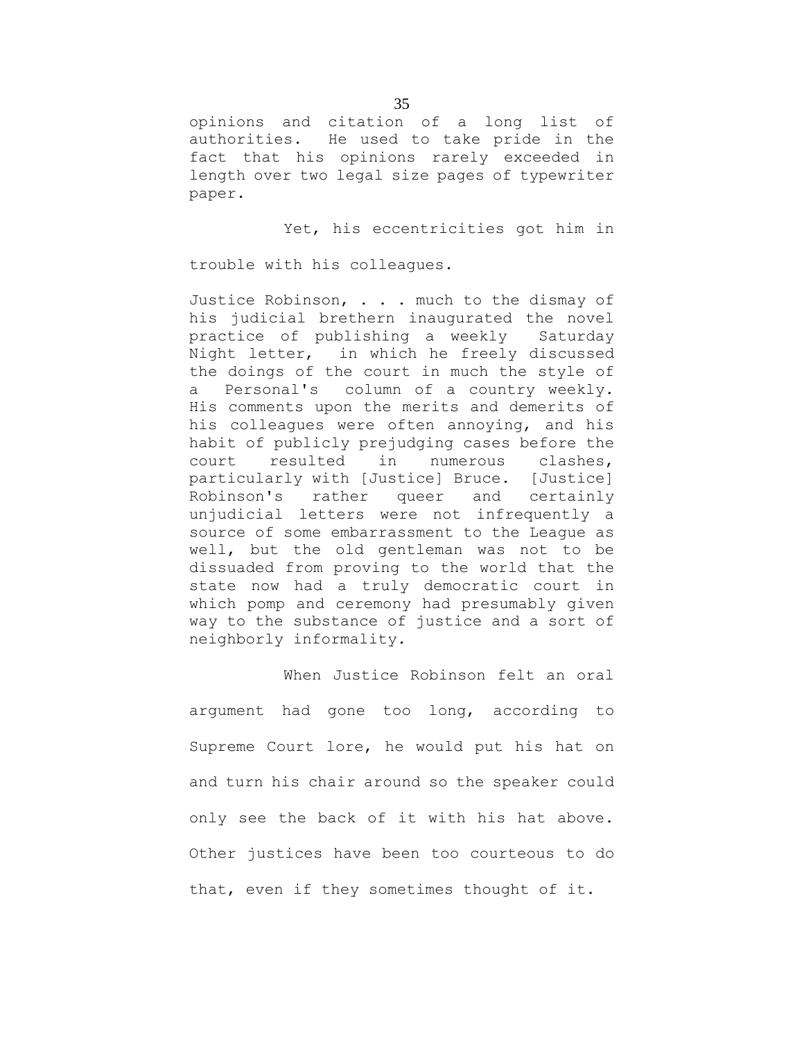opinions and citation of a long list of authorities. He used to take pride in the fact that his opinions rarely exceeded in length over two legal size pages of typewriter paper.

Yet, his eccentricities got him in trouble with his colleagues.

> Justice Robinson, . . . much to the dismay of his judicial brethern inaugurated the novel practice of publishing a weekly Saturday Night letter, in which he freely discussed the doings of the court in much the style of a Personal's column of a country weekly. His comments upon the merits and demerits of his colleagues were often annoying, and his habit of publicly prejudging cases before the court resulted in numerous clashes, particularly with [Justice] Bruce. [Justice] Robinson's rather queer and certainly unjudicial letters were not infrequently a source of some embarrassment to the League as well, but the old gentleman was not to be dissuaded from proving to the world that the state now had a truly democratic court in which pomp and ceremony had presumably given way to the substance of justice and a sort of neighborly informality.

When Justice Robinson felt an oral argument had gone too long, according to Supreme Court lore, he would put his hat on and turn his chair around so the speaker could only see the back of it with his hat above. Other justices have been too courteous to do that, even if they sometimes thought of it.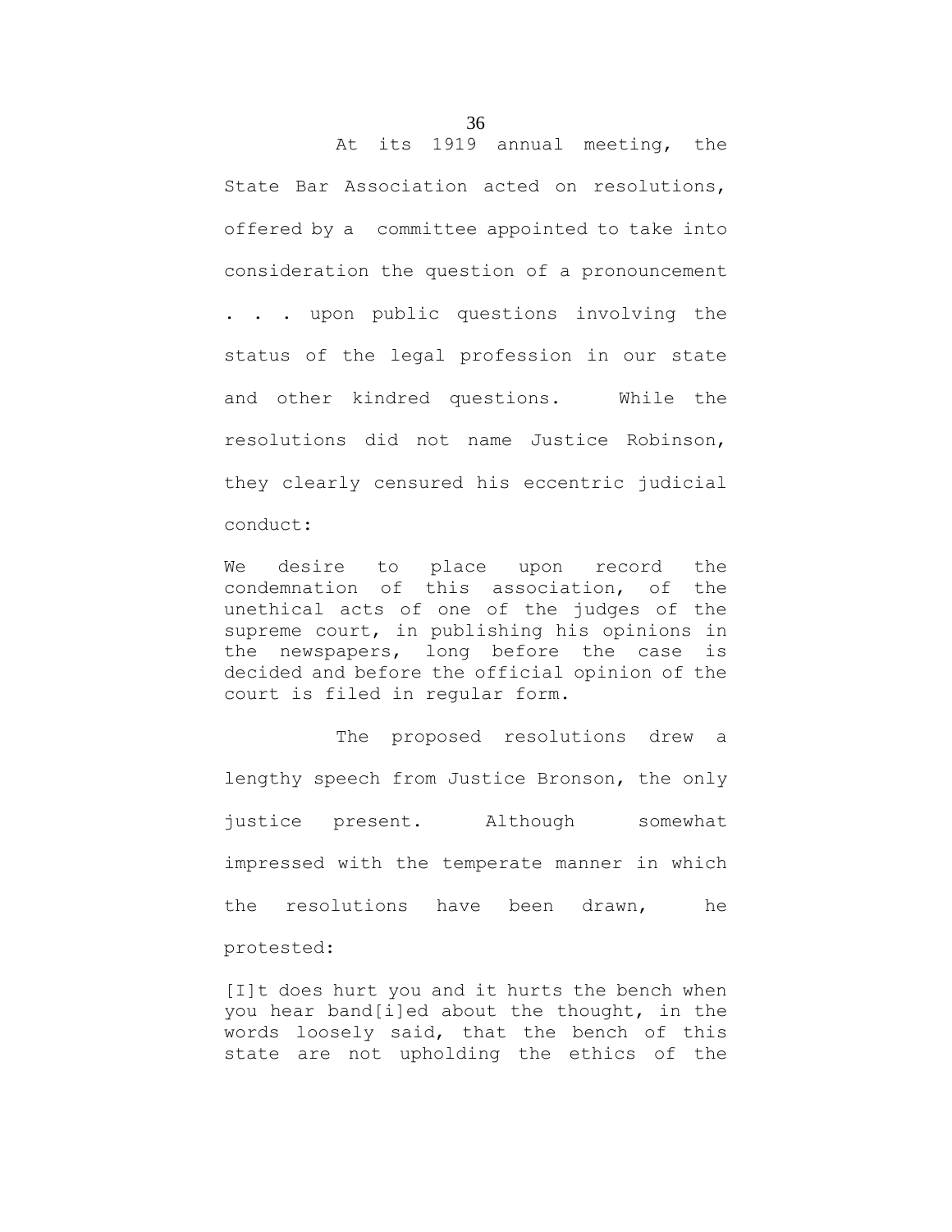At its 1919 annual meeting, the State Bar Association acted on resolutions, offered by a committee appointed to take into consideration the question of a pronouncement . . . upon public questions involving the status of the legal profession in our state and other kindred questions. While the resolutions did not name Justice Robinson, they clearly censured his eccentric judicial conduct:

> We desire to place upon record the condemnation of this association, of the unethical acts of one of the judges of the supreme court, in publishing his opinions in the newspapers, long before the case is decided and before the official opinion of the court is filed in regular form.

The proposed resolutions drew a lengthy speech from Justice Bronson, the only justice present. Although somewhat impressed with the temperate manner in which the resolutions have been drawn, he protested:

> [I]t does hurt you and it hurts the bench when you hear band[i]ed about the thought, in the words loosely said, that the bench of this state are not upholding the ethics of the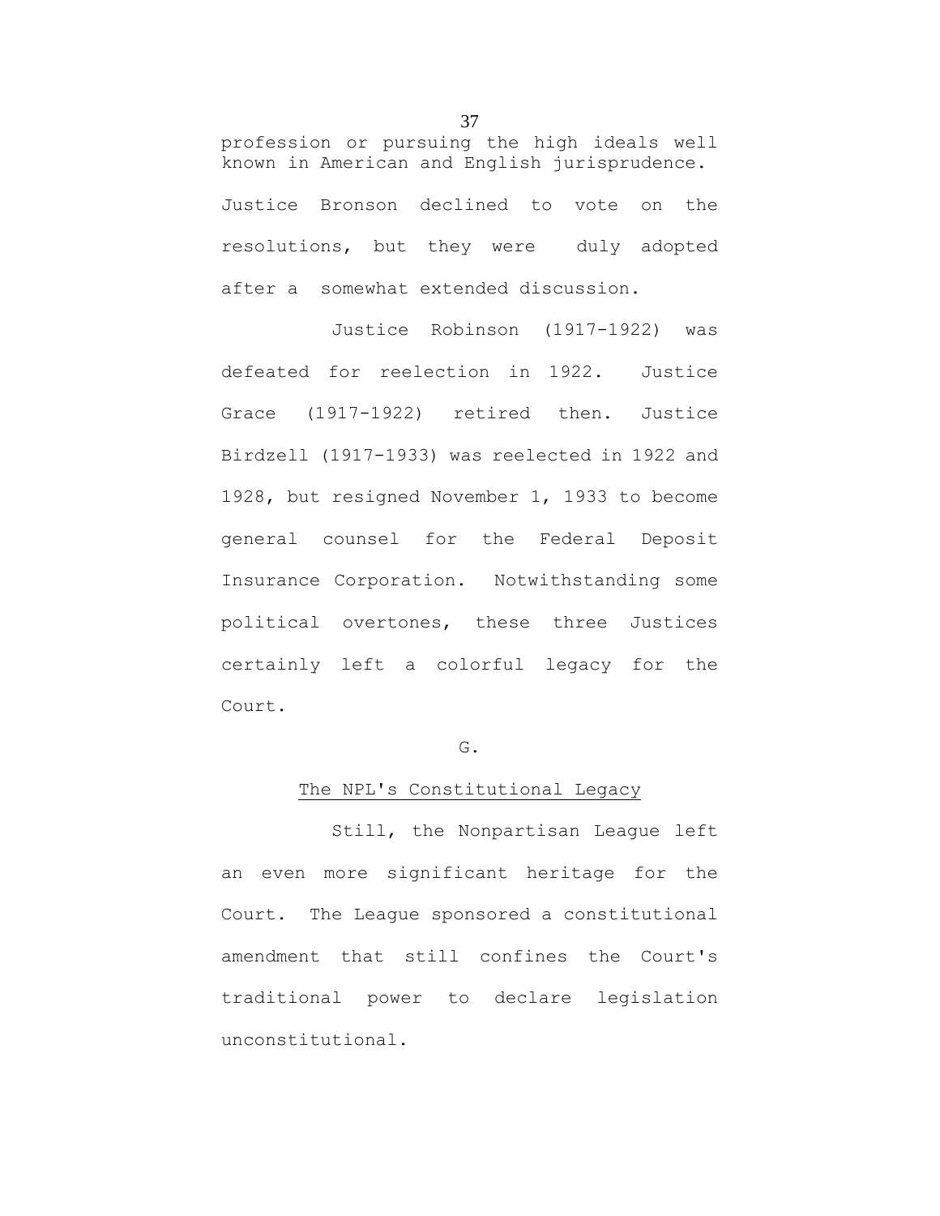profession or pursuing the high ideals well known in American and English jurisprudence.

Justice Bronson declined to vote on the resolutions, but they were duly adopted after a somewhat extended discussion.

Justice Robinson (1917-1922) was defeated for reelection in 1922. Justice Grace (1917-1922) retired then. Justice Birdzell (1917-1933) was reelected in 1922 and 1928, but resigned November 1, 1933 to become general counsel for the Federal Deposit Insurance Corporation. Notwithstanding some political overtones, these three Justices certainly left a colorful legacy for the Court.

## G.

## The NPL's Constitutional Legacy

Still, the Nonpartisan League left an even more significant heritage for the Court. The League sponsored a constitutional amendment that still confines the Court's traditional power to declare legislation unconstitutional.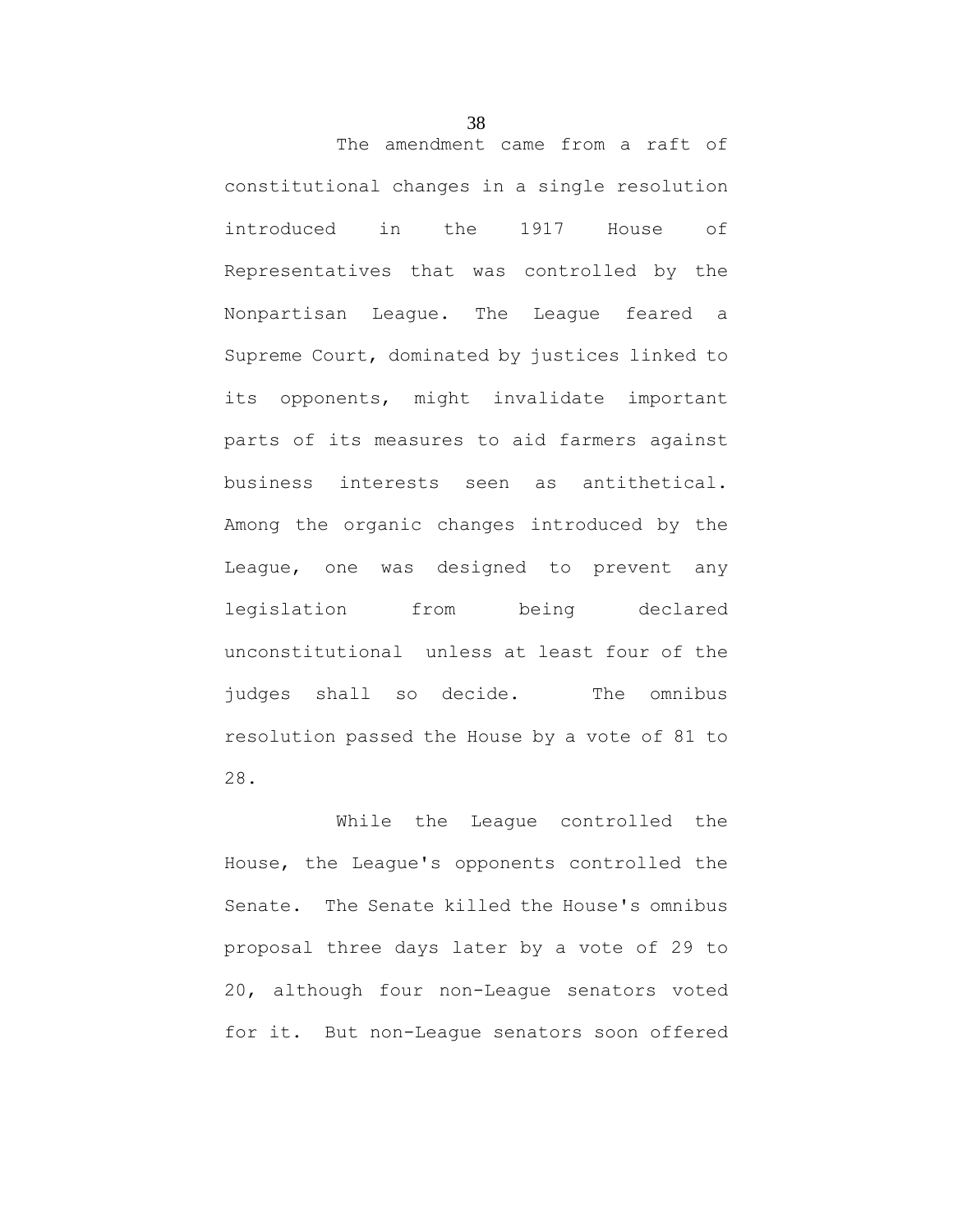The amendment came from a raft of constitutional changes in a single resolution introduced in the 1917 House of Representatives that was controlled by the Nonpartisan League. The League feared a Supreme Court, dominated by justices linked to its opponents, might invalidate important parts of its measures to aid farmers against business interests seen as antithetical. Among the organic changes introduced by the League, one was designed to prevent any legislation from being declared unconstitutional unless at least four of the judges shall so decide. The omnibus resolution passed the House by a vote of 81 to 28.

While the League controlled the House, the League's opponents controlled the Senate. The Senate killed the House's omnibus proposal three days later by a vote of 29 to 20, although four non-League senators voted for it. But non-League senators soon offered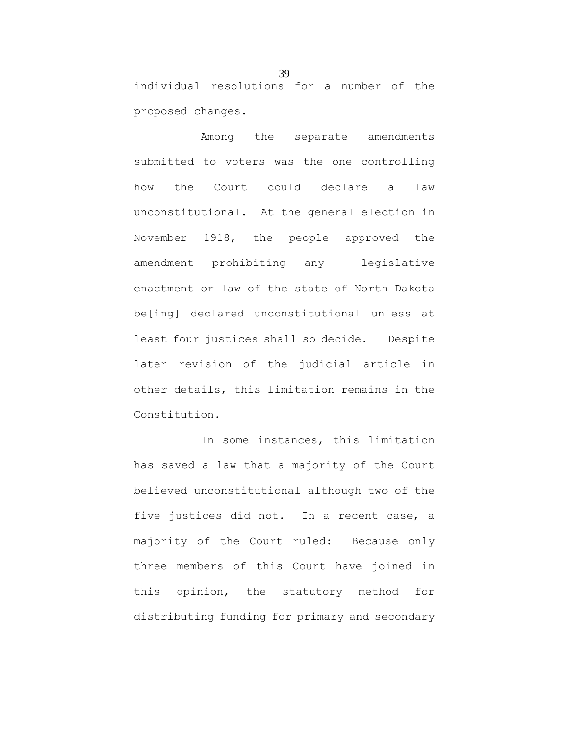individual resolutions for a number of the proposed changes.

Among the separate amendments submitted to voters was the one controlling how the Court could declare a law unconstitutional. At the general election in November 1918, the people approved the amendment prohibiting any legislative enactment or law of the state of North Dakota be[ing] declared unconstitutional unless at least four justices shall so decide. Despite later revision of the judicial article in other details, this limitation remains in the Constitution.

In some instances, this limitation has saved a law that a majority of the Court believed unconstitutional although two of the five justices did not. In a recent case, a majority of the Court ruled: Because only three members of this Court have joined in this opinion, the statutory method for distributing funding for primary and secondary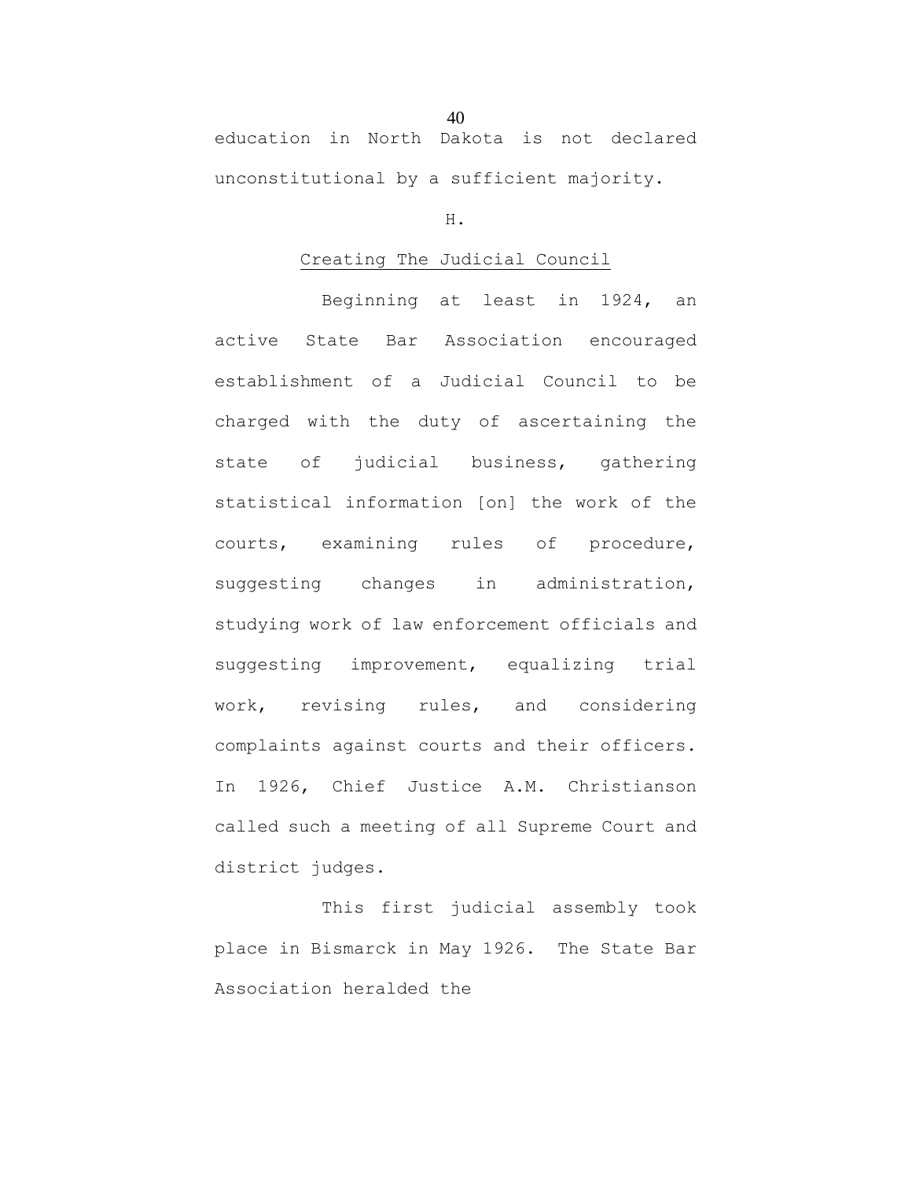education in North Dakota is not declared unconstitutional by a sufficient majority.

H.

Creating The Judicial Council

Beginning at least in 1924, an active State Bar Association encouraged establishment of a Judicial Council to be charged with the duty of ascertaining the state of judicial business, gathering statistical information [on] the work of the courts, examining rules of procedure, suggesting changes in administration, studying work of law enforcement officials and suggesting improvement, equalizing trial work, revising rules, and considering complaints against courts and their officers. In 1926, Chief Justice A.M. Christianson called such a meeting of all Supreme Court and district judges.

This first judicial assembly took place in Bismarck in May 1926. The State Bar Association heralded the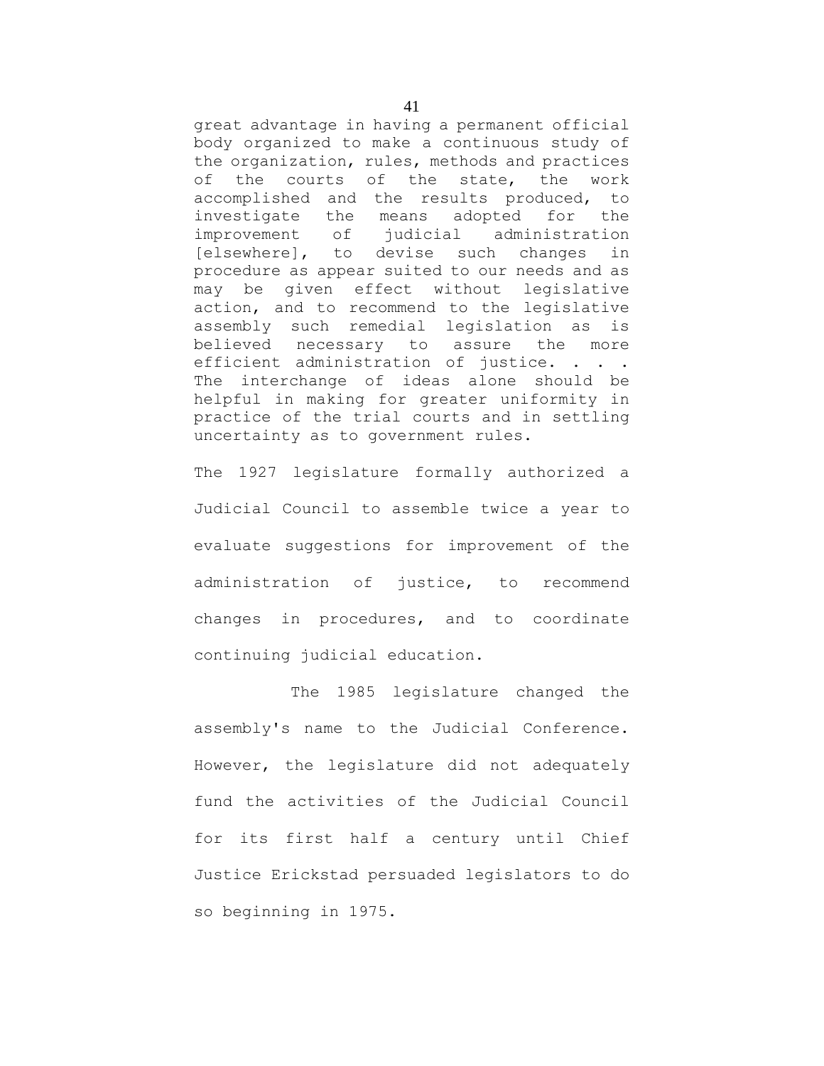great advantage in having a permanent official body organized to make a continuous study of the organization, rules, methods and practices of the courts of the state, the work accomplished and the results produced, to investigate the means adopted for the improvement of judicial administration [elsewhere], to devise such changes in procedure as appear suited to our needs and as may be given effect without legislative action, and to recommend to the legislative assembly such remedial legislation as is believed necessary to assure the more efficient administration of justice. . . . The interchange of ideas alone should be helpful in making for greater uniformity in practice of the trial courts and in settling uncertainty as to government rules.

The 1927 legislature formally authorized a Judicial Council to assemble twice a year to evaluate suggestions for improvement of the administration of justice, to recommend changes in procedures, and to coordinate continuing judicial education.

The 1985 legislature changed the assembly's name to the Judicial Conference. However, the legislature did not adequately fund the activities of the Judicial Council for its first half a century until Chief Justice Erickstad persuaded legislators to do so beginning in 1975.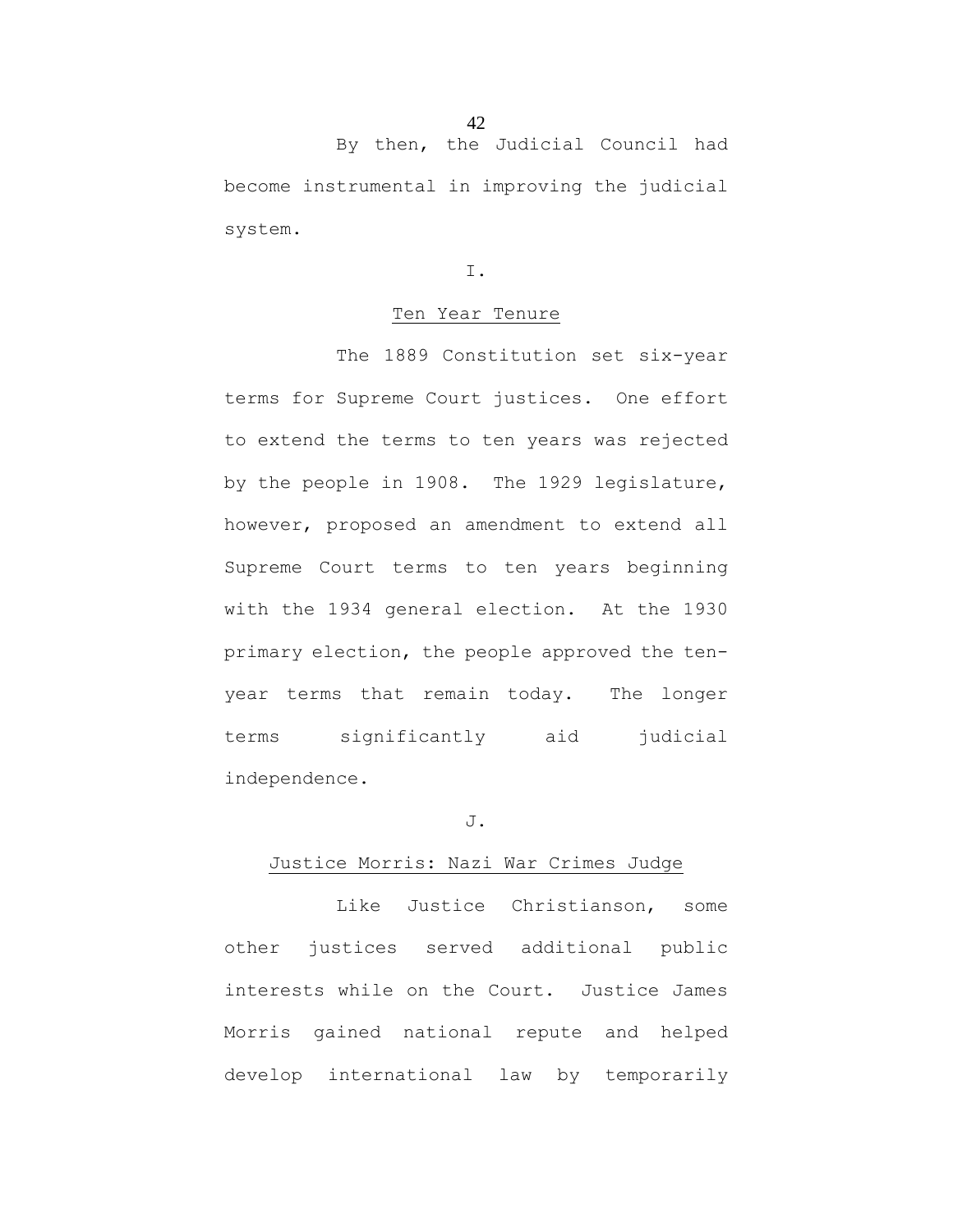By then, the Judicial Council had become instrumental in improving the judicial system.

### I.

### Ten Year Tenure

The 1889 Constitution set six-year terms for Supreme Court justices. One effort to extend the terms to ten years was rejected by the people in 1908. The 1929 legislature, however, proposed an amendment to extend all Supreme Court terms to ten years beginning with the 1934 general election. At the 1930 primary election, the people approved the ten-year terms that remain today. The longer terms significantly aid judicial independence.

### J.

### Justice Morris: Nazi War Crimes Judge

Like Justice Christianson, some other justices served additional public interests while on the Court. Justice James Morris gained national repute and helped develop international law by temporarily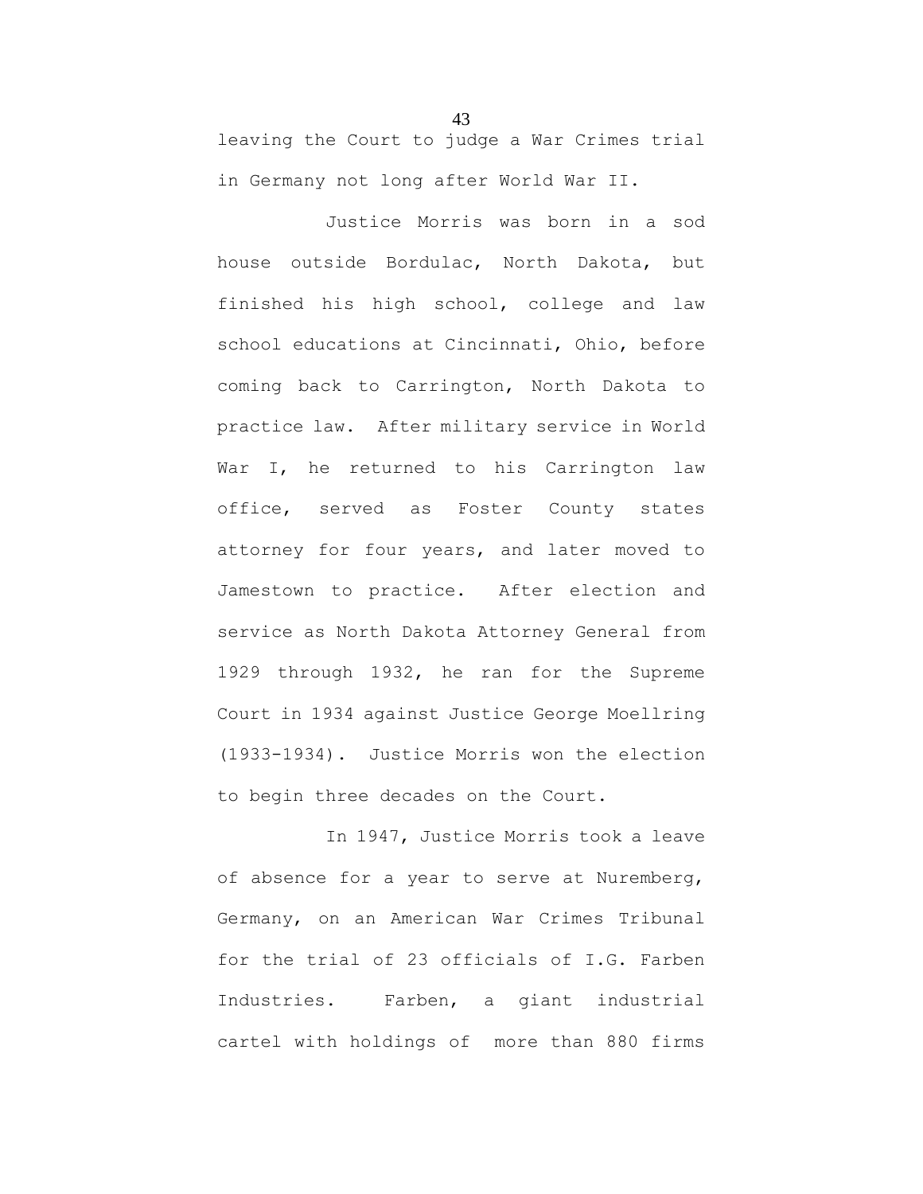leaving the Court to judge a War Crimes trial in Germany not long after World War II.

Justice Morris was born in a sod house outside Bordulac, North Dakota, but finished his high school, college and law school educations at Cincinnati, Ohio, before coming back to Carrington, North Dakota to practice law. After military service in World War I, he returned to his Carrington law office, served as Foster County states attorney for four years, and later moved to Jamestown to practice. After election and service as North Dakota Attorney General from 1929 through 1932, he ran for the Supreme Court in 1934 against Justice George Moellring (1933-1934). Justice Morris won the election to begin three decades on the Court.

In 1947, Justice Morris took a leave of absence for a year to serve at Nuremberg, Germany, on an American War Crimes Tribunal for the trial of 23 officials of I.G. Farben Industries. Farben, a giant industrial cartel with holdings of more than 880 firms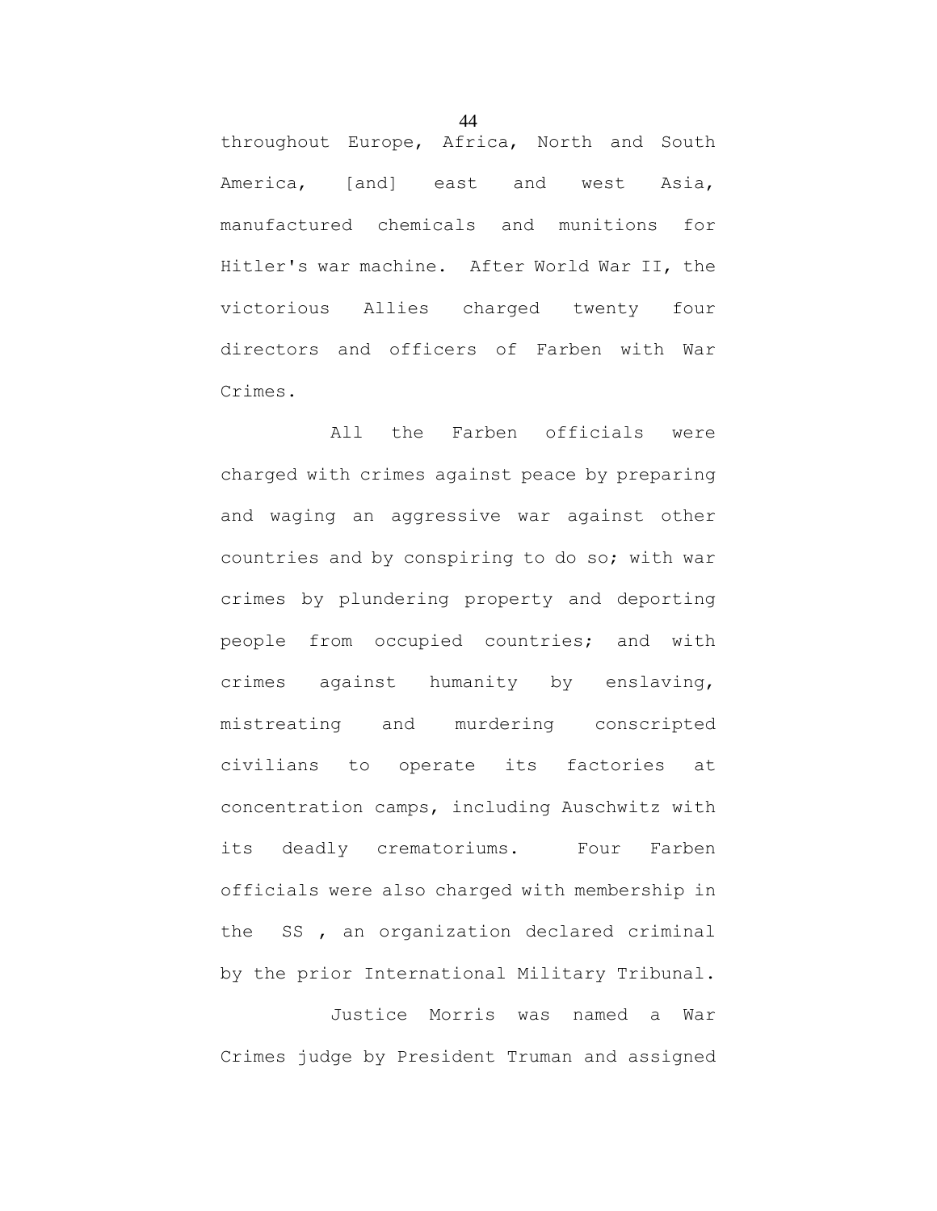throughout Europe, Africa, North and South America, [and] east and west Asia, manufactured chemicals and munitions for Hitler's war machine. After World War II, the victorious Allies charged twenty four directors and officers of Farben with War Crimes.

All the Farben officials were charged with crimes against peace by preparing and waging an aggressive war against other countries and by conspiring to do so; with war crimes by plundering property and deporting people from occupied countries; and with crimes against humanity by enslaving, mistreating and murdering conscripted civilians to operate its factories at concentration camps, including Auschwitz with its deadly crematoriums. Four Farben officials were also charged with membership in the SS , an organization declared criminal by the prior International Military Tribunal.

Justice Morris was named a War Crimes judge by President Truman and assigned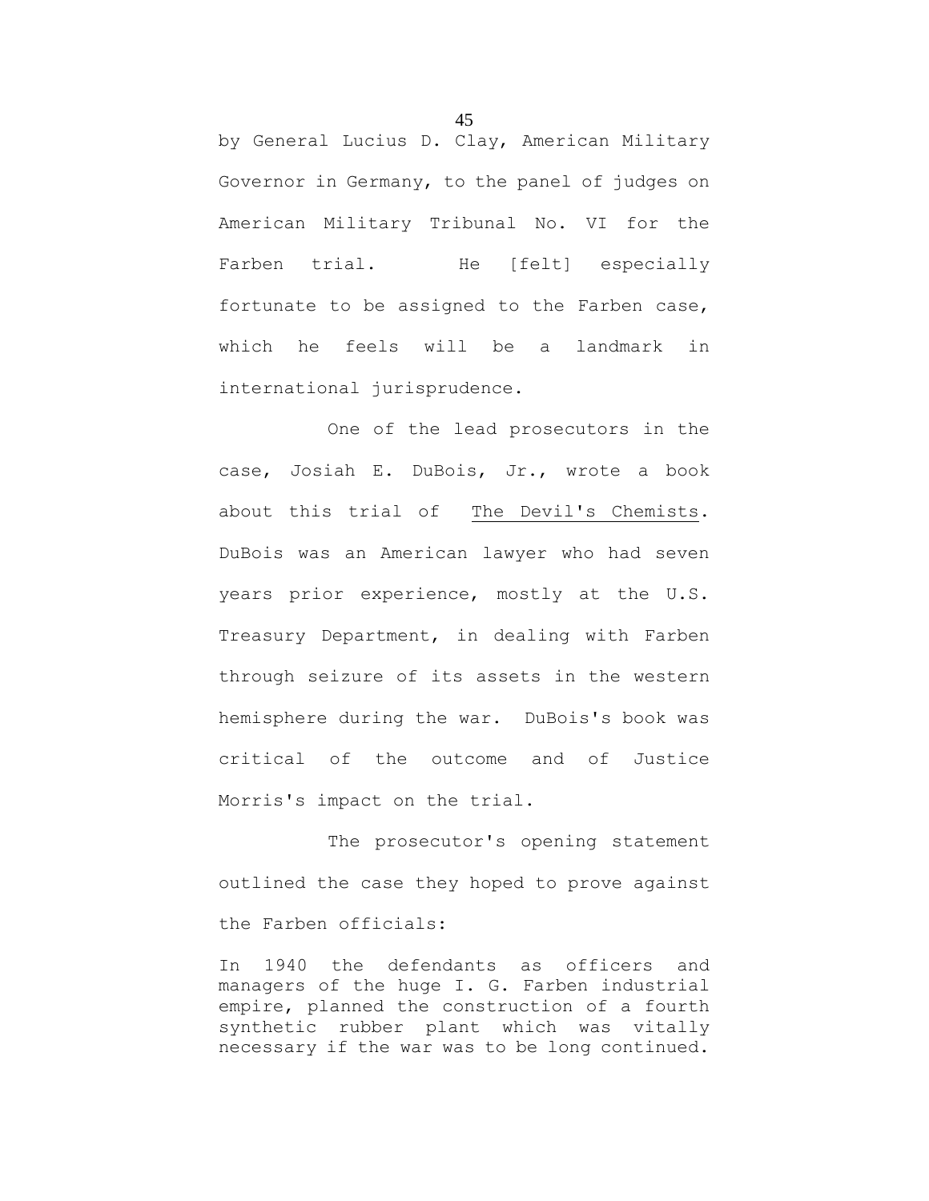by General Lucius D. Clay, American Military Governor in Germany, to the panel of judges on American Military Tribunal No. VI for the Farben trial. He [felt] especially fortunate to be assigned to the Farben case, which he feels will be a landmark in international jurisprudence.

One of the lead prosecutors in the case, Josiah E. DuBois, Jr., wrote a book about this trial of The Devil's Chemists. DuBois was an American lawyer who had seven years prior experience, mostly at the U.S. Treasury Department, in dealing with Farben through seizure of its assets in the western hemisphere during the war. DuBois's book was critical of the outcome and of Justice Morris's impact on the trial.

The prosecutor's opening statement outlined the case they hoped to prove against the Farben officials:

> In 1940 the defendants as officers and managers of the huge I. G. Farben industrial empire, planned the construction of a fourth synthetic rubber plant which was vitally necessary if the war was to be long continued.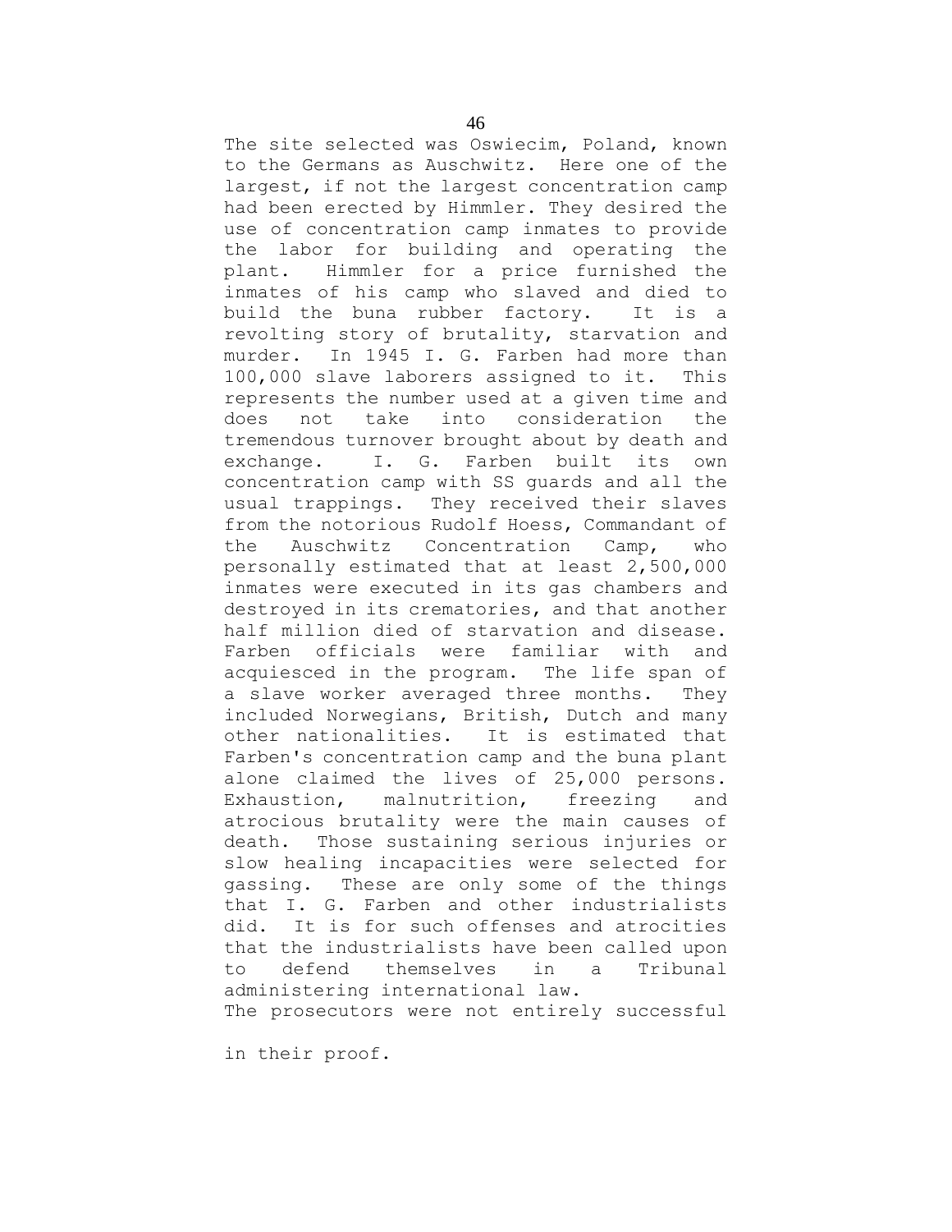The site selected was Oswiecim, Poland, known to the Germans as Auschwitz. Here one of the largest, if not the largest concentration camp had been erected by Himmler. They desired the use of concentration camp inmates to provide the labor for building and operating the plant. Himmler for a price furnished the inmates of his camp who slaved and died to build the buna rubber factory. It is a revolting story of brutality, starvation and murder. In 1945 I. G. Farben had more than 100,000 slave laborers assigned to it. This represents the number used at a given time and does not take into consideration the tremendous turnover brought about by death and exchange. I. G. Farben built its own concentration camp with SS guards and all the usual trappings. They received their slaves from the notorious Rudolf Hoess, Commandant of the Auschwitz Concentration Camp, who personally estimated that at least 2,500,000 inmates were executed in its gas chambers and destroyed in its crematories, and that another half million died of starvation and disease. Farben officials were familiar with and acquiesced in the program. The life span of a slave worker averaged three months. They included Norwegians, British, Dutch and many other nationalities. It is estimated that Farben's concentration camp and the buna plant alone claimed the lives of 25,000 persons. Exhaustion, malnutrition, freezing and atrocious brutality were the main causes of death. Those sustaining serious injuries or slow healing incapacities were selected for gassing. These are only some of the things that I. G. Farben and other industrialists did. It is for such offenses and atrocities that the industrialists have been called upon to defend themselves in a Tribunal administering international law.

The prosecutors were not entirely successful in their proof.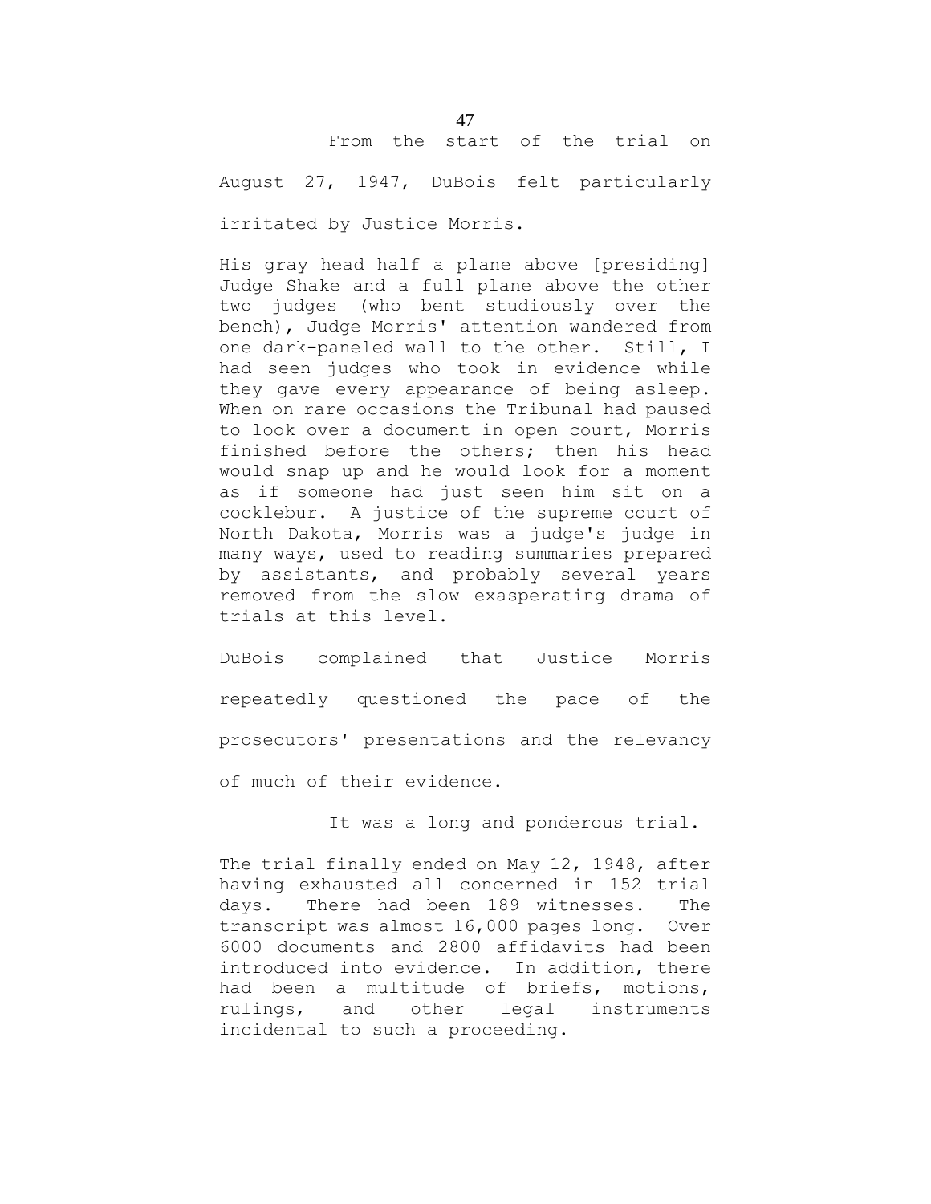From the start of the trial on August 27, 1947, DuBois felt particularly irritated by Justice Morris.

> His gray head half a plane above [presiding] Judge Shake and a full plane above the other two judges (who bent studiously over the bench), Judge Morris' attention wandered from one dark-paneled wall to the other. Still, I had seen judges who took in evidence while they gave every appearance of being asleep. When on rare occasions the Tribunal had paused to look over a document in open court, Morris finished before the others; then his head would snap up and he would look for a moment as if someone had just seen him sit on a cocklebur. A justice of the supreme court of North Dakota, Morris was a judge's judge in many ways, used to reading summaries prepared by assistants, and probably several years removed from the slow exasperating drama of trials at this level.

DuBois complained that Justice Morris repeatedly questioned the pace of the prosecutors' presentations and the relevancy of much of their evidence.

It was a long and ponderous trial.

> The trial finally ended on May 12, 1948, after having exhausted all concerned in 152 trial days. There had been 189 witnesses. The transcript was almost 16,000 pages long. Over 6000 documents and 2800 affidavits had been introduced into evidence. In addition, there had been a multitude of briefs, motions, rulings, and other legal instruments incidental to such a proceeding.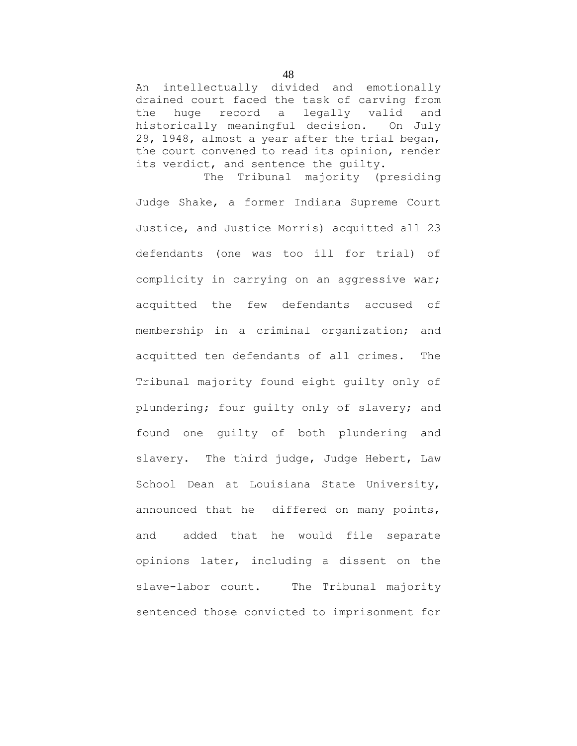An intellectually divided and emotionally drained court faced the task of carving from the huge record a legally valid and historically meaningful decision. On July 29, 1948, almost a year after the trial began, the court convened to read its opinion, render its verdict, and sentence the guilty.

The Tribunal majority (presiding Judge Shake, a former Indiana Supreme Court Justice, and Justice Morris) acquitted all 23 defendants (one was too ill for trial) of complicity in carrying on an aggressive war; acquitted the few defendants accused of membership in a criminal organization; and acquitted ten defendants of all crimes. The Tribunal majority found eight guilty only of plundering; four guilty only of slavery; and found one guilty of both plundering and slavery. The third judge, Judge Hebert, Law School Dean at Louisiana State University, announced that he differed on many points, and added that he would file separate opinions later, including a dissent on the slave-labor count. The Tribunal majority sentenced those convicted to imprisonment for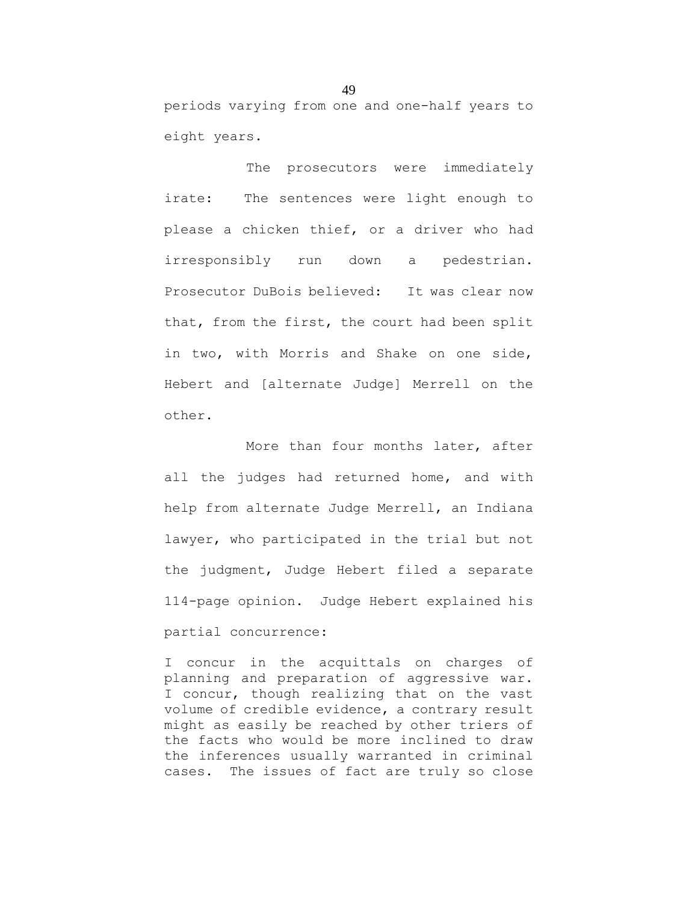periods varying from one and one-half years to eight years.

The prosecutors were immediately irate: The sentences were light enough to please a chicken thief, or a driver who had irresponsibly run down a pedestrian. Prosecutor DuBois believed: It was clear now that, from the first, the court had been split in two, with Morris and Shake on one side, Hebert and [alternate Judge] Merrell on the other.

More than four months later, after all the judges had returned home, and with help from alternate Judge Merrell, an Indiana lawyer, who participated in the trial but not the judgment, Judge Hebert filed a separate 114-page opinion. Judge Hebert explained his partial concurrence:

> I concur in the acquittals on charges of planning and preparation of aggressive war. I concur, though realizing that on the vast volume of credible evidence, a contrary result might as easily be reached by other triers of the facts who would be more inclined to draw the inferences usually warranted in criminal cases. The issues of fact are truly so close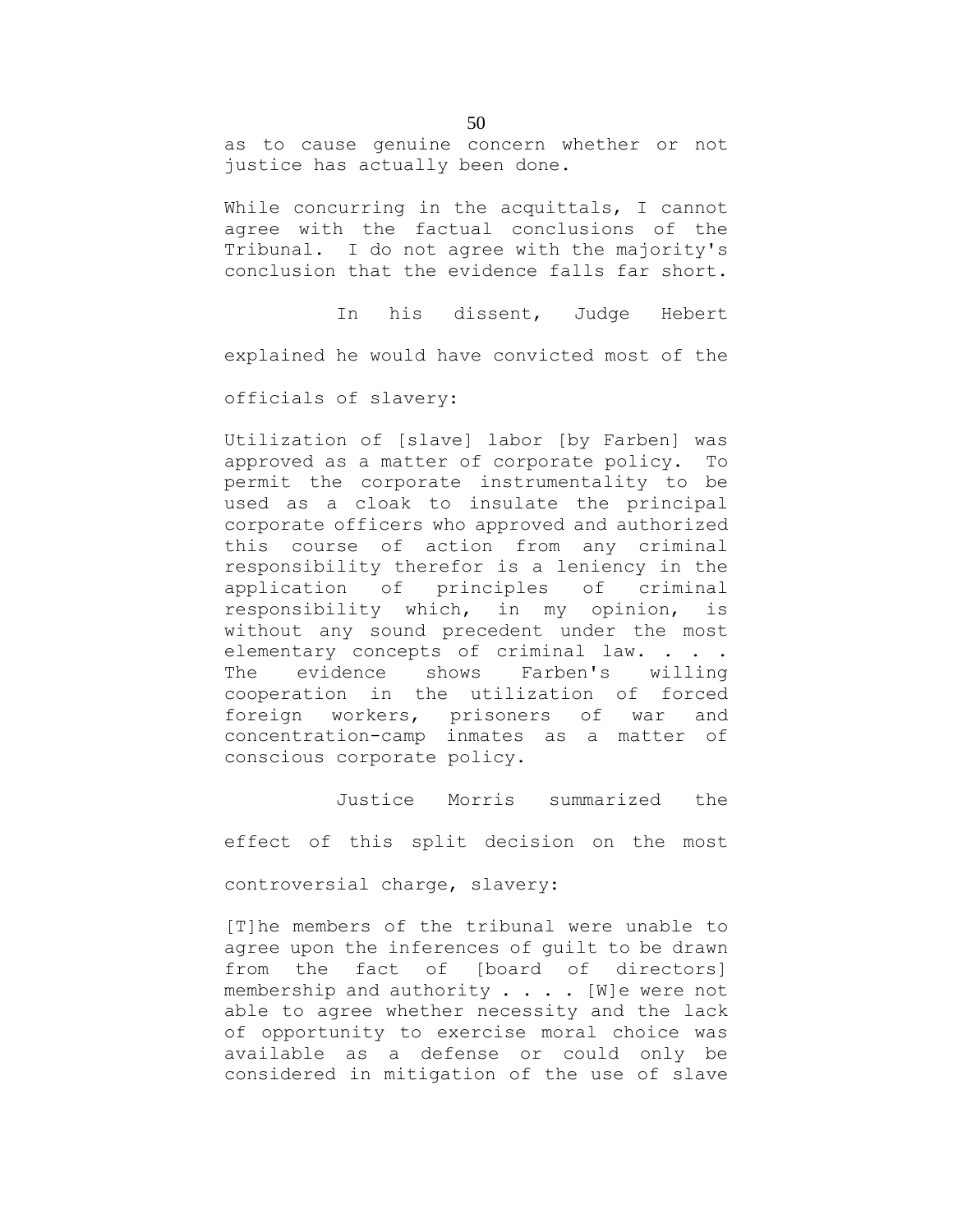as to cause genuine concern whether or not justice has actually been done.

> While concurring in the acquittals, I cannot agree with the factual conclusions of the Tribunal. I do not agree with the majority's conclusion that the evidence falls far short.

In his dissent, Judge Hebert explained he would have convicted most of the officials of slavery:

> Utilization of [slave] labor [by Farben] was approved as a matter of corporate policy. To permit the corporate instrumentality to be used as a cloak to insulate the principal corporate officers who approved and authorized this course of action from any criminal responsibility therefor is a leniency in the application of principles of criminal responsibility which, in my opinion, is without any sound precedent under the most elementary concepts of criminal law. . . . The evidence shows Farben's willing cooperation in the utilization of forced foreign workers, prisoners of war and concentration-camp inmates as a matter of conscious corporate policy.

Justice Morris summarized the effect of this split decision on the most controversial charge, slavery:

> [T]he members of the tribunal were unable to agree upon the inferences of guilt to be drawn from the fact of [board of directors] membership and authority . . . . [W]e were not able to agree whether necessity and the lack of opportunity to exercise moral choice was available as a defense or could only be considered in mitigation of the use of slave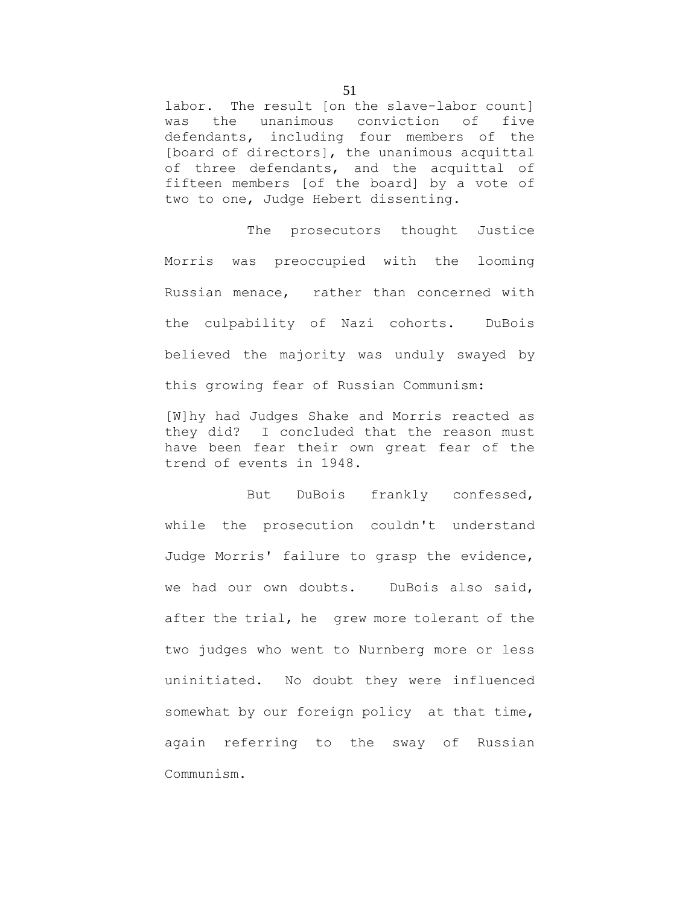labor. The result [on the slave-labor count] was the unanimous conviction of five defendants, including four members of the [board of directors], the unanimous acquittal of three defendants, and the acquittal of fifteen members [of the board] by a vote of two to one, Judge Hebert dissenting.

The prosecutors thought Justice Morris was preoccupied with the looming Russian menace, rather than concerned with the culpability of Nazi cohorts. DuBois believed the majority was unduly swayed by this growing fear of Russian Communism:

> [W]hy had Judges Shake and Morris reacted as they did? I concluded that the reason must have been fear their own great fear of the trend of events in 1948.

But DuBois frankly confessed, while the prosecution couldn't understand Judge Morris' failure to grasp the evidence, we had our own doubts. DuBois also said, after the trial, he grew more tolerant of the two judges who went to Nurnberg more or less uninitiated. No doubt they were influenced somewhat by our foreign policy at that time, again referring to the sway of Russian Communism.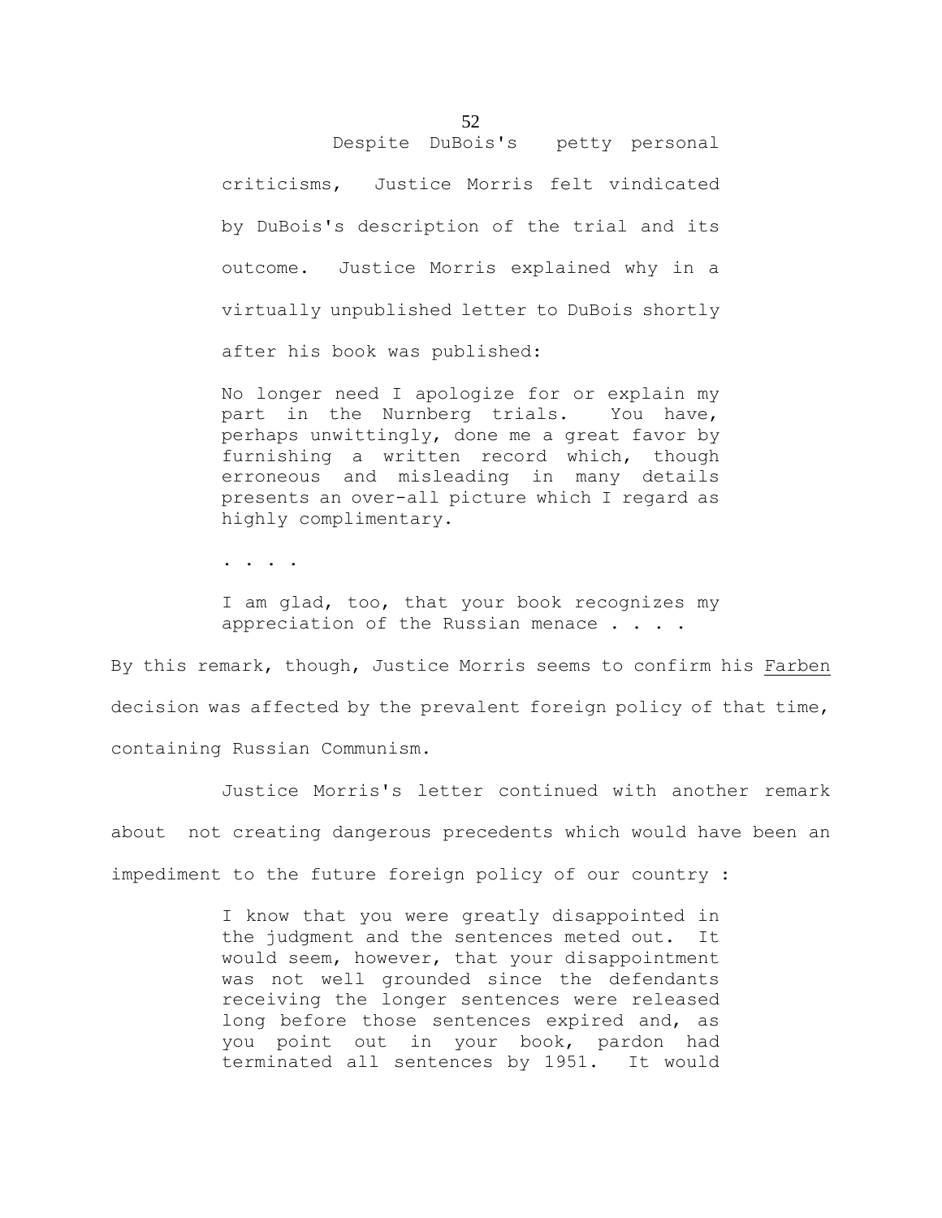Despite DuBois's petty personal criticisms, Justice Morris felt vindicated by DuBois's description of the trial and its outcome. Justice Morris explained why in a virtually unpublished letter to DuBois shortly after his book was published:

> No longer need I apologize for or explain my part in the Nurnberg trials. You have, perhaps unwittingly, done me a great favor by furnishing a written record which, though erroneous and misleading in many details presents an over-all picture which I regard as highly complimentary.
>
> . . . .
>
> I am glad, too, that your book recognizes my appreciation of the Russian menace . . . .

By this remark, though, Justice Morris seems to confirm his Farben decision was affected by the prevalent foreign policy of that time, containing Russian Communism.

Justice Morris's letter continued with another remark about not creating dangerous precedents which would have been an impediment to the future foreign policy of our country :

> I know that you were greatly disappointed in the judgment and the sentences meted out. It would seem, however, that your disappointment was not well grounded since the defendants receiving the longer sentences were released long before those sentences expired and, as you point out in your book, pardon had terminated all sentences by 1951. It would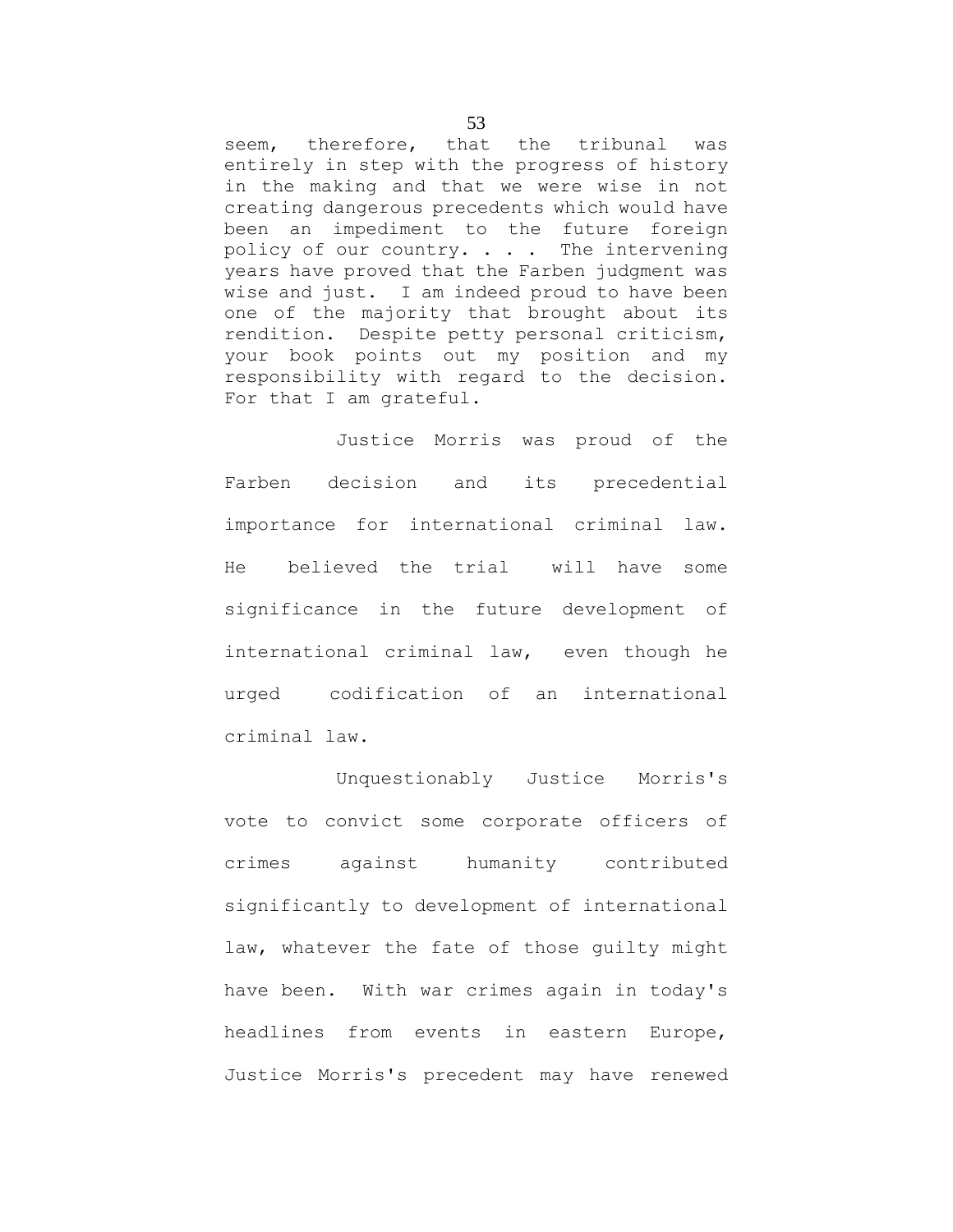seem, therefore, that the tribunal was entirely in step with the progress of history in the making and that we were wise in not creating dangerous precedents which would have been an impediment to the future foreign policy of our country. . . . The intervening years have proved that the Farben judgment was wise and just. I am indeed proud to have been one of the majority that brought about its rendition. Despite petty personal criticism, your book points out my position and my responsibility with regard to the decision. For that I am grateful.

Justice Morris was proud of the Farben decision and its precedential importance for international criminal law. He believed the trial will have some significance in the future development of international criminal law, even though he urged codification of an international criminal law.

Unquestionably Justice Morris's vote to convict some corporate officers of crimes against humanity contributed significantly to development of international law, whatever the fate of those guilty might have been. With war crimes again in today's headlines from events in eastern Europe, Justice Morris's precedent may have renewed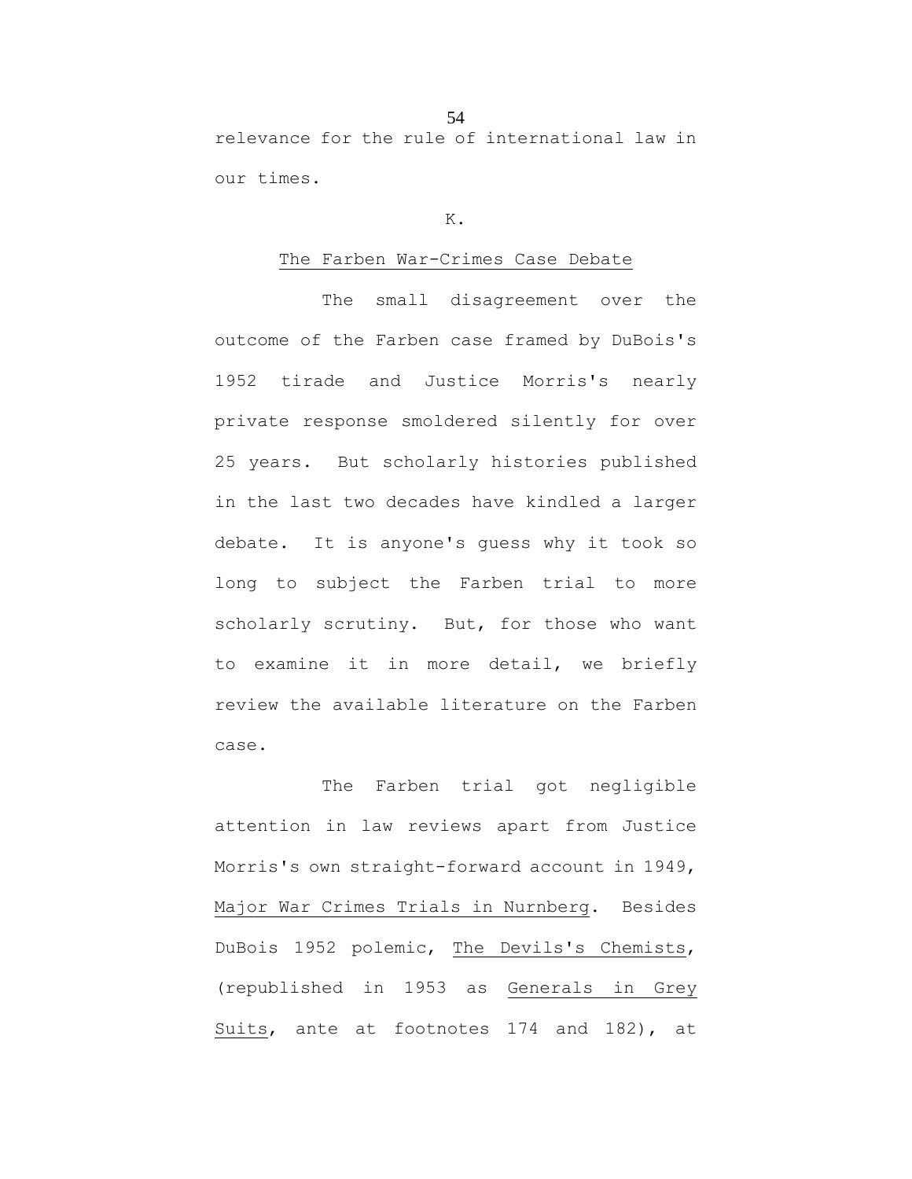relevance for the rule of international law in our times.

K.

## The Farben War-Crimes Case Debate

The small disagreement over the outcome of the Farben case framed by DuBois's 1952 tirade and Justice Morris's nearly private response smoldered silently for over 25 years. But scholarly histories published in the last two decades have kindled a larger debate. It is anyone's guess why it took so long to subject the Farben trial to more scholarly scrutiny. But, for those who want to examine it in more detail, we briefly review the available literature on the Farben case.

The Farben trial got negligible attention in law reviews apart from Justice Morris's own straight-forward account in 1949, Major War Crimes Trials in Nurnberg. Besides DuBois 1952 polemic, The Devils's Chemists, (republished in 1953 as Generals in Grey Suits, ante at footnotes 174 and 182), at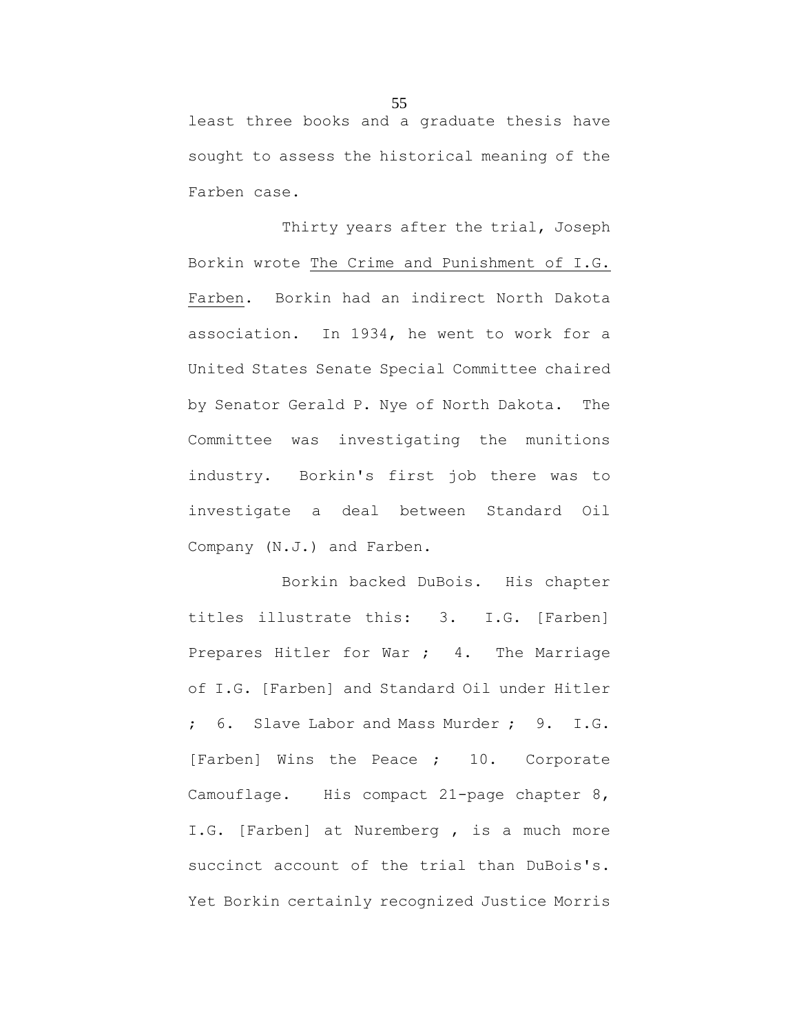least three books and a graduate thesis have sought to assess the historical meaning of the Farben case.

Thirty years after the trial, Joseph Borkin wrote The Crime and Punishment of I.G. Farben. Borkin had an indirect North Dakota association. In 1934, he went to work for a United States Senate Special Committee chaired by Senator Gerald P. Nye of North Dakota. The Committee was investigating the munitions industry. Borkin's first job there was to investigate a deal between Standard Oil Company (N.J.) and Farben.

Borkin backed DuBois. His chapter titles illustrate this: 3. I.G. [Farben] Prepares Hitler for War ; 4. The Marriage of I.G. [Farben] and Standard Oil under Hitler ; 6. Slave Labor and Mass Murder ; 9. I.G. [Farben] Wins the Peace ; 10. Corporate Camouflage. His compact 21-page chapter 8, I.G. [Farben] at Nuremberg , is a much more succinct account of the trial than DuBois's. Yet Borkin certainly recognized Justice Morris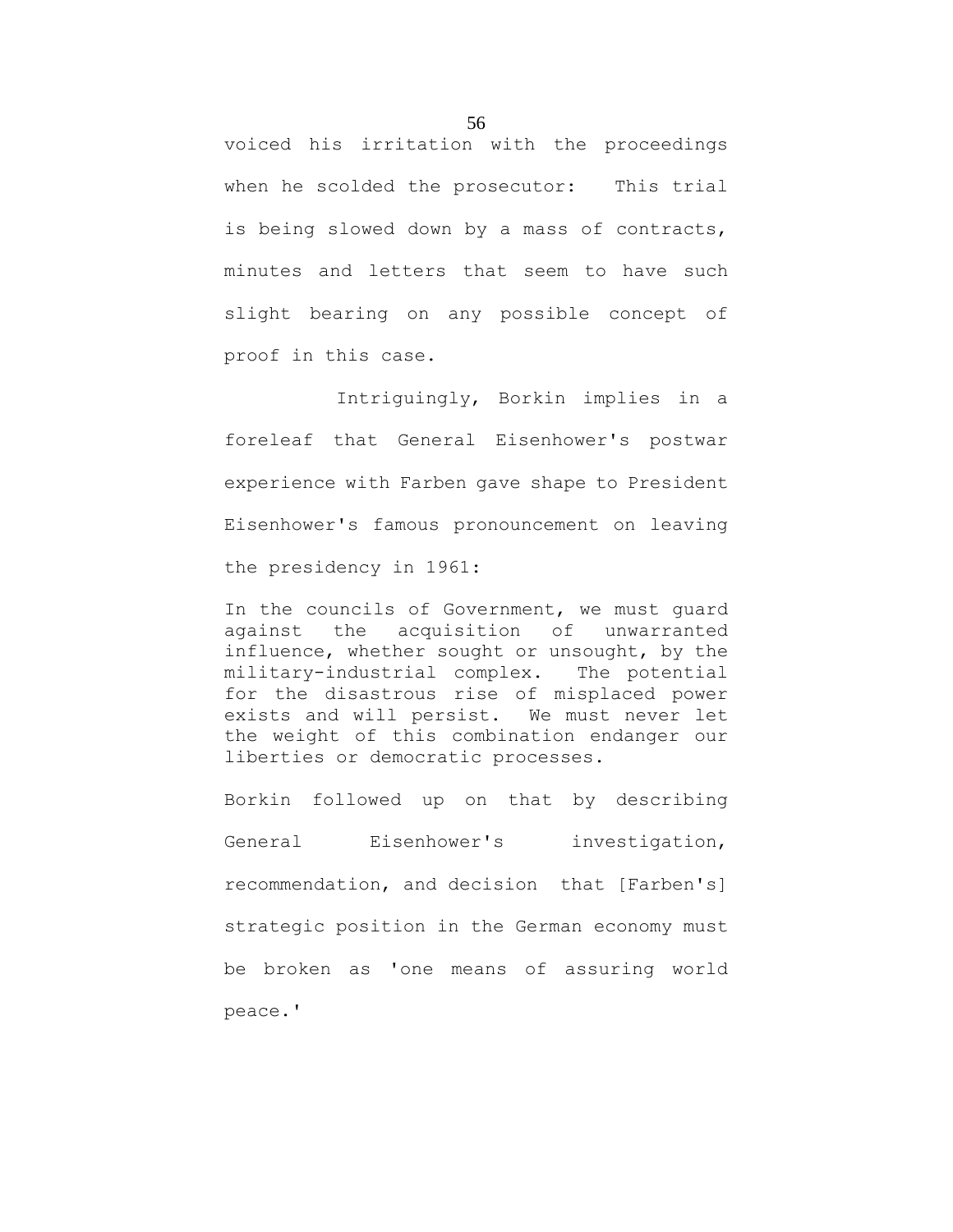voiced his irritation with the proceedings when he scolded the prosecutor: This trial is being slowed down by a mass of contracts, minutes and letters that seem to have such slight bearing on any possible concept of proof in this case.

Intriguingly, Borkin implies in a foreleaf that General Eisenhower's postwar experience with Farben gave shape to President Eisenhower's famous pronouncement on leaving the presidency in 1961:

> In the councils of Government, we must guard against the acquisition of unwarranted influence, whether sought or unsought, by the military-industrial complex. The potential for the disastrous rise of misplaced power exists and will persist. We must never let the weight of this combination endanger our liberties or democratic processes.

Borkin followed up on that by describing General Eisenhower's investigation, recommendation, and decision that [Farben's] strategic position in the German economy must be broken as 'one means of assuring world peace.'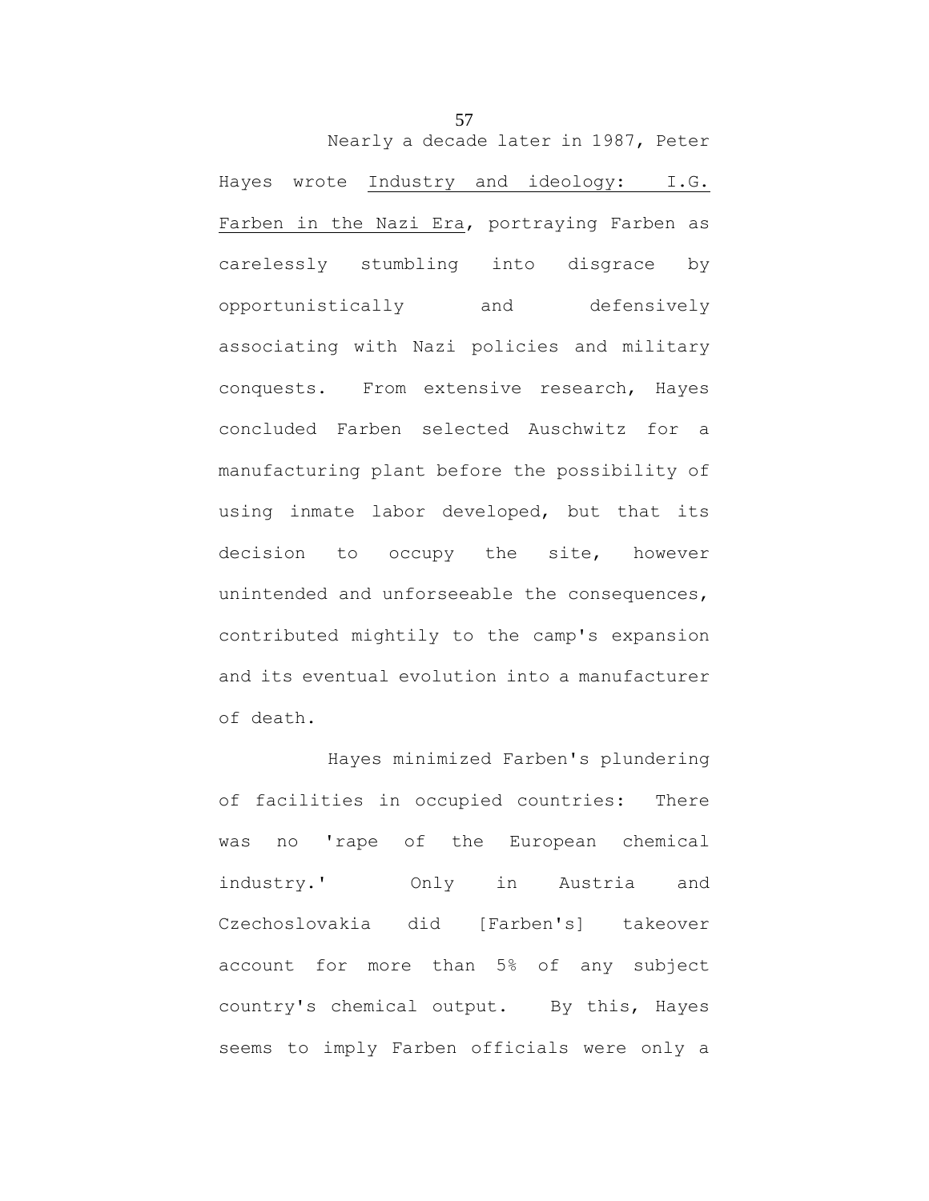Nearly a decade later in 1987, Peter Hayes wrote Industry and ideology: I.G. Farben in the Nazi Era, portraying Farben as carelessly stumbling into disgrace by opportunistically and defensively associating with Nazi policies and military conquests. From extensive research, Hayes concluded Farben selected Auschwitz for a manufacturing plant before the possibility of using inmate labor developed, but that its decision to occupy the site, however unintended and unforseeable the consequences, contributed mightily to the camp's expansion and its eventual evolution into a manufacturer of death.

Hayes minimized Farben's plundering of facilities in occupied countries: There was no 'rape of the European chemical industry.' Only in Austria and Czechoslovakia did [Farben's] takeover account for more than 5% of any subject country's chemical output. By this, Hayes seems to imply Farben officials were only a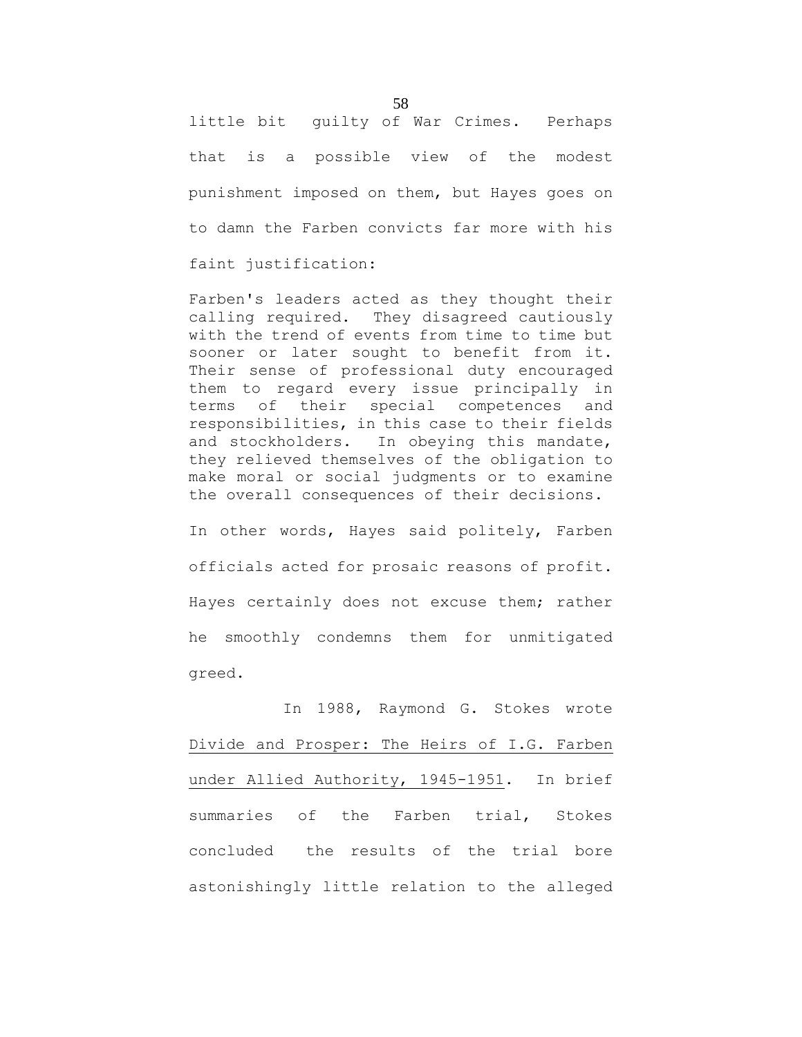little bit guilty of War Crimes. Perhaps that is a possible view of the modest punishment imposed on them, but Hayes goes on to damn the Farben convicts far more with his faint justification:

> Farben's leaders acted as they thought their calling required. They disagreed cautiously with the trend of events from time to time but sooner or later sought to benefit from it. Their sense of professional duty encouraged them to regard every issue principally in terms of their special competences and responsibilities, in this case to their fields and stockholders. In obeying this mandate, they relieved themselves of the obligation to make moral or social judgments or to examine the overall consequences of their decisions.

In other words, Hayes said politely, Farben officials acted for prosaic reasons of profit. Hayes certainly does not excuse them; rather he smoothly condemns them for unmitigated greed.

In 1988, Raymond G. Stokes wrote Divide and Prosper: The Heirs of I.G. Farben under Allied Authority, 1945-1951. In brief summaries of the Farben trial, Stokes concluded the results of the trial bore astonishingly little relation to the alleged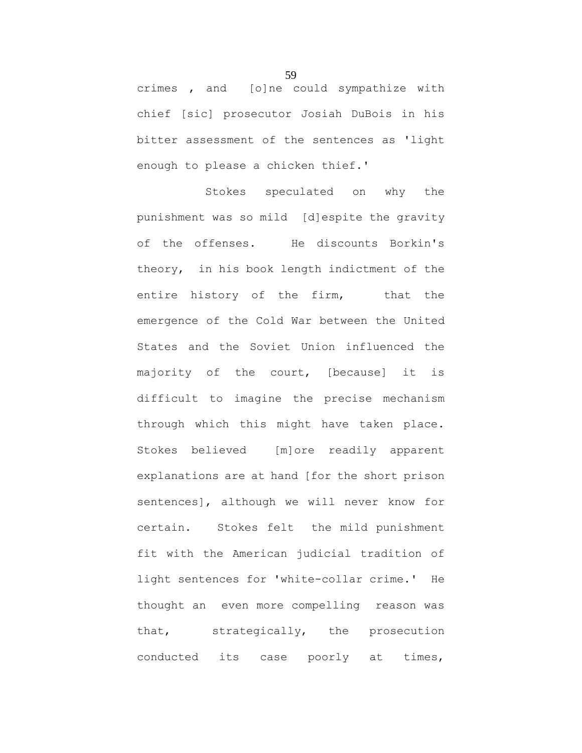crimes , and [o]ne could sympathize with chief [sic] prosecutor Josiah DuBois in his bitter assessment of the sentences as 'light enough to please a chicken thief.'

Stokes speculated on why the punishment was so mild [d]espite the gravity of the offenses. He discounts Borkin's theory, in his book length indictment of the entire history of the firm, that the emergence of the Cold War between the United States and the Soviet Union influenced the majority of the court, [because] it is difficult to imagine the precise mechanism through which this might have taken place. Stokes believed [m]ore readily apparent explanations are at hand [for the short prison sentences], although we will never know for certain. Stokes felt the mild punishment fit with the American judicial tradition of light sentences for 'white-collar crime.' He thought an even more compelling reason was that, strategically, the prosecution conducted its case poorly at times,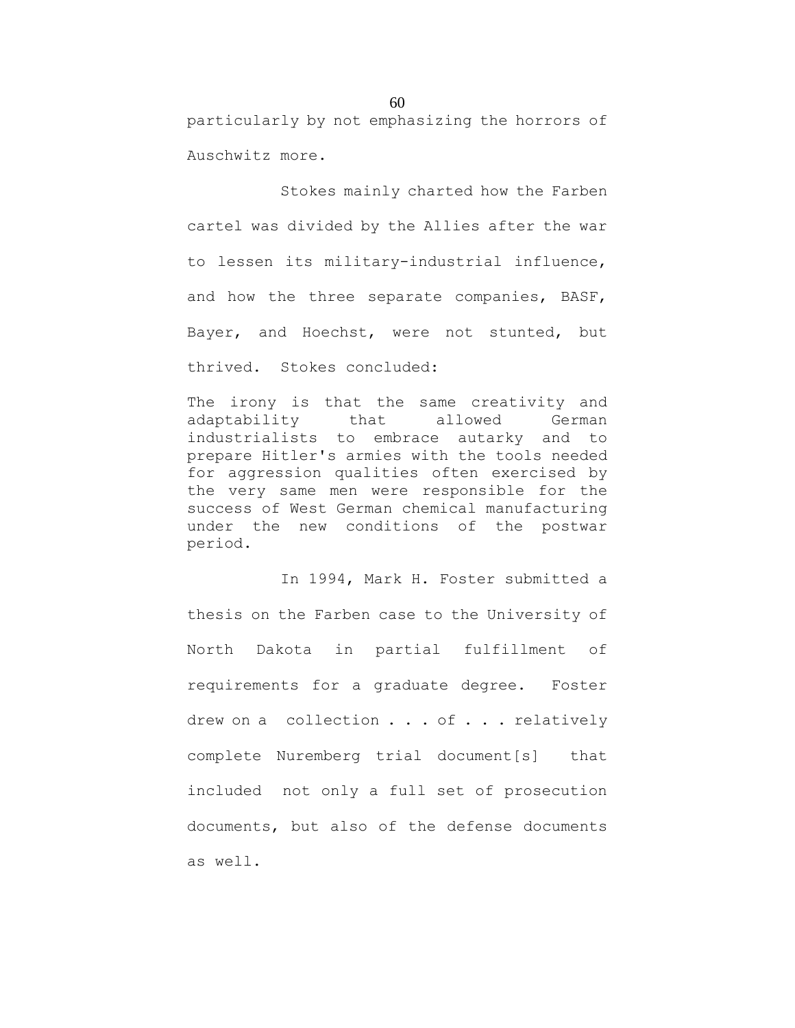particularly by not emphasizing the horrors of Auschwitz more.

Stokes mainly charted how the Farben cartel was divided by the Allies after the war to lessen its military-industrial influence, and how the three separate companies, BASF, Bayer, and Hoechst, were not stunted, but thrived. Stokes concluded:

> The irony is that the same creativity and adaptability that allowed German industrialists to embrace autarky and to prepare Hitler's armies with the tools needed for aggression qualities often exercised by the very same men were responsible for the success of West German chemical manufacturing under the new conditions of the postwar period.

In 1994, Mark H. Foster submitted a thesis on the Farben case to the University of North Dakota in partial fulfillment of requirements for a graduate degree. Foster drew on a collection . . . of . . . relatively complete Nuremberg trial document[s] that included not only a full set of prosecution documents, but also of the defense documents as well.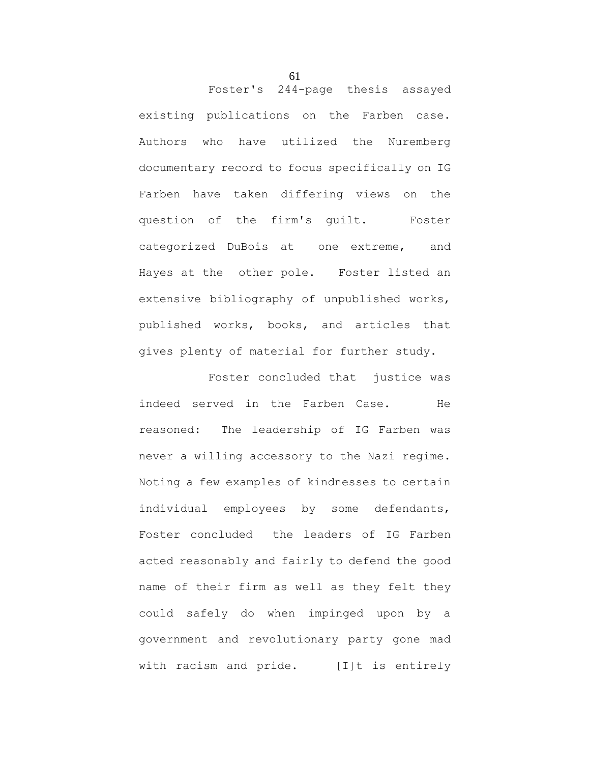Foster's 244-page thesis assayed existing publications on the Farben case. Authors who have utilized the Nuremberg documentary record to focus specifically on IG Farben have taken differing views on the question of the firm's guilt. Foster categorized DuBois at one extreme, and Hayes at the other pole. Foster listed an extensive bibliography of unpublished works, published works, books, and articles that gives plenty of material for further study.

Foster concluded that justice was indeed served in the Farben Case. He reasoned: The leadership of IG Farben was never a willing accessory to the Nazi regime. Noting a few examples of kindnesses to certain individual employees by some defendants, Foster concluded the leaders of IG Farben acted reasonably and fairly to defend the good name of their firm as well as they felt they could safely do when impinged upon by a government and revolutionary party gone mad with racism and pride. [I]t is entirely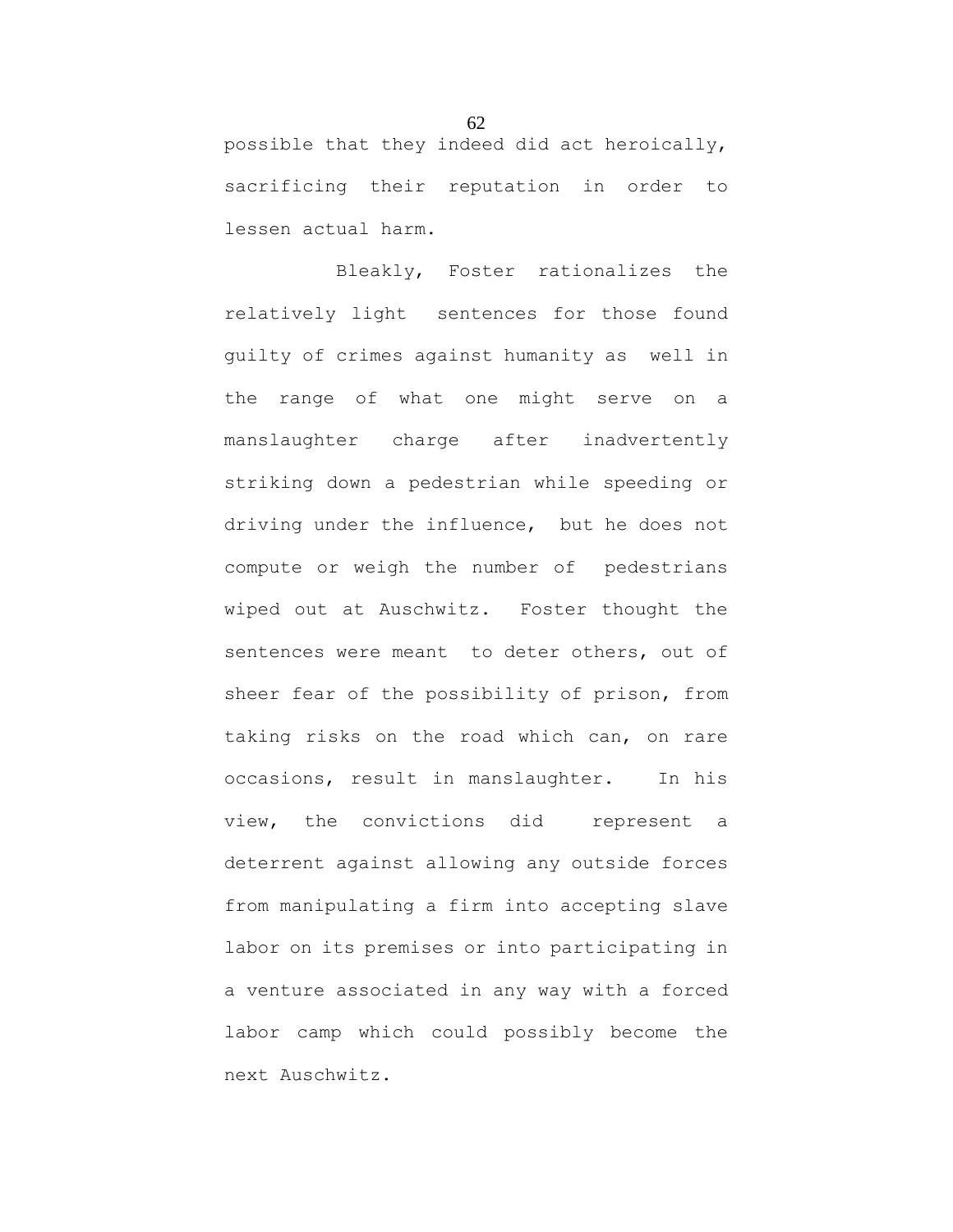possible that they indeed did act heroically, sacrificing their reputation in order to lessen actual harm.

Bleakly, Foster rationalizes the relatively light sentences for those found guilty of crimes against humanity as well in the range of what one might serve on a manslaughter charge after inadvertently striking down a pedestrian while speeding or driving under the influence, but he does not compute or weigh the number of pedestrians wiped out at Auschwitz. Foster thought the sentences were meant to deter others, out of sheer fear of the possibility of prison, from taking risks on the road which can, on rare occasions, result in manslaughter. In his view, the convictions did represent a deterrent against allowing any outside forces from manipulating a firm into accepting slave labor on its premises or into participating in a venture associated in any way with a forced labor camp which could possibly become the next Auschwitz.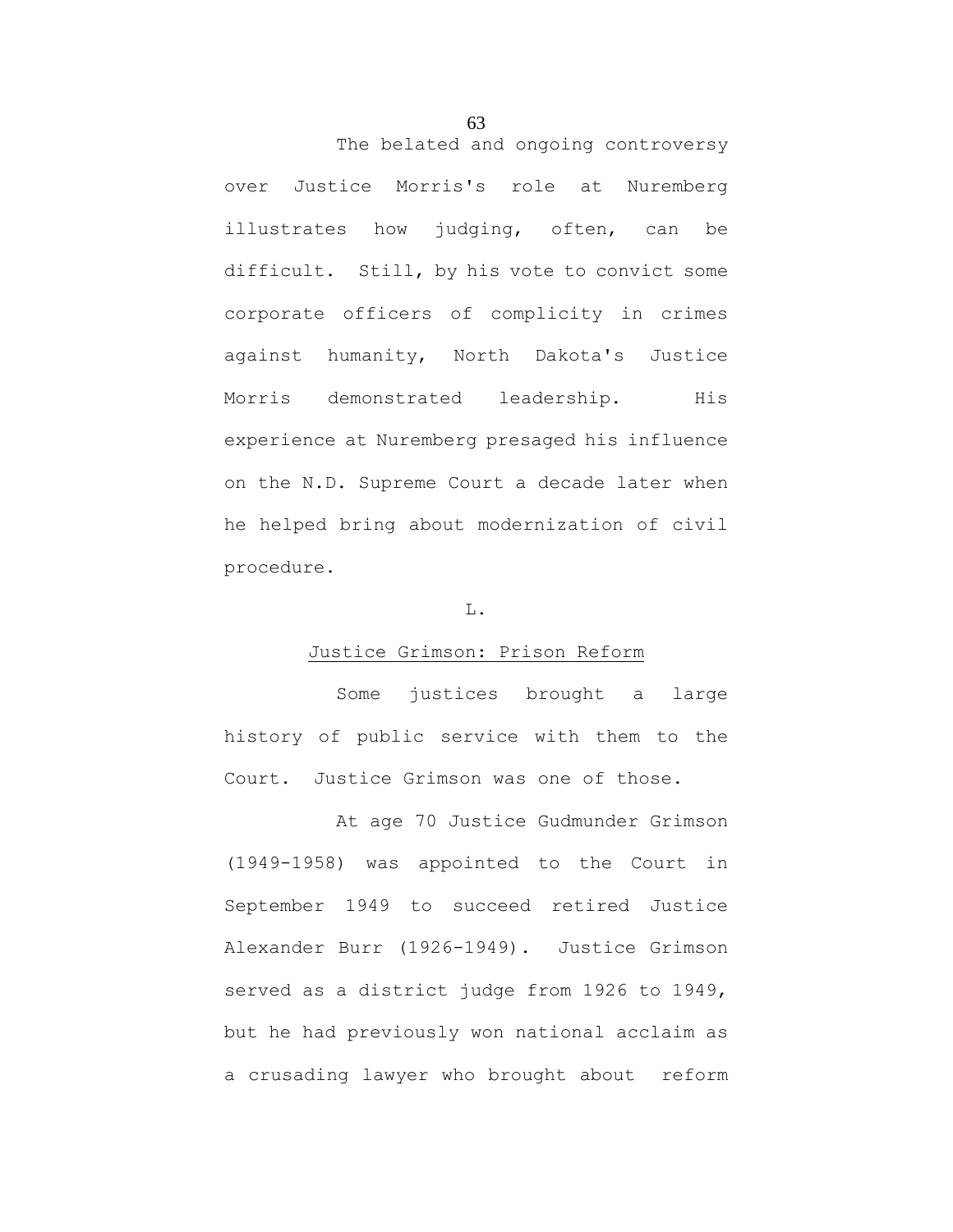The belated and ongoing controversy over Justice Morris's role at Nuremberg illustrates how judging, often, can be difficult. Still, by his vote to convict some corporate officers of complicity in crimes against humanity, North Dakota's Justice Morris demonstrated leadership. His experience at Nuremberg presaged his influence on the N.D. Supreme Court a decade later when he helped bring about modernization of civil procedure.

### L.

### Justice Grimson: Prison Reform

Some justices brought a large history of public service with them to the Court. Justice Grimson was one of those.

At age 70 Justice Gudmunder Grimson (1949-1958) was appointed to the Court in September 1949 to succeed retired Justice Alexander Burr (1926-1949). Justice Grimson served as a district judge from 1926 to 1949, but he had previously won national acclaim as a crusading lawyer who brought about reform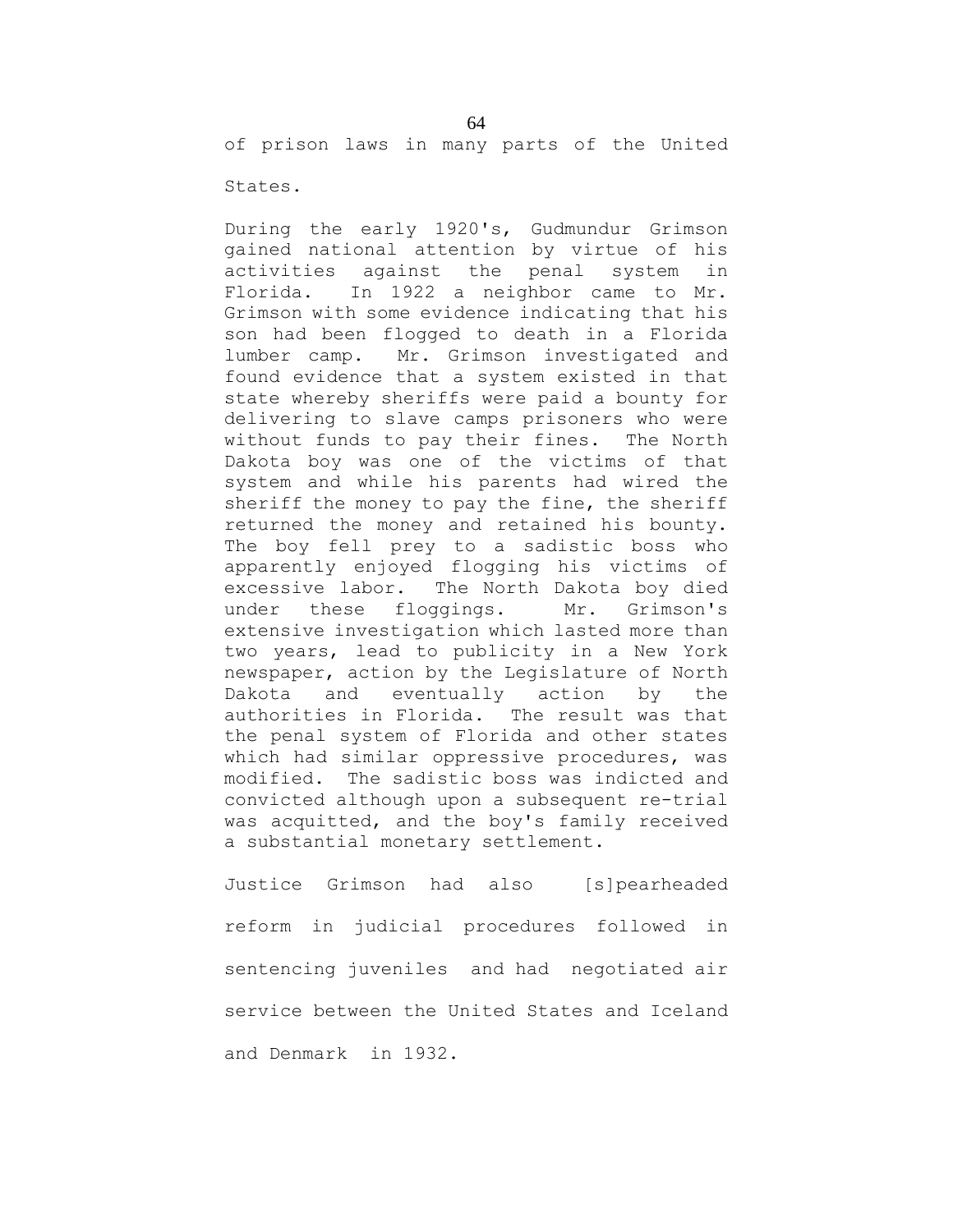of prison laws in many parts of the United States.

During the early 1920's, Gudmundur Grimson gained national attention by virtue of his activities against the penal system in Florida. In 1922 a neighbor came to Mr. Grimson with some evidence indicating that his son had been flogged to death in a Florida lumber camp. Mr. Grimson investigated and found evidence that a system existed in that state whereby sheriffs were paid a bounty for delivering to slave camps prisoners who were without funds to pay their fines. The North Dakota boy was one of the victims of that system and while his parents had wired the sheriff the money to pay the fine, the sheriff returned the money and retained his bounty. The boy fell prey to a sadistic boss who apparently enjoyed flogging his victims of excessive labor. The North Dakota boy died under these floggings. Mr. Grimson's extensive investigation which lasted more than two years, lead to publicity in a New York newspaper, action by the Legislature of North Dakota and eventually action by the authorities in Florida. The result was that the penal system of Florida and other states which had similar oppressive procedures, was modified. The sadistic boss was indicted and convicted although upon a subsequent re-trial was acquitted, and the boy's family received a substantial monetary settlement.

Justice Grimson had also [s]pearheaded reform in judicial procedures followed in sentencing juveniles and had negotiated air service between the United States and Iceland and Denmark in 1932.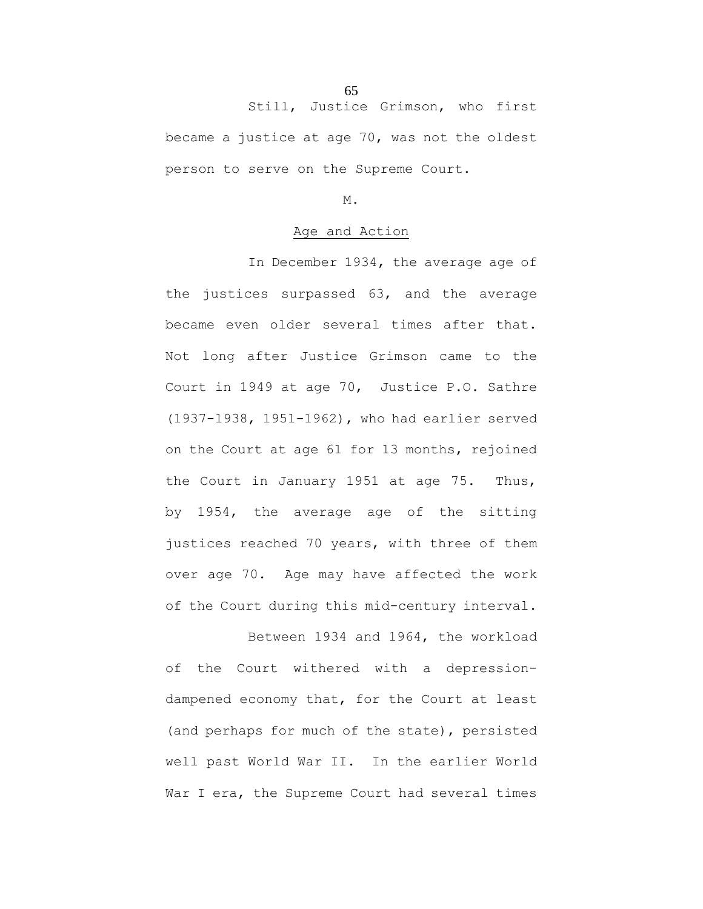Still, Justice Grimson, who first became a justice at age 70, was not the oldest person to serve on the Supreme Court.

M.

Age and Action

In December 1934, the average age of the justices surpassed 63, and the average became even older several times after that. Not long after Justice Grimson came to the Court in 1949 at age 70, Justice P.O. Sathre (1937-1938, 1951-1962), who had earlier served on the Court at age 61 for 13 months, rejoined the Court in January 1951 at age 75. Thus, by 1954, the average age of the sitting justices reached 70 years, with three of them over age 70. Age may have affected the work of the Court during this mid-century interval.

Between 1934 and 1964, the workload of the Court withered with a depression-dampened economy that, for the Court at least (and perhaps for much of the state), persisted well past World War II. In the earlier World War I era, the Supreme Court had several times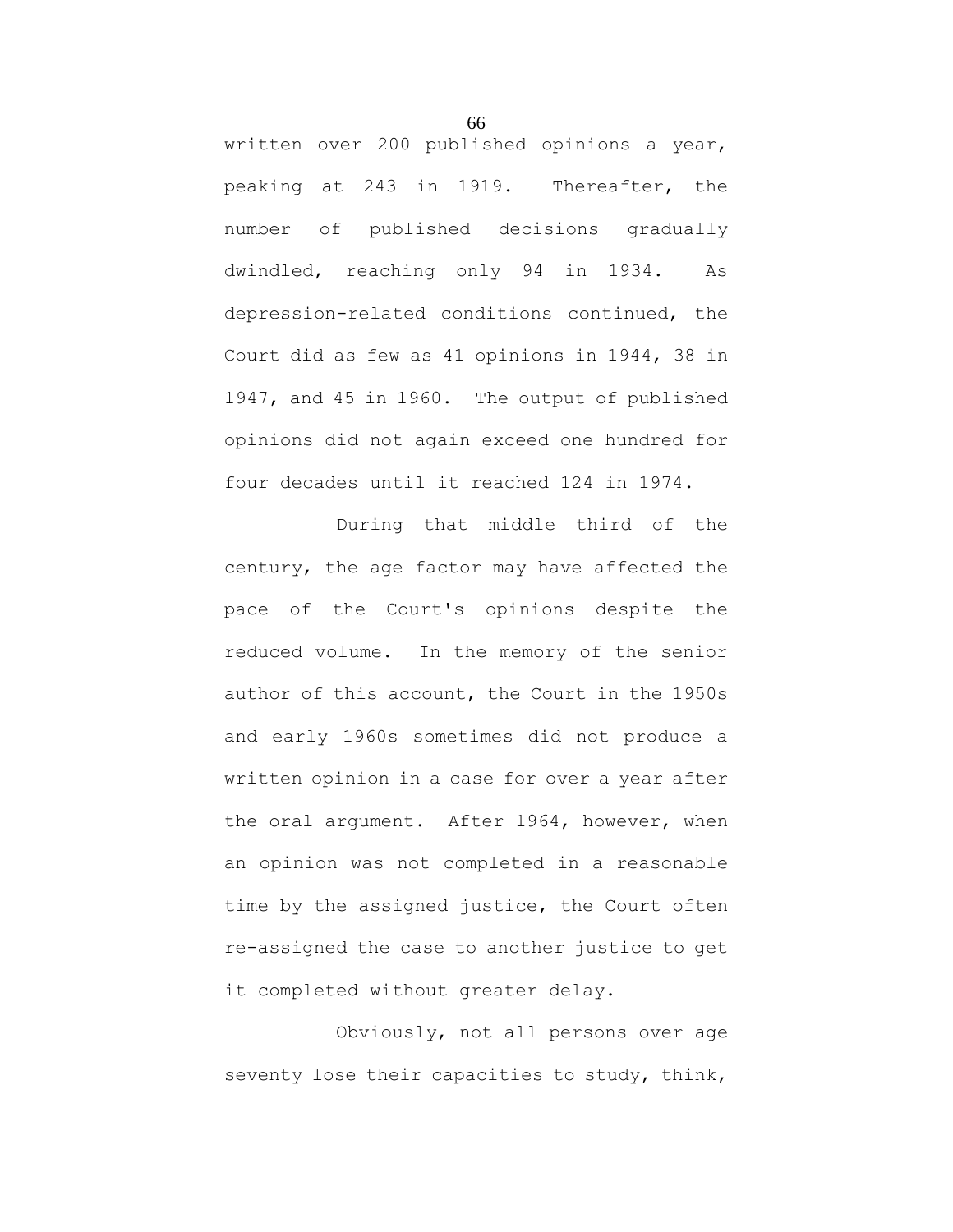written over 200 published opinions a year, peaking at 243 in 1919. Thereafter, the number of published decisions gradually dwindled, reaching only 94 in 1934. As depression-related conditions continued, the Court did as few as 41 opinions in 1944, 38 in 1947, and 45 in 1960. The output of published opinions did not again exceed one hundred for four decades until it reached 124 in 1974.

During that middle third of the century, the age factor may have affected the pace of the Court's opinions despite the reduced volume. In the memory of the senior author of this account, the Court in the 1950s and early 1960s sometimes did not produce a written opinion in a case for over a year after the oral argument. After 1964, however, when an opinion was not completed in a reasonable time by the assigned justice, the Court often re-assigned the case to another justice to get it completed without greater delay.

Obviously, not all persons over age seventy lose their capacities to study, think,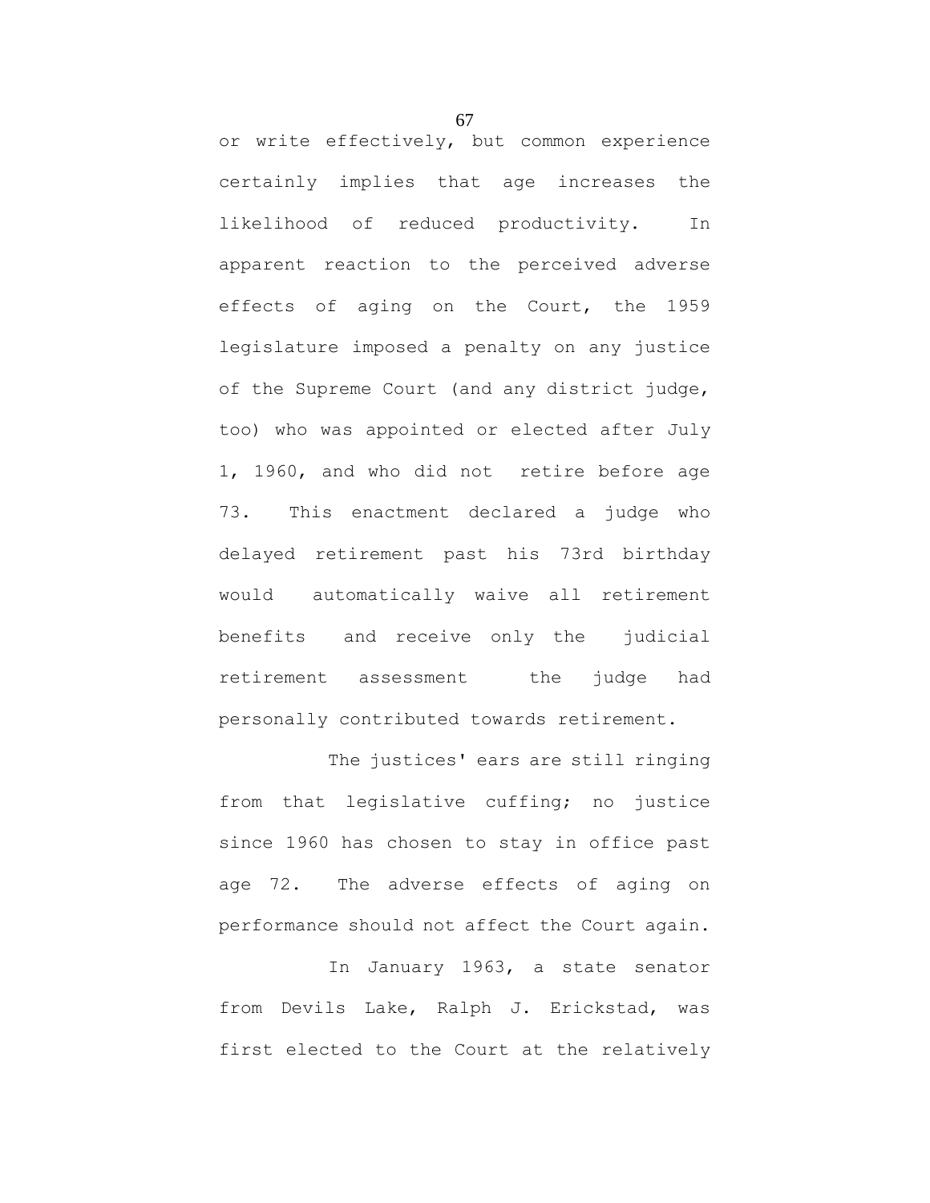or write effectively, but common experience certainly implies that age increases the likelihood of reduced productivity. In apparent reaction to the perceived adverse effects of aging on the Court, the 1959 legislature imposed a penalty on any justice of the Supreme Court (and any district judge, too) who was appointed or elected after July 1, 1960, and who did not retire before age 73. This enactment declared a judge who delayed retirement past his 73rd birthday would automatically waive all retirement benefits and receive only the judicial retirement assessment the judge had personally contributed towards retirement.

The justices' ears are still ringing from that legislative cuffing; no justice since 1960 has chosen to stay in office past age 72. The adverse effects of aging on performance should not affect the Court again.

In January 1963, a state senator from Devils Lake, Ralph J. Erickstad, was first elected to the Court at the relatively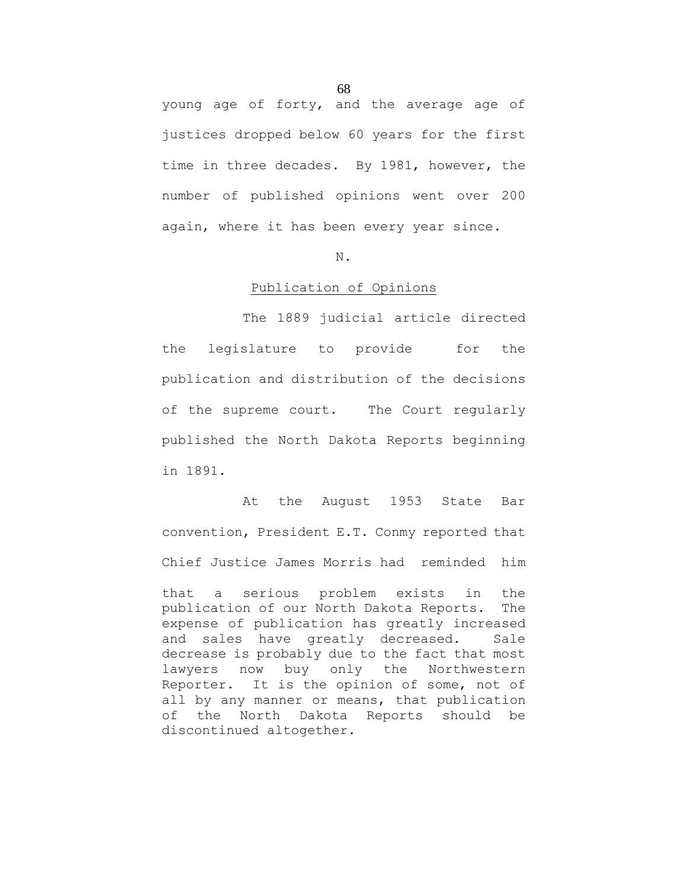young age of forty, and the average age of justices dropped below 60 years for the first time in three decades. By 1981, however, the number of published opinions went over 200 again, where it has been every year since.

N.

## Publication of Opinions

The 1889 judicial article directed the legislature to provide for the publication and distribution of the decisions of the supreme court. The Court regularly published the North Dakota Reports beginning in 1891.

At the August 1953 State Bar convention, President E.T. Conmy reported that Chief Justice James Morris had reminded him

> that a serious problem exists in the publication of our North Dakota Reports. The expense of publication has greatly increased and sales have greatly decreased. Sale decrease is probably due to the fact that most lawyers now buy only the Northwestern Reporter. It is the opinion of some, not of all by any manner or means, that publication of the North Dakota Reports should be discontinued altogether.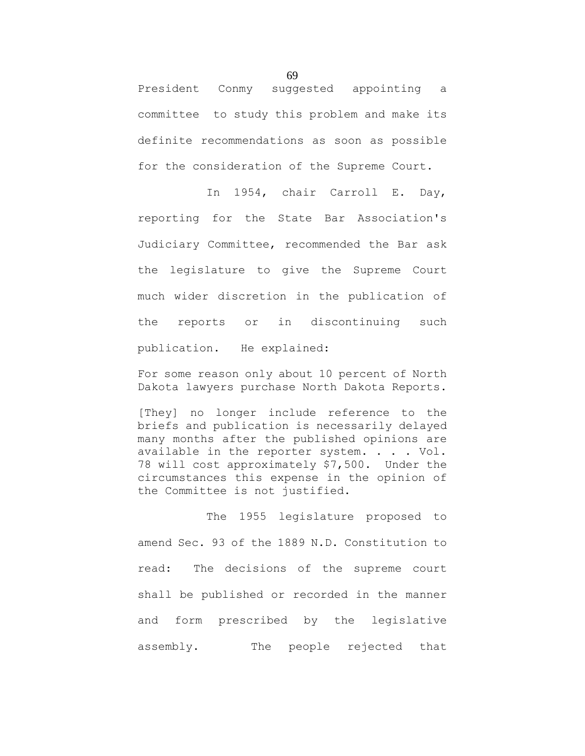President Conmy suggested appointing a committee to study this problem and make its definite recommendations as soon as possible for the consideration of the Supreme Court.

In 1954, chair Carroll E. Day, reporting for the State Bar Association's Judiciary Committee, recommended the Bar ask the legislature to give the Supreme Court much wider discretion in the publication of the reports or in discontinuing such publication. He explained:

> For some reason only about 10 percent of North Dakota lawyers purchase North Dakota Reports.
>
> [They] no longer include reference to the briefs and publication is necessarily delayed many months after the published opinions are available in the reporter system. . . . Vol. 78 will cost approximately $7,500. Under the circumstances this expense in the opinion of the Committee is not justified.

The 1955 legislature proposed to amend Sec. 93 of the 1889 N.D. Constitution to read: The decisions of the supreme court shall be published or recorded in the manner and form prescribed by the legislative assembly. The people rejected that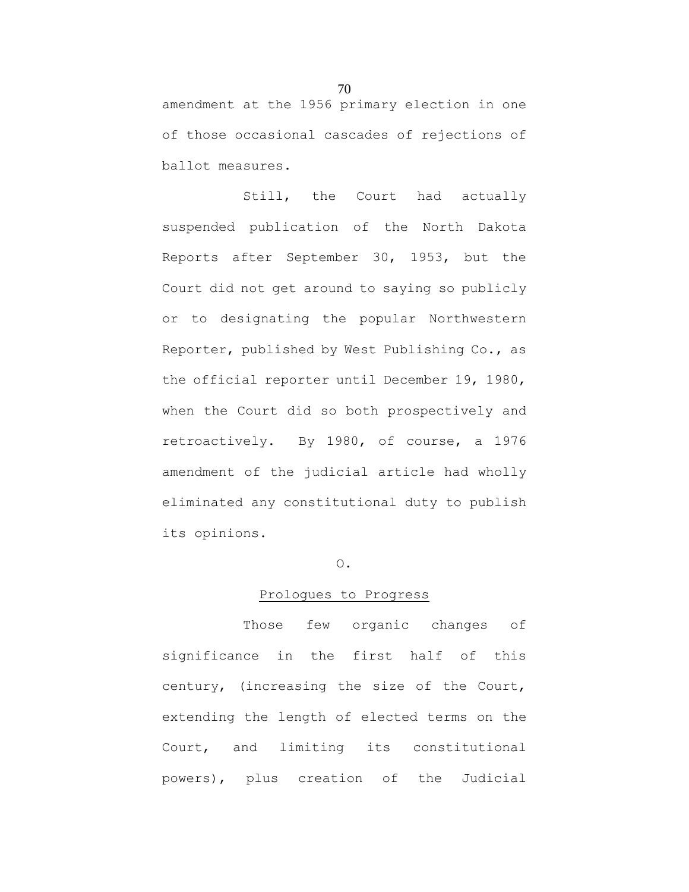amendment at the 1956 primary election in one of those occasional cascades of rejections of ballot measures.

Still, the Court had actually suspended publication of the North Dakota Reports after September 30, 1953, but the Court did not get around to saying so publicly or to designating the popular Northwestern Reporter, published by West Publishing Co., as the official reporter until December 19, 1980, when the Court did so both prospectively and retroactively. By 1980, of course, a 1976 amendment of the judicial article had wholly eliminated any constitutional duty to publish its opinions.

O.

<u>Prologues to Progress</u>

Those few organic changes of significance in the first half of this century, (increasing the size of the Court, extending the length of elected terms on the Court, and limiting its constitutional powers), plus creation of the Judicial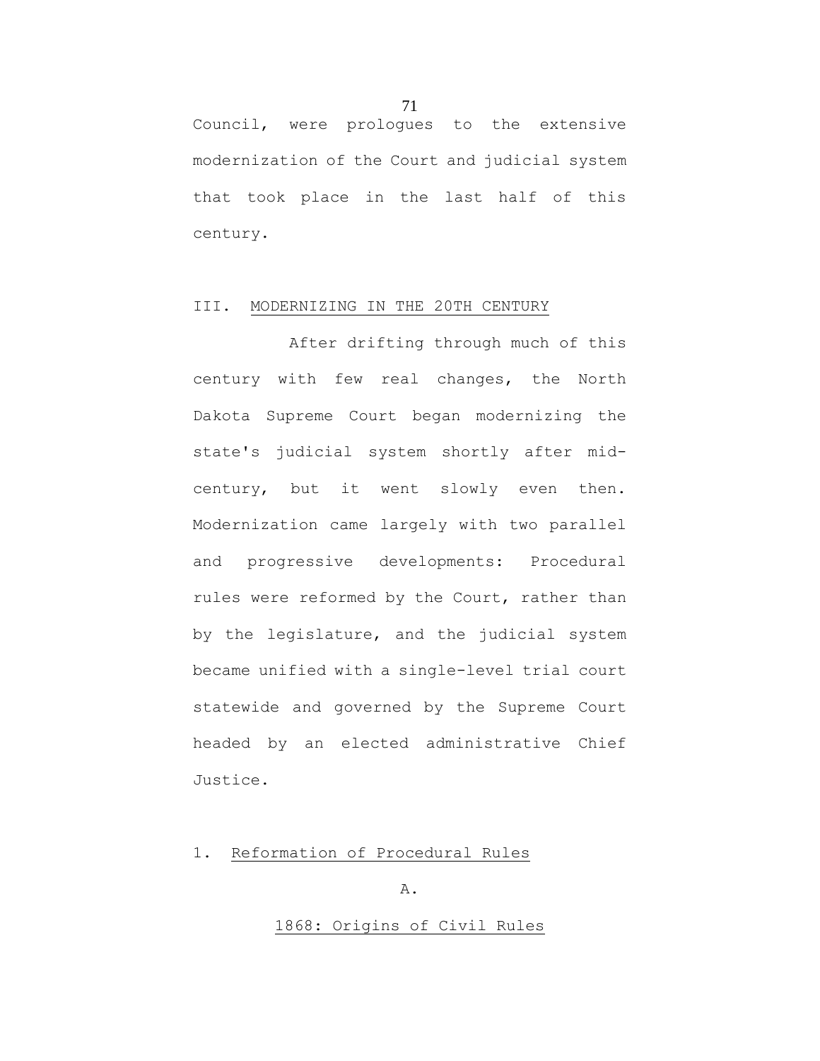Council, were prologues to the extensive modernization of the Court and judicial system that took place in the last half of this century.

## III. MODERNIZING IN THE 20TH CENTURY

After drifting through much of this century with few real changes, the North Dakota Supreme Court began modernizing the state's judicial system shortly after mid-century, but it went slowly even then. Modernization came largely with two parallel and progressive developments: Procedural rules were reformed by the Court, rather than by the legislature, and the judicial system became unified with a single-level trial court statewide and governed by the Supreme Court headed by an elected administrative Chief Justice.

### 1. Reformation of Procedural Rules

#### A.

#### 1868: Origins of Civil Rules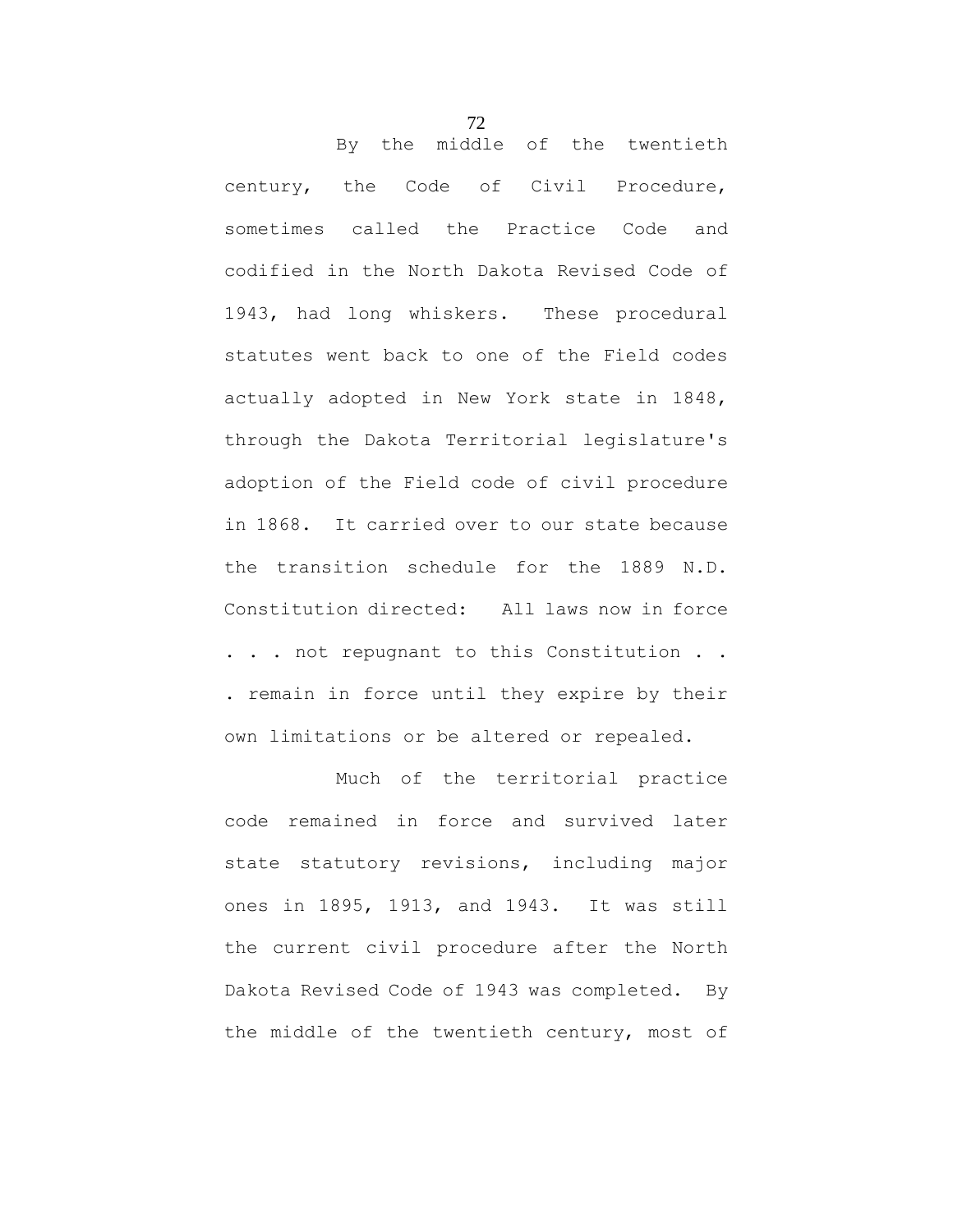By the middle of the twentieth century, the Code of Civil Procedure, sometimes called the Practice Code and codified in the North Dakota Revised Code of 1943, had long whiskers. These procedural statutes went back to one of the Field codes actually adopted in New York state in 1848, through the Dakota Territorial legislature's adoption of the Field code of civil procedure in 1868. It carried over to our state because the transition schedule for the 1889 N.D. Constitution directed: All laws now in force . . . not repugnant to this Constitution . . . remain in force until they expire by their own limitations or be altered or repealed.

Much of the territorial practice code remained in force and survived later state statutory revisions, including major ones in 1895, 1913, and 1943. It was still the current civil procedure after the North Dakota Revised Code of 1943 was completed. By the middle of the twentieth century, most of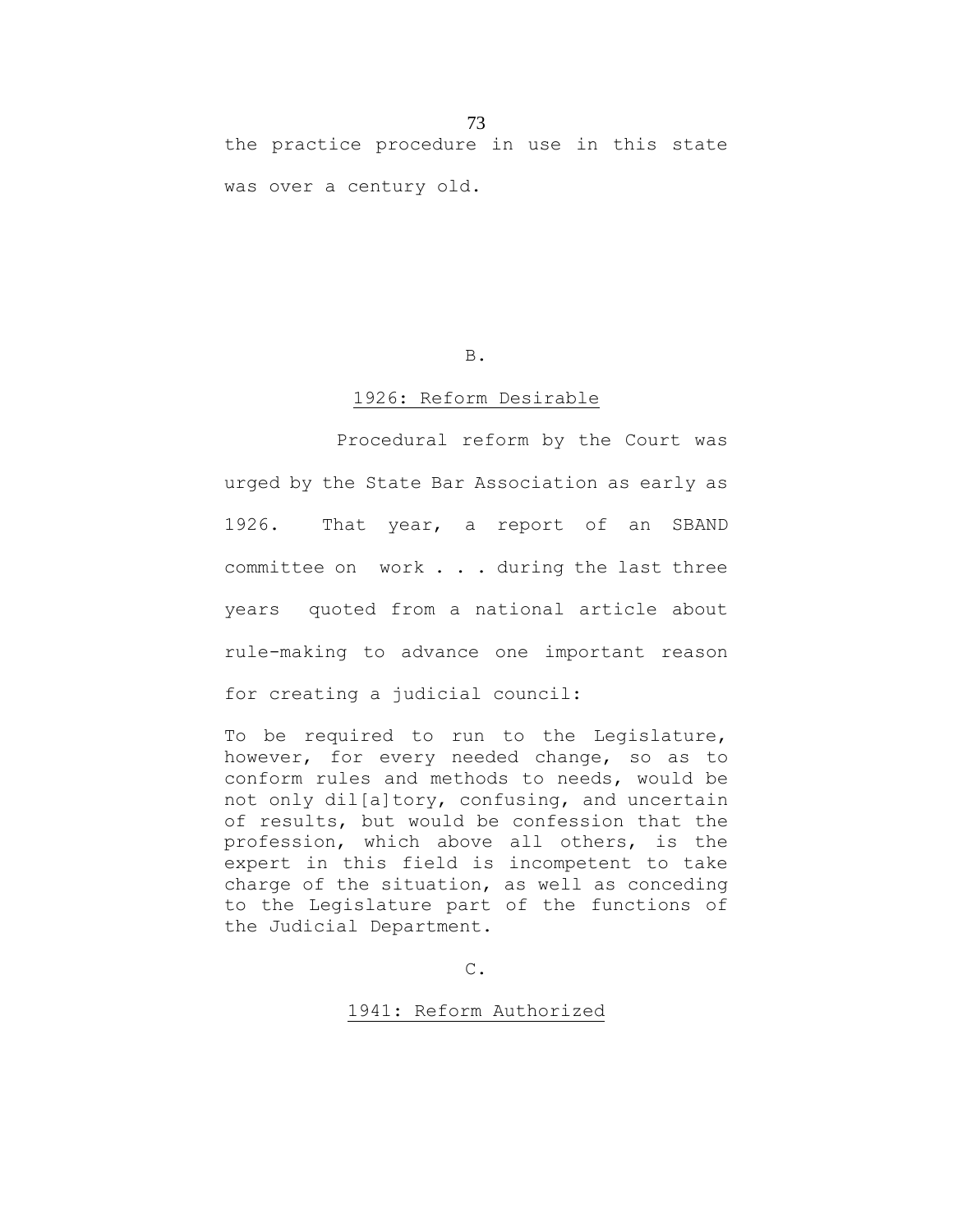the practice procedure in use in this state was over a century old.

B.

<u>1926: Reform Desirable</u>

Procedural reform by the Court was urged by the State Bar Association as early as 1926. That year, a report of an SBAND committee on work . . . during the last three years quoted from a national article about rule-making to advance one important reason for creating a judicial council:

> To be required to run to the Legislature, however, for every needed change, so as to conform rules and methods to needs, would be not only dil[a]tory, confusing, and uncertain of results, but would be confession that the profession, which above all others, is the expert in this field is incompetent to take charge of the situation, as well as conceding to the Legislature part of the functions of the Judicial Department.

C.

<u>1941: Reform Authorized</u>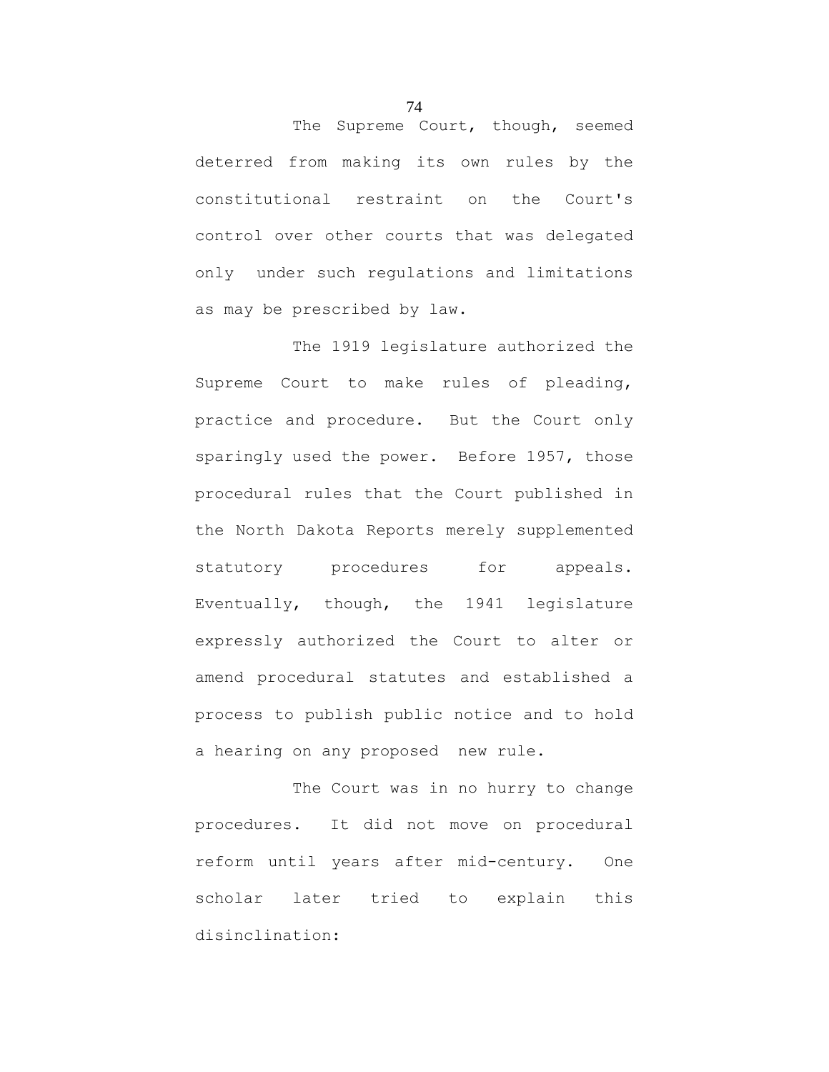The Supreme Court, though, seemed deterred from making its own rules by the constitutional restraint on the Court's control over other courts that was delegated only under such regulations and limitations as may be prescribed by law.

The 1919 legislature authorized the Supreme Court to make rules of pleading, practice and procedure. But the Court only sparingly used the power. Before 1957, those procedural rules that the Court published in the North Dakota Reports merely supplemented statutory procedures for appeals. Eventually, though, the 1941 legislature expressly authorized the Court to alter or amend procedural statutes and established a process to publish public notice and to hold a hearing on any proposed new rule.

The Court was in no hurry to change procedures. It did not move on procedural reform until years after mid-century. One scholar later tried to explain this disinclination: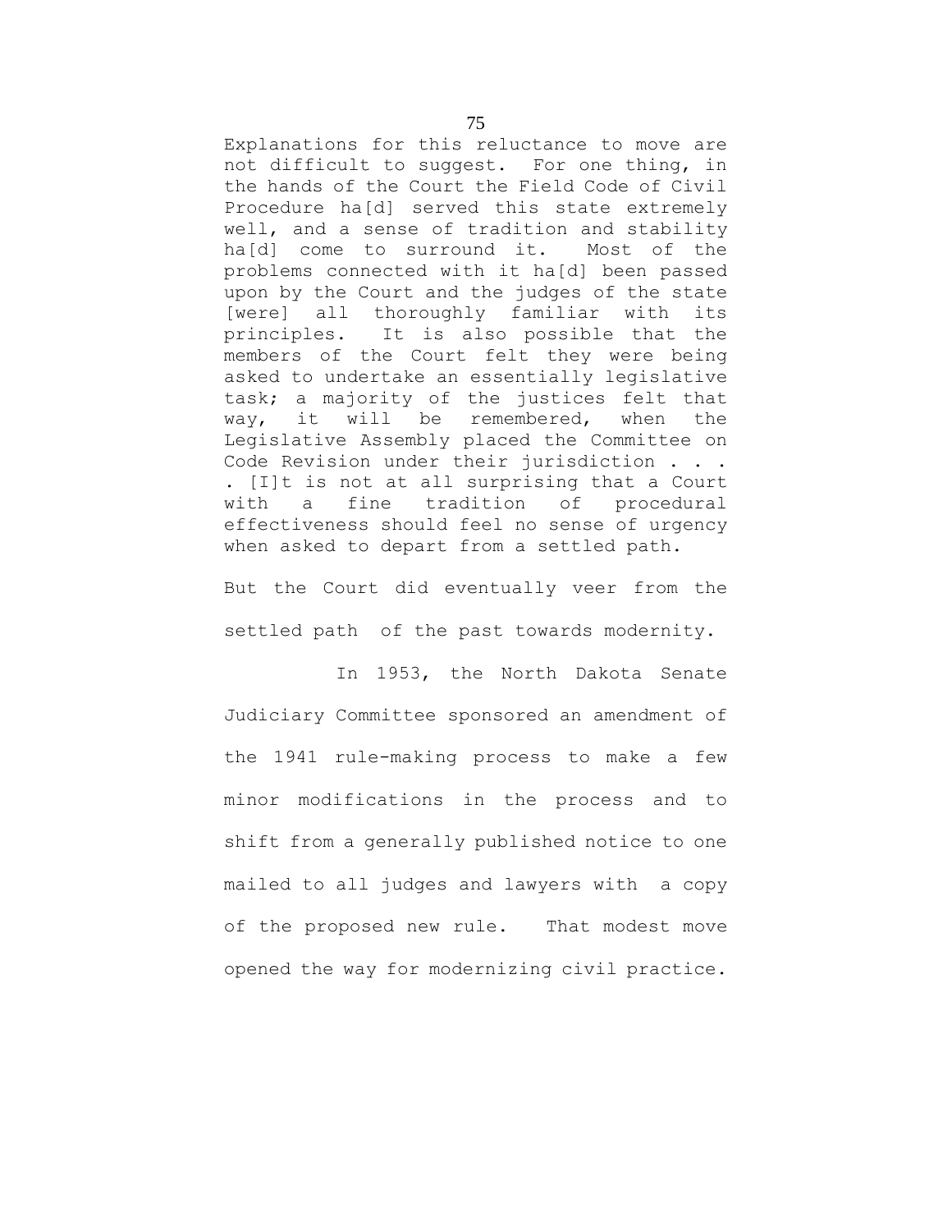> Explanations for this reluctance to move are not difficult to suggest. For one thing, in the hands of the Court the Field Code of Civil Procedure ha[d] served this state extremely well, and a sense of tradition and stability ha[d] come to surround it. Most of the problems connected with it ha[d] been passed upon by the Court and the judges of the state [were] all thoroughly familiar with its principles. It is also possible that the members of the Court felt they were being asked to undertake an essentially legislative task; a majority of the justices felt that way, it will be remembered, when the Legislative Assembly placed the Committee on Code Revision under their jurisdiction . . . . [I]t is not at all surprising that a Court with a fine tradition of procedural effectiveness should feel no sense of urgency when asked to depart from a settled path.

But the Court did eventually veer from the settled path of the past towards modernity.

In 1953, the North Dakota Senate Judiciary Committee sponsored an amendment of the 1941 rule-making process to make a few minor modifications in the process and to shift from a generally published notice to one mailed to all judges and lawyers with a copy of the proposed new rule. That modest move opened the way for modernizing civil practice.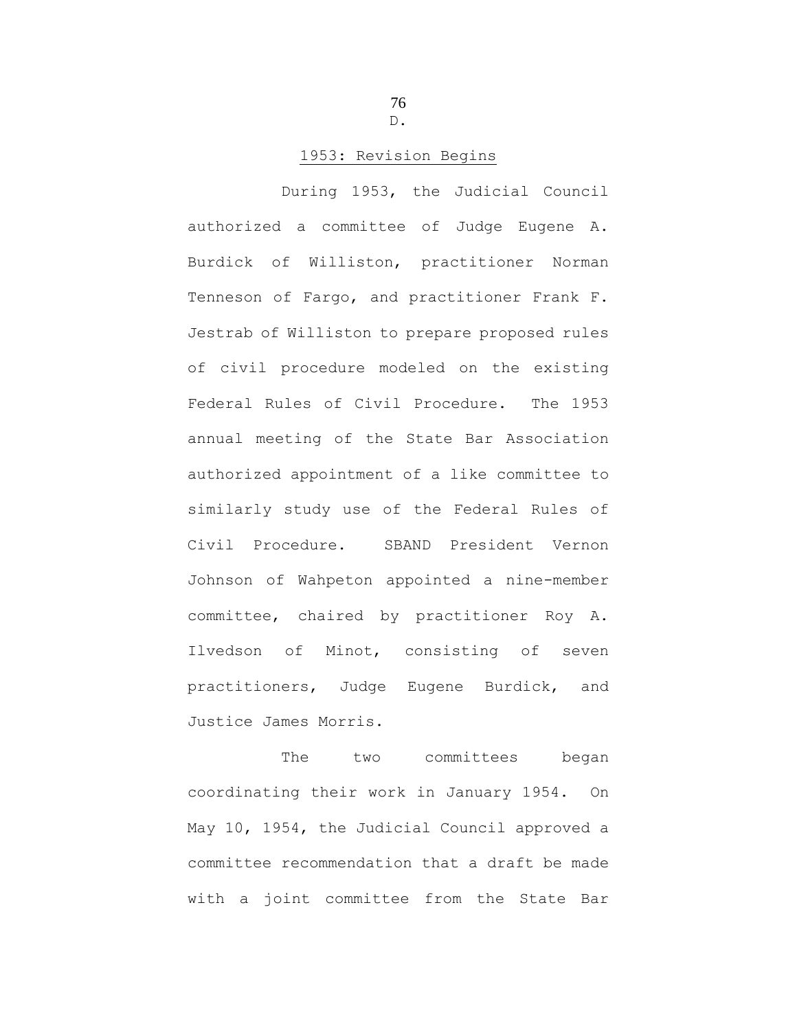D.

## 1953: Revision Begins

During 1953, the Judicial Council authorized a committee of Judge Eugene A. Burdick of Williston, practitioner Norman Tenneson of Fargo, and practitioner Frank F. Jestrab of Williston to prepare proposed rules of civil procedure modeled on the existing Federal Rules of Civil Procedure. The 1953 annual meeting of the State Bar Association authorized appointment of a like committee to similarly study use of the Federal Rules of Civil Procedure. SBAND President Vernon Johnson of Wahpeton appointed a nine-member committee, chaired by practitioner Roy A. Ilvedson of Minot, consisting of seven practitioners, Judge Eugene Burdick, and Justice James Morris.

The two committees began coordinating their work in January 1954. On May 10, 1954, the Judicial Council approved a committee recommendation that a draft be made with a joint committee from the State Bar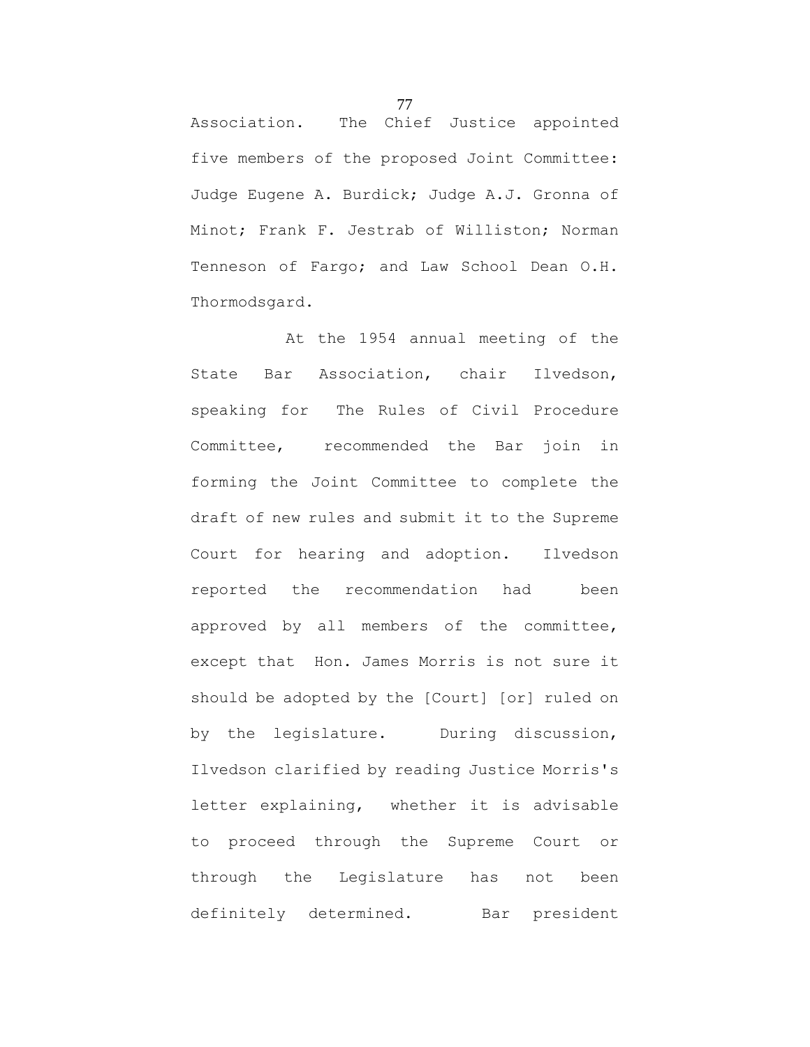Association. The Chief Justice appointed five members of the proposed Joint Committee: Judge Eugene A. Burdick; Judge A.J. Gronna of Minot; Frank F. Jestrab of Williston; Norman Tenneson of Fargo; and Law School Dean O.H. Thormodsgard.

At the 1954 annual meeting of the State Bar Association, chair Ilvedson, speaking for The Rules of Civil Procedure Committee, recommended the Bar join in forming the Joint Committee to complete the draft of new rules and submit it to the Supreme Court for hearing and adoption. Ilvedson reported the recommendation had been approved by all members of the committee, except that Hon. James Morris is not sure it should be adopted by the [Court] [or] ruled on by the legislature. During discussion, Ilvedson clarified by reading Justice Morris's letter explaining, whether it is advisable to proceed through the Supreme Court or through the Legislature has not been definitely determined. Bar president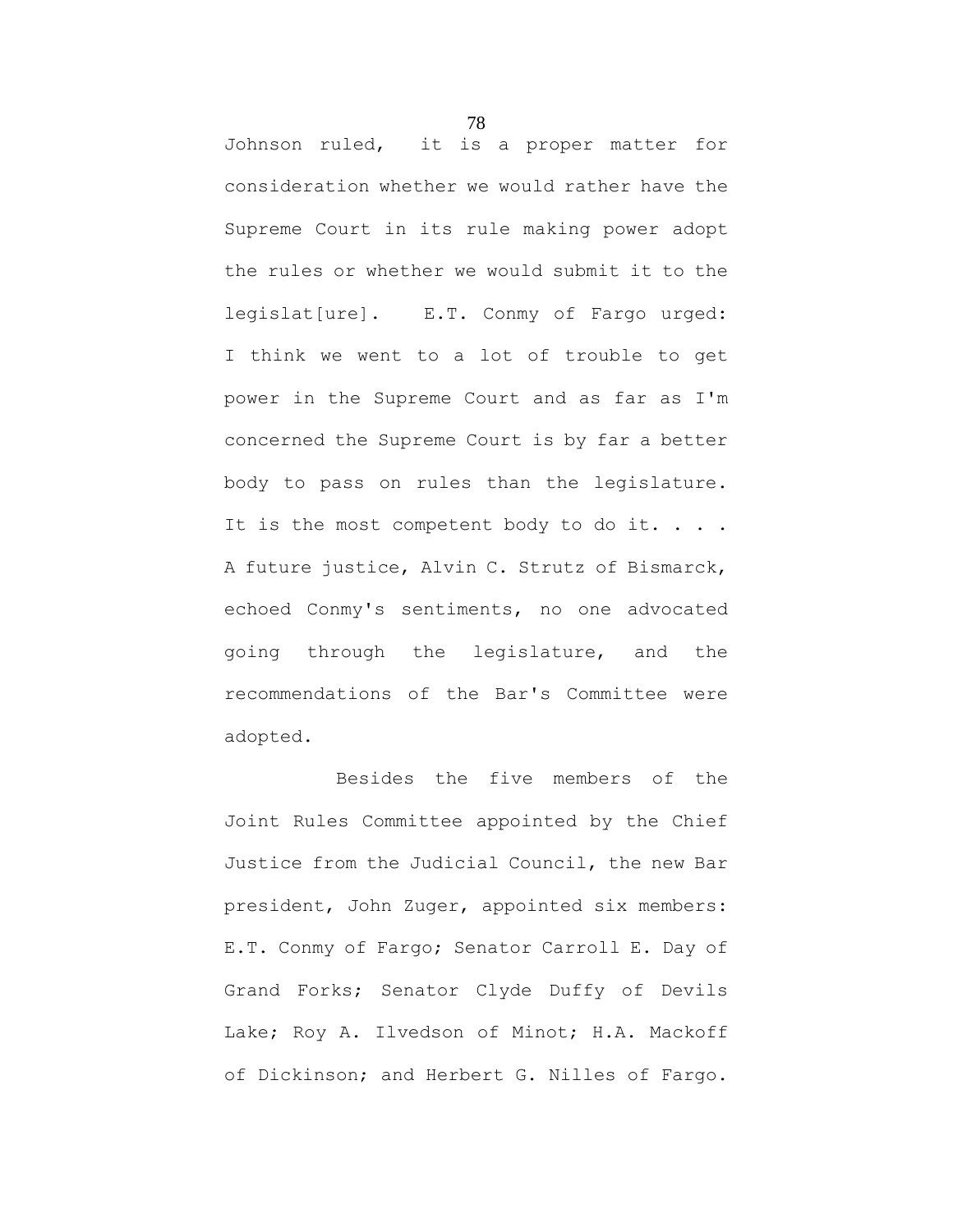Johnson ruled, it is a proper matter for consideration whether we would rather have the Supreme Court in its rule making power adopt the rules or whether we would submit it to the legislat[ure]. E.T. Conmy of Fargo urged: I think we went to a lot of trouble to get power in the Supreme Court and as far as I'm concerned the Supreme Court is by far a better body to pass on rules than the legislature. It is the most competent body to do it. . . . A future justice, Alvin C. Strutz of Bismarck, echoed Conmy's sentiments, no one advocated going through the legislature, and the recommendations of the Bar's Committee were adopted.

Besides the five members of the Joint Rules Committee appointed by the Chief Justice from the Judicial Council, the new Bar president, John Zuger, appointed six members: E.T. Conmy of Fargo; Senator Carroll E. Day of Grand Forks; Senator Clyde Duffy of Devils Lake; Roy A. Ilvedson of Minot; H.A. Mackoff of Dickinson; and Herbert G. Nilles of Fargo.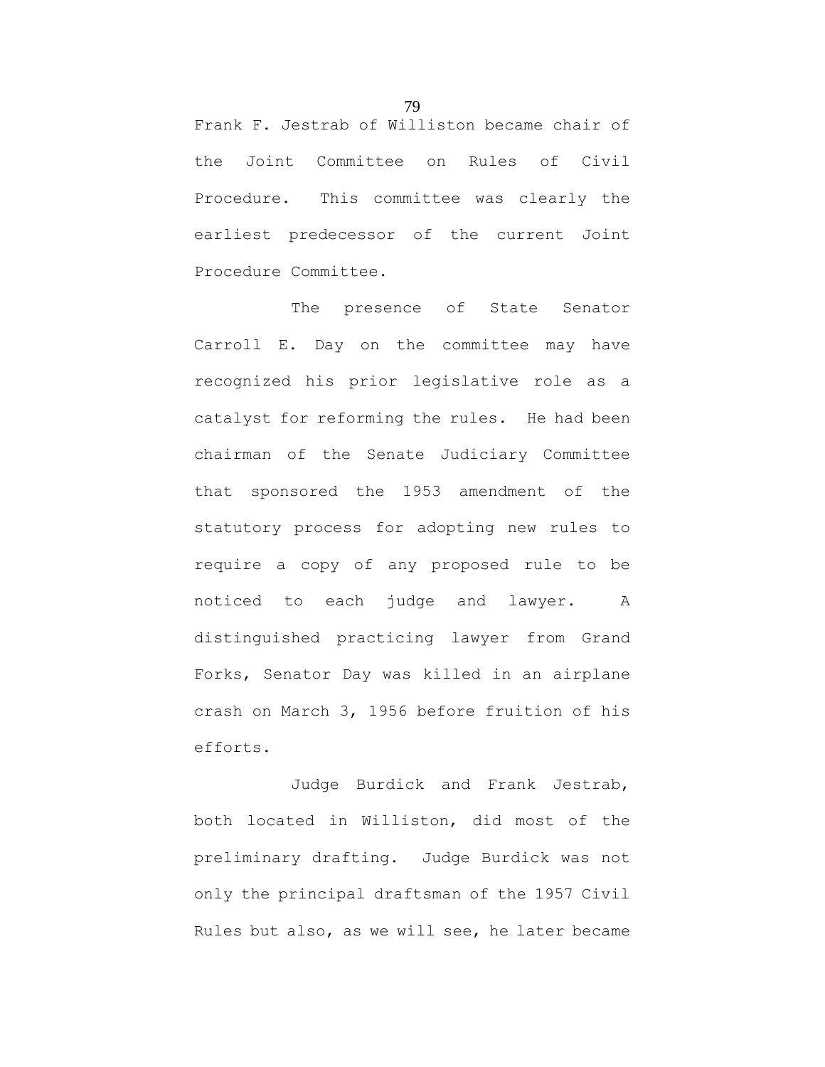Frank F. Jestrab of Williston became chair of the Joint Committee on Rules of Civil Procedure. This committee was clearly the earliest predecessor of the current Joint Procedure Committee.

The presence of State Senator Carroll E. Day on the committee may have recognized his prior legislative role as a catalyst for reforming the rules. He had been chairman of the Senate Judiciary Committee that sponsored the 1953 amendment of the statutory process for adopting new rules to require a copy of any proposed rule to be noticed to each judge and lawyer. A distinguished practicing lawyer from Grand Forks, Senator Day was killed in an airplane crash on March 3, 1956 before fruition of his efforts.

Judge Burdick and Frank Jestrab, both located in Williston, did most of the preliminary drafting. Judge Burdick was not only the principal draftsman of the 1957 Civil Rules but also, as we will see, he later became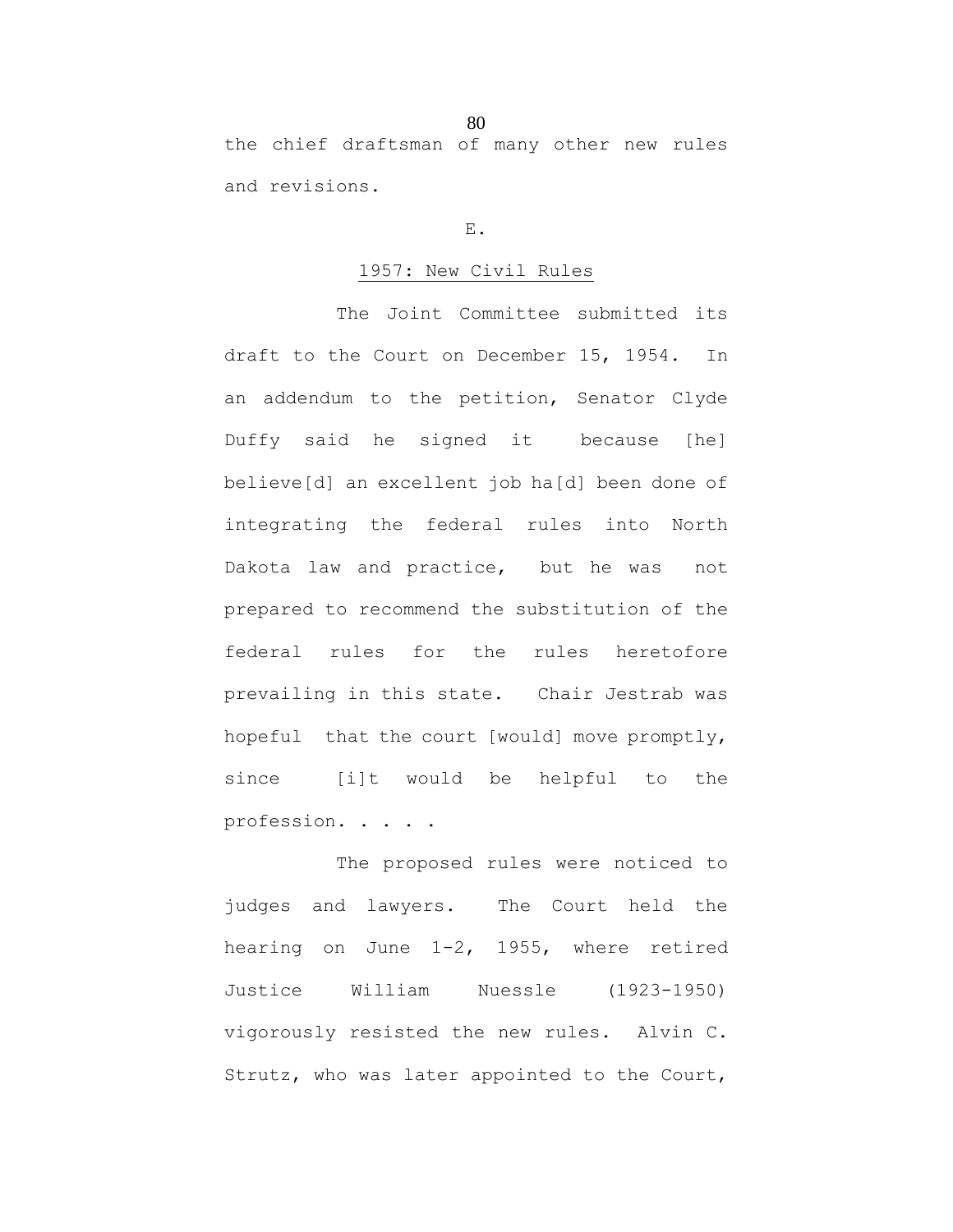the chief draftsman of many other new rules and revisions.

E.

<u>1957: New Civil Rules</u>

The Joint Committee submitted its draft to the Court on December 15, 1954. In an addendum to the petition, Senator Clyde Duffy said he signed it because [he] believe[d] an excellent job ha[d] been done of integrating the federal rules into North Dakota law and practice, but he was not prepared to recommend the substitution of the federal rules for the rules heretofore prevailing in this state. Chair Jestrab was hopeful that the court [would] move promptly, since [i]t would be helpful to the profession. . . . .

The proposed rules were noticed to judges and lawyers. The Court held the hearing on June 1-2, 1955, where retired Justice William Nuessle (1923-1950) vigorously resisted the new rules. Alvin C. Strutz, who was later appointed to the Court,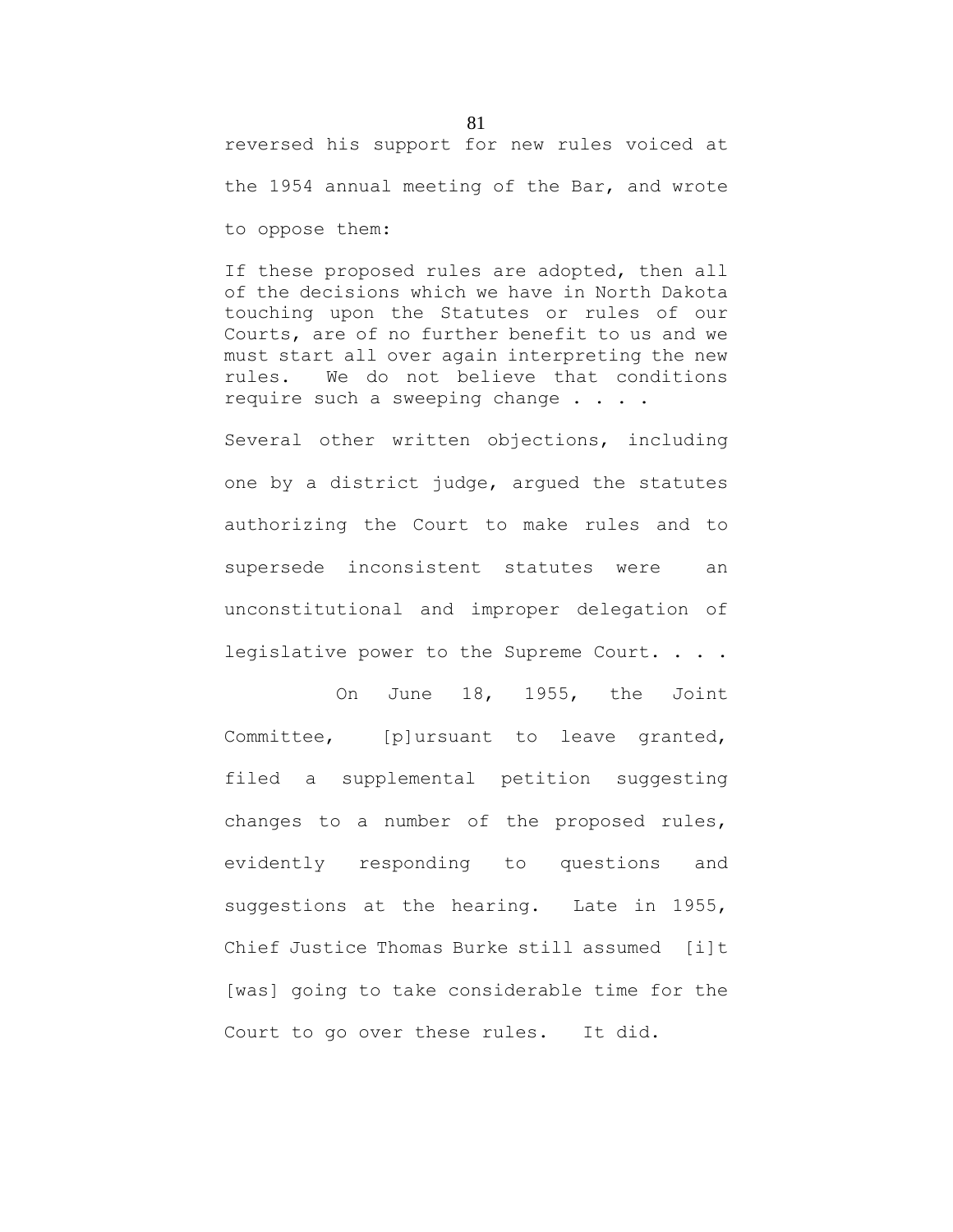reversed his support for new rules voiced at the 1954 annual meeting of the Bar, and wrote to oppose them:

> If these proposed rules are adopted, then all of the decisions which we have in North Dakota touching upon the Statutes or rules of our Courts, are of no further benefit to us and we must start all over again interpreting the new rules. We do not believe that conditions require such a sweeping change . . . .

Several other written objections, including one by a district judge, argued the statutes authorizing the Court to make rules and to supersede inconsistent statutes were an unconstitutional and improper delegation of legislative power to the Supreme Court. . . .

On June 18, 1955, the Joint Committee, [p]ursuant to leave granted, filed a supplemental petition suggesting changes to a number of the proposed rules, evidently responding to questions and suggestions at the hearing. Late in 1955, Chief Justice Thomas Burke still assumed [i]t [was] going to take considerable time for the Court to go over these rules. It did.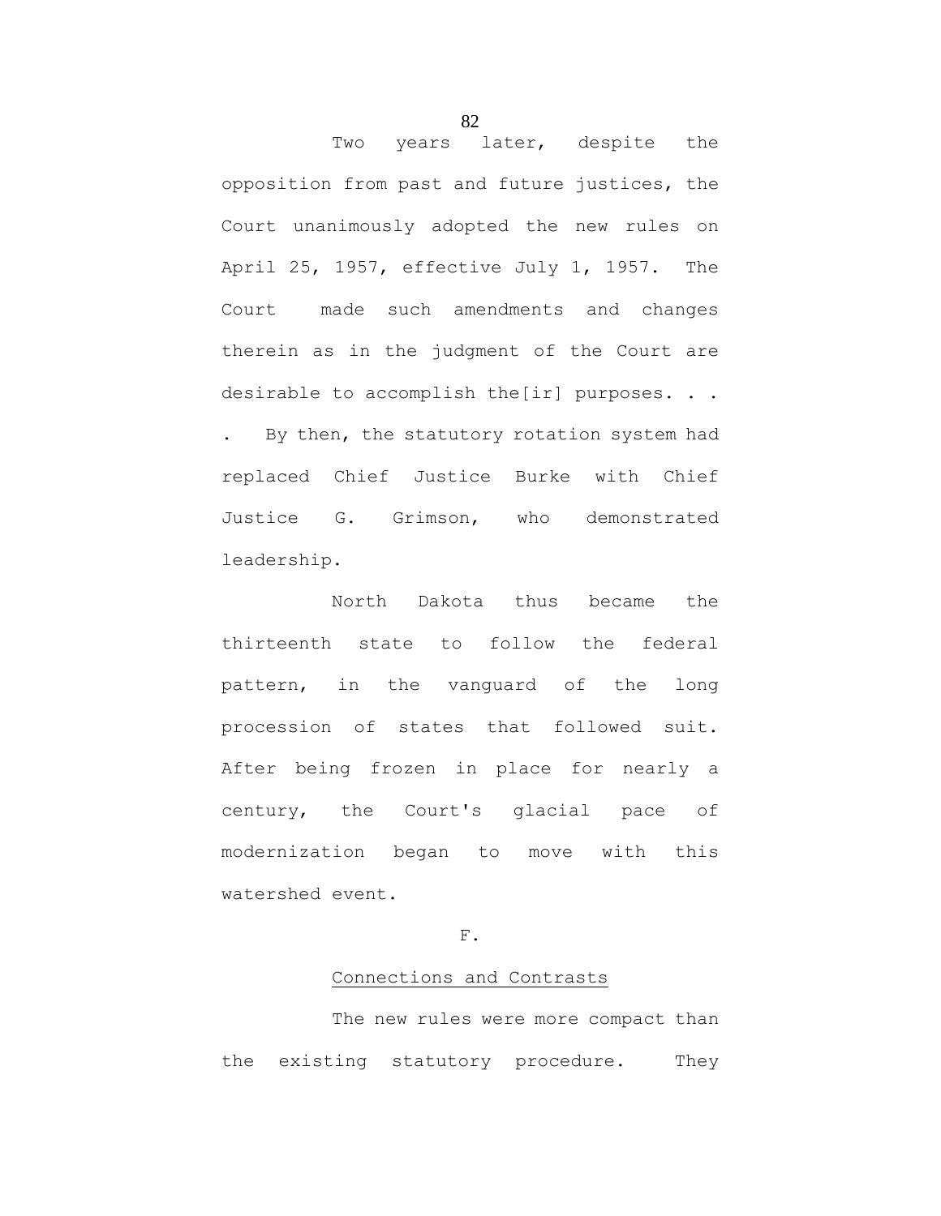Two years later, despite the opposition from past and future justices, the Court unanimously adopted the new rules on April 25, 1957, effective July 1, 1957. The Court made such amendments and changes therein as in the judgment of the Court are desirable to accomplish the[ir] purposes. . . . By then, the statutory rotation system had replaced Chief Justice Burke with Chief Justice G. Grimson, who demonstrated leadership.

North Dakota thus became the thirteenth state to follow the federal pattern, in the vanguard of the long procession of states that followed suit. After being frozen in place for nearly a century, the Court's glacial pace of modernization began to move with this watershed event.

## F.

## Connections and Contrasts

The new rules were more compact than the existing statutory procedure. They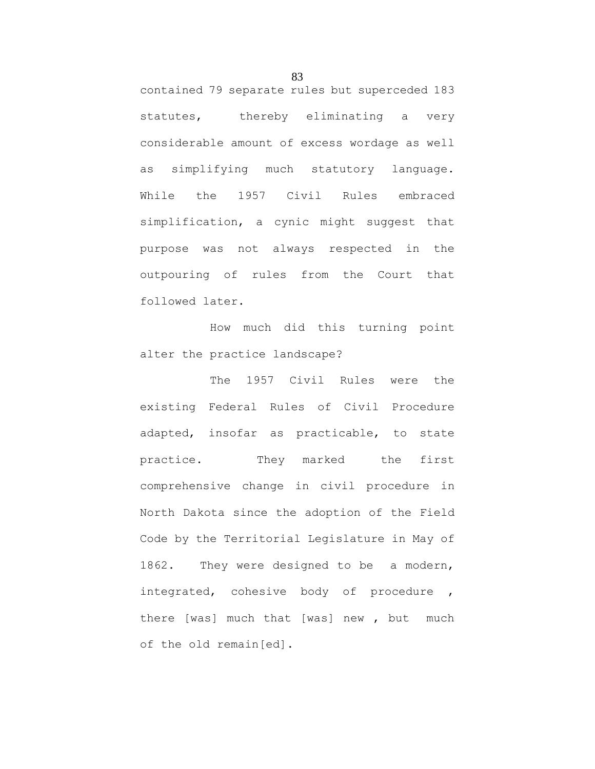contained 79 separate rules but superceded 183 statutes, thereby eliminating a very considerable amount of excess wordage as well as simplifying much statutory language. While the 1957 Civil Rules embraced simplification, a cynic might suggest that purpose was not always respected in the outpouring of rules from the Court that followed later.

How much did this turning point alter the practice landscape?

The 1957 Civil Rules were the existing Federal Rules of Civil Procedure adapted, insofar as practicable, to state practice. They marked the first comprehensive change in civil procedure in North Dakota since the adoption of the Field Code by the Territorial Legislature in May of 1862. They were designed to be a modern, integrated, cohesive body of procedure , there [was] much that [was] new , but much of the old remain[ed].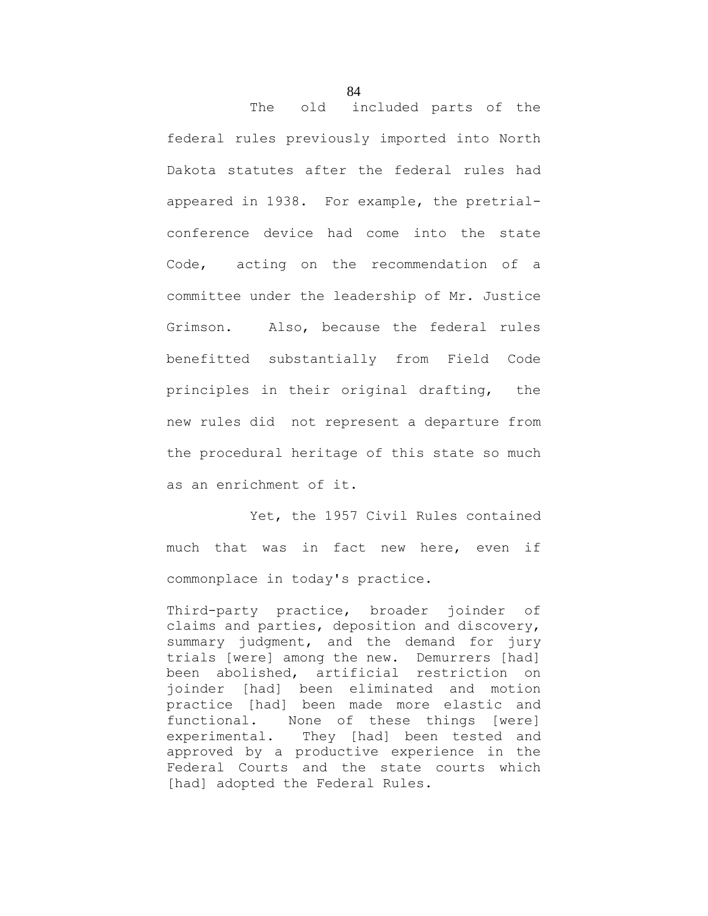The old included parts of the federal rules previously imported into North Dakota statutes after the federal rules had appeared in 1938. For example, the pretrial-conference device had come into the state Code, acting on the recommendation of a committee under the leadership of Mr. Justice Grimson. Also, because the federal rules benefitted substantially from Field Code principles in their original drafting, the new rules did not represent a departure from the procedural heritage of this state so much as an enrichment of it.

Yet, the 1957 Civil Rules contained much that was in fact new here, even if commonplace in today's practice.

> Third-party practice, broader joinder of claims and parties, deposition and discovery, summary judgment, and the demand for jury trials [were] among the new. Demurrers [had] been abolished, artificial restriction on joinder [had] been eliminated and motion practice [had] been made more elastic and functional. None of these things [were] experimental. They [had] been tested and approved by a productive experience in the Federal Courts and the state courts which [had] adopted the Federal Rules.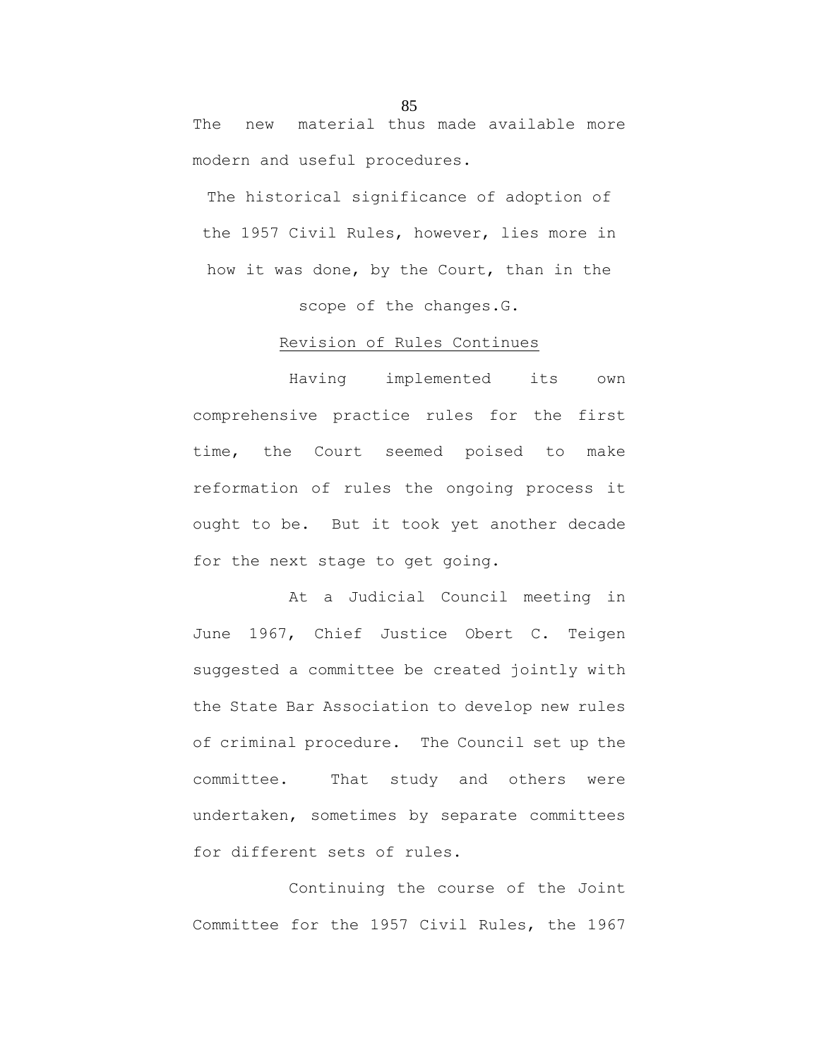The new material thus made available more modern and useful procedures.

The historical significance of adoption of the 1957 Civil Rules, however, lies more in how it was done, by the Court, than in the scope of the changes.G.

Revision of Rules Continues

Having implemented its own comprehensive practice rules for the first time, the Court seemed poised to make reformation of rules the ongoing process it ought to be. But it took yet another decade for the next stage to get going.

At a Judicial Council meeting in June 1967, Chief Justice Obert C. Teigen suggested a committee be created jointly with the State Bar Association to develop new rules of criminal procedure. The Council set up the committee. That study and others were undertaken, sometimes by separate committees for different sets of rules.

Continuing the course of the Joint Committee for the 1957 Civil Rules, the 1967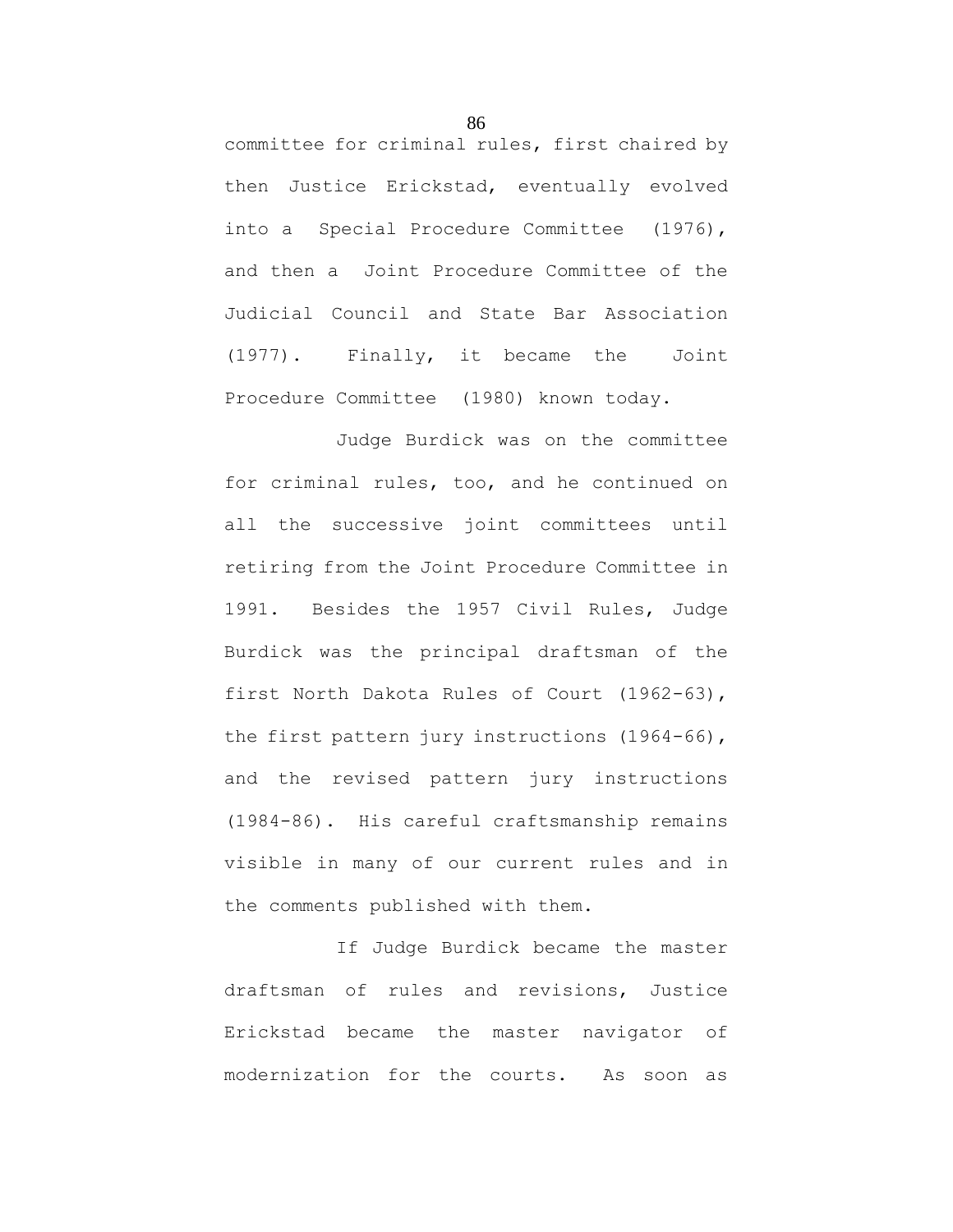committee for criminal rules, first chaired by then Justice Erickstad, eventually evolved into a Special Procedure Committee (1976), and then a Joint Procedure Committee of the Judicial Council and State Bar Association (1977). Finally, it became the Joint Procedure Committee (1980) known today.

Judge Burdick was on the committee for criminal rules, too, and he continued on all the successive joint committees until retiring from the Joint Procedure Committee in 1991. Besides the 1957 Civil Rules, Judge Burdick was the principal draftsman of the first North Dakota Rules of Court (1962-63), the first pattern jury instructions (1964-66), and the revised pattern jury instructions (1984-86). His careful craftsmanship remains visible in many of our current rules and in the comments published with them.

If Judge Burdick became the master draftsman of rules and revisions, Justice Erickstad became the master navigator of modernization for the courts. As soon as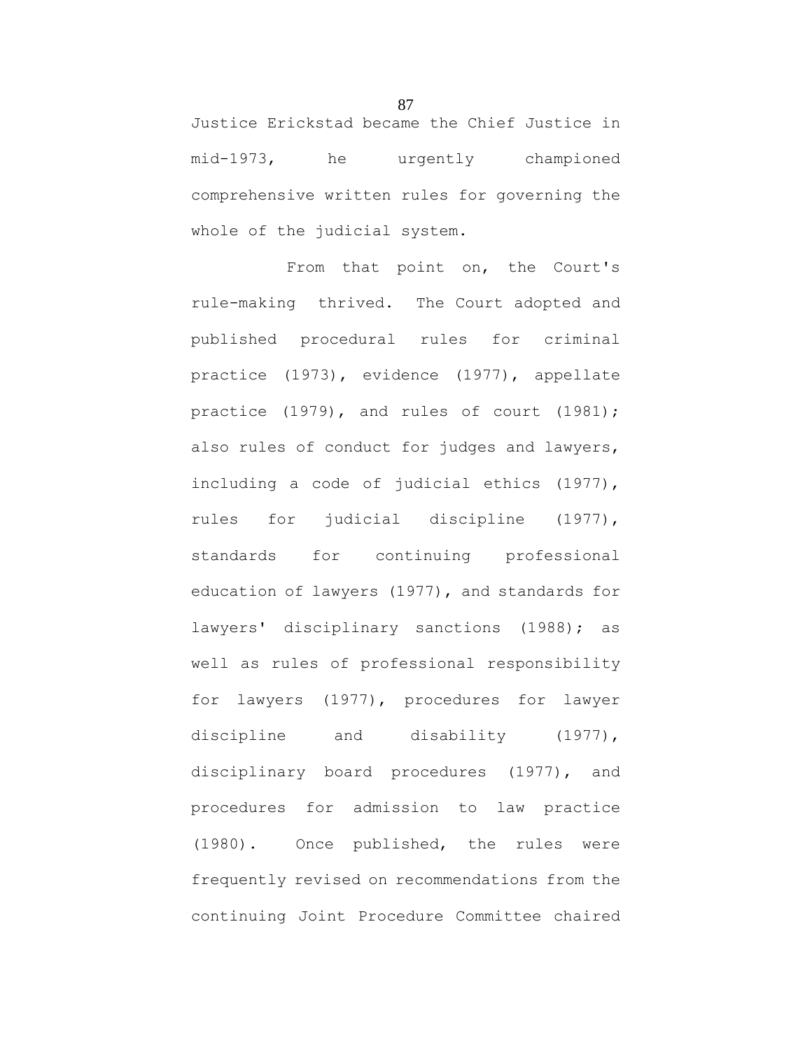Justice Erickstad became the Chief Justice in mid-1973, he urgently championed comprehensive written rules for governing the whole of the judicial system.

From that point on, the Court's rule-making thrived. The Court adopted and published procedural rules for criminal practice (1973), evidence (1977), appellate practice (1979), and rules of court (1981); also rules of conduct for judges and lawyers, including a code of judicial ethics (1977), rules for judicial discipline (1977), standards for continuing professional education of lawyers (1977), and standards for lawyers' disciplinary sanctions (1988); as well as rules of professional responsibility for lawyers (1977), procedures for lawyer discipline and disability (1977), disciplinary board procedures (1977), and procedures for admission to law practice (1980). Once published, the rules were frequently revised on recommendations from the continuing Joint Procedure Committee chaired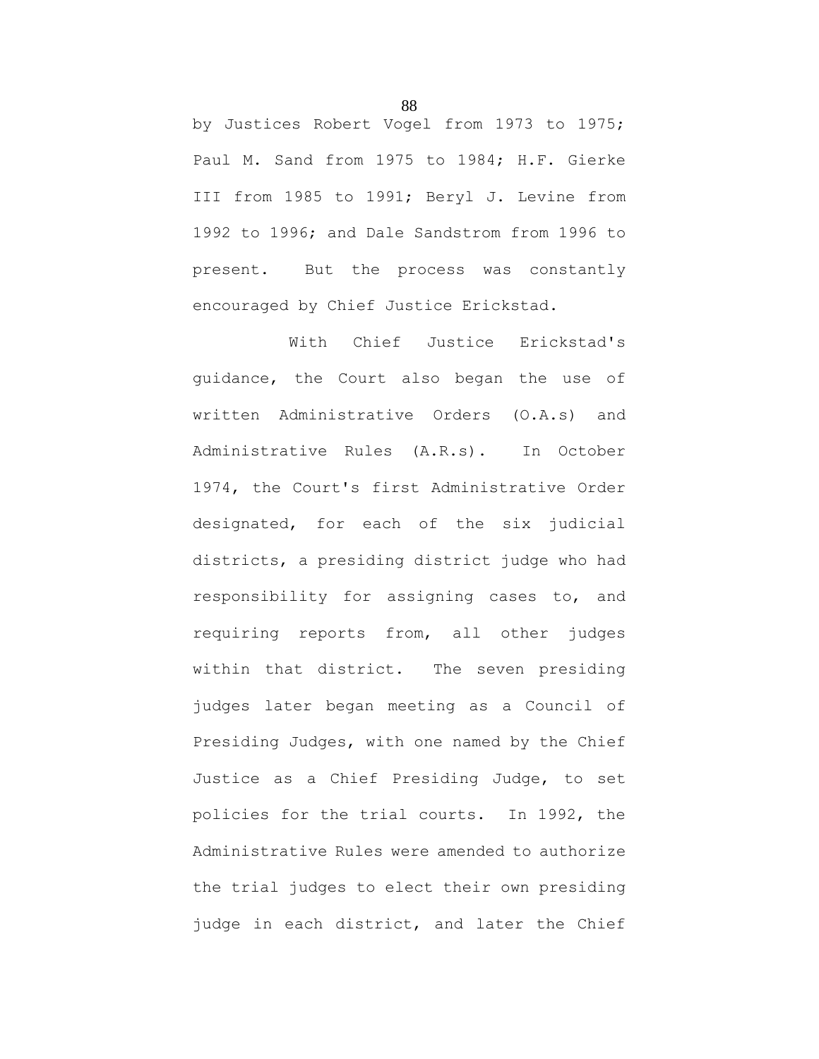by Justices Robert Vogel from 1973 to 1975; Paul M. Sand from 1975 to 1984; H.F. Gierke III from 1985 to 1991; Beryl J. Levine from 1992 to 1996; and Dale Sandstrom from 1996 to present. But the process was constantly encouraged by Chief Justice Erickstad.

With Chief Justice Erickstad's guidance, the Court also began the use of written Administrative Orders (O.A.s) and Administrative Rules (A.R.s). In October 1974, the Court's first Administrative Order designated, for each of the six judicial districts, a presiding district judge who had responsibility for assigning cases to, and requiring reports from, all other judges within that district. The seven presiding judges later began meeting as a Council of Presiding Judges, with one named by the Chief Justice as a Chief Presiding Judge, to set policies for the trial courts. In 1992, the Administrative Rules were amended to authorize the trial judges to elect their own presiding judge in each district, and later the Chief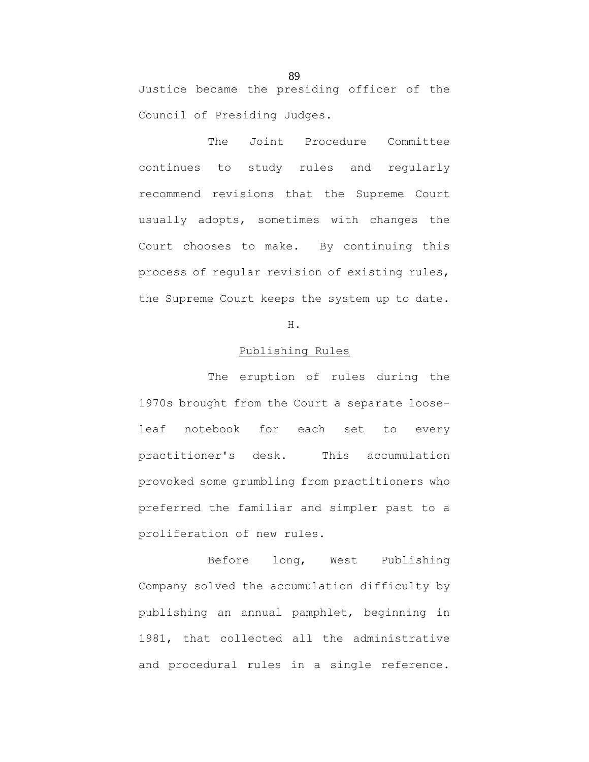Justice became the presiding officer of the Council of Presiding Judges.

The Joint Procedure Committee continues to study rules and regularly recommend revisions that the Supreme Court usually adopts, sometimes with changes the Court chooses to make. By continuing this process of regular revision of existing rules, the Supreme Court keeps the system up to date.

## H.

## Publishing Rules

The eruption of rules during the 1970s brought from the Court a separate loose-leaf notebook for each set to every practitioner's desk. This accumulation provoked some grumbling from practitioners who preferred the familiar and simpler past to a proliferation of new rules.

Before long, West Publishing Company solved the accumulation difficulty by publishing an annual pamphlet, beginning in 1981, that collected all the administrative and procedural rules in a single reference.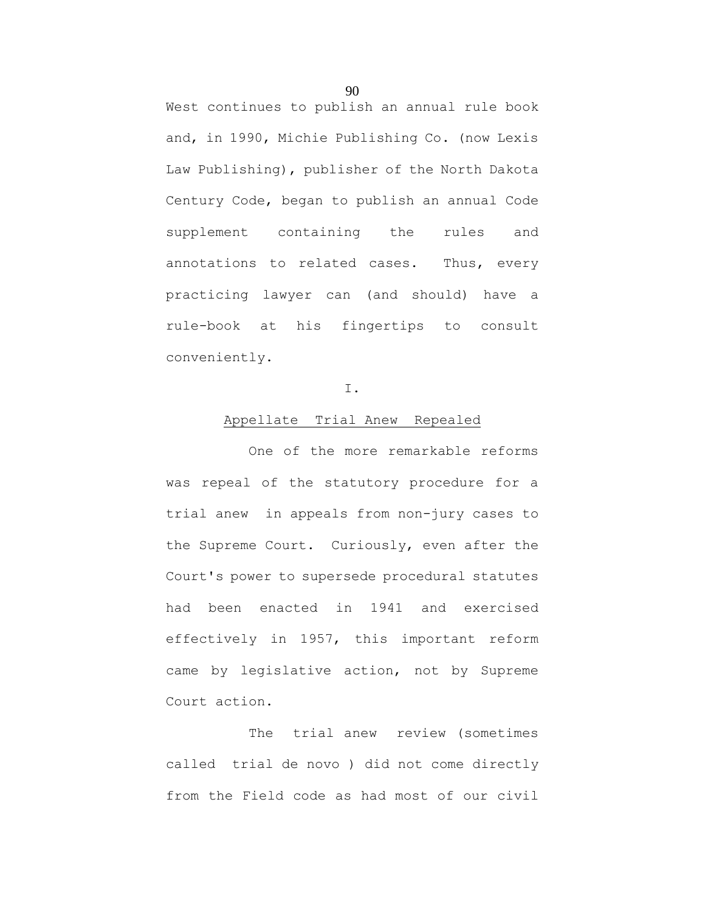West continues to publish an annual rule book and, in 1990, Michie Publishing Co. (now Lexis Law Publishing), publisher of the North Dakota Century Code, began to publish an annual Code supplement containing the rules and annotations to related cases. Thus, every practicing lawyer can (and should) have a rule-book at his fingertips to consult conveniently.

I.

## Appellate Trial Anew Repealed

One of the more remarkable reforms was repeal of the statutory procedure for a trial anew in appeals from non-jury cases to the Supreme Court. Curiously, even after the Court's power to supersede procedural statutes had been enacted in 1941 and exercised effectively in 1957, this important reform came by legislative action, not by Supreme Court action.

The trial anew review (sometimes called trial de novo ) did not come directly from the Field code as had most of our civil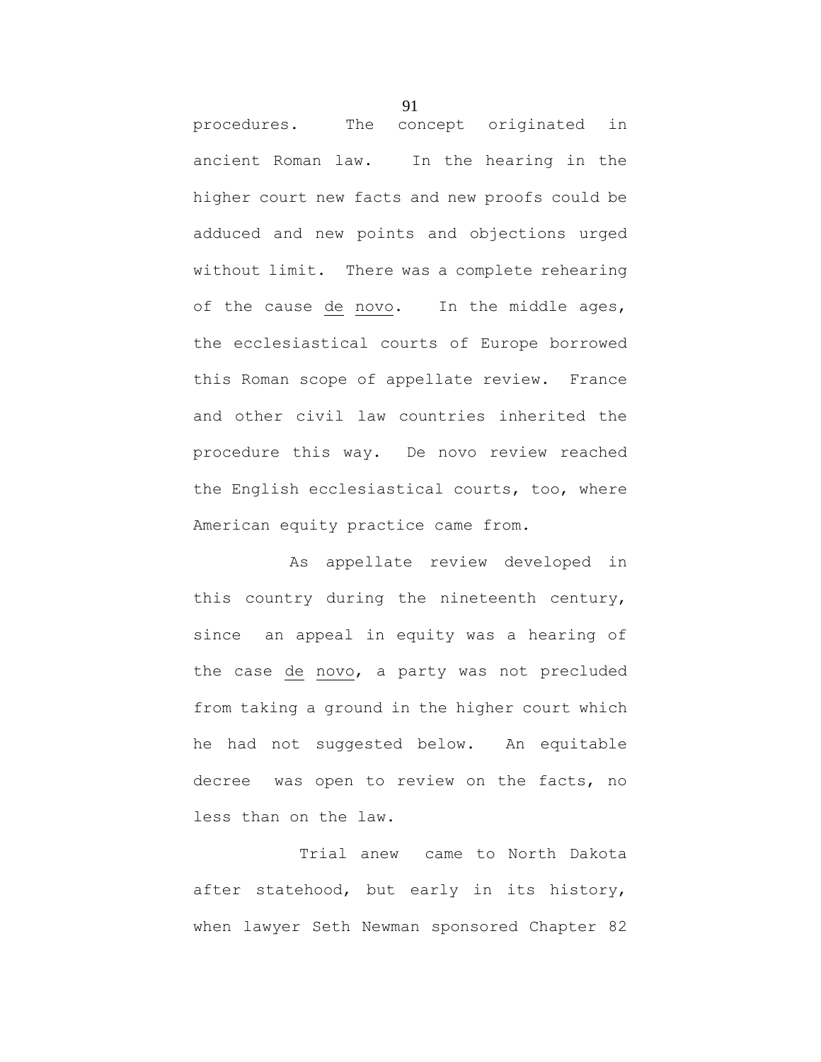procedures. The concept originated in ancient Roman law. In the hearing in the higher court new facts and new proofs could be adduced and new points and objections urged without limit. There was a complete rehearing of the cause *de novo*. In the middle ages, the ecclesiastical courts of Europe borrowed this Roman scope of appellate review. France and other civil law countries inherited the procedure this way. De novo review reached the English ecclesiastical courts, too, where American equity practice came from.

As appellate review developed in this country during the nineteenth century, since an appeal in equity was a hearing of the case *de novo*, a party was not precluded from taking a ground in the higher court which he had not suggested below. An equitable decree was open to review on the facts, no less than on the law.

Trial anew came to North Dakota after statehood, but early in its history, when lawyer Seth Newman sponsored Chapter 82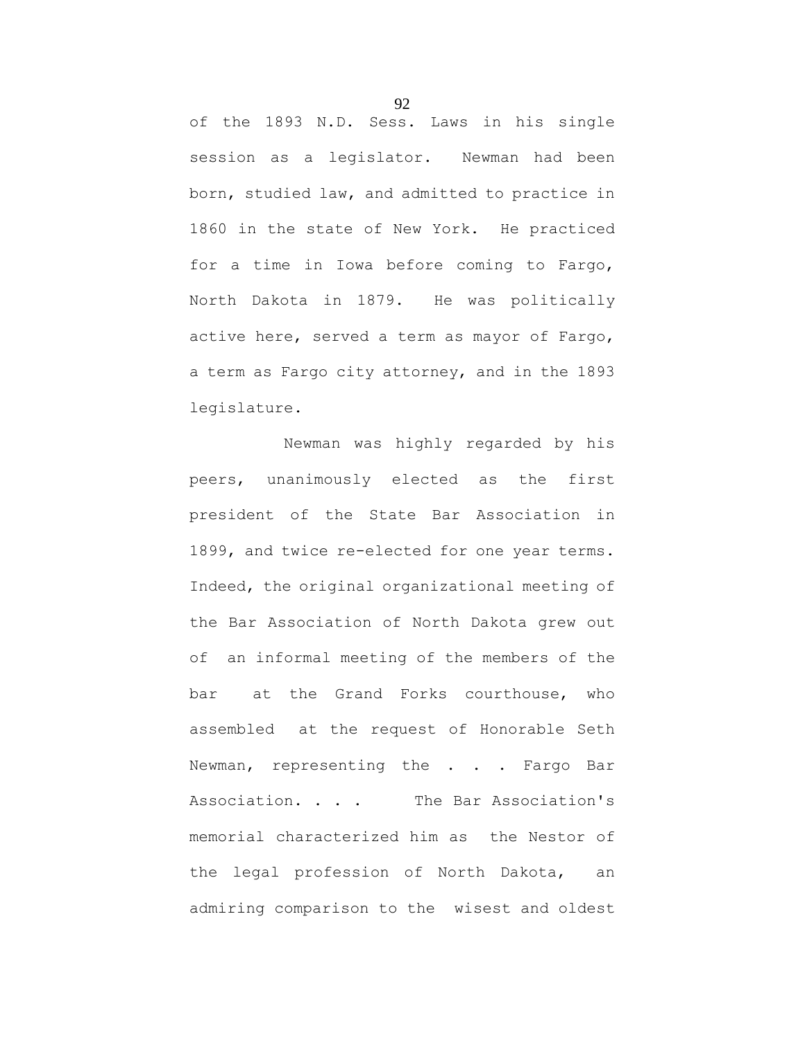of the 1893 N.D. Sess. Laws in his single session as a legislator. Newman had been born, studied law, and admitted to practice in 1860 in the state of New York. He practiced for a time in Iowa before coming to Fargo, North Dakota in 1879. He was politically active here, served a term as mayor of Fargo, a term as Fargo city attorney, and in the 1893 legislature.

Newman was highly regarded by his peers, unanimously elected as the first president of the State Bar Association in 1899, and twice re-elected for one year terms. Indeed, the original organizational meeting of the Bar Association of North Dakota grew out of an informal meeting of the members of the bar at the Grand Forks courthouse, who assembled at the request of Honorable Seth Newman, representing the . . . Fargo Bar Association. . . . The Bar Association's memorial characterized him as the Nestor of the legal profession of North Dakota, an admiring comparison to the wisest and oldest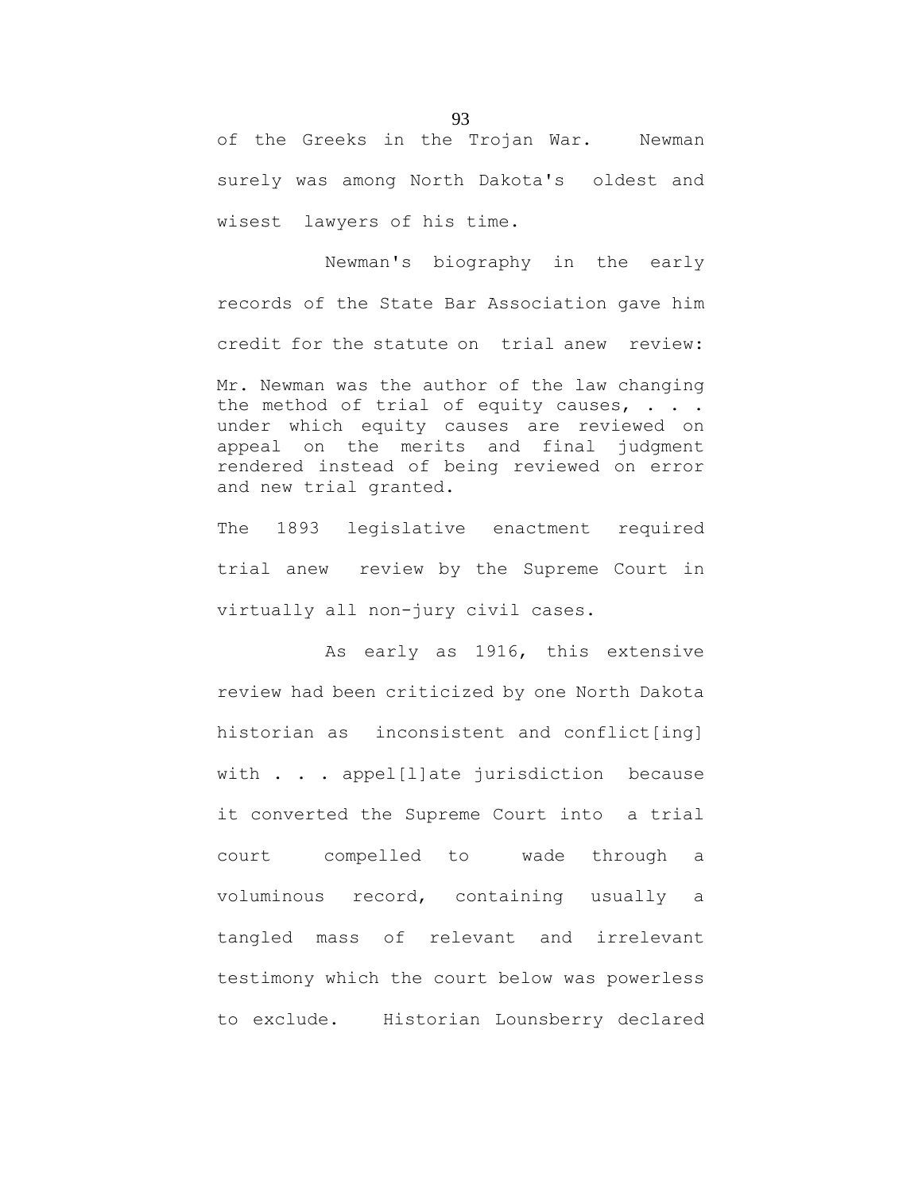of the Greeks in the Trojan War. Newman surely was among North Dakota's oldest and wisest lawyers of his time.

Newman's biography in the early records of the State Bar Association gave him credit for the statute on trial anew review:

> Mr. Newman was the author of the law changing the method of trial of equity causes, . . . under which equity causes are reviewed on appeal on the merits and final judgment rendered instead of being reviewed on error and new trial granted.

The 1893 legislative enactment required trial anew review by the Supreme Court in virtually all non-jury civil cases.

As early as 1916, this extensive review had been criticized by one North Dakota historian as inconsistent and conflict[ing] with . . . appel[l]ate jurisdiction because it converted the Supreme Court into a trial court compelled to wade through a voluminous record, containing usually a tangled mass of relevant and irrelevant testimony which the court below was powerless to exclude. Historian Lounsberry declared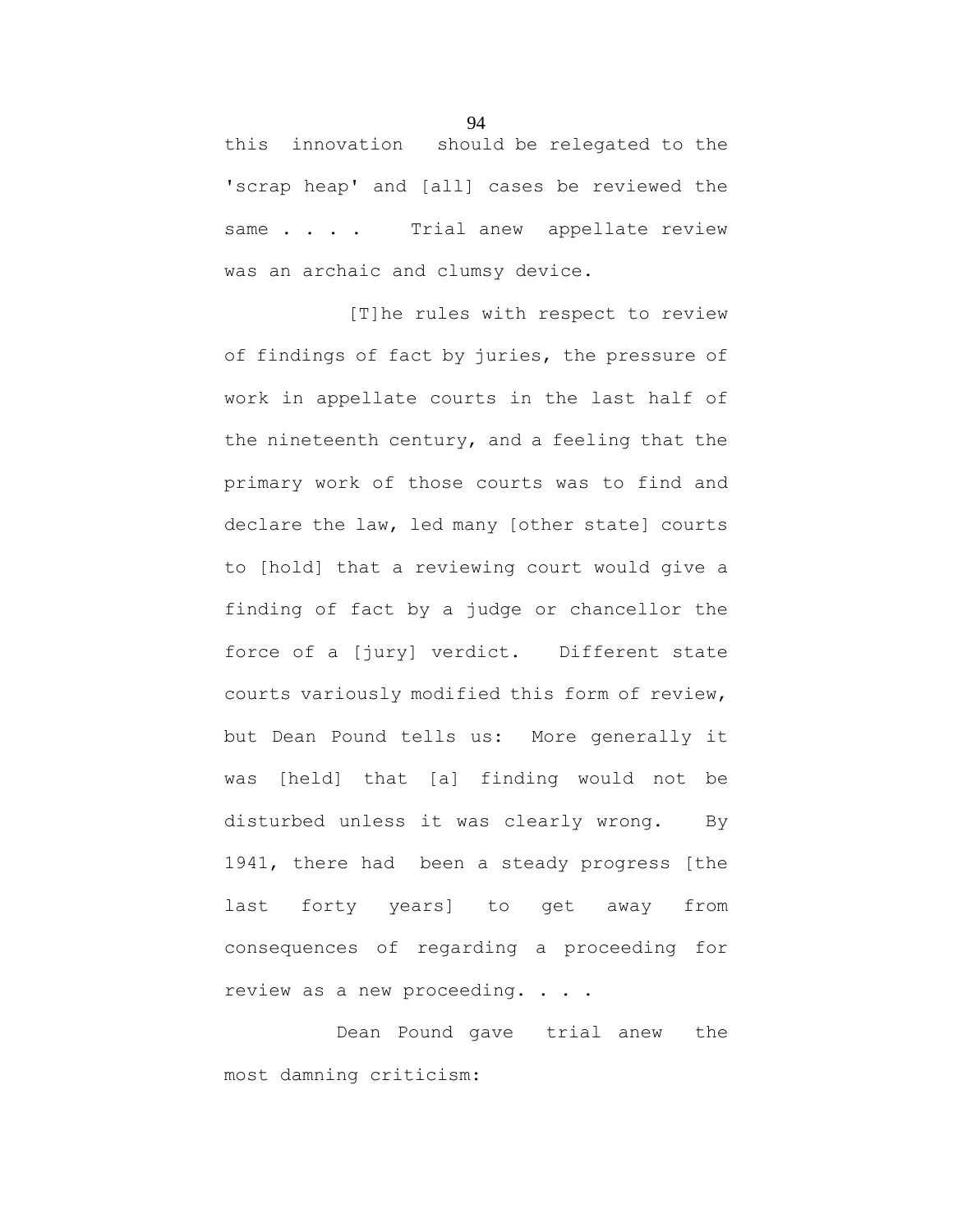this innovation should be relegated to the 'scrap heap' and [all] cases be reviewed the same . . . . Trial anew appellate review was an archaic and clumsy device.

[T]he rules with respect to review of findings of fact by juries, the pressure of work in appellate courts in the last half of the nineteenth century, and a feeling that the primary work of those courts was to find and declare the law, led many [other state] courts to [hold] that a reviewing court would give a finding of fact by a judge or chancellor the force of a [jury] verdict. Different state courts variously modified this form of review, but Dean Pound tells us: More generally it was [held] that [a] finding would not be disturbed unless it was clearly wrong. By 1941, there had been a steady progress [the last forty years] to get away from consequences of regarding a proceeding for review as a new proceeding. . . .

Dean Pound gave trial anew the most damning criticism: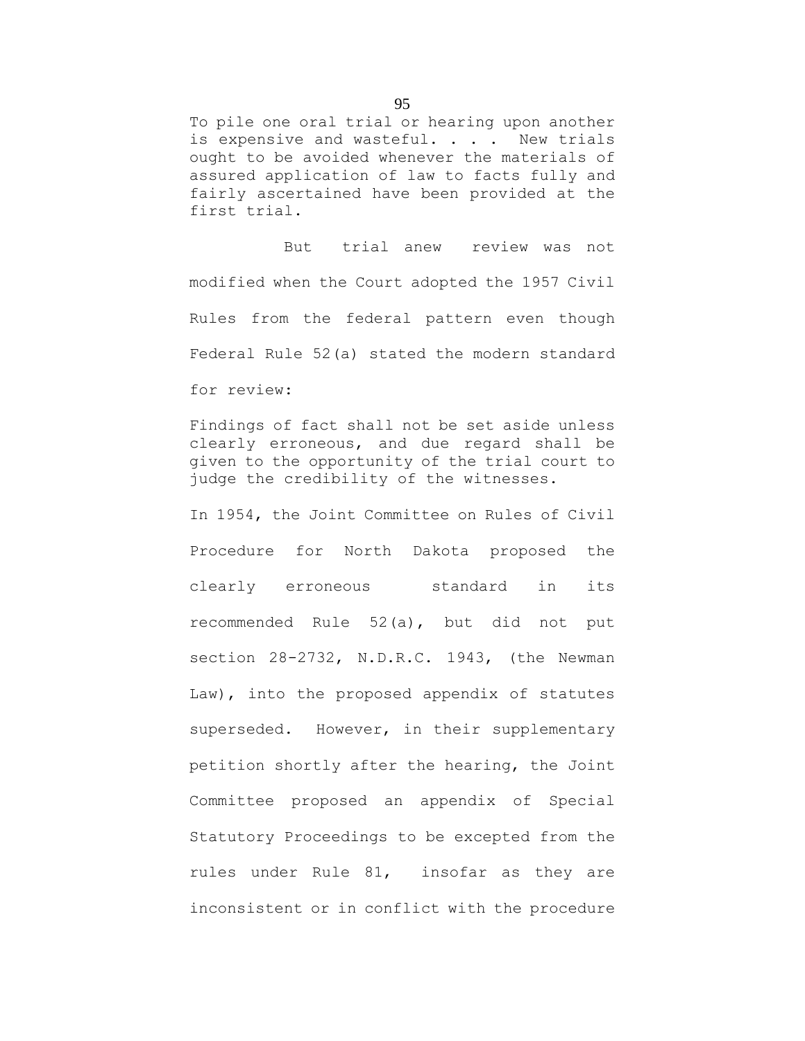To pile one oral trial or hearing upon another is expensive and wasteful. . . . New trials ought to be avoided whenever the materials of assured application of law to facts fully and fairly ascertained have been provided at the first trial.

But trial anew review was not modified when the Court adopted the 1957 Civil Rules from the federal pattern even though Federal Rule 52(a) stated the modern standard for review:

> Findings of fact shall not be set aside unless clearly erroneous, and due regard shall be given to the opportunity of the trial court to judge the credibility of the witnesses.

In 1954, the Joint Committee on Rules of Civil Procedure for North Dakota proposed the clearly erroneous standard in its recommended Rule 52(a), but did not put section 28-2732, N.D.R.C. 1943, (the Newman Law), into the proposed appendix of statutes superseded. However, in their supplementary petition shortly after the hearing, the Joint Committee proposed an appendix of Special Statutory Proceedings to be excepted from the rules under Rule 81, insofar as they are inconsistent or in conflict with the procedure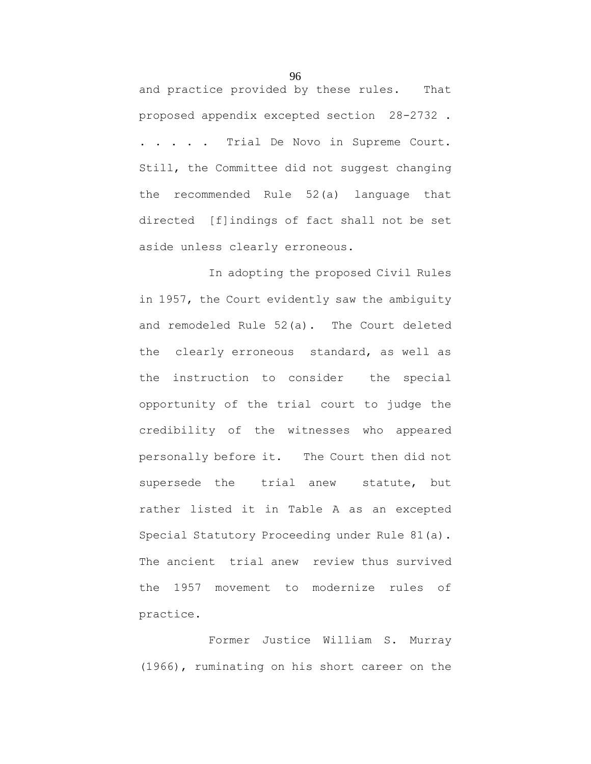and practice provided by these rules. That proposed appendix excepted section 28-2732 . . . . . . Trial De Novo in Supreme Court. Still, the Committee did not suggest changing the recommended Rule 52(a) language that directed [f]indings of fact shall not be set aside unless clearly erroneous.

In adopting the proposed Civil Rules in 1957, the Court evidently saw the ambiguity and remodeled Rule 52(a). The Court deleted the clearly erroneous standard, as well as the instruction to consider the special opportunity of the trial court to judge the credibility of the witnesses who appeared personally before it. The Court then did not supersede the trial anew statute, but rather listed it in Table A as an excepted Special Statutory Proceeding under Rule 81(a). The ancient trial anew review thus survived the 1957 movement to modernize rules of practice.

Former Justice William S. Murray (1966), ruminating on his short career on the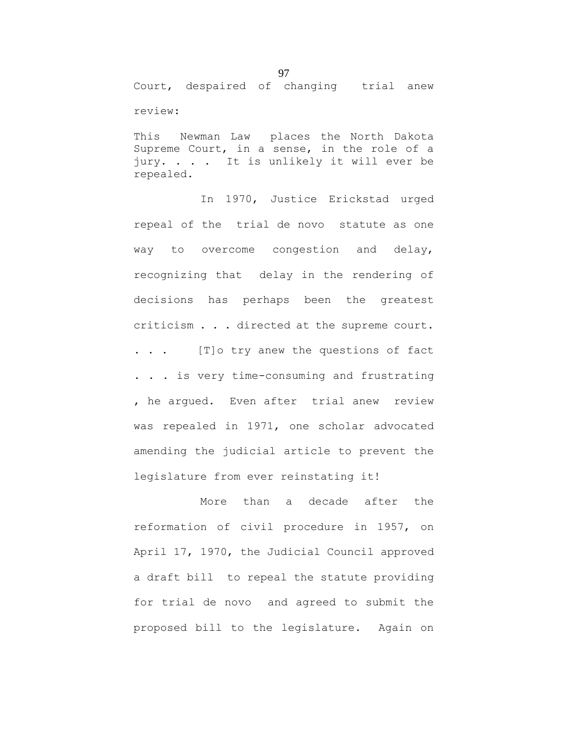Court, despaired of changing trial anew review:

> This Newman Law places the North Dakota Supreme Court, in a sense, in the role of a jury. . . . It is unlikely it will ever be repealed.

In 1970, Justice Erickstad urged repeal of the trial de novo statute as one way to overcome congestion and delay, recognizing that delay in the rendering of decisions has perhaps been the greatest criticism . . . directed at the supreme court. . . . [T]o try anew the questions of fact . . . is very time-consuming and frustrating , he argued. Even after trial anew review was repealed in 1971, one scholar advocated amending the judicial article to prevent the legislature from ever reinstating it!

More than a decade after the reformation of civil procedure in 1957, on April 17, 1970, the Judicial Council approved a draft bill to repeal the statute providing for trial de novo and agreed to submit the proposed bill to the legislature. Again on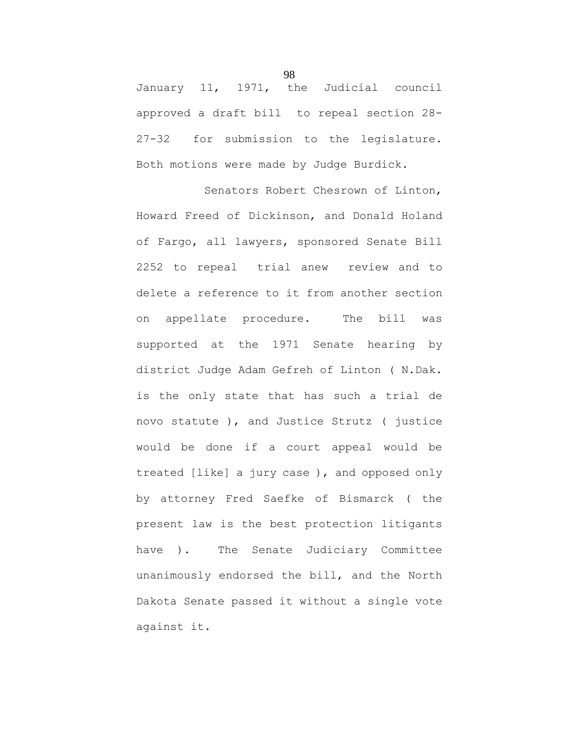January 11, 1971, the Judicial council approved a draft bill to repeal section 28-27-32 for submission to the legislature. Both motions were made by Judge Burdick.

Senators Robert Chesrown of Linton, Howard Freed of Dickinson, and Donald Holand of Fargo, all lawyers, sponsored Senate Bill 2252 to repeal trial anew review and to delete a reference to it from another section on appellate procedure. The bill was supported at the 1971 Senate hearing by district Judge Adam Gefreh of Linton ( N.Dak. is the only state that has such a trial de novo statute ), and Justice Strutz ( justice would be done if a court appeal would be treated [like] a jury case ), and opposed only by attorney Fred Saefke of Bismarck ( the present law is the best protection litigants have ). The Senate Judiciary Committee unanimously endorsed the bill, and the North Dakota Senate passed it without a single vote against it.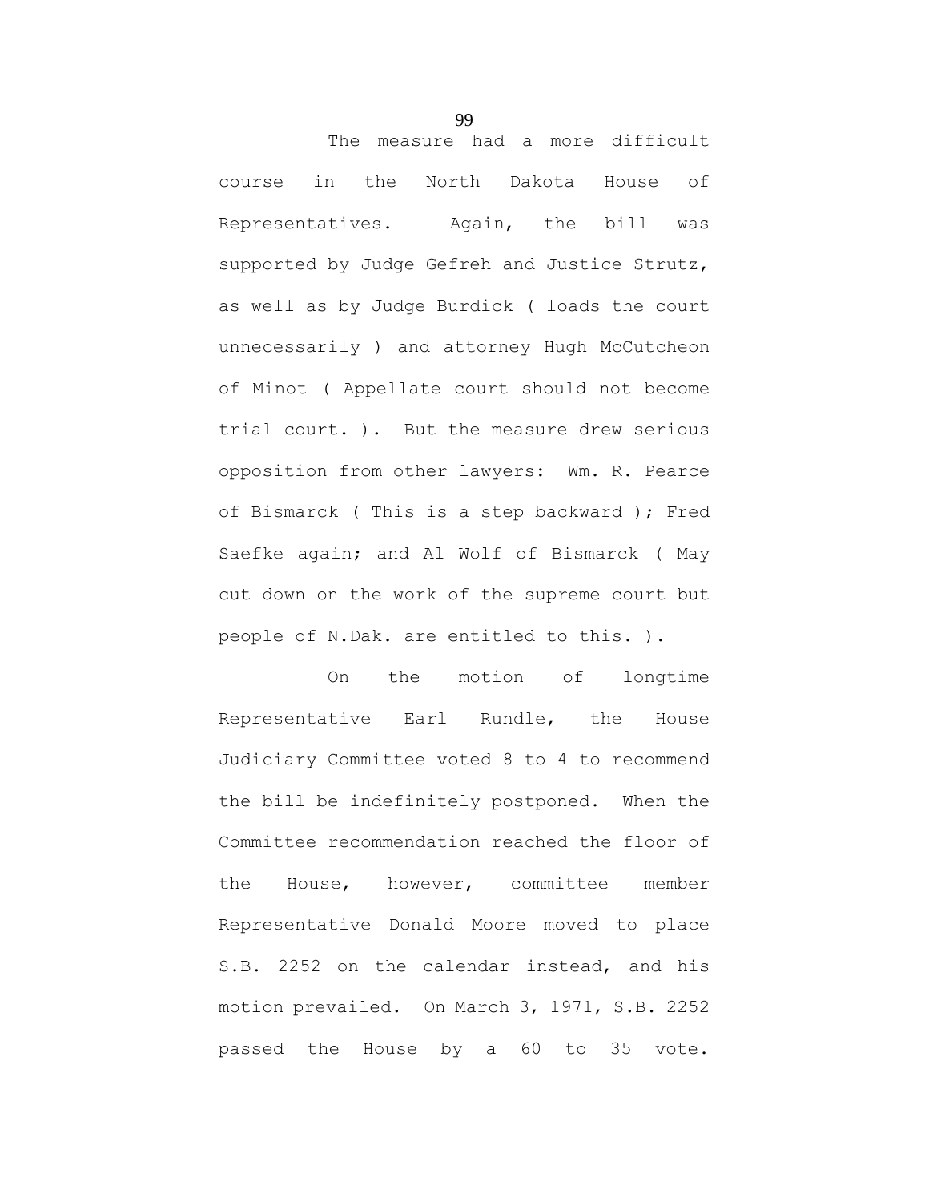The measure had a more difficult course in the North Dakota House of Representatives. Again, the bill was supported by Judge Gefreh and Justice Strutz, as well as by Judge Burdick ( loads the court unnecessarily ) and attorney Hugh McCutcheon of Minot ( Appellate court should not become trial court. ). But the measure drew serious opposition from other lawyers: Wm. R. Pearce of Bismarck ( This is a step backward ); Fred Saefke again; and Al Wolf of Bismarck ( May cut down on the work of the supreme court but people of N.Dak. are entitled to this. ).

On the motion of longtime Representative Earl Rundle, the House Judiciary Committee voted 8 to 4 to recommend the bill be indefinitely postponed. When the Committee recommendation reached the floor of the House, however, committee member Representative Donald Moore moved to place S.B. 2252 on the calendar instead, and his motion prevailed. On March 3, 1971, S.B. 2252 passed the House by a 60 to 35 vote.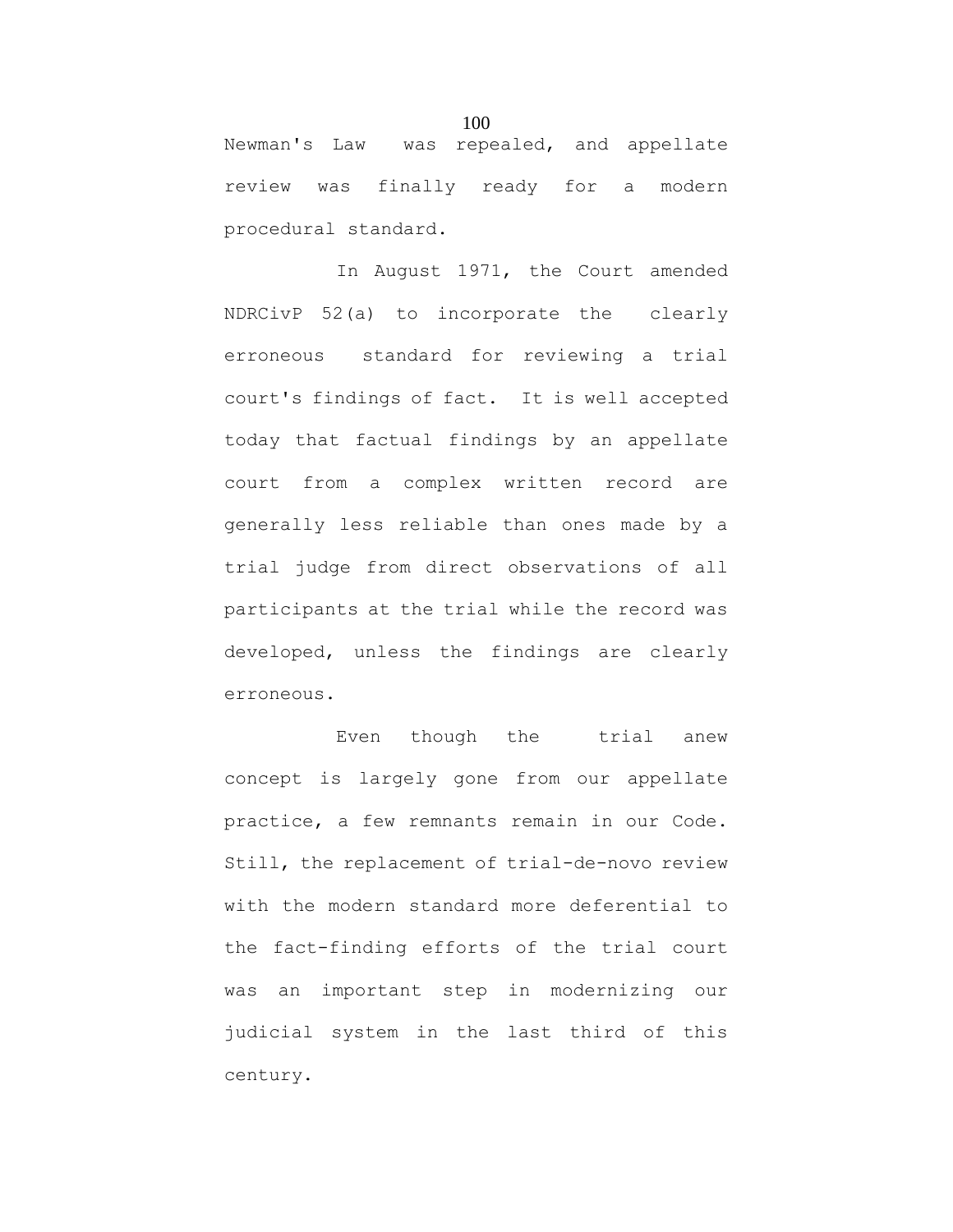Newman's Law was repealed, and appellate review was finally ready for a modern procedural standard.

In August 1971, the Court amended NDRCivP 52(a) to incorporate the clearly erroneous standard for reviewing a trial court's findings of fact. It is well accepted today that factual findings by an appellate court from a complex written record are generally less reliable than ones made by a trial judge from direct observations of all participants at the trial while the record was developed, unless the findings are clearly erroneous.

Even though the trial anew concept is largely gone from our appellate practice, a few remnants remain in our Code. Still, the replacement of trial-de-novo review with the modern standard more deferential to the fact-finding efforts of the trial court was an important step in modernizing our judicial system in the last third of this century.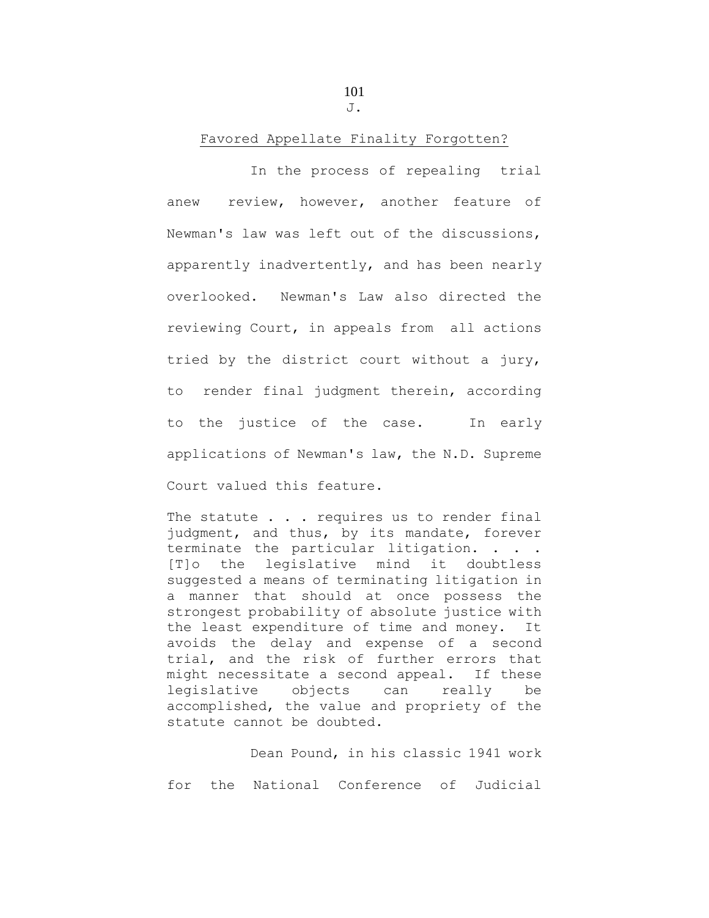J.

## Favored Appellate Finality Forgotten?

In the process of repealing trial anew review, however, another feature of Newman's law was left out of the discussions, apparently inadvertently, and has been nearly overlooked. Newman's Law also directed the reviewing Court, in appeals from all actions tried by the district court without a jury, to render final judgment therein, according to the justice of the case. In early applications of Newman's law, the N.D. Supreme Court valued this feature.

> The statute . . . requires us to render final judgment, and thus, by its mandate, forever terminate the particular litigation. . . . [T]o the legislative mind it doubtless suggested a means of terminating litigation in a manner that should at once possess the strongest probability of absolute justice with the least expenditure of time and money. It avoids the delay and expense of a second trial, and the risk of further errors that might necessitate a second appeal. If these legislative objects can really be accomplished, the value and propriety of the statute cannot be doubted.

Dean Pound, in his classic 1941 work for the National Conference of Judicial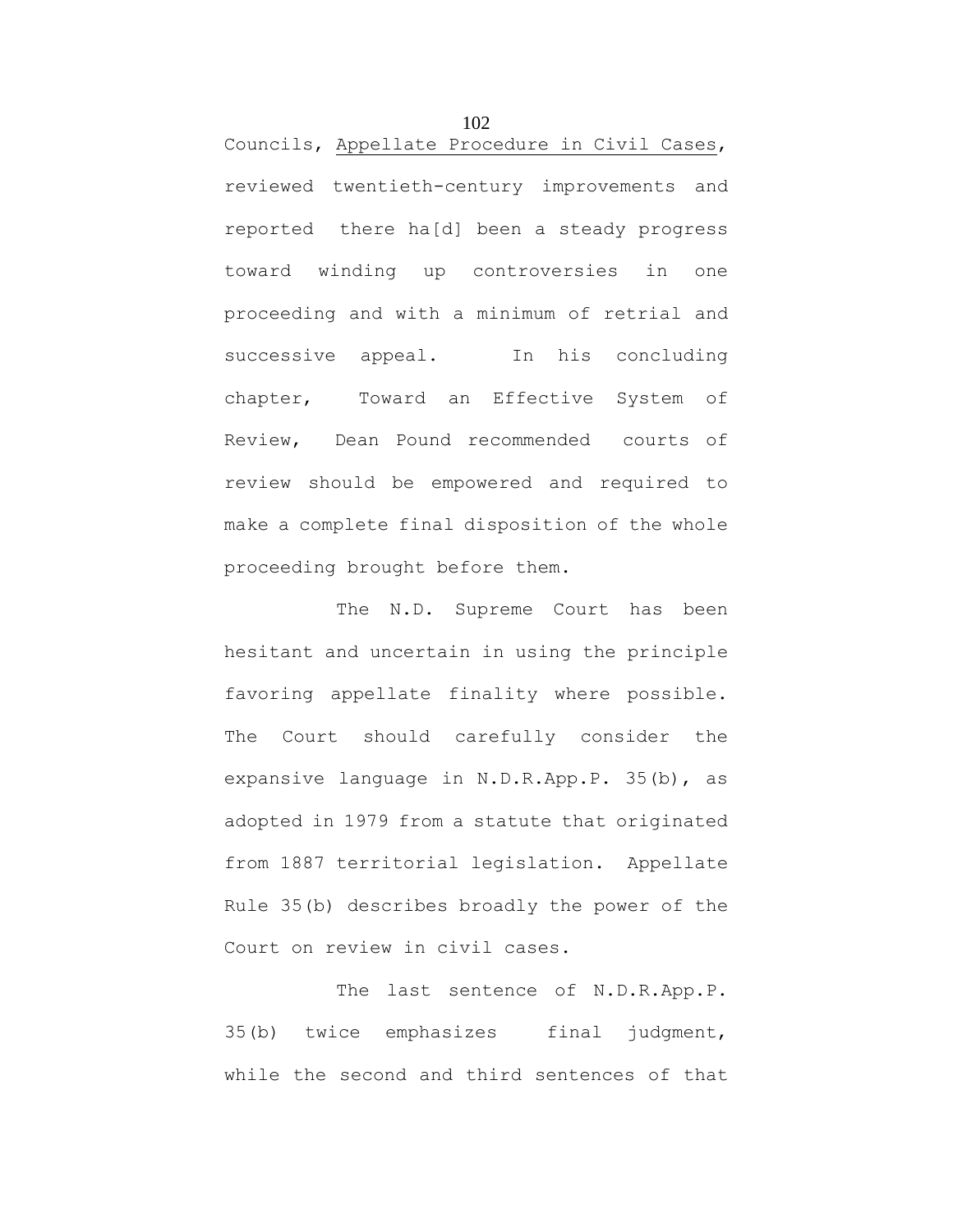Councils, Appellate Procedure in Civil Cases, reviewed twentieth-century improvements and reported there ha[d] been a steady progress toward winding up controversies in one proceeding and with a minimum of retrial and successive appeal. In his concluding chapter, Toward an Effective System of Review, Dean Pound recommended courts of review should be empowered and required to make a complete final disposition of the whole proceeding brought before them.

The N.D. Supreme Court has been hesitant and uncertain in using the principle favoring appellate finality where possible. The Court should carefully consider the expansive language in N.D.R.App.P. 35(b), as adopted in 1979 from a statute that originated from 1887 territorial legislation. Appellate Rule 35(b) describes broadly the power of the Court on review in civil cases.

The last sentence of N.D.R.App.P. 35(b) twice emphasizes final judgment, while the second and third sentences of that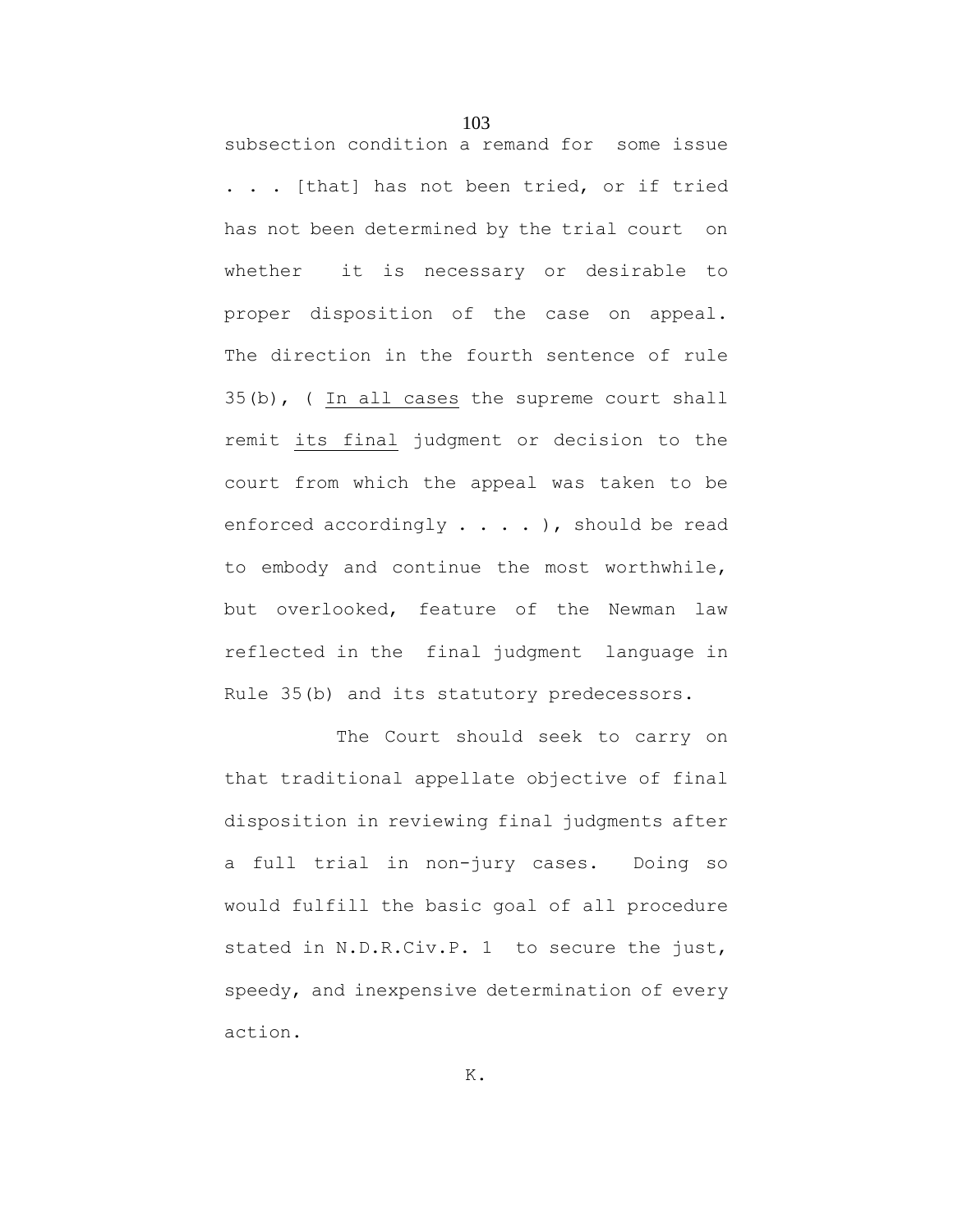subsection condition a remand for some issue . . . [that] has not been tried, or if tried has not been determined by the trial court on whether it is necessary or desirable to proper disposition of the case on appeal. The direction in the fourth sentence of rule 35(b), ( <u>In all cases</u> the supreme court shall remit <u>its final</u> judgment or decision to the court from which the appeal was taken to be enforced accordingly . . . . ), should be read to embody and continue the most worthwhile, but overlooked, feature of the Newman law reflected in the final judgment language in Rule 35(b) and its statutory predecessors.

The Court should seek to carry on that traditional appellate objective of final disposition in reviewing final judgments after a full trial in non-jury cases. Doing so would fulfill the basic goal of all procedure stated in N.D.R.Civ.P. 1 to secure the just, speedy, and inexpensive determination of every action.

K.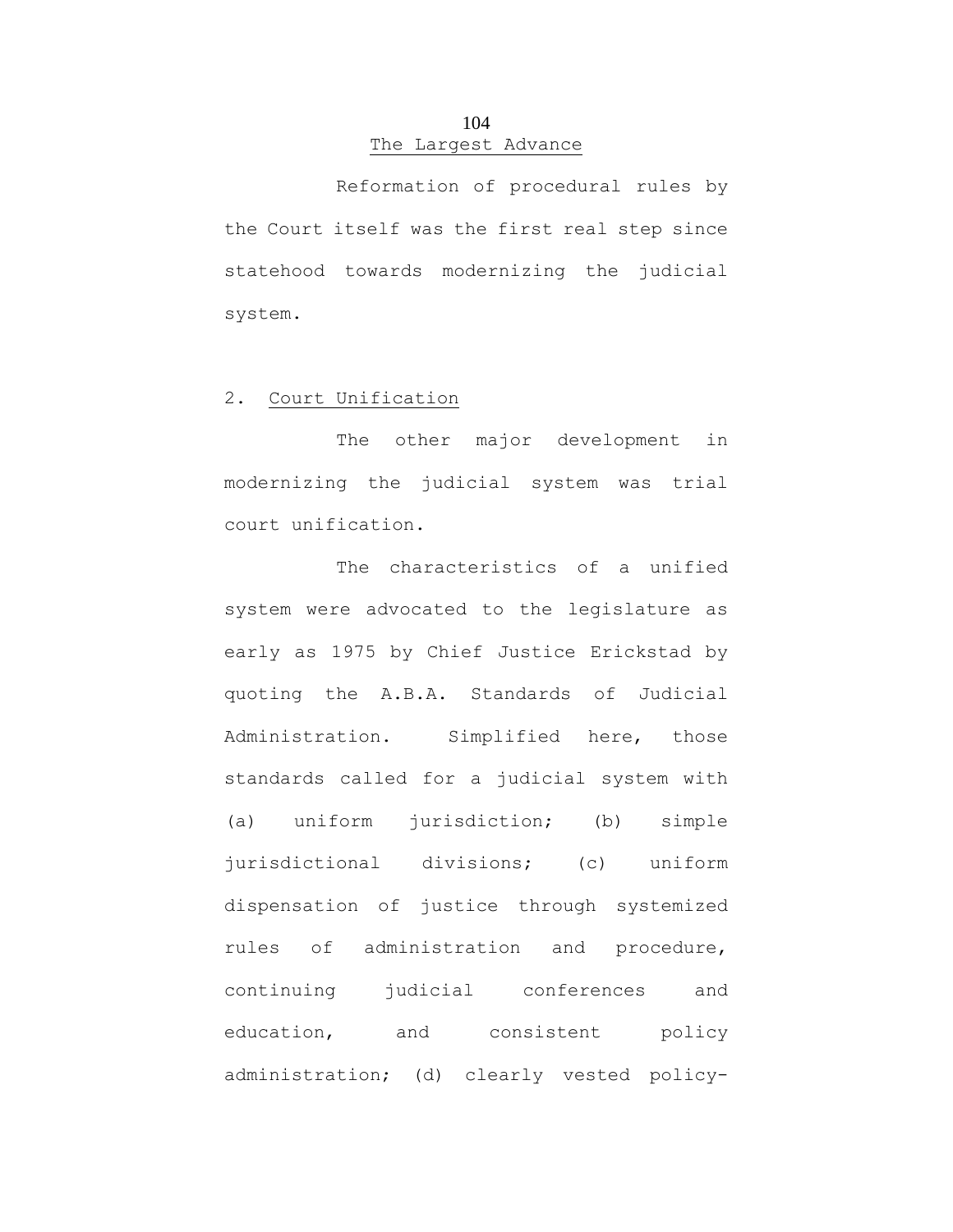<u>The Largest Advance</u>

Reformation of procedural rules by the Court itself was the first real step since statehood towards modernizing the judicial system.

## 2. <u>Court Unification</u>

The other major development in modernizing the judicial system was trial court unification.

The characteristics of a unified system were advocated to the legislature as early as 1975 by Chief Justice Erickstad by quoting the A.B.A. Standards of Judicial Administration. Simplified here, those standards called for a judicial system with (a) uniform jurisdiction; (b) simple jurisdictional divisions; (c) uniform dispensation of justice through systemized rules of administration and procedure, continuing judicial conferences and education, and consistent policy administration; (d) clearly vested policy-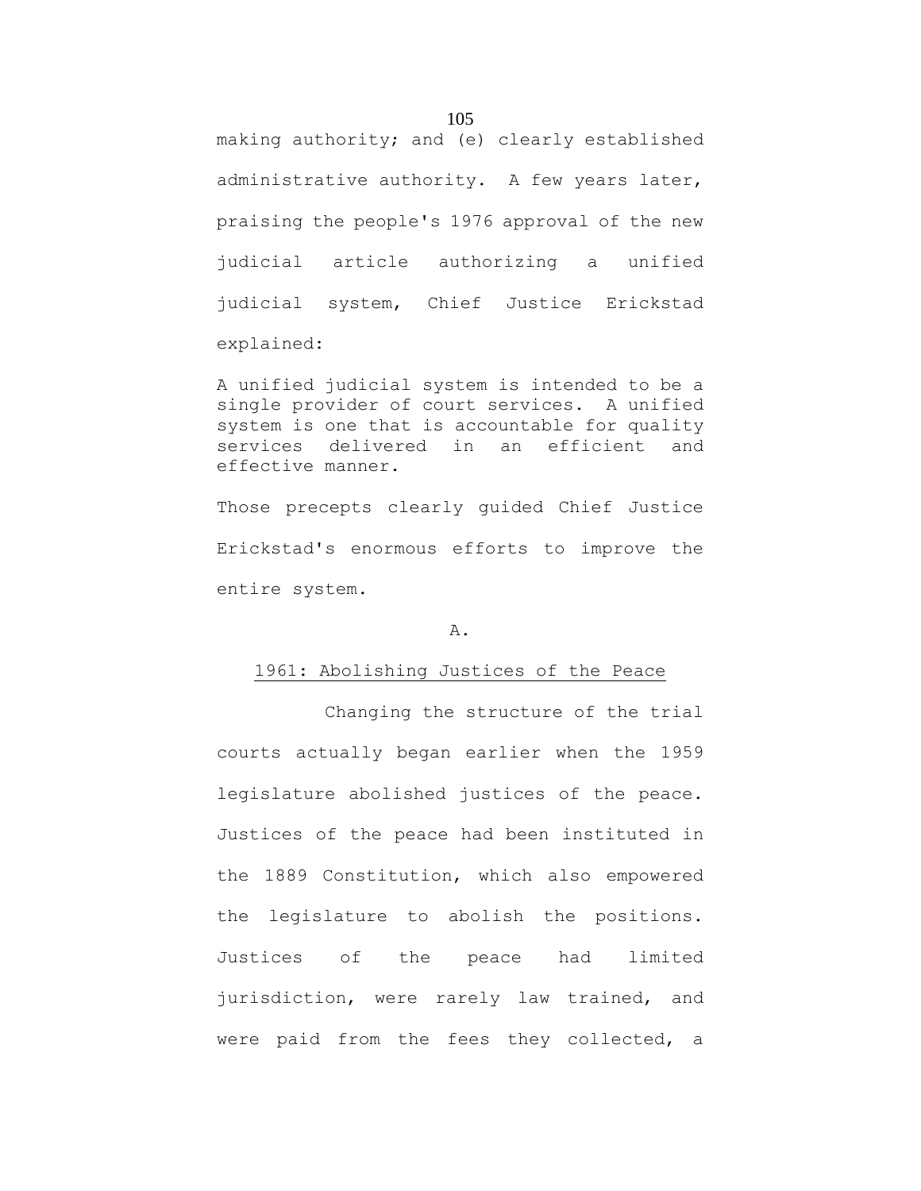making authority; and (e) clearly established administrative authority. A few years later, praising the people's 1976 approval of the new judicial article authorizing a unified judicial system, Chief Justice Erickstad explained:

> A unified judicial system is intended to be a single provider of court services. A unified system is one that is accountable for quality services delivered in an efficient and effective manner.

Those precepts clearly guided Chief Justice Erickstad's enormous efforts to improve the entire system.

A.

1961: Abolishing Justices of the Peace

Changing the structure of the trial courts actually began earlier when the 1959 legislature abolished justices of the peace. Justices of the peace had been instituted in the 1889 Constitution, which also empowered the legislature to abolish the positions. Justices of the peace had limited jurisdiction, were rarely law trained, and were paid from the fees they collected, a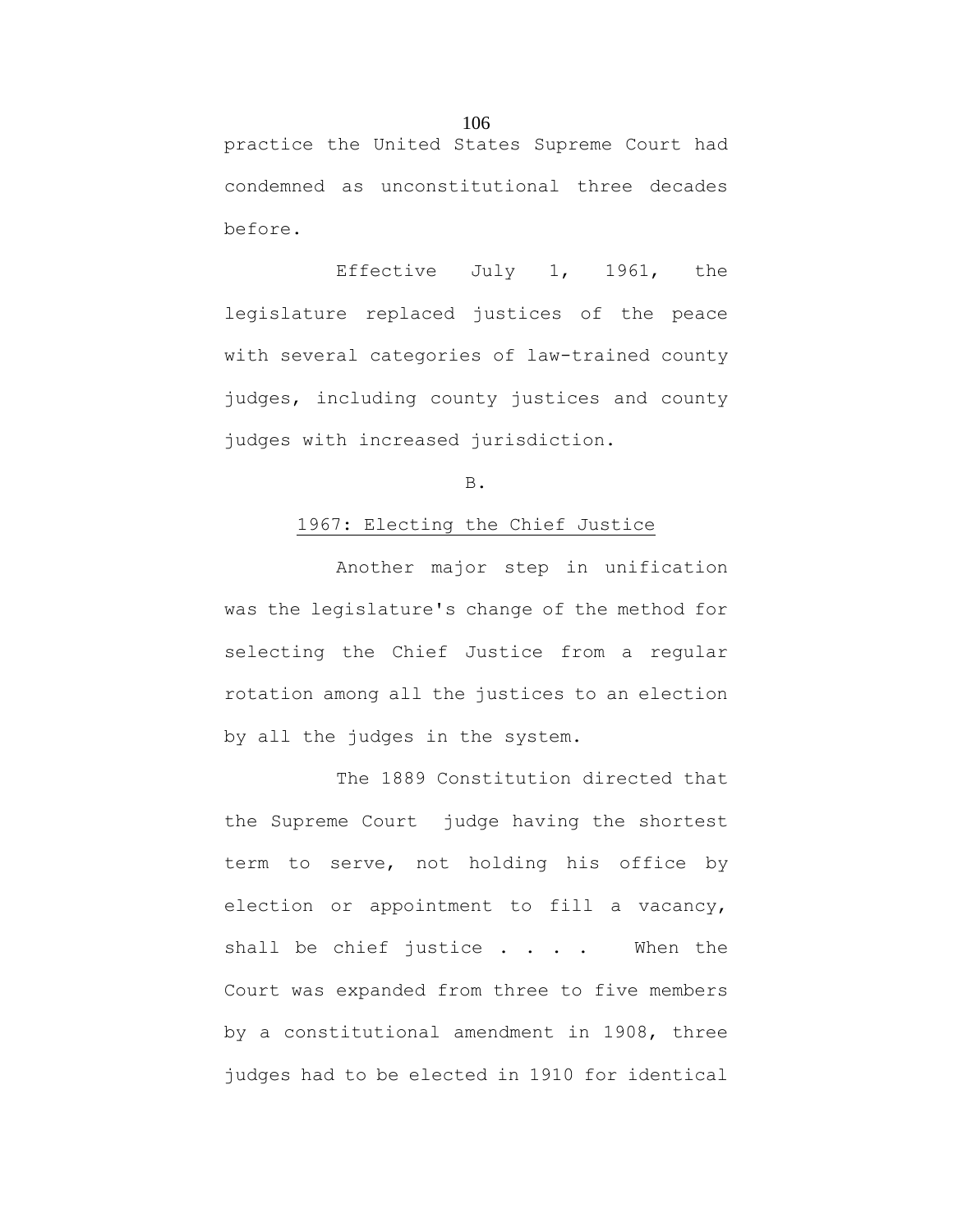practice the United States Supreme Court had condemned as unconstitutional three decades before.

Effective July 1, 1961, the legislature replaced justices of the peace with several categories of law-trained county judges, including county justices and county judges with increased jurisdiction.

B.

<u>1967: Electing the Chief Justice</u>

Another major step in unification was the legislature's change of the method for selecting the Chief Justice from a regular rotation among all the justices to an election by all the judges in the system.

The 1889 Constitution directed that the Supreme Court judge having the shortest term to serve, not holding his office by election or appointment to fill a vacancy, shall be chief justice . . . . When the Court was expanded from three to five members by a constitutional amendment in 1908, three judges had to be elected in 1910 for identical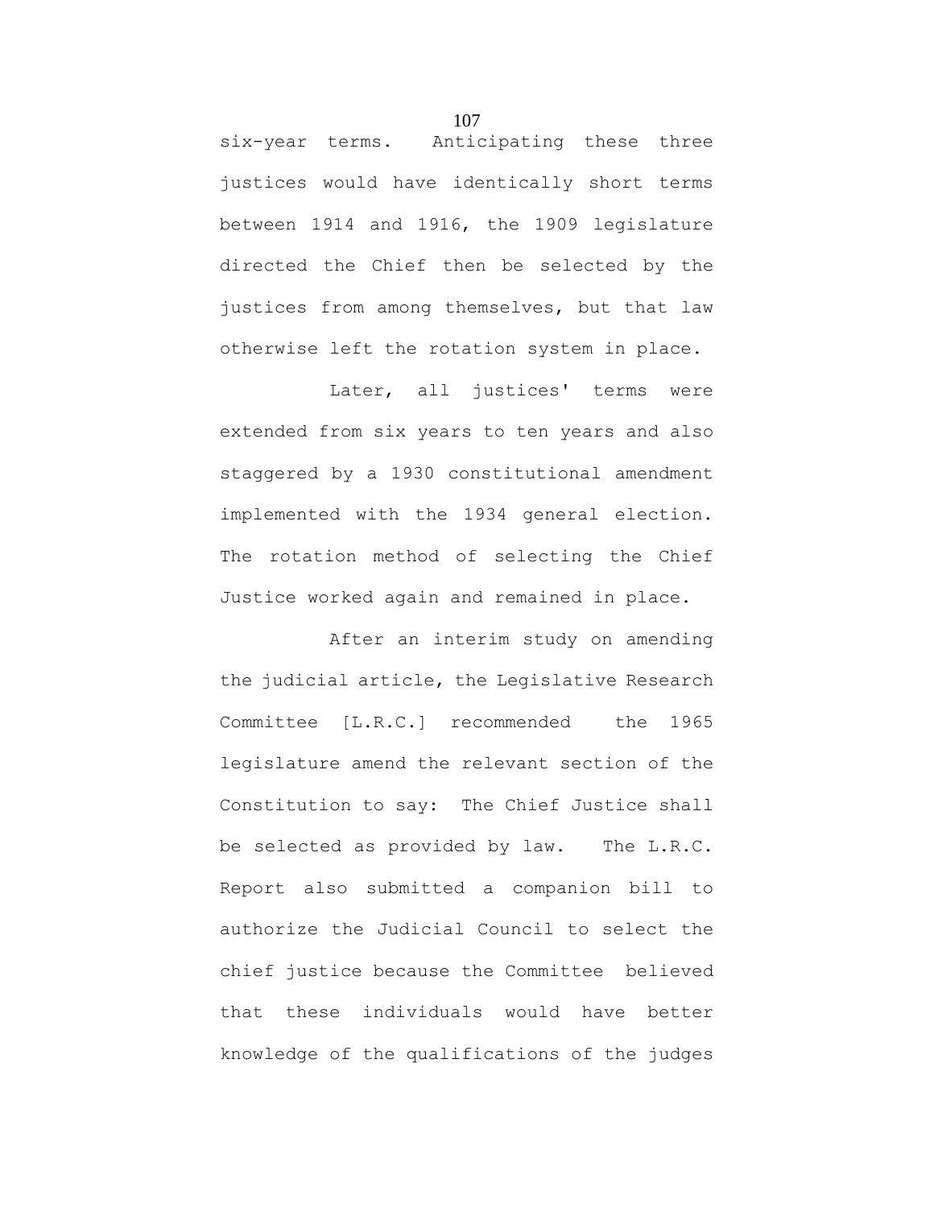six-year terms. Anticipating these three justices would have identically short terms between 1914 and 1916, the 1909 legislature directed the Chief then be selected by the justices from among themselves, but that law otherwise left the rotation system in place.

Later, all justices' terms were extended from six years to ten years and also staggered by a 1930 constitutional amendment implemented with the 1934 general election. The rotation method of selecting the Chief Justice worked again and remained in place.

After an interim study on amending the judicial article, the Legislative Research Committee [L.R.C.] recommended the 1965 legislature amend the relevant section of the Constitution to say: The Chief Justice shall be selected as provided by law. The L.R.C. Report also submitted a companion bill to authorize the Judicial Council to select the chief justice because the Committee believed that these individuals would have better knowledge of the qualifications of the judges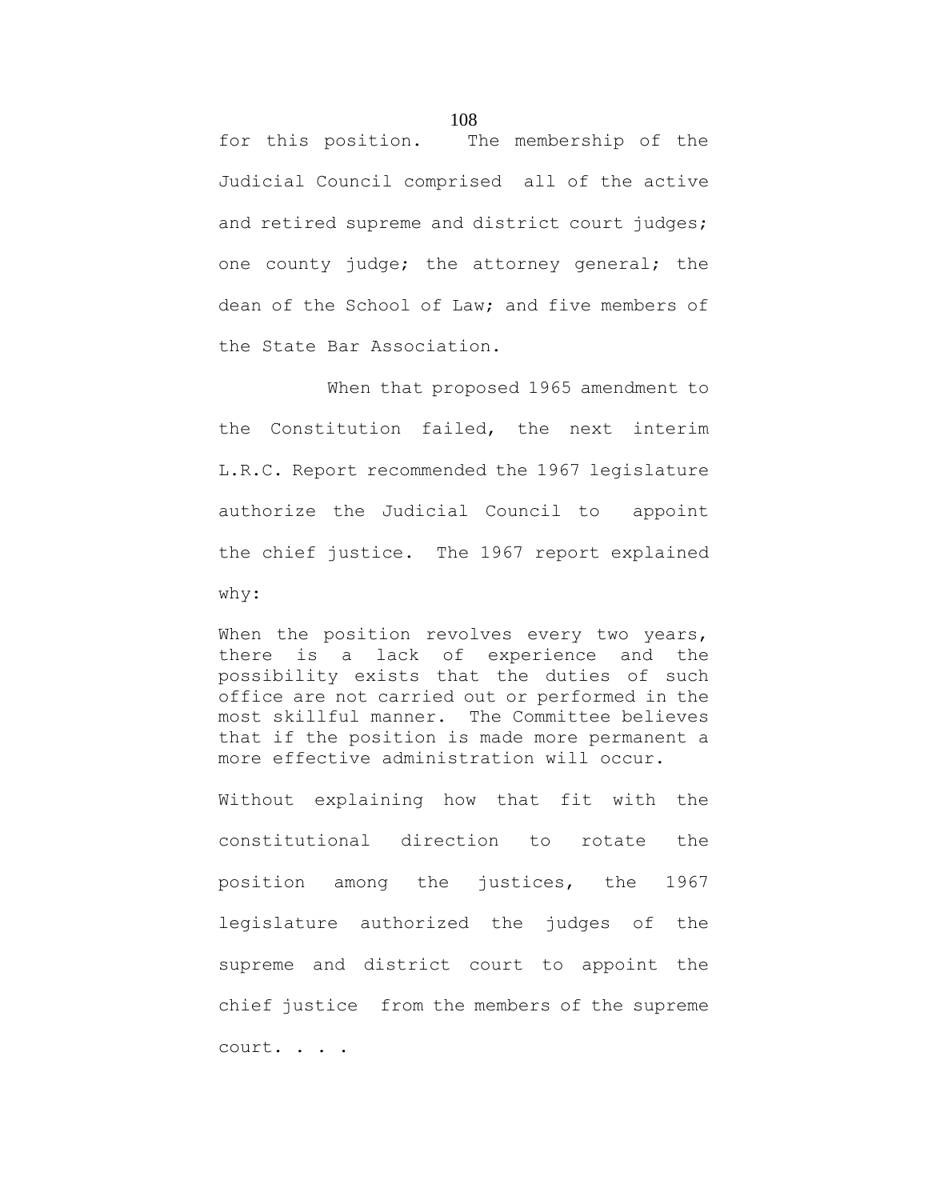for this position. The membership of the Judicial Council comprised all of the active and retired supreme and district court judges; one county judge; the attorney general; the dean of the School of Law; and five members of the State Bar Association.

When that proposed 1965 amendment to the Constitution failed, the next interim L.R.C. Report recommended the 1967 legislature authorize the Judicial Council to appoint the chief justice. The 1967 report explained why:

> When the position revolves every two years, there is a lack of experience and the possibility exists that the duties of such office are not carried out or performed in the most skillful manner. The Committee believes that if the position is made more permanent a more effective administration will occur.

Without explaining how that fit with the constitutional direction to rotate the position among the justices, the 1967 legislature authorized the judges of the supreme and district court to appoint the chief justice from the members of the supreme court. . . .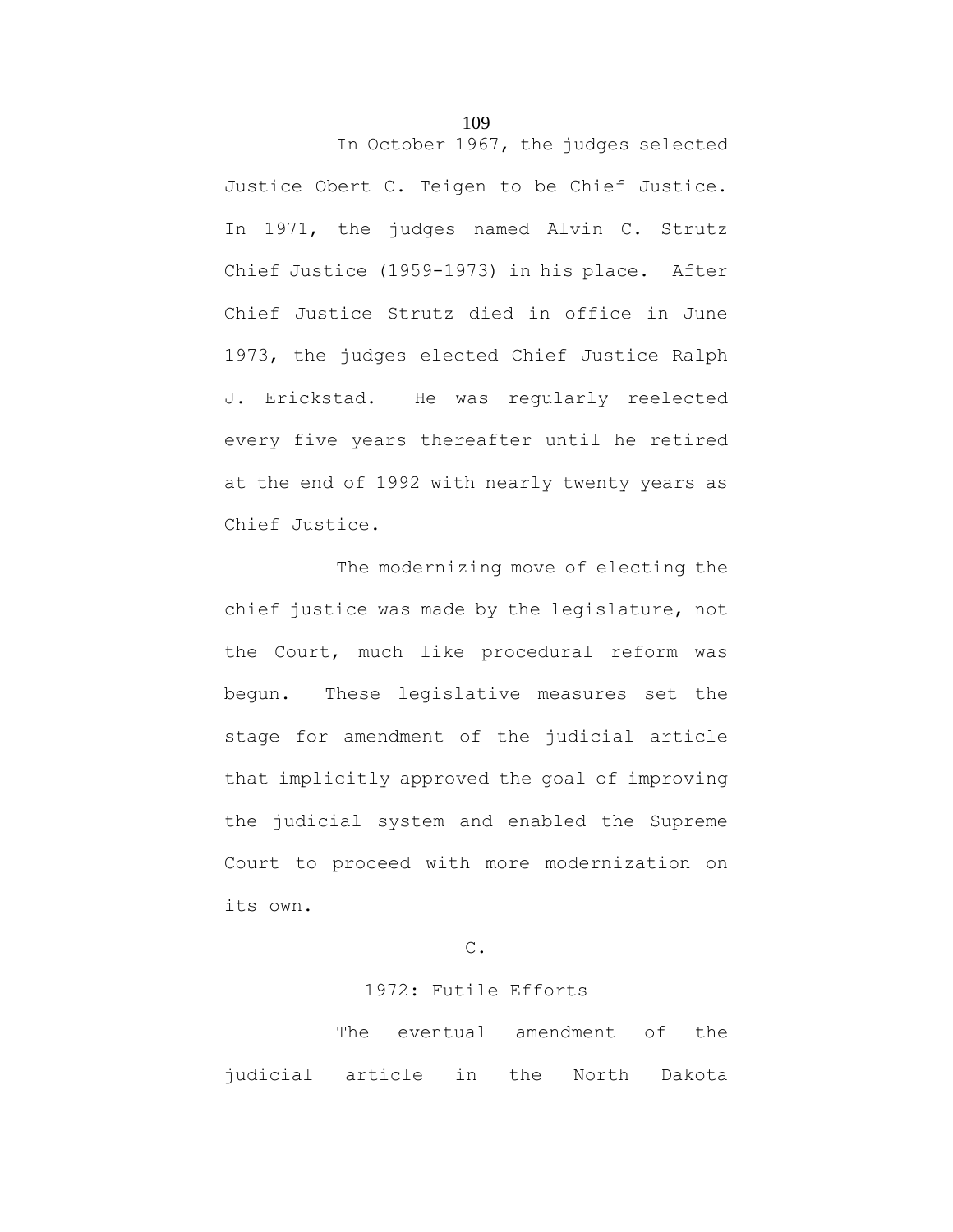In October 1967, the judges selected Justice Obert C. Teigen to be Chief Justice. In 1971, the judges named Alvin C. Strutz Chief Justice (1959-1973) in his place. After Chief Justice Strutz died in office in June 1973, the judges elected Chief Justice Ralph J. Erickstad. He was regularly reelected every five years thereafter until he retired at the end of 1992 with nearly twenty years as Chief Justice.

The modernizing move of electing the chief justice was made by the legislature, not the Court, much like procedural reform was begun. These legislative measures set the stage for amendment of the judicial article that implicitly approved the goal of improving the judicial system and enabled the Supreme Court to proceed with more modernization on its own.

### C.

### 1972: Futile Efforts

The eventual amendment of the judicial article in the North Dakota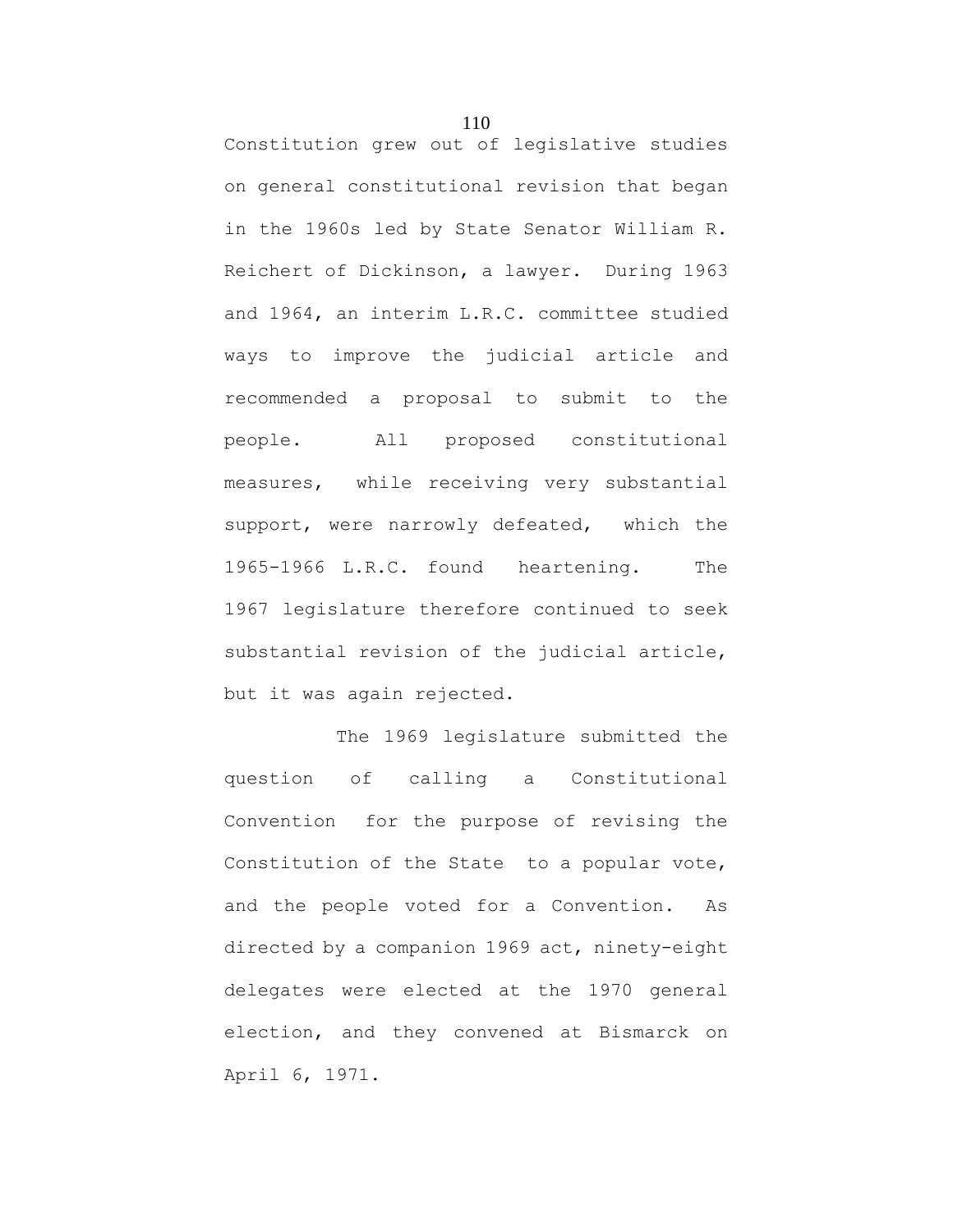Constitution grew out of legislative studies on general constitutional revision that began in the 1960s led by State Senator William R. Reichert of Dickinson, a lawyer. During 1963 and 1964, an interim L.R.C. committee studied ways to improve the judicial article and recommended a proposal to submit to the people. All proposed constitutional measures, while receiving very substantial support, were narrowly defeated, which the 1965-1966 L.R.C. found heartening. The 1967 legislature therefore continued to seek substantial revision of the judicial article, but it was again rejected.

The 1969 legislature submitted the question of calling a Constitutional Convention for the purpose of revising the Constitution of the State to a popular vote, and the people voted for a Convention. As directed by a companion 1969 act, ninety-eight delegates were elected at the 1970 general election, and they convened at Bismarck on April 6, 1971.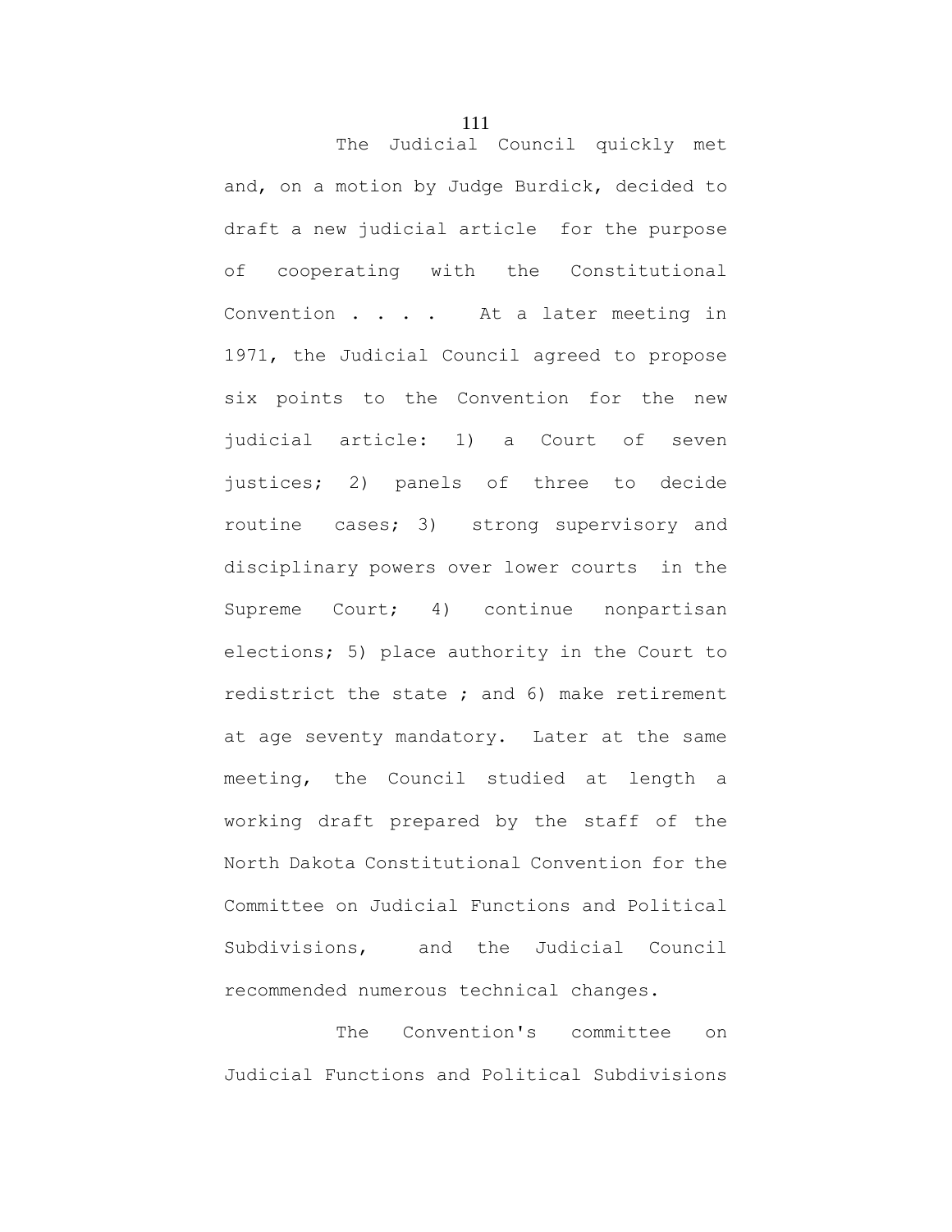The Judicial Council quickly met and, on a motion by Judge Burdick, decided to draft a new judicial article for the purpose of cooperating with the Constitutional Convention . . . . At a later meeting in 1971, the Judicial Council agreed to propose six points to the Convention for the new judicial article: 1) a Court of seven justices; 2) panels of three to decide routine cases; 3) strong supervisory and disciplinary powers over lower courts in the Supreme Court; 4) continue nonpartisan elections; 5) place authority in the Court to redistrict the state ; and 6) make retirement at age seventy mandatory. Later at the same meeting, the Council studied at length a working draft prepared by the staff of the North Dakota Constitutional Convention for the Committee on Judicial Functions and Political Subdivisions, and the Judicial Council recommended numerous technical changes.

The Convention's committee on Judicial Functions and Political Subdivisions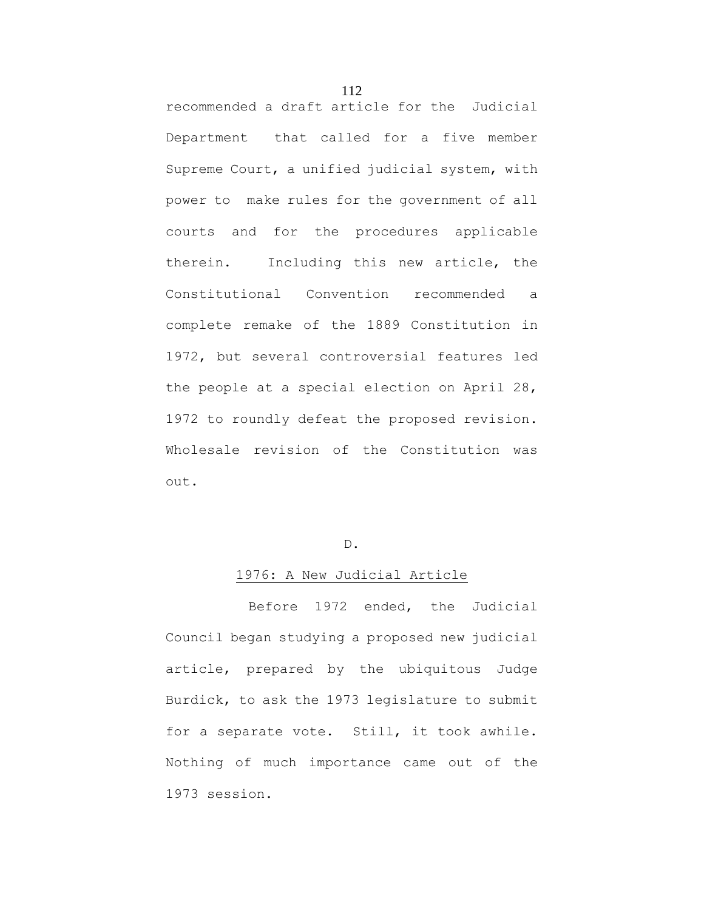recommended a draft article for the Judicial Department that called for a five member Supreme Court, a unified judicial system, with power to make rules for the government of all courts and for the procedures applicable therein. Including this new article, the Constitutional Convention recommended a complete remake of the 1889 Constitution in 1972, but several controversial features led the people at a special election on April 28, 1972 to roundly defeat the proposed revision. Wholesale revision of the Constitution was out.

## D.

## 1976: A New Judicial Article

Before 1972 ended, the Judicial Council began studying a proposed new judicial article, prepared by the ubiquitous Judge Burdick, to ask the 1973 legislature to submit for a separate vote. Still, it took awhile. Nothing of much importance came out of the 1973 session.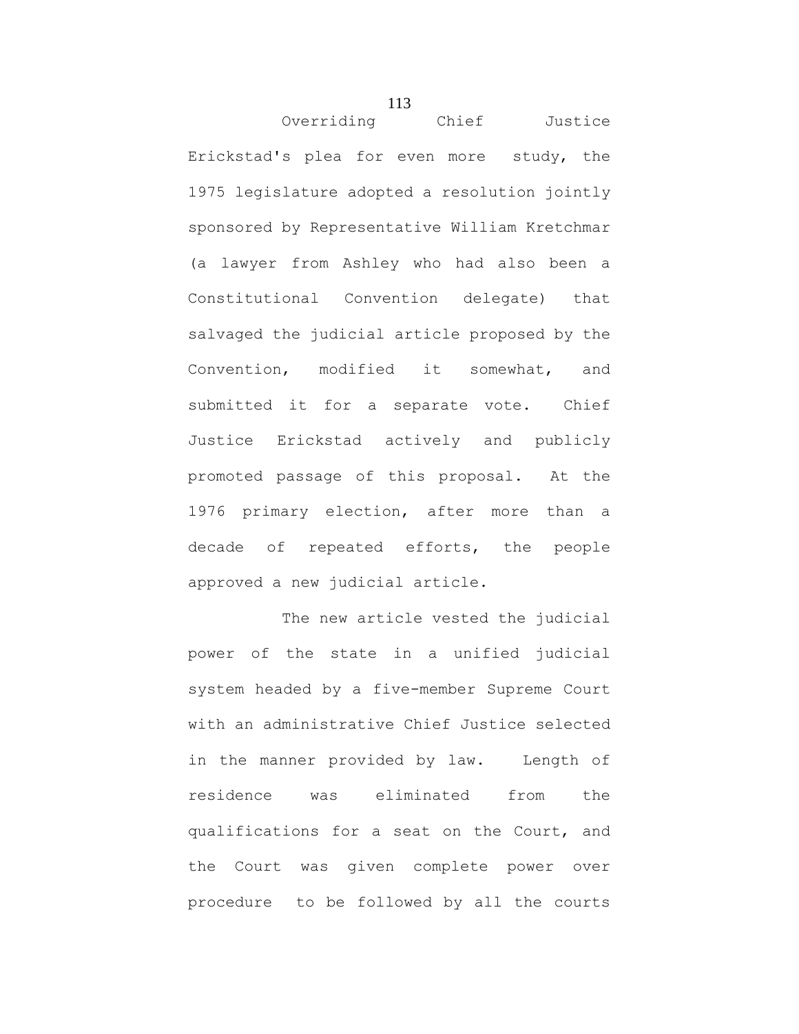Overriding Chief Justice Erickstad's plea for even more study, the 1975 legislature adopted a resolution jointly sponsored by Representative William Kretchmar (a lawyer from Ashley who had also been a Constitutional Convention delegate) that salvaged the judicial article proposed by the Convention, modified it somewhat, and submitted it for a separate vote. Chief Justice Erickstad actively and publicly promoted passage of this proposal. At the 1976 primary election, after more than a decade of repeated efforts, the people approved a new judicial article.

The new article vested the judicial power of the state in a unified judicial system headed by a five-member Supreme Court with an administrative Chief Justice selected in the manner provided by law. Length of residence was eliminated from the qualifications for a seat on the Court, and the Court was given complete power over procedure to be followed by all the courts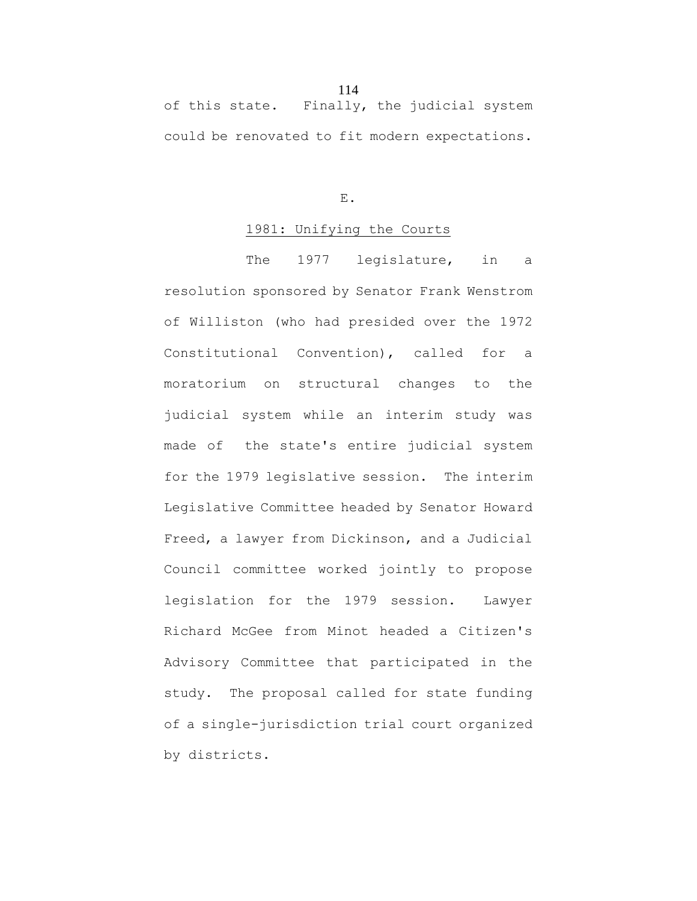of this state. Finally, the judicial system could be renovated to fit modern expectations.

## E.

## 1981: Unifying the Courts

The 1977 legislature, in a resolution sponsored by Senator Frank Wenstrom of Williston (who had presided over the 1972 Constitutional Convention), called for a moratorium on structural changes to the judicial system while an interim study was made of the state's entire judicial system for the 1979 legislative session. The interim Legislative Committee headed by Senator Howard Freed, a lawyer from Dickinson, and a Judicial Council committee worked jointly to propose legislation for the 1979 session. Lawyer Richard McGee from Minot headed a Citizen's Advisory Committee that participated in the study. The proposal called for state funding of a single-jurisdiction trial court organized by districts.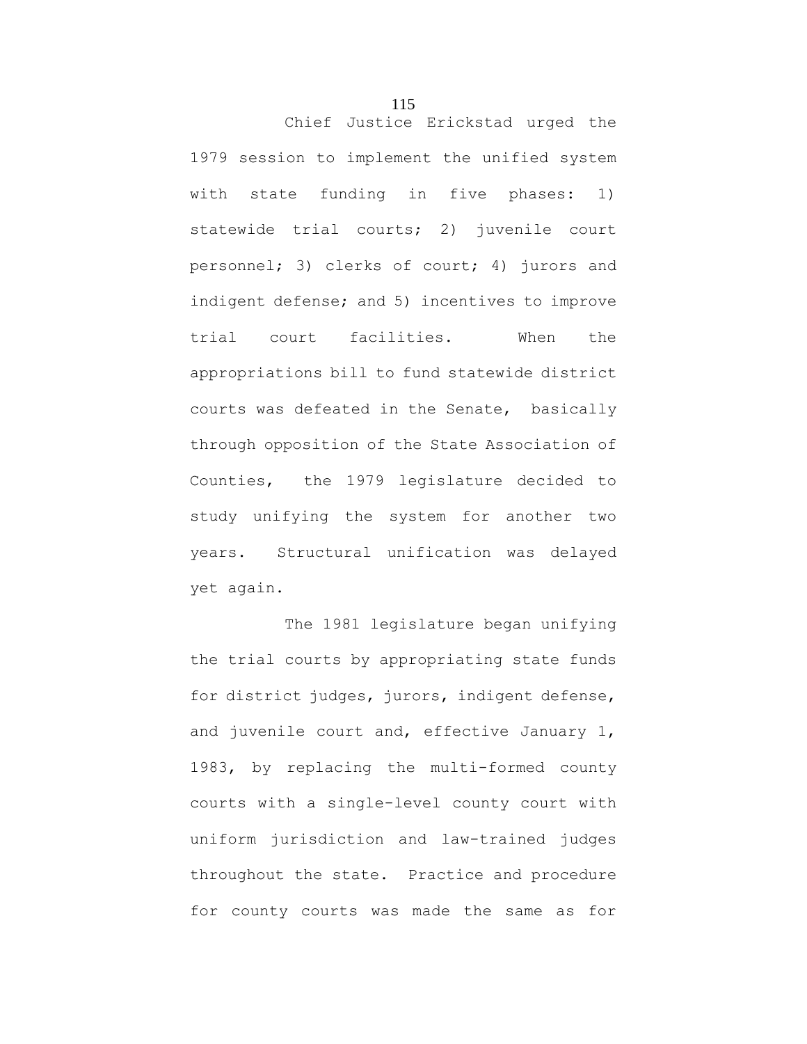Chief Justice Erickstad urged the 1979 session to implement the unified system with state funding in five phases: 1) statewide trial courts; 2) juvenile court personnel; 3) clerks of court; 4) jurors and indigent defense; and 5) incentives to improve trial court facilities. When the appropriations bill to fund statewide district courts was defeated in the Senate, basically through opposition of the State Association of Counties, the 1979 legislature decided to study unifying the system for another two years. Structural unification was delayed yet again.

The 1981 legislature began unifying the trial courts by appropriating state funds for district judges, jurors, indigent defense, and juvenile court and, effective January 1, 1983, by replacing the multi-formed county courts with a single-level county court with uniform jurisdiction and law-trained judges throughout the state. Practice and procedure for county courts was made the same as for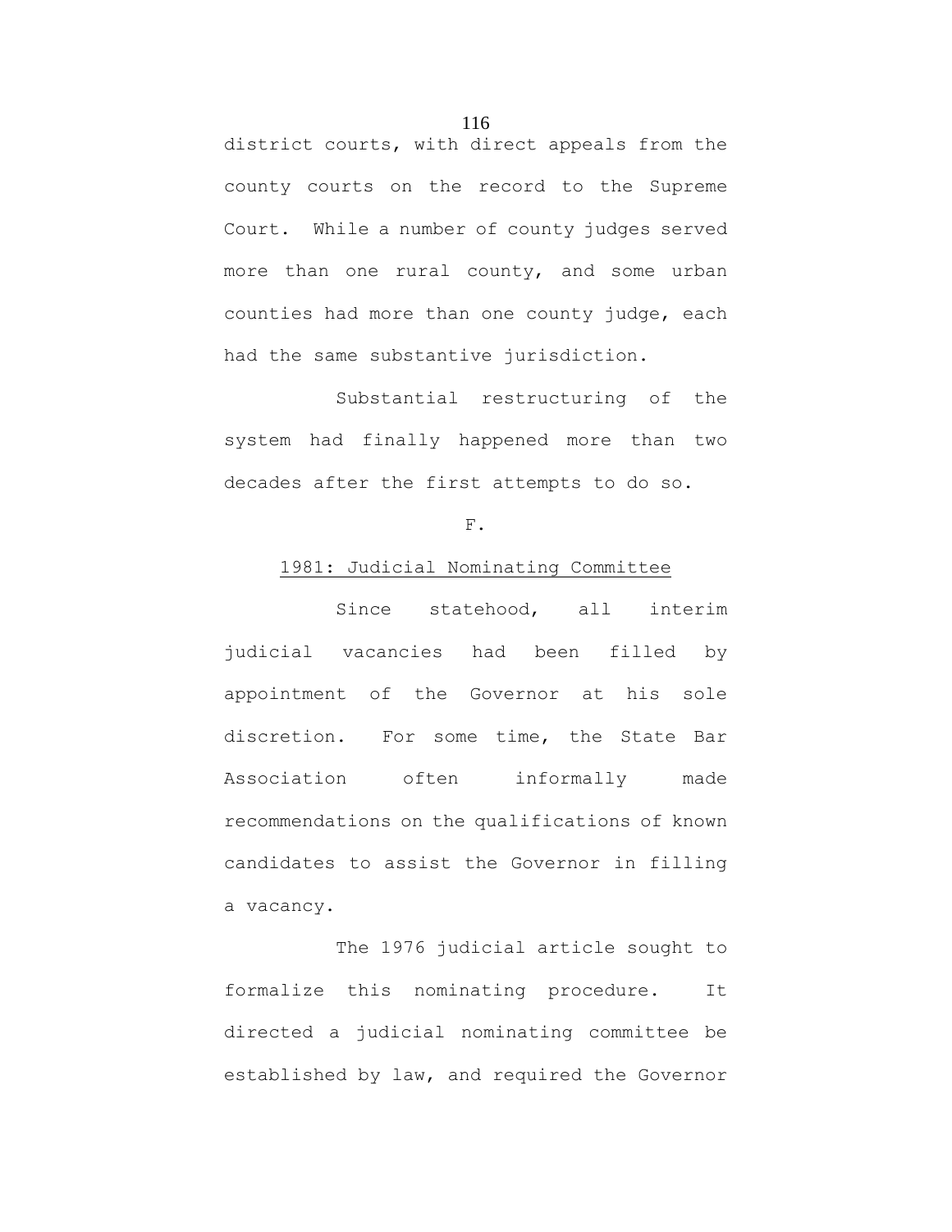district courts, with direct appeals from the county courts on the record to the Supreme Court. While a number of county judges served more than one rural county, and some urban counties had more than one county judge, each had the same substantive jurisdiction.

Substantial restructuring of the system had finally happened more than two decades after the first attempts to do so.

F.

## 1981: Judicial Nominating Committee

Since statehood, all interim judicial vacancies had been filled by appointment of the Governor at his sole discretion. For some time, the State Bar Association often informally made recommendations on the qualifications of known candidates to assist the Governor in filling a vacancy.

The 1976 judicial article sought to formalize this nominating procedure. It directed a judicial nominating committee be established by law, and required the Governor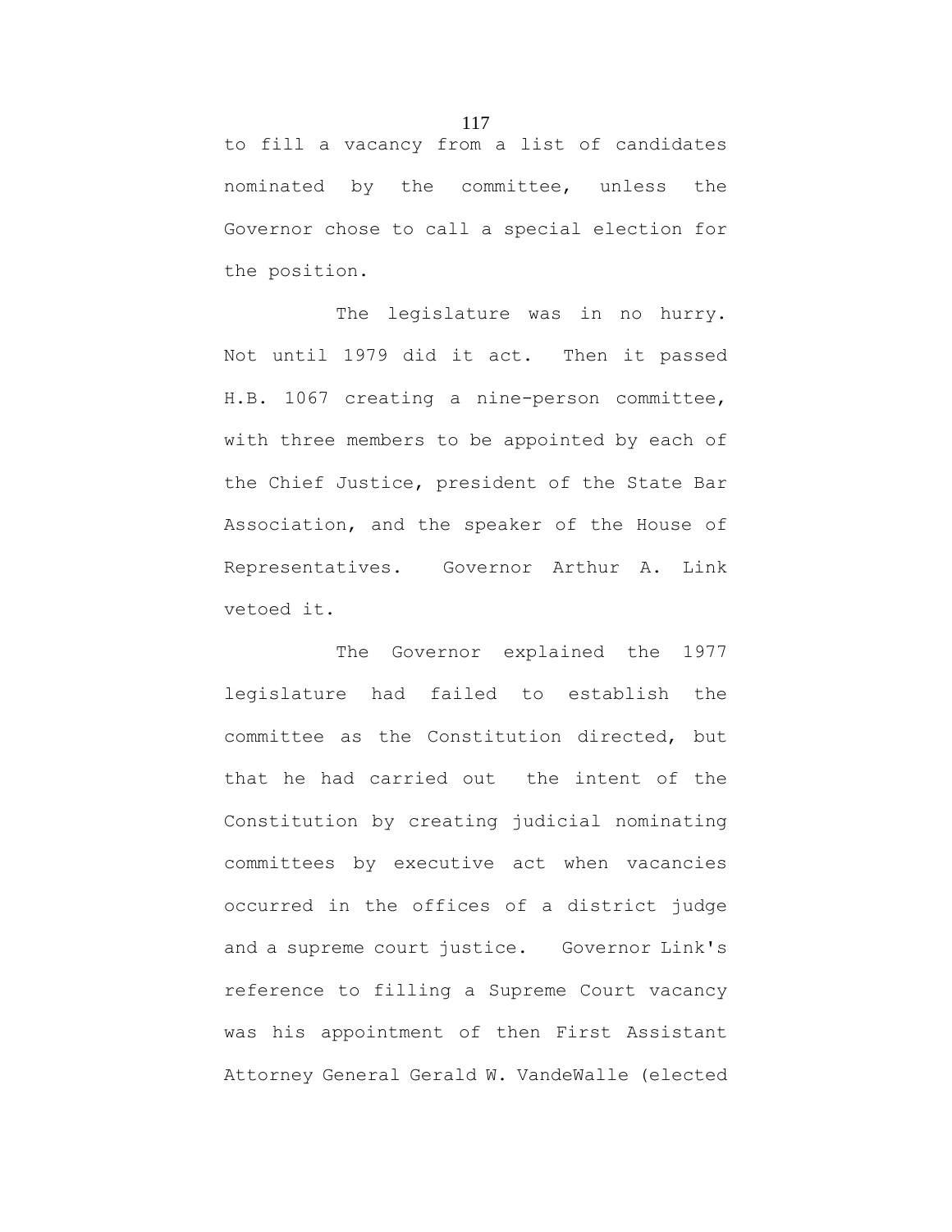to fill a vacancy from a list of candidates nominated by the committee, unless the Governor chose to call a special election for the position.

The legislature was in no hurry. Not until 1979 did it act. Then it passed H.B. 1067 creating a nine-person committee, with three members to be appointed by each of the Chief Justice, president of the State Bar Association, and the speaker of the House of Representatives. Governor Arthur A. Link vetoed it.

The Governor explained the 1977 legislature had failed to establish the committee as the Constitution directed, but that he had carried out the intent of the Constitution by creating judicial nominating committees by executive act when vacancies occurred in the offices of a district judge and a supreme court justice. Governor Link's reference to filling a Supreme Court vacancy was his appointment of then First Assistant Attorney General Gerald W. VandeWalle (elected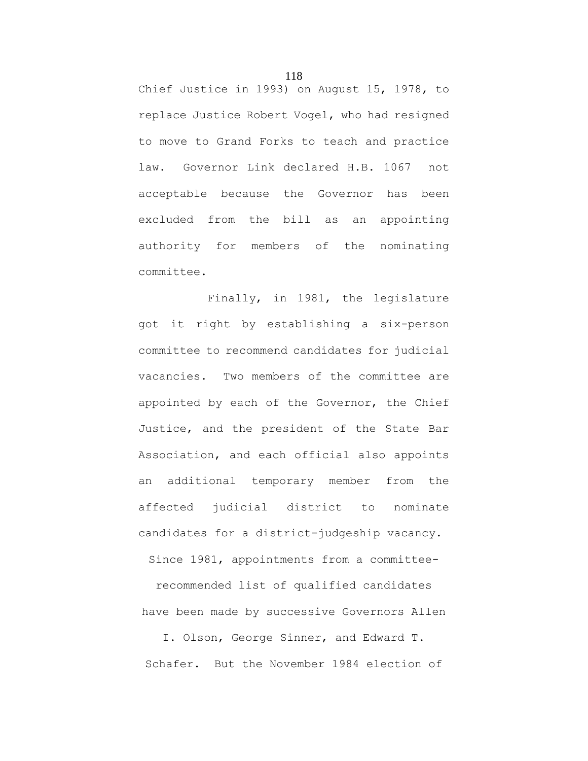Chief Justice in 1993) on August 15, 1978, to replace Justice Robert Vogel, who had resigned to move to Grand Forks to teach and practice law. Governor Link declared H.B. 1067 not acceptable because the Governor has been excluded from the bill as an appointing authority for members of the nominating committee.

Finally, in 1981, the legislature got it right by establishing a six-person committee to recommend candidates for judicial vacancies. Two members of the committee are appointed by each of the Governor, the Chief Justice, and the president of the State Bar Association, and each official also appoints an additional temporary member from the affected judicial district to nominate candidates for a district-judgeship vacancy. Since 1981, appointments from a committee-recommended list of qualified candidates have been made by successive Governors Allen I. Olson, George Sinner, and Edward T. Schafer. But the November 1984 election of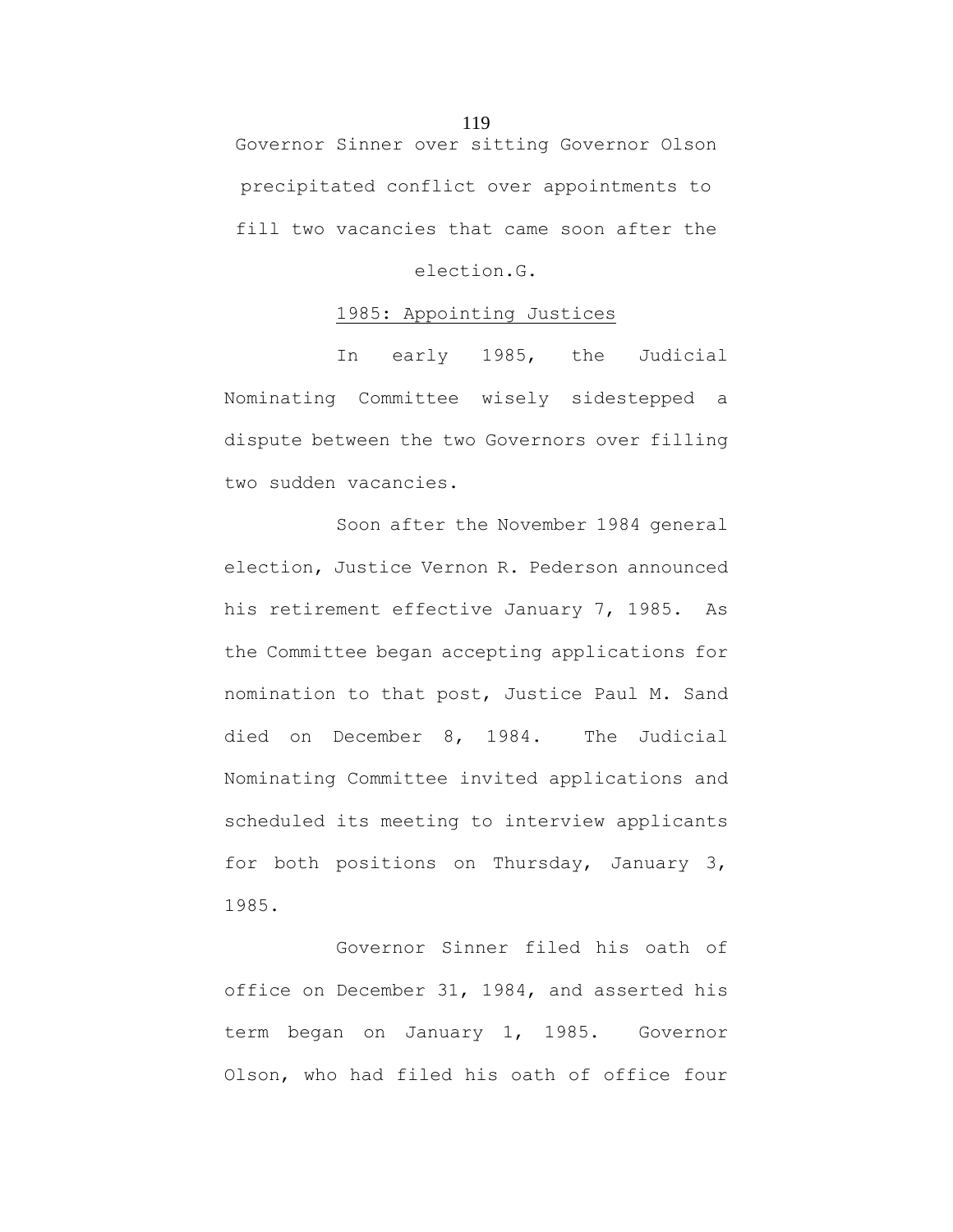Governor Sinner over sitting Governor Olson precipitated conflict over appointments to fill two vacancies that came soon after the election.G.

## 1985: Appointing Justices

In early 1985, the Judicial Nominating Committee wisely sidestepped a dispute between the two Governors over filling two sudden vacancies.

Soon after the November 1984 general election, Justice Vernon R. Pederson announced his retirement effective January 7, 1985. As the Committee began accepting applications for nomination to that post, Justice Paul M. Sand died on December 8, 1984. The Judicial Nominating Committee invited applications and scheduled its meeting to interview applicants for both positions on Thursday, January 3, 1985.

Governor Sinner filed his oath of office on December 31, 1984, and asserted his term began on January 1, 1985. Governor Olson, who had filed his oath of office four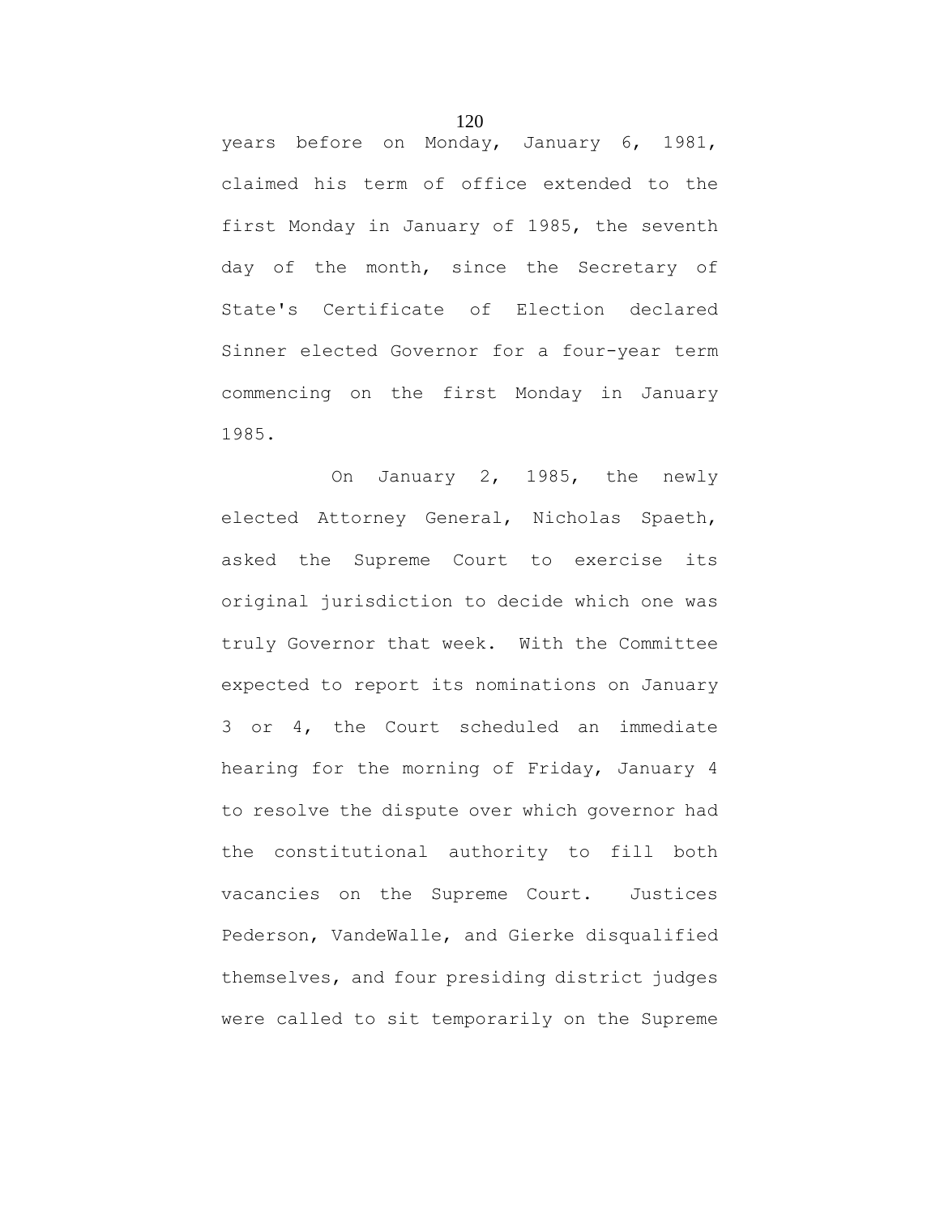years before on Monday, January 6, 1981, claimed his term of office extended to the first Monday in January of 1985, the seventh day of the month, since the Secretary of State's Certificate of Election declared Sinner elected Governor for a four-year term commencing on the first Monday in January 1985.

On January 2, 1985, the newly elected Attorney General, Nicholas Spaeth, asked the Supreme Court to exercise its original jurisdiction to decide which one was truly Governor that week. With the Committee expected to report its nominations on January 3 or 4, the Court scheduled an immediate hearing for the morning of Friday, January 4 to resolve the dispute over which governor had the constitutional authority to fill both vacancies on the Supreme Court. Justices Pederson, VandeWalle, and Gierke disqualified themselves, and four presiding district judges were called to sit temporarily on the Supreme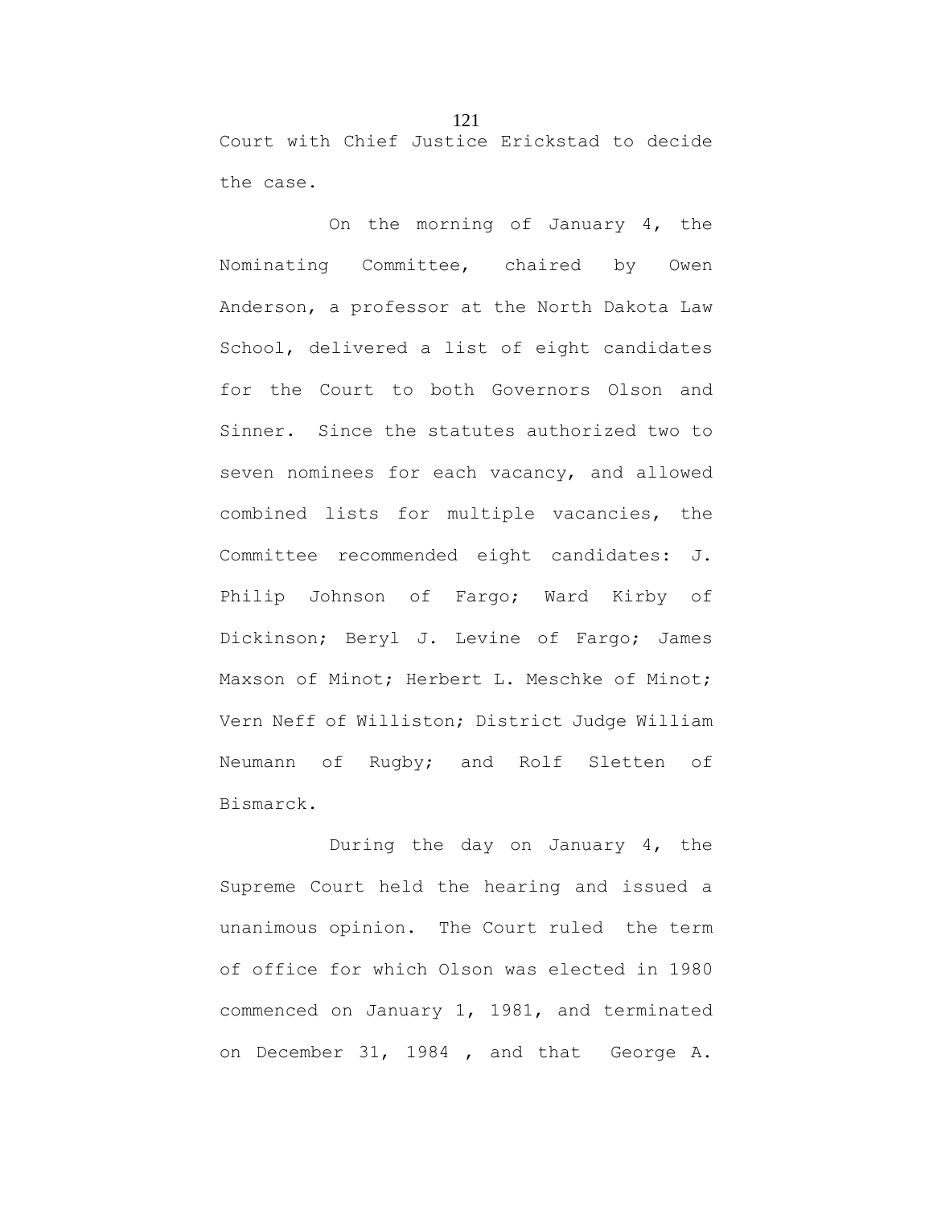Court with Chief Justice Erickstad to decide the case.

On the morning of January 4, the Nominating Committee, chaired by Owen Anderson, a professor at the North Dakota Law School, delivered a list of eight candidates for the Court to both Governors Olson and Sinner. Since the statutes authorized two to seven nominees for each vacancy, and allowed combined lists for multiple vacancies, the Committee recommended eight candidates: J. Philip Johnson of Fargo; Ward Kirby of Dickinson; Beryl J. Levine of Fargo; James Maxson of Minot; Herbert L. Meschke of Minot; Vern Neff of Williston; District Judge William Neumann of Rugby; and Rolf Sletten of Bismarck.

During the day on January 4, the Supreme Court held the hearing and issued a unanimous opinion. The Court ruled the term of office for which Olson was elected in 1980 commenced on January 1, 1981, and terminated on December 31, 1984 , and that George A.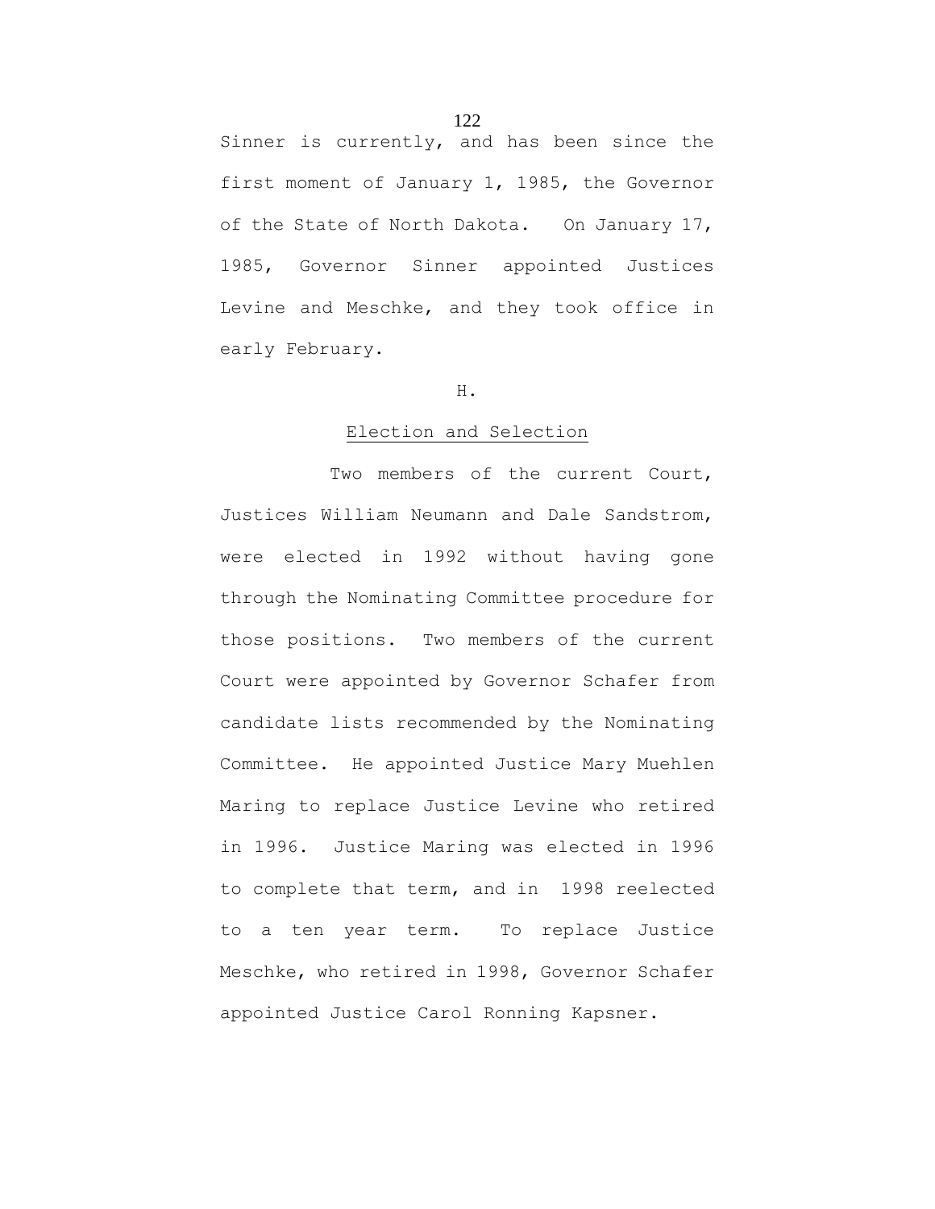Sinner is currently, and has been since the first moment of January 1, 1985, the Governor of the State of North Dakota. On January 17, 1985, Governor Sinner appointed Justices Levine and Meschke, and they took office in early February.

H.

Election and Selection

Two members of the current Court, Justices William Neumann and Dale Sandstrom, were elected in 1992 without having gone through the Nominating Committee procedure for those positions. Two members of the current Court were appointed by Governor Schafer from candidate lists recommended by the Nominating Committee. He appointed Justice Mary Muehlen Maring to replace Justice Levine who retired in 1996. Justice Maring was elected in 1996 to complete that term, and in 1998 reelected to a ten year term. To replace Justice Meschke, who retired in 1998, Governor Schafer appointed Justice Carol Ronning Kapsner.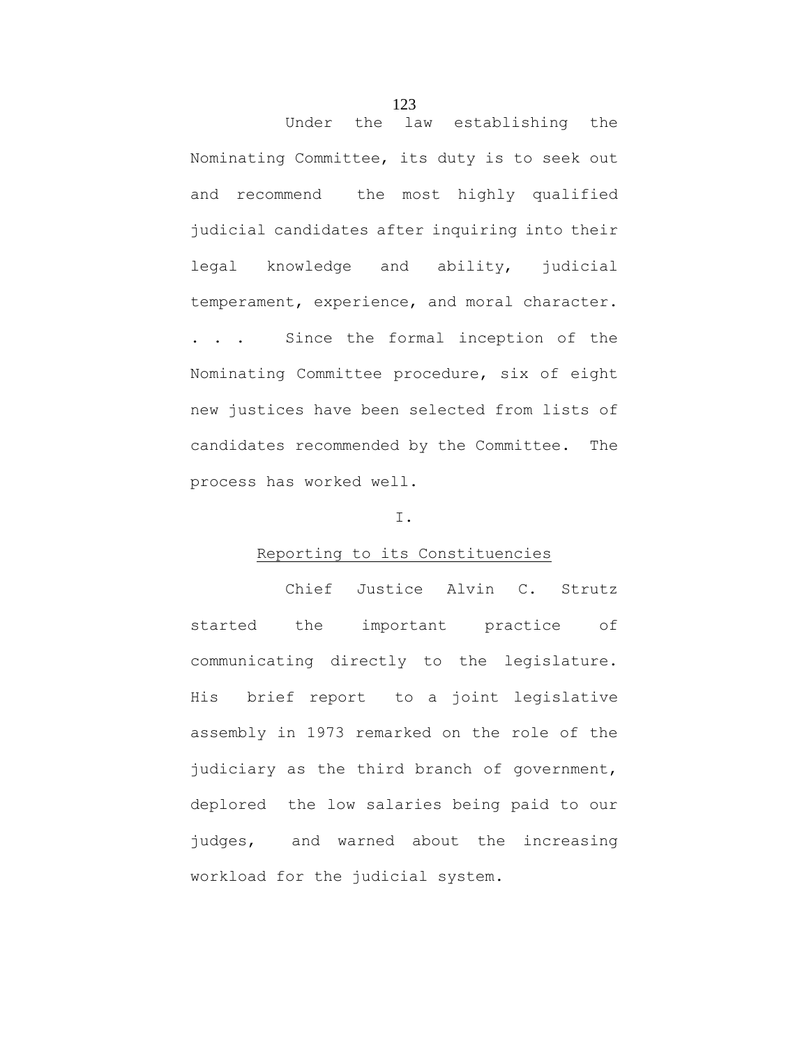Under the law establishing the Nominating Committee, its duty is to seek out and recommend the most highly qualified judicial candidates after inquiring into their legal knowledge and ability, judicial temperament, experience, and moral character. . . . Since the formal inception of the Nominating Committee procedure, six of eight new justices have been selected from lists of candidates recommended by the Committee. The process has worked well.

## I.

## Reporting to its Constituencies

Chief Justice Alvin C. Strutz started the important practice of communicating directly to the legislature. His brief report to a joint legislative assembly in 1973 remarked on the role of the judiciary as the third branch of government, deplored the low salaries being paid to our judges, and warned about the increasing workload for the judicial system.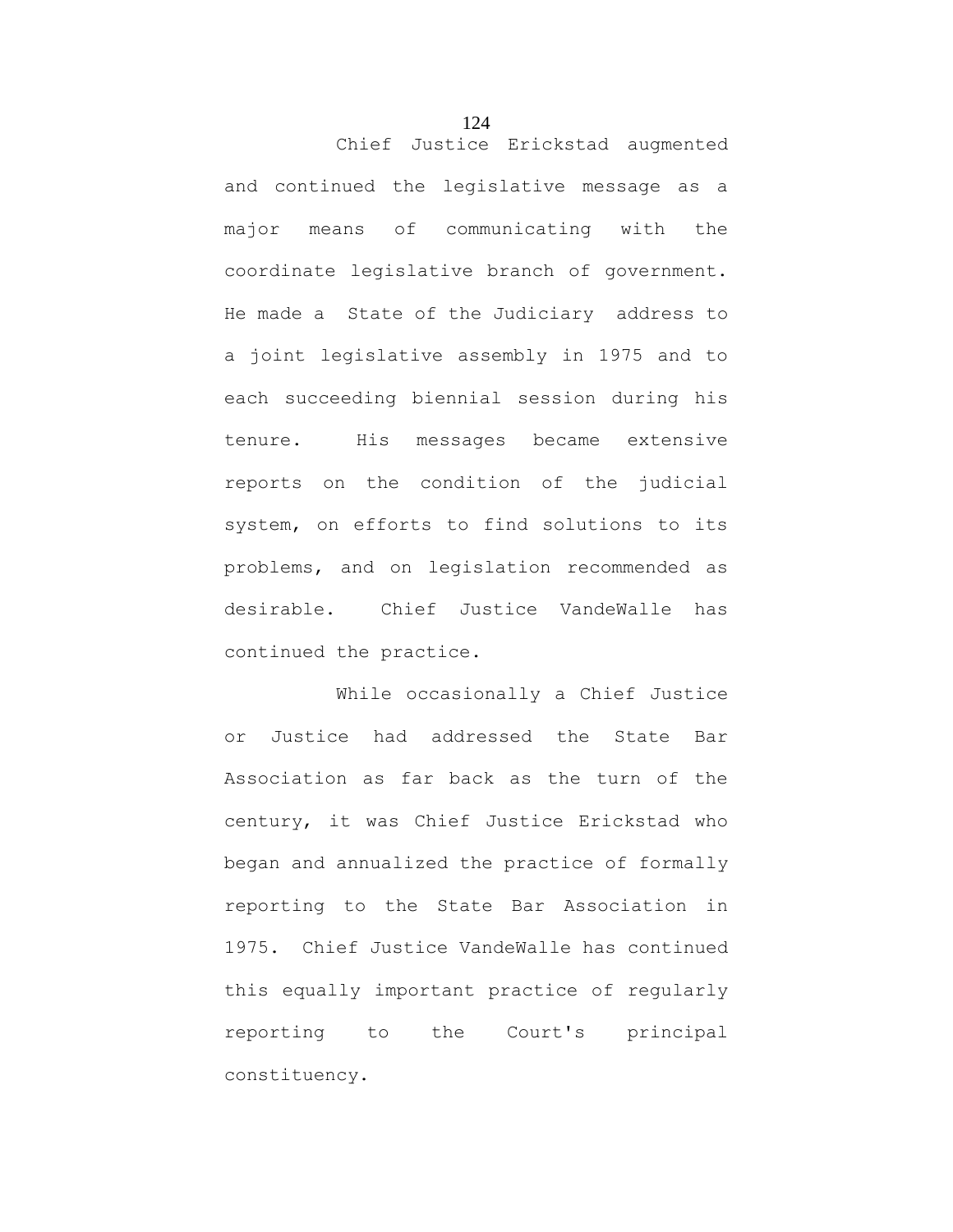Chief Justice Erickstad augmented and continued the legislative message as a major means of communicating with the coordinate legislative branch of government. He made a State of the Judiciary address to a joint legislative assembly in 1975 and to each succeeding biennial session during his tenure. His messages became extensive reports on the condition of the judicial system, on efforts to find solutions to its problems, and on legislation recommended as desirable. Chief Justice VandeWalle has continued the practice.

While occasionally a Chief Justice or Justice had addressed the State Bar Association as far back as the turn of the century, it was Chief Justice Erickstad who began and annualized the practice of formally reporting to the State Bar Association in 1975. Chief Justice VandeWalle has continued this equally important practice of regularly reporting to the Court's principal constituency.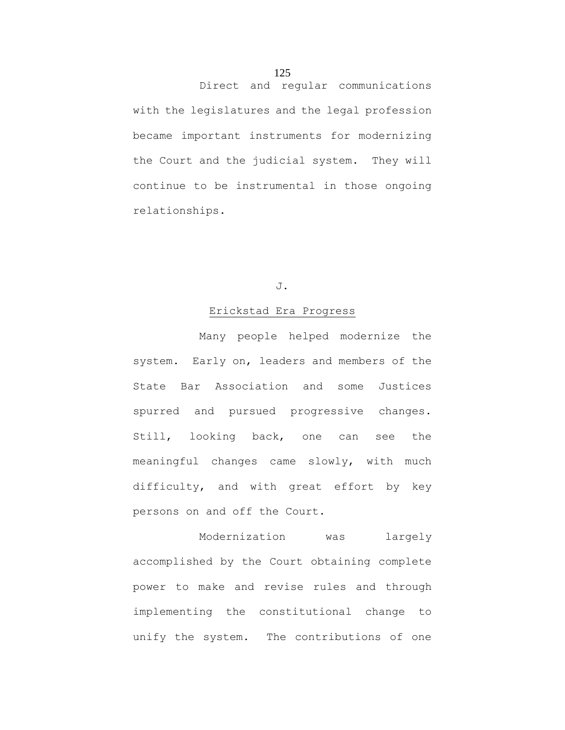Direct and regular communications with the legislatures and the legal profession became important instruments for modernizing the Court and the judicial system. They will continue to be instrumental in those ongoing relationships.

## J.

## Erickstad Era Progress

Many people helped modernize the system. Early on, leaders and members of the State Bar Association and some Justices spurred and pursued progressive changes. Still, looking back, one can see the meaningful changes came slowly, with much difficulty, and with great effort by key persons on and off the Court.

Modernization was largely accomplished by the Court obtaining complete power to make and revise rules and through implementing the constitutional change to unify the system. The contributions of one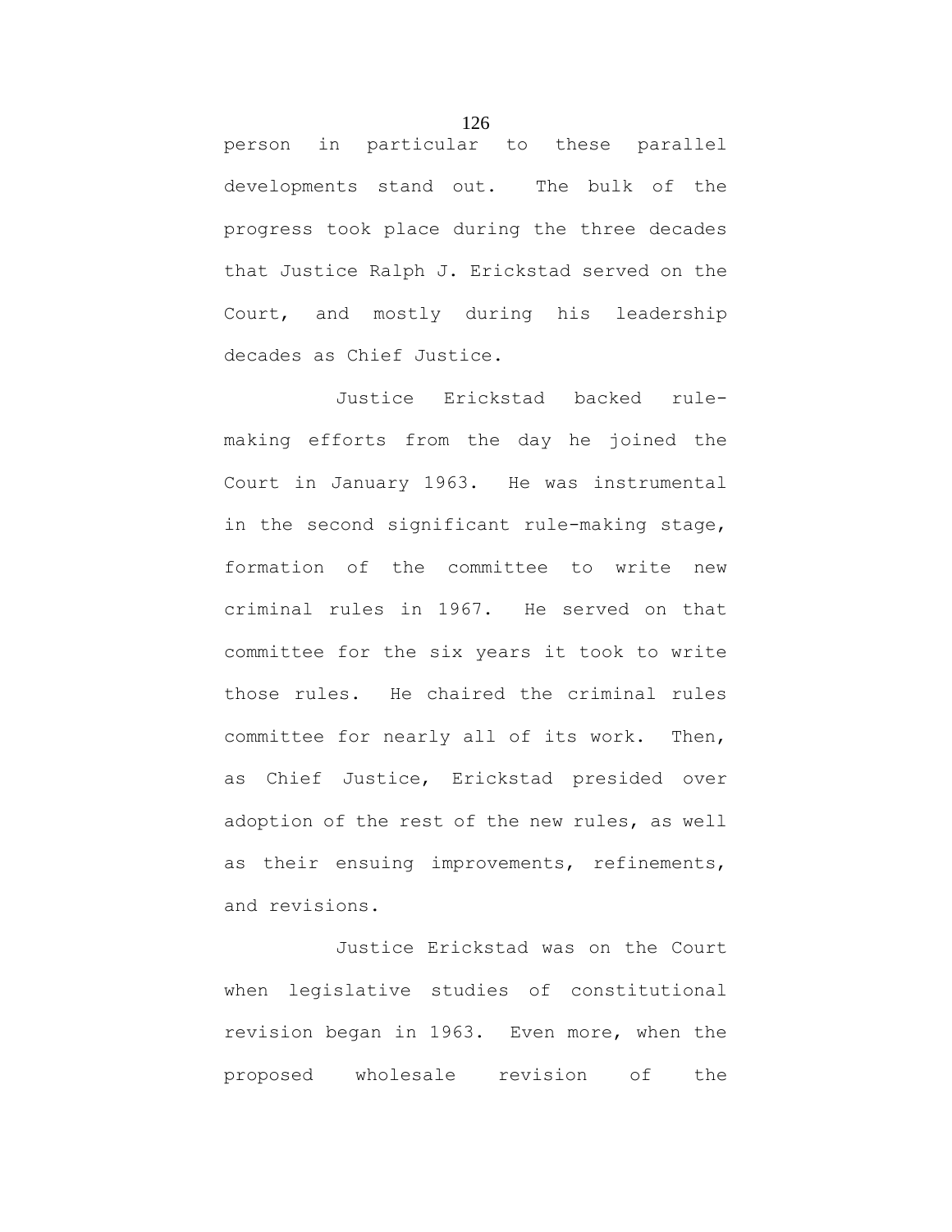person in particular to these parallel developments stand out. The bulk of the progress took place during the three decades that Justice Ralph J. Erickstad served on the Court, and mostly during his leadership decades as Chief Justice.

Justice Erickstad backed rule-making efforts from the day he joined the Court in January 1963. He was instrumental in the second significant rule-making stage, formation of the committee to write new criminal rules in 1967. He served on that committee for the six years it took to write those rules. He chaired the criminal rules committee for nearly all of its work. Then, as Chief Justice, Erickstad presided over adoption of the rest of the new rules, as well as their ensuing improvements, refinements, and revisions.

Justice Erickstad was on the Court when legislative studies of constitutional revision began in 1963. Even more, when the proposed wholesale revision of the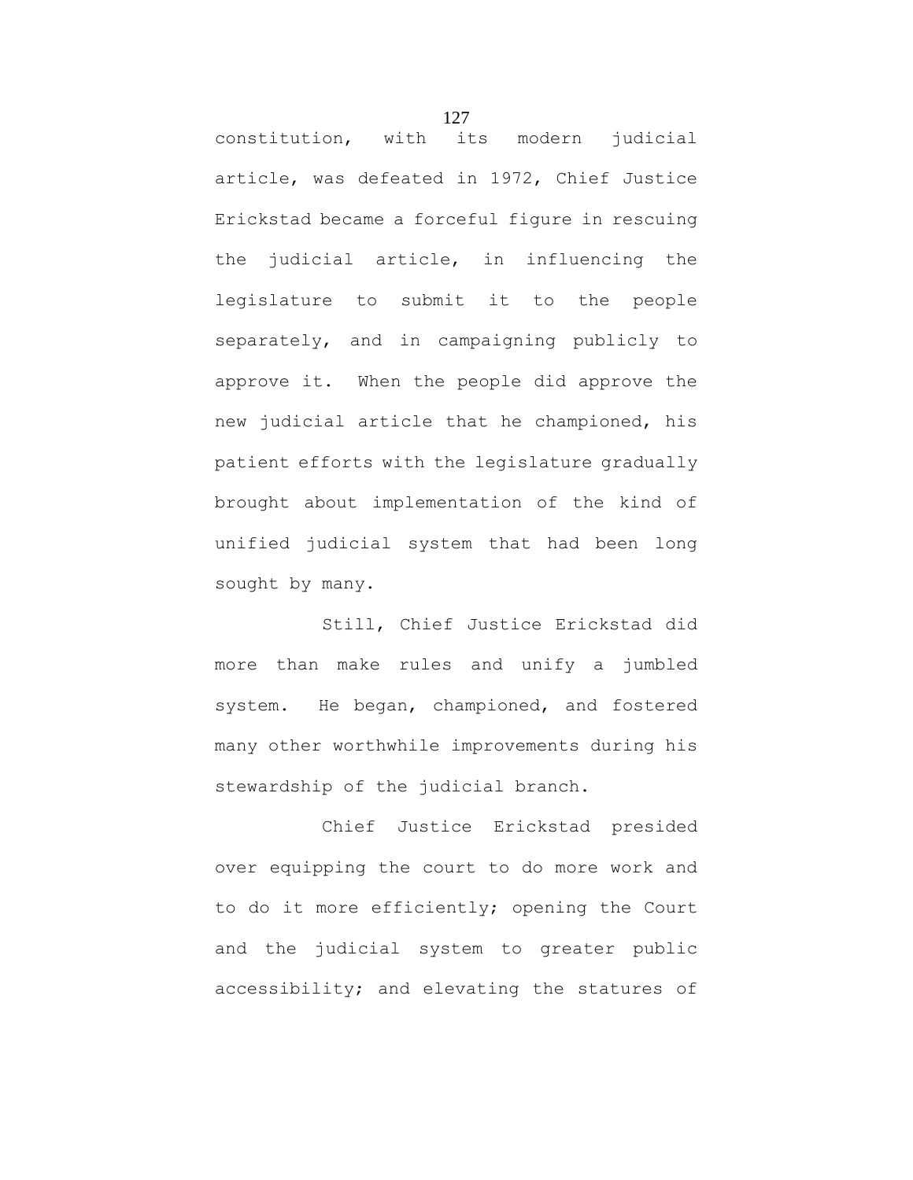constitution, with its modern judicial article, was defeated in 1972, Chief Justice Erickstad became a forceful figure in rescuing the judicial article, in influencing the legislature to submit it to the people separately, and in campaigning publicly to approve it. When the people did approve the new judicial article that he championed, his patient efforts with the legislature gradually brought about implementation of the kind of unified judicial system that had been long sought by many.

Still, Chief Justice Erickstad did more than make rules and unify a jumbled system. He began, championed, and fostered many other worthwhile improvements during his stewardship of the judicial branch.

Chief Justice Erickstad presided over equipping the court to do more work and to do it more efficiently; opening the Court and the judicial system to greater public accessibility; and elevating the statures of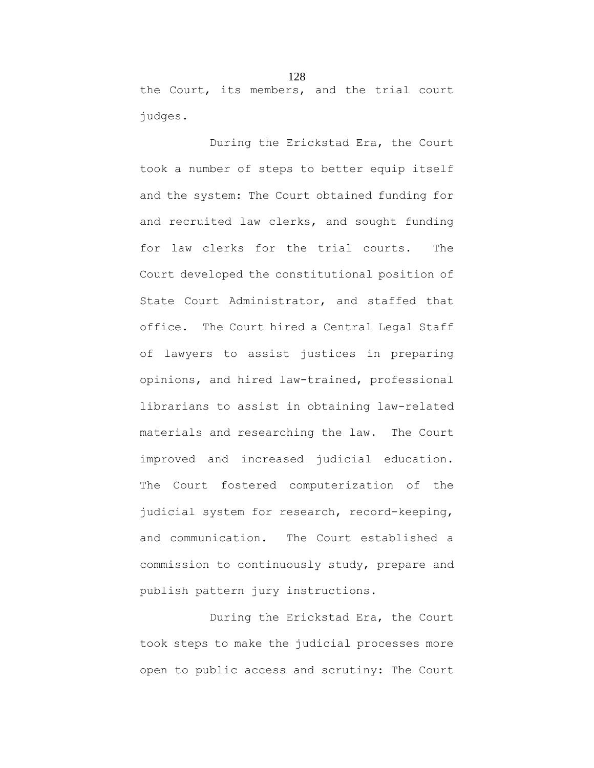the Court, its members, and the trial court judges.

During the Erickstad Era, the Court took a number of steps to better equip itself and the system: The Court obtained funding for and recruited law clerks, and sought funding for law clerks for the trial courts. The Court developed the constitutional position of State Court Administrator, and staffed that office. The Court hired a Central Legal Staff of lawyers to assist justices in preparing opinions, and hired law-trained, professional librarians to assist in obtaining law-related materials and researching the law. The Court improved and increased judicial education. The Court fostered computerization of the judicial system for research, record-keeping, and communication. The Court established a commission to continuously study, prepare and publish pattern jury instructions.

During the Erickstad Era, the Court took steps to make the judicial processes more open to public access and scrutiny: The Court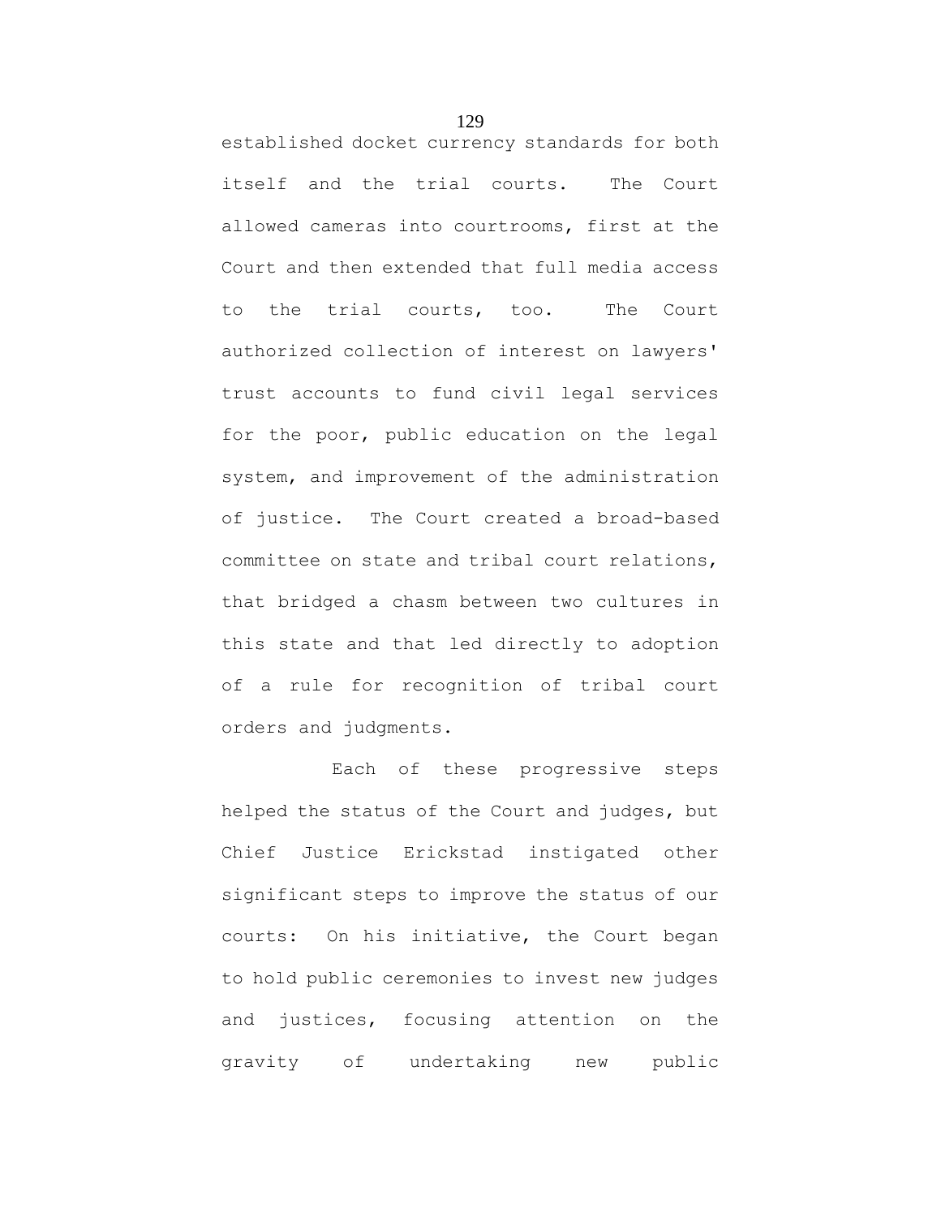established docket currency standards for both itself and the trial courts. The Court allowed cameras into courtrooms, first at the Court and then extended that full media access to the trial courts, too. The Court authorized collection of interest on lawyers' trust accounts to fund civil legal services for the poor, public education on the legal system, and improvement of the administration of justice. The Court created a broad-based committee on state and tribal court relations, that bridged a chasm between two cultures in this state and that led directly to adoption of a rule for recognition of tribal court orders and judgments.

Each of these progressive steps helped the status of the Court and judges, but Chief Justice Erickstad instigated other significant steps to improve the status of our courts: On his initiative, the Court began to hold public ceremonies to invest new judges and justices, focusing attention on the gravity of undertaking new public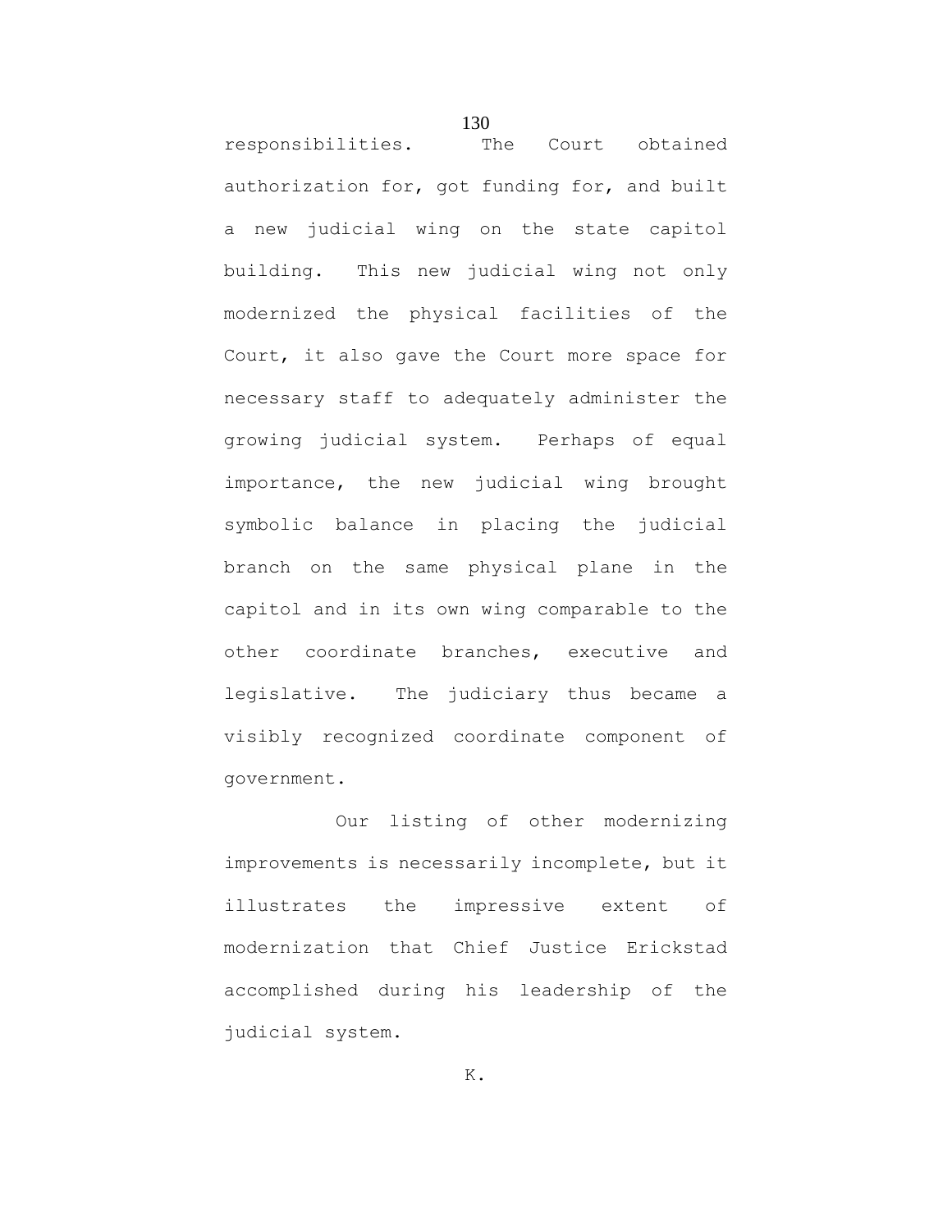responsibilities. The Court obtained authorization for, got funding for, and built a new judicial wing on the state capitol building. This new judicial wing not only modernized the physical facilities of the Court, it also gave the Court more space for necessary staff to adequately administer the growing judicial system. Perhaps of equal importance, the new judicial wing brought symbolic balance in placing the judicial branch on the same physical plane in the capitol and in its own wing comparable to the other coordinate branches, executive and legislative. The judiciary thus became a visibly recognized coordinate component of government.

Our listing of other modernizing improvements is necessarily incomplete, but it illustrates the impressive extent of modernization that Chief Justice Erickstad accomplished during his leadership of the judicial system.

K.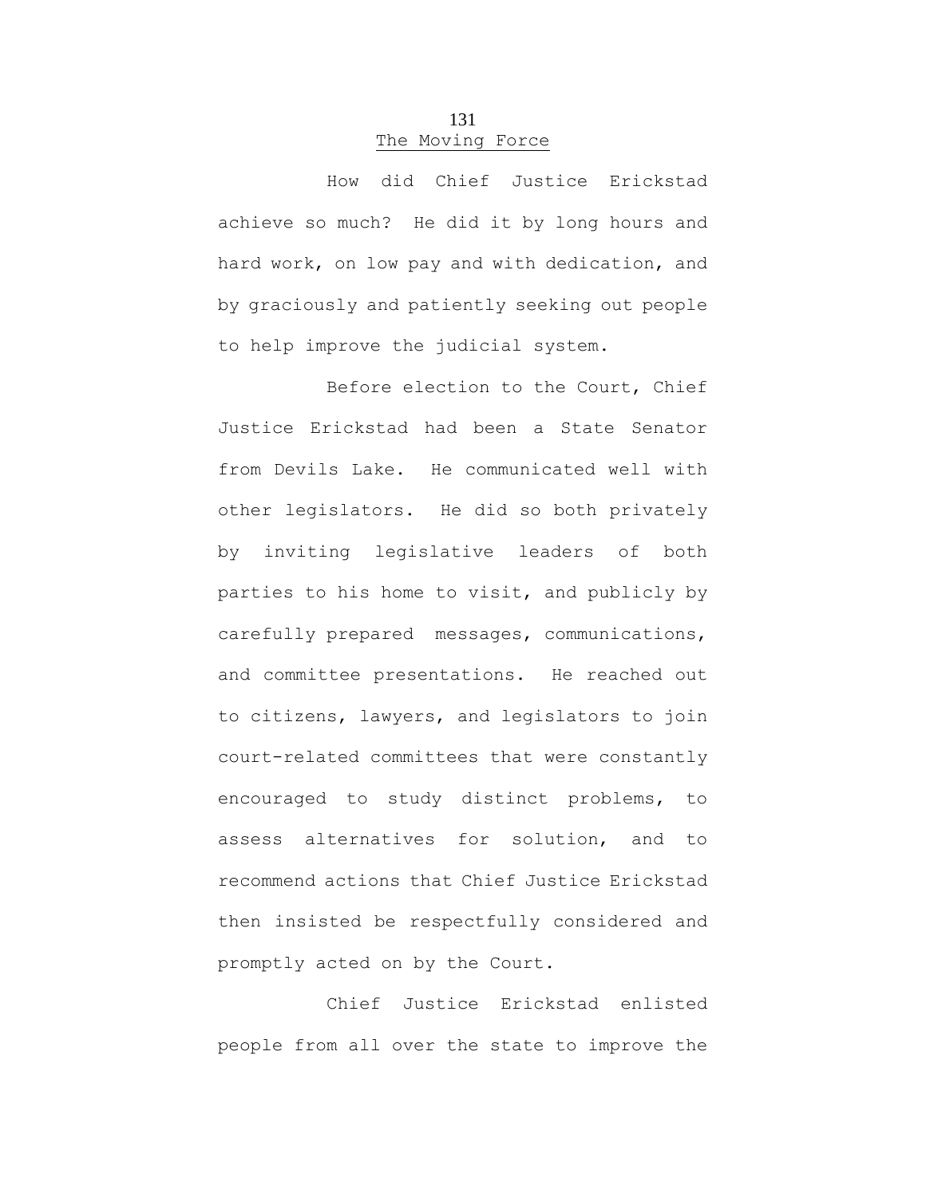## The Moving Force

How did Chief Justice Erickstad achieve so much? He did it by long hours and hard work, on low pay and with dedication, and by graciously and patiently seeking out people to help improve the judicial system.

Before election to the Court, Chief Justice Erickstad had been a State Senator from Devils Lake. He communicated well with other legislators. He did so both privately by inviting legislative leaders of both parties to his home to visit, and publicly by carefully prepared messages, communications, and committee presentations. He reached out to citizens, lawyers, and legislators to join court-related committees that were constantly encouraged to study distinct problems, to assess alternatives for solution, and to recommend actions that Chief Justice Erickstad then insisted be respectfully considered and promptly acted on by the Court.

Chief Justice Erickstad enlisted people from all over the state to improve the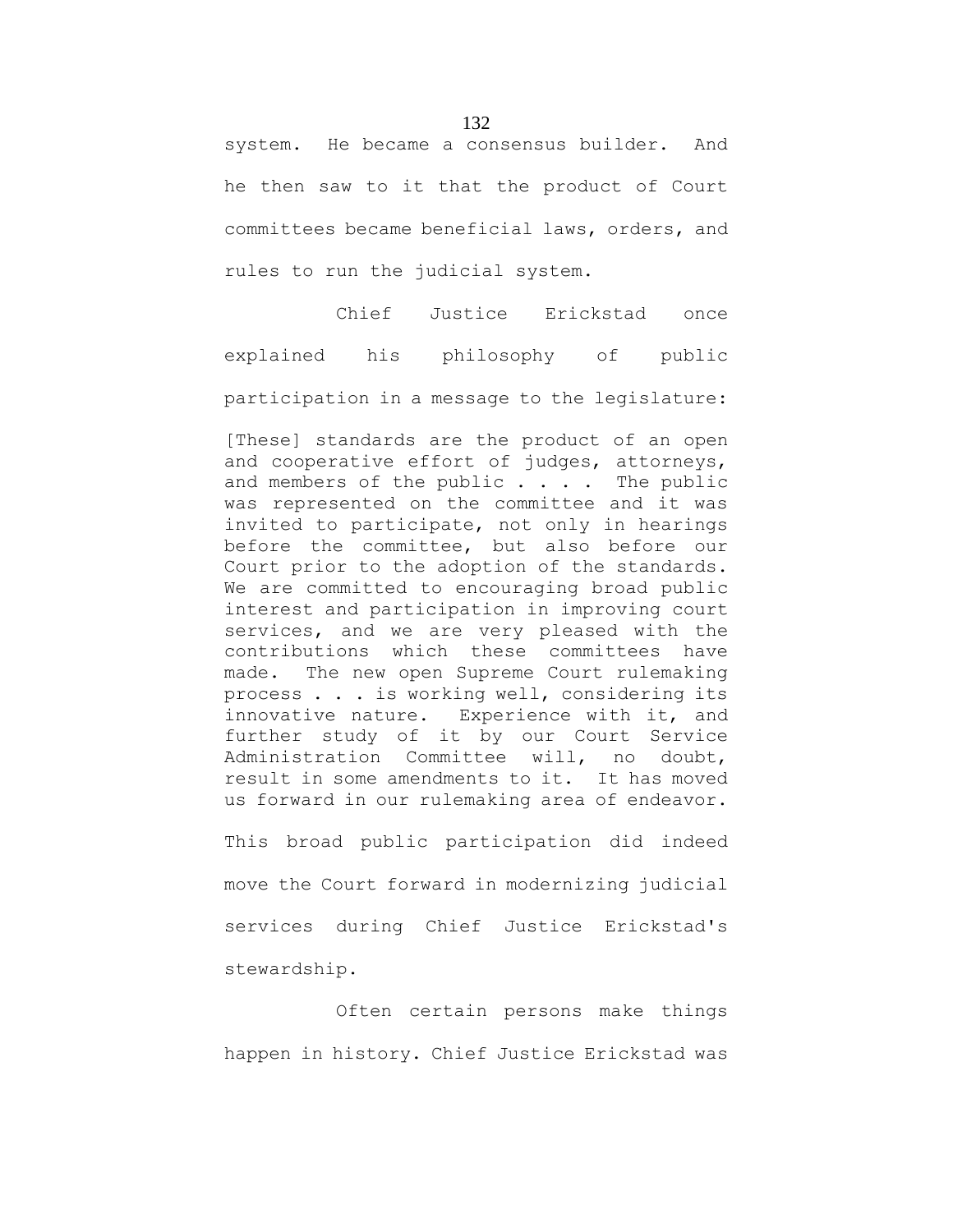system. He became a consensus builder. And he then saw to it that the product of Court committees became beneficial laws, orders, and rules to run the judicial system.

Chief Justice Erickstad once explained his philosophy of public participation in a message to the legislature:

> [These] standards are the product of an open and cooperative effort of judges, attorneys, and members of the public . . . . The public was represented on the committee and it was invited to participate, not only in hearings before the committee, but also before our Court prior to the adoption of the standards. We are committed to encouraging broad public interest and participation in improving court services, and we are very pleased with the contributions which these committees have made. The new open Supreme Court rulemaking process . . . is working well, considering its innovative nature. Experience with it, and further study of it by our Court Service Administration Committee will, no doubt, result in some amendments to it. It has moved us forward in our rulemaking area of endeavor.

This broad public participation did indeed move the Court forward in modernizing judicial services during Chief Justice Erickstad's stewardship.

Often certain persons make things happen in history. Chief Justice Erickstad was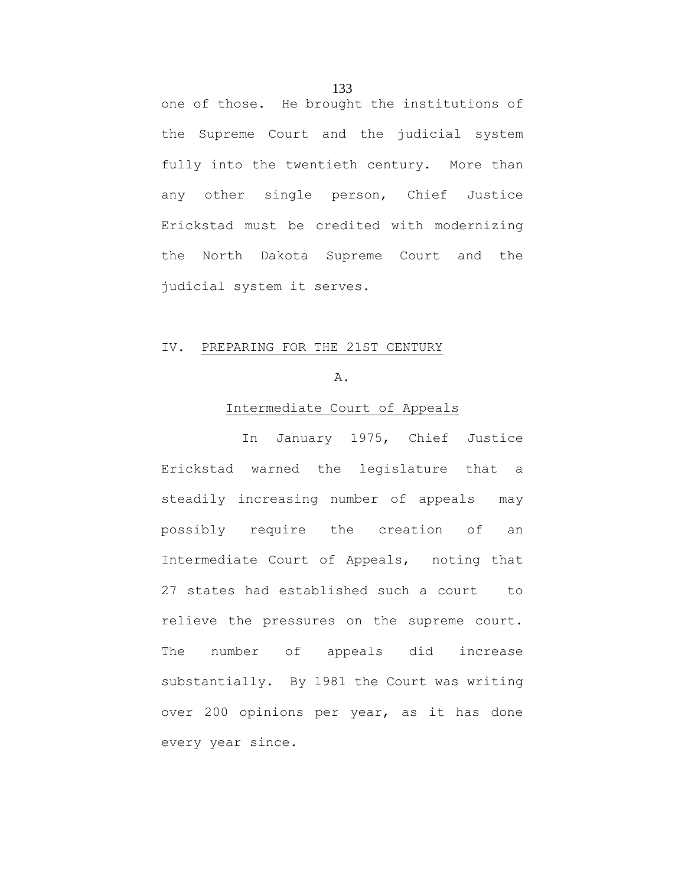one of those. He brought the institutions of the Supreme Court and the judicial system fully into the twentieth century. More than any other single person, Chief Justice Erickstad must be credited with modernizing the North Dakota Supreme Court and the judicial system it serves.

## IV. PREPARING FOR THE 21ST CENTURY

### A.

### Intermediate Court of Appeals

In January 1975, Chief Justice Erickstad warned the legislature that a steadily increasing number of appeals may possibly require the creation of an Intermediate Court of Appeals, noting that 27 states had established such a court to relieve the pressures on the supreme court. The number of appeals did increase substantially. By 1981 the Court was writing over 200 opinions per year, as it has done every year since.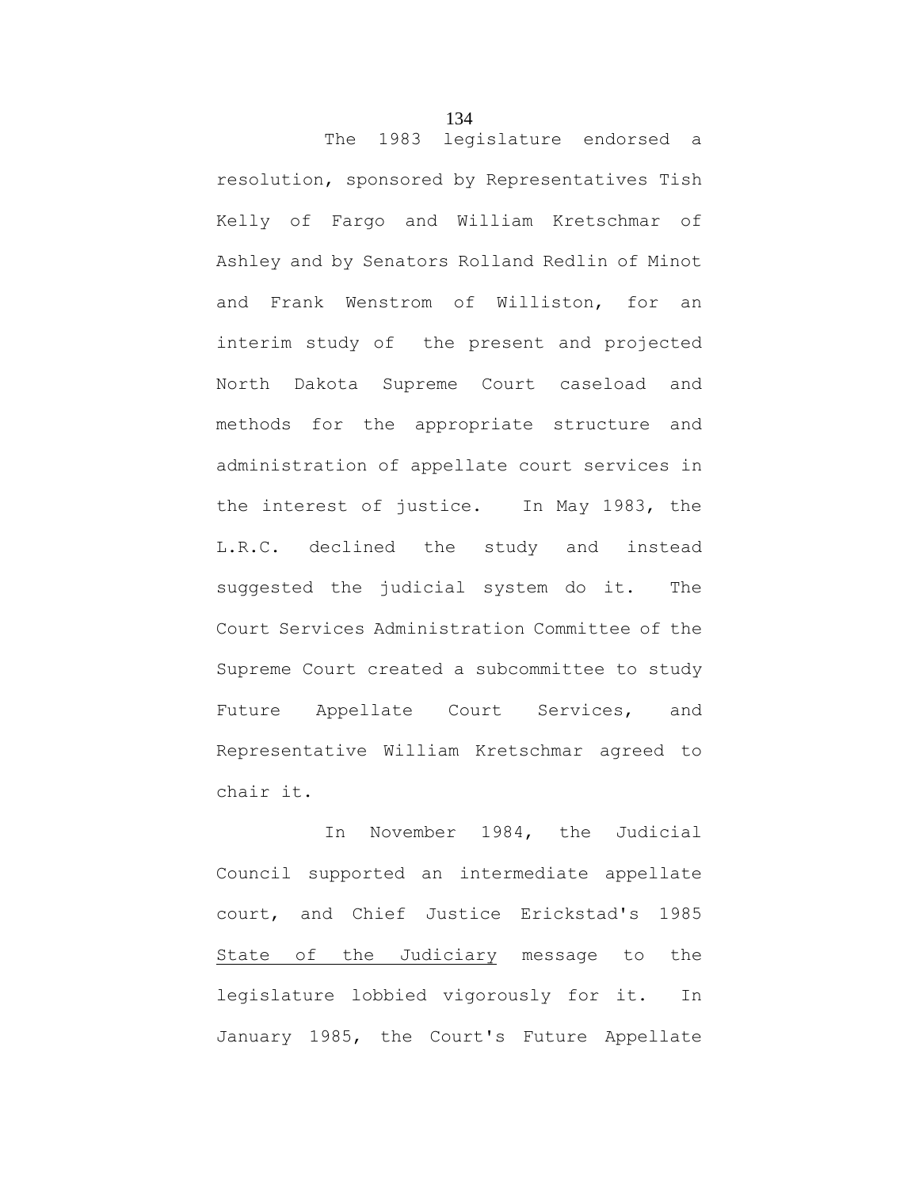The 1983 legislature endorsed a resolution, sponsored by Representatives Tish Kelly of Fargo and William Kretschmar of Ashley and by Senators Rolland Redlin of Minot and Frank Wenstrom of Williston, for an interim study of the present and projected North Dakota Supreme Court caseload and methods for the appropriate structure and administration of appellate court services in the interest of justice. In May 1983, the L.R.C. declined the study and instead suggested the judicial system do it. The Court Services Administration Committee of the Supreme Court created a subcommittee to study Future Appellate Court Services, and Representative William Kretschmar agreed to chair it.

In November 1984, the Judicial Council supported an intermediate appellate court, and Chief Justice Erickstad's 1985 State of the Judiciary message to the legislature lobbied vigorously for it. In January 1985, the Court's Future Appellate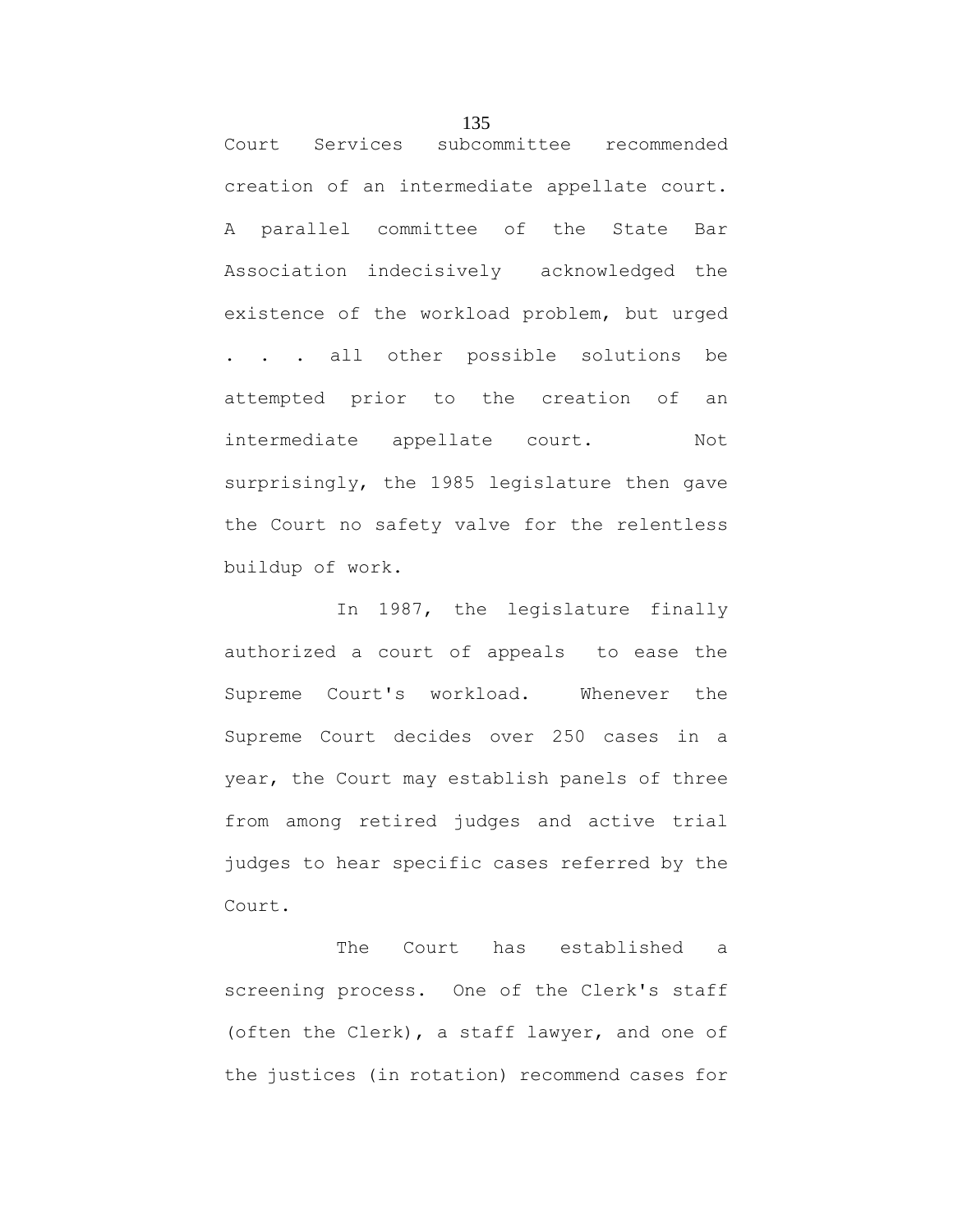Court Services subcommittee recommended creation of an intermediate appellate court. A parallel committee of the State Bar Association indecisively acknowledged the existence of the workload problem, but urged . . . all other possible solutions be attempted prior to the creation of an intermediate appellate court. Not surprisingly, the 1985 legislature then gave the Court no safety valve for the relentless buildup of work.

In 1987, the legislature finally authorized a court of appeals to ease the Supreme Court's workload. Whenever the Supreme Court decides over 250 cases in a year, the Court may establish panels of three from among retired judges and active trial judges to hear specific cases referred by the Court.

The Court has established a screening process. One of the Clerk's staff (often the Clerk), a staff lawyer, and one of the justices (in rotation) recommend cases for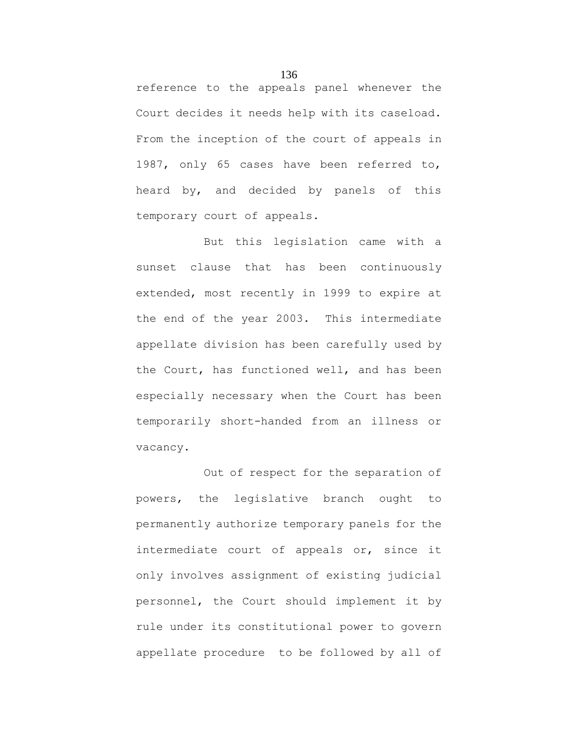reference to the appeals panel whenever the Court decides it needs help with its caseload. From the inception of the court of appeals in 1987, only 65 cases have been referred to, heard by, and decided by panels of this temporary court of appeals.

But this legislation came with a sunset clause that has been continuously extended, most recently in 1999 to expire at the end of the year 2003. This intermediate appellate division has been carefully used by the Court, has functioned well, and has been especially necessary when the Court has been temporarily short-handed from an illness or vacancy.

Out of respect for the separation of powers, the legislative branch ought to permanently authorize temporary panels for the intermediate court of appeals or, since it only involves assignment of existing judicial personnel, the Court should implement it by rule under its constitutional power to govern appellate procedure to be followed by all of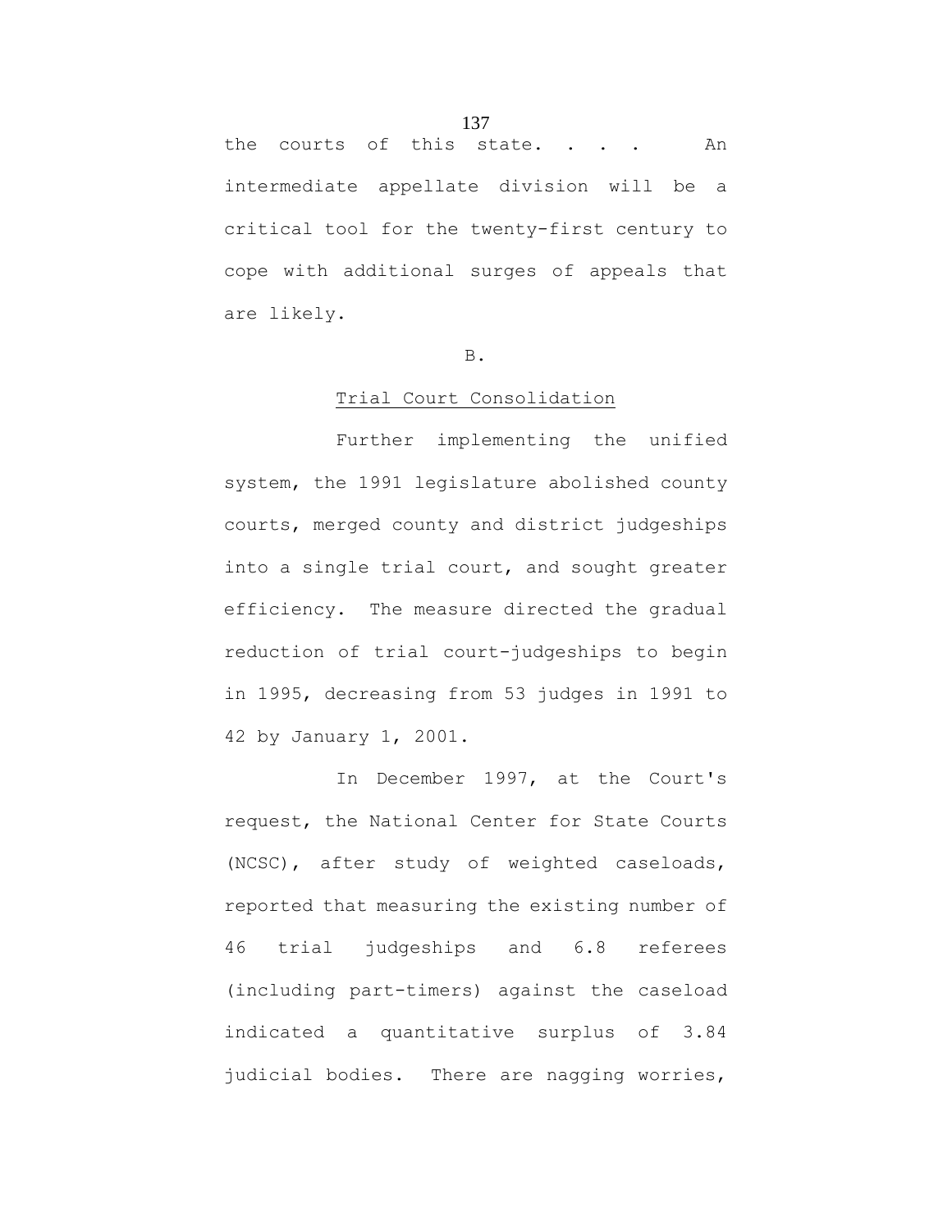the courts of this state. . . . An intermediate appellate division will be a critical tool for the twenty-first century to cope with additional surges of appeals that are likely.

B.

Trial Court Consolidation

Further implementing the unified system, the 1991 legislature abolished county courts, merged county and district judgeships into a single trial court, and sought greater efficiency. The measure directed the gradual reduction of trial court-judgeships to begin in 1995, decreasing from 53 judges in 1991 to 42 by January 1, 2001.

In December 1997, at the Court's request, the National Center for State Courts (NCSC), after study of weighted caseloads, reported that measuring the existing number of 46 trial judgeships and 6.8 referees (including part-timers) against the caseload indicated a quantitative surplus of 3.84 judicial bodies. There are nagging worries,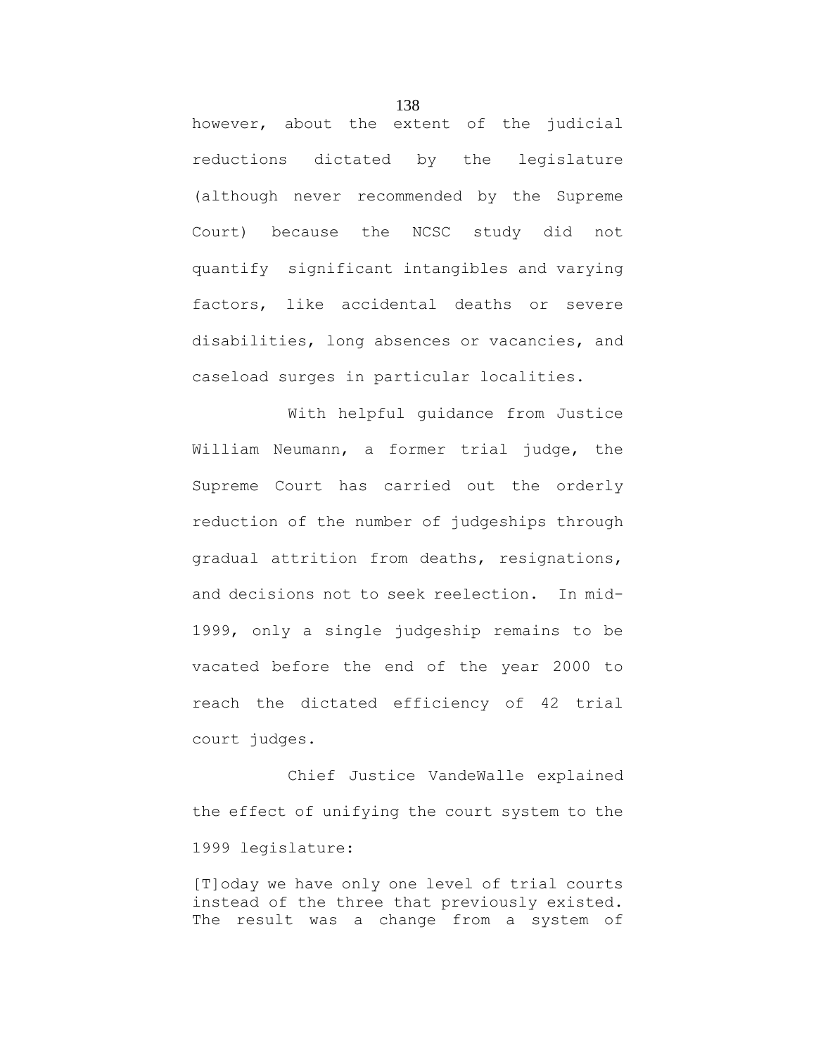however, about the extent of the judicial reductions dictated by the legislature (although never recommended by the Supreme Court) because the NCSC study did not quantify significant intangibles and varying factors, like accidental deaths or severe disabilities, long absences or vacancies, and caseload surges in particular localities.

With helpful guidance from Justice William Neumann, a former trial judge, the Supreme Court has carried out the orderly reduction of the number of judgeships through gradual attrition from deaths, resignations, and decisions not to seek reelection. In mid-1999, only a single judgeship remains to be vacated before the end of the year 2000 to reach the dictated efficiency of 42 trial court judges.

Chief Justice VandeWalle explained the effect of unifying the court system to the 1999 legislature:

> [T]oday we have only one level of trial courts instead of the three that previously existed. The result was a change from a system of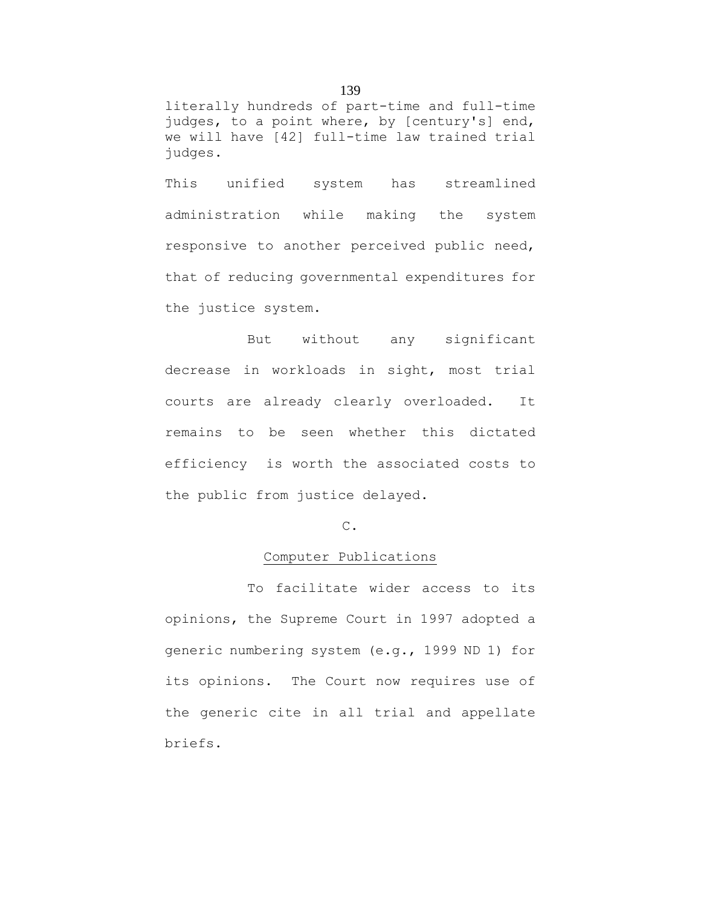literally hundreds of part-time and full-time judges, to a point where, by [century's] end, we will have [42] full-time law trained trial judges.

This unified system has streamlined administration while making the system responsive to another perceived public need, that of reducing governmental expenditures for the justice system.

But without any significant decrease in workloads in sight, most trial courts are already clearly overloaded. It remains to be seen whether this dictated efficiency is worth the associated costs to the public from justice delayed.

C.

Computer Publications

To facilitate wider access to its opinions, the Supreme Court in 1997 adopted a generic numbering system (e.g., 1999 ND 1) for its opinions. The Court now requires use of the generic cite in all trial and appellate briefs.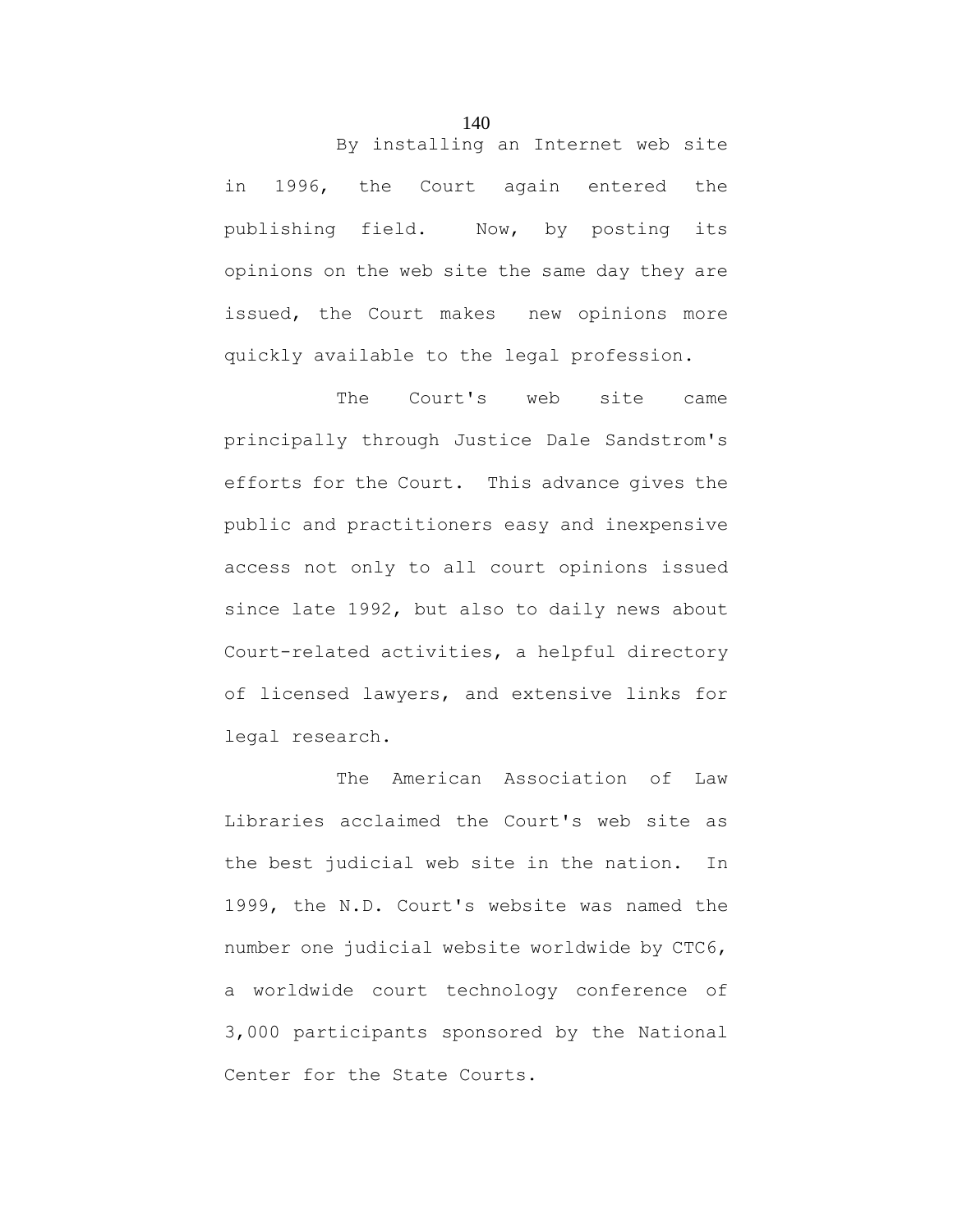By installing an Internet web site in 1996, the Court again entered the publishing field. Now, by posting its opinions on the web site the same day they are issued, the Court makes new opinions more quickly available to the legal profession.

The Court's web site came principally through Justice Dale Sandstrom's efforts for the Court. This advance gives the public and practitioners easy and inexpensive access not only to all court opinions issued since late 1992, but also to daily news about Court-related activities, a helpful directory of licensed lawyers, and extensive links for legal research.

The American Association of Law Libraries acclaimed the Court's web site as the best judicial web site in the nation. In 1999, the N.D. Court's website was named the number one judicial website worldwide by CTC6, a worldwide court technology conference of 3,000 participants sponsored by the National Center for the State Courts.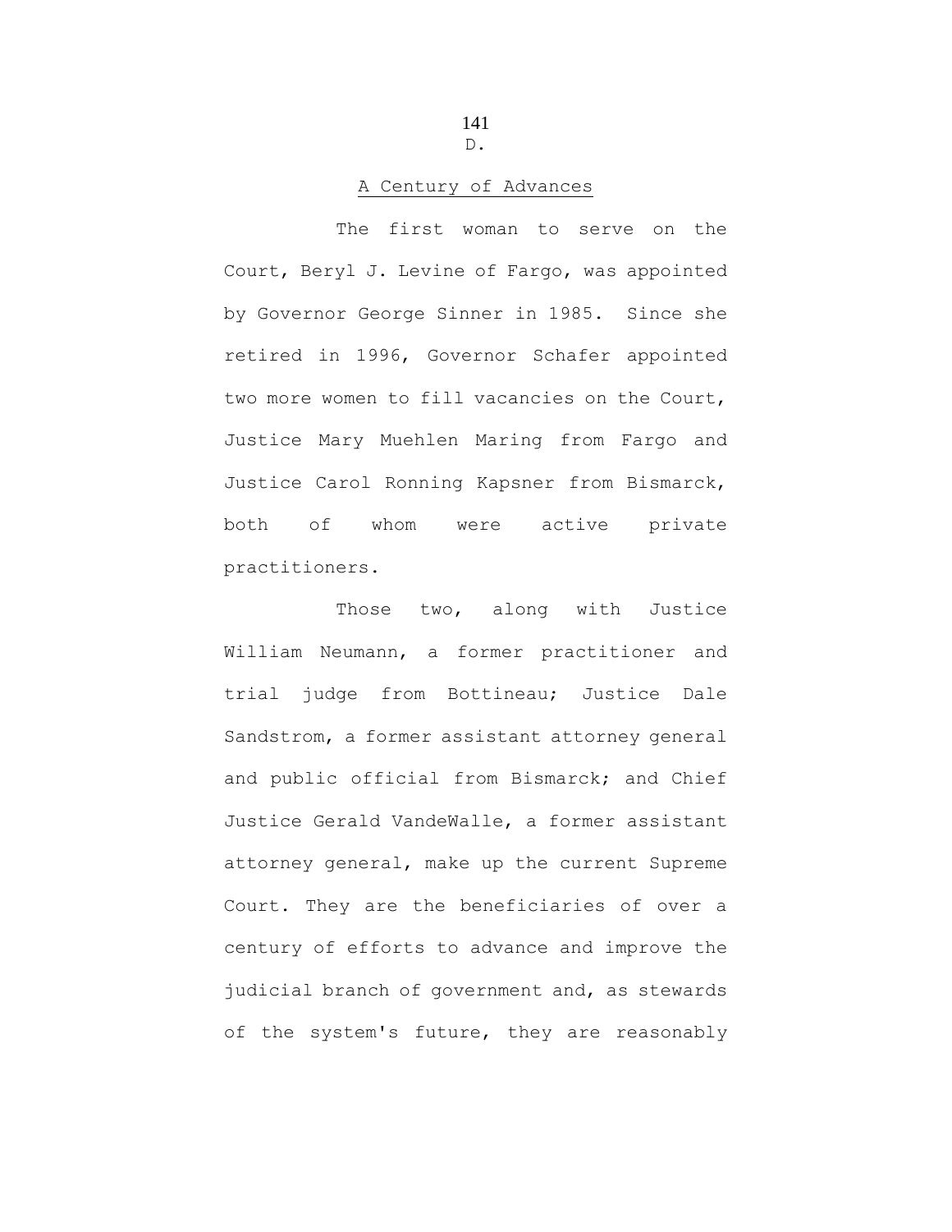D.

## A Century of Advances

The first woman to serve on the Court, Beryl J. Levine of Fargo, was appointed by Governor George Sinner in 1985. Since she retired in 1996, Governor Schafer appointed two more women to fill vacancies on the Court, Justice Mary Muehlen Maring from Fargo and Justice Carol Ronning Kapsner from Bismarck, both of whom were active private practitioners.

Those two, along with Justice William Neumann, a former practitioner and trial judge from Bottineau; Justice Dale Sandstrom, a former assistant attorney general and public official from Bismarck; and Chief Justice Gerald VandeWalle, a former assistant attorney general, make up the current Supreme Court. They are the beneficiaries of over a century of efforts to advance and improve the judicial branch of government and, as stewards of the system's future, they are reasonably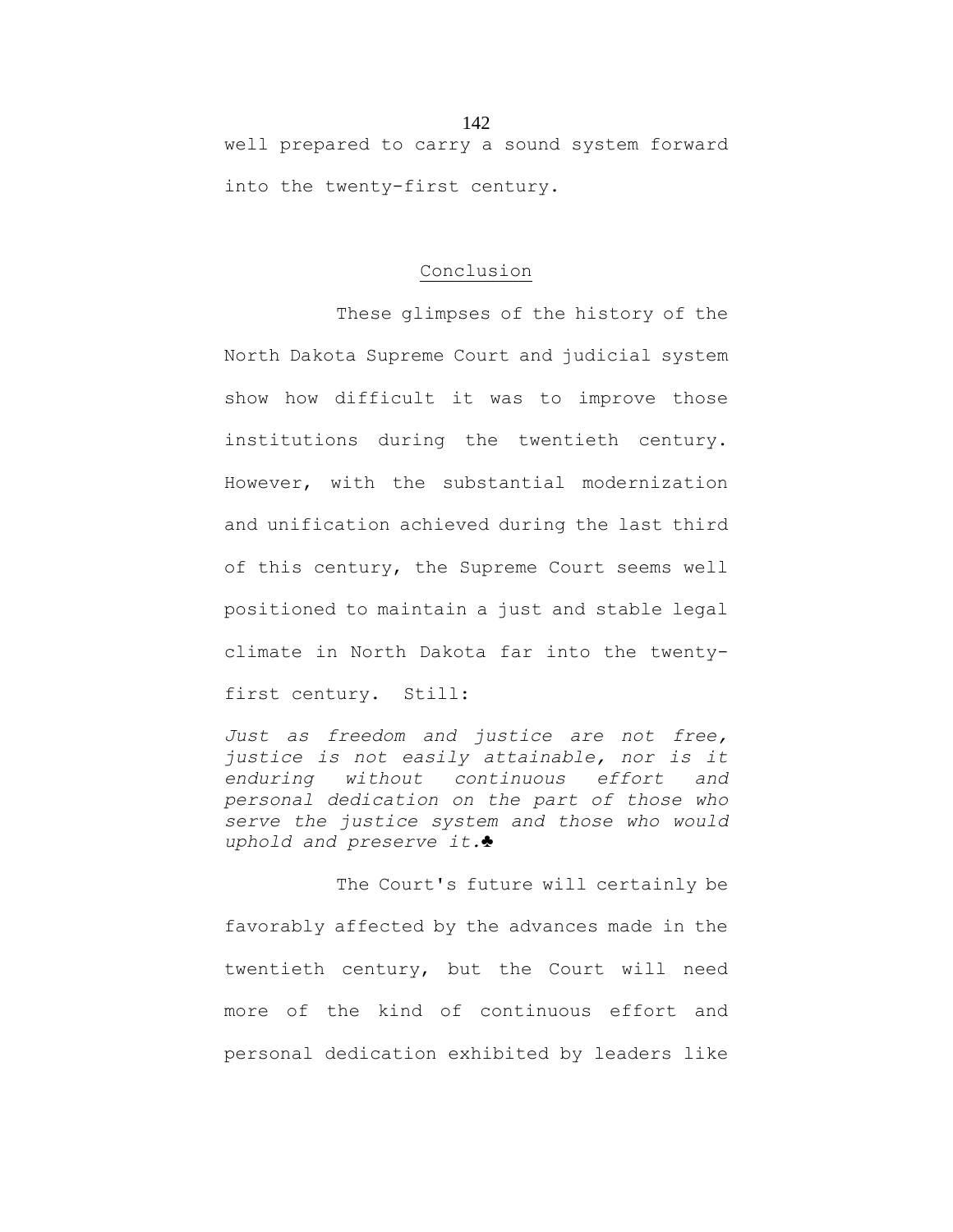well prepared to carry a sound system forward into the twenty-first century.

## Conclusion

These glimpses of the history of the North Dakota Supreme Court and judicial system show how difficult it was to improve those institutions during the twentieth century. However, with the substantial modernization and unification achieved during the last third of this century, the Supreme Court seems well positioned to maintain a just and stable legal climate in North Dakota far into the twenty-first century. Still:

*Just as freedom and justice are not free, justice is not easily attainable, nor is it enduring without continuous effort and personal dedication on the part of those who serve the justice system and those who would uphold and preserve it.*♣

The Court's future will certainly be favorably affected by the advances made in the twentieth century, but the Court will need more of the kind of continuous effort and personal dedication exhibited by leaders like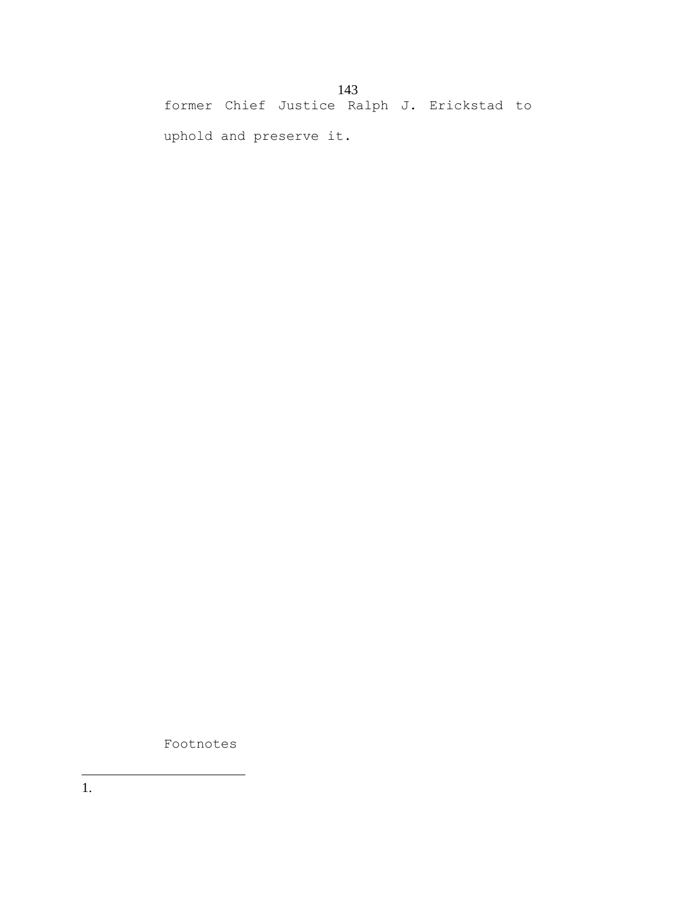former Chief Justice Ralph J. Erickstad to uphold and preserve it.

Footnotes

1.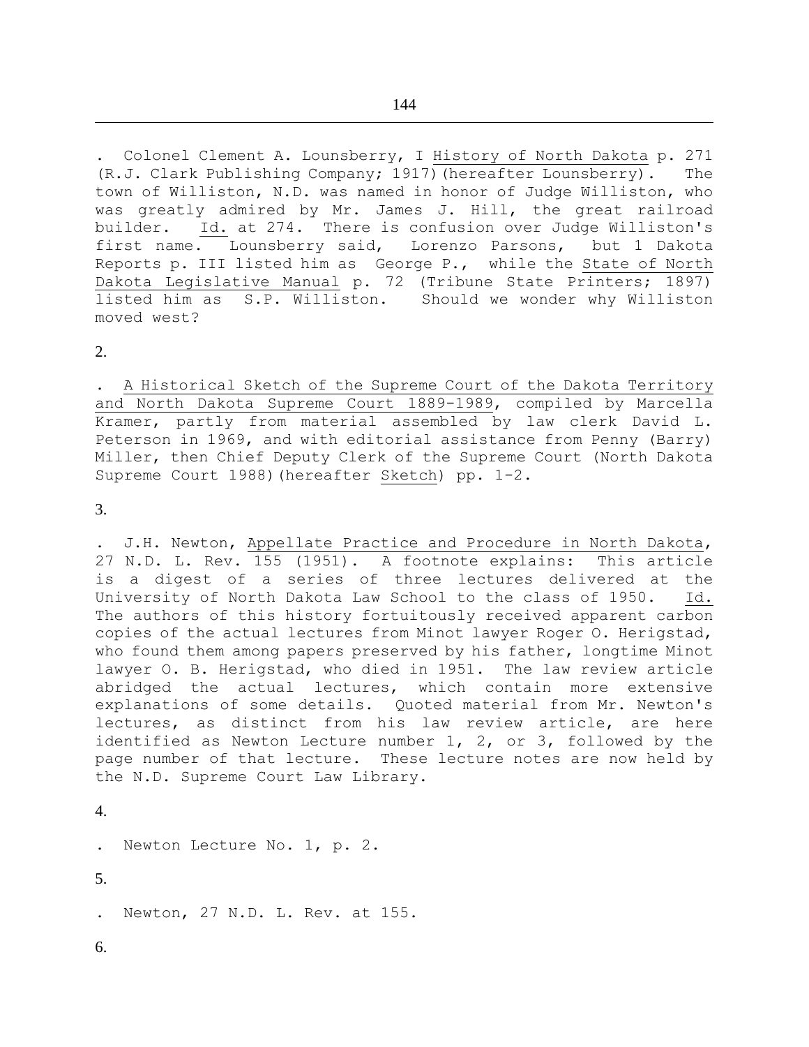. Colonel Clement A. Lounsberry, I History of North Dakota p. 271 (R.J. Clark Publishing Company; 1917)(hereafter Lounsberry). The town of Williston, N.D. was named in honor of Judge Williston, who was greatly admired by Mr. James J. Hill, the great railroad builder. Id. at 274. There is confusion over Judge Williston's first name. Lounsberry said, Lorenzo Parsons, but 1 Dakota Reports p. III listed him as George P., while the State of North Dakota Legislative Manual p. 72 (Tribune State Printers; 1897) listed him as S.P. Williston. Should we wonder why Williston moved west?

2.

. A Historical Sketch of the Supreme Court of the Dakota Territory and North Dakota Supreme Court 1889-1989, compiled by Marcella Kramer, partly from material assembled by law clerk David L. Peterson in 1969, and with editorial assistance from Penny (Barry) Miller, then Chief Deputy Clerk of the Supreme Court (North Dakota Supreme Court 1988)(hereafter Sketch) pp. 1-2.

3.

. J.H. Newton, Appellate Practice and Procedure in North Dakota, 27 N.D. L. Rev. 155 (1951). A footnote explains: This article is a digest of a series of three lectures delivered at the University of North Dakota Law School to the class of 1950. Id. The authors of this history fortuitously received apparent carbon copies of the actual lectures from Minot lawyer Roger O. Herigstad, who found them among papers preserved by his father, longtime Minot lawyer O. B. Herigstad, who died in 1951. The law review article abridged the actual lectures, which contain more extensive explanations of some details. Quoted material from Mr. Newton's lectures, as distinct from his law review article, are here identified as Newton Lecture number 1, 2, or 3, followed by the page number of that lecture. These lecture notes are now held by the N.D. Supreme Court Law Library.

4.

. Newton Lecture No. 1, p. 2.

5.

. Newton, 27 N.D. L. Rev. at 155.

6.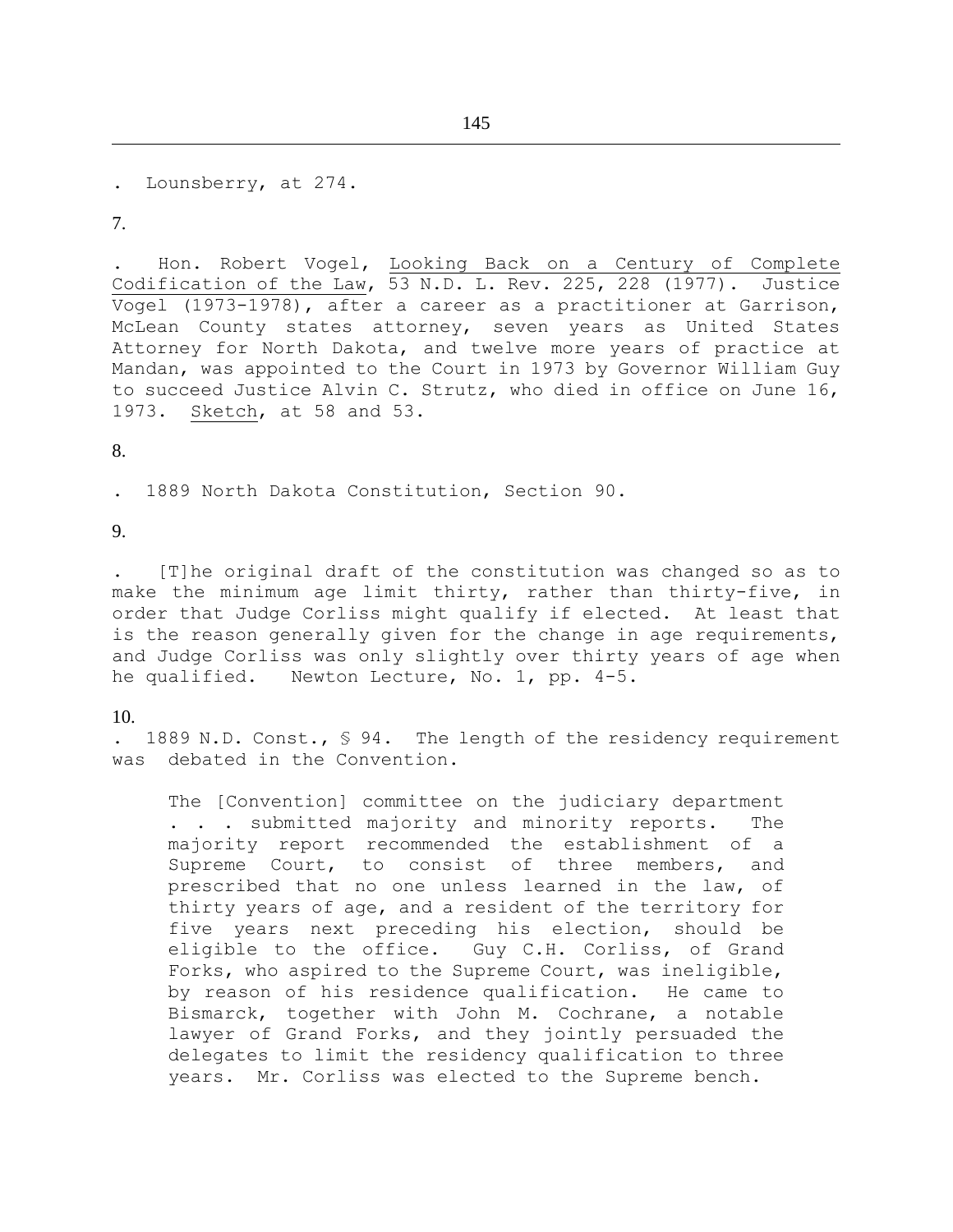. Lounsberry, at 274.

7.

. Hon. Robert Vogel, Looking Back on a Century of Complete Codification of the Law, 53 N.D. L. Rev. 225, 228 (1977). Justice Vogel (1973-1978), after a career as a practitioner at Garrison, McLean County states attorney, seven years as United States Attorney for North Dakota, and twelve more years of practice at Mandan, was appointed to the Court in 1973 by Governor William Guy to succeed Justice Alvin C. Strutz, who died in office on June 16, 1973. Sketch, at 58 and 53.

8.

. 1889 North Dakota Constitution, Section 90.

9.

. [T]he original draft of the constitution was changed so as to make the minimum age limit thirty, rather than thirty-five, in order that Judge Corliss might qualify if elected. At least that is the reason generally given for the change in age requirements, and Judge Corliss was only slightly over thirty years of age when he qualified. Newton Lecture, No. 1, pp. 4-5.

10.

. 1889 N.D. Const., § 94. The length of the residency requirement was debated in the Convention.

> The [Convention] committee on the judiciary department . . . submitted majority and minority reports. The majority report recommended the establishment of a Supreme Court, to consist of three members, and prescribed that no one unless learned in the law, of thirty years of age, and a resident of the territory for five years next preceding his election, should be eligible to the office. Guy C.H. Corliss, of Grand Forks, who aspired to the Supreme Court, was ineligible, by reason of his residence qualification. He came to Bismarck, together with John M. Cochrane, a notable lawyer of Grand Forks, and they jointly persuaded the delegates to limit the residency qualification to three years. Mr. Corliss was elected to the Supreme bench.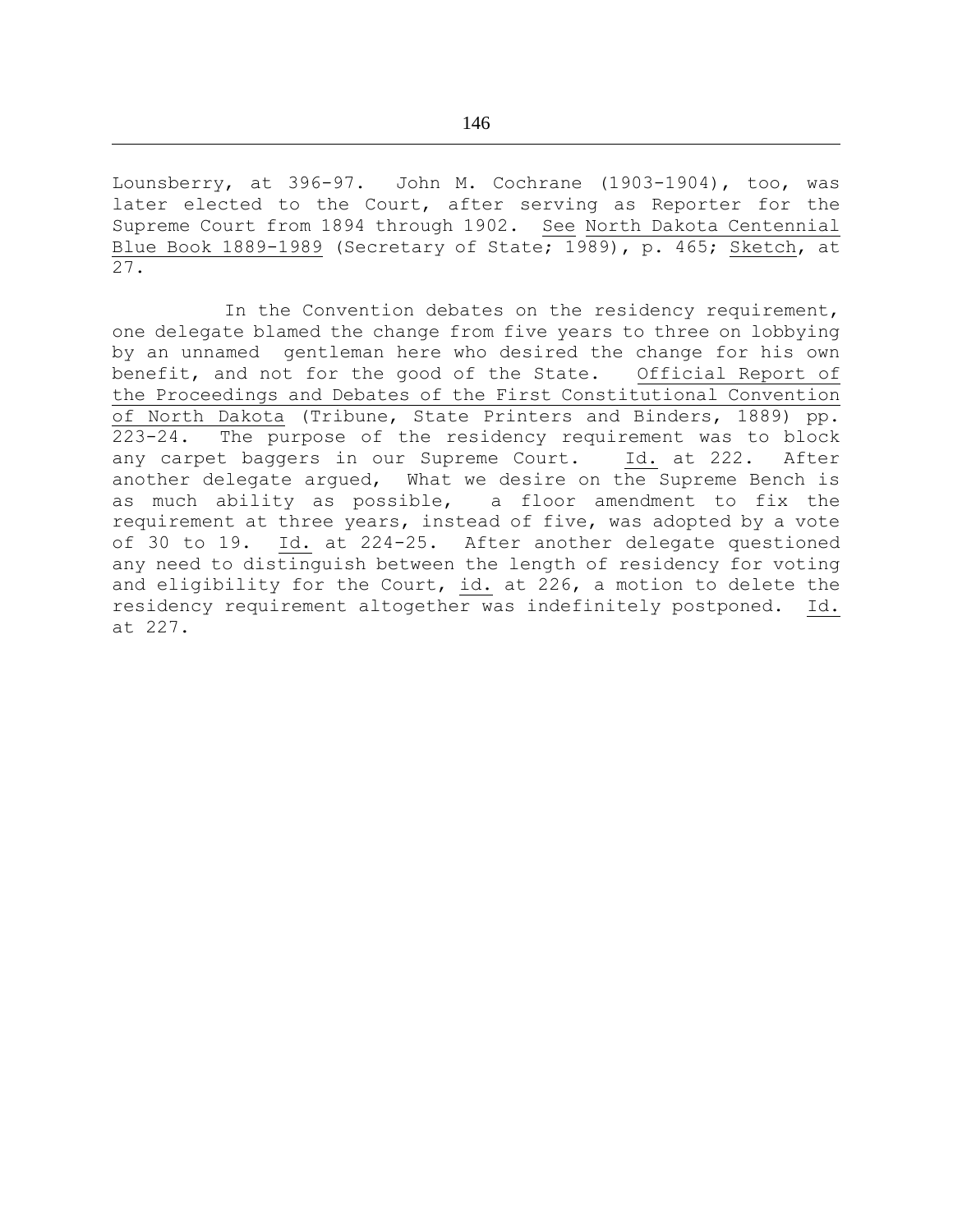Lounsberry, at 396-97. John M. Cochrane (1903-1904), too, was later elected to the Court, after serving as Reporter for the Supreme Court from 1894 through 1902. See North Dakota Centennial Blue Book 1889-1989 (Secretary of State; 1989), p. 465; Sketch, at 27.

In the Convention debates on the residency requirement, one delegate blamed the change from five years to three on lobbying by an unnamed gentleman here who desired the change for his own benefit, and not for the good of the State. Official Report of the Proceedings and Debates of the First Constitutional Convention of North Dakota (Tribune, State Printers and Binders, 1889) pp. 223-24. The purpose of the residency requirement was to block any carpet baggers in our Supreme Court. Id. at 222. After another delegate argued, What we desire on the Supreme Bench is as much ability as possible, a floor amendment to fix the requirement at three years, instead of five, was adopted by a vote of 30 to 19. Id. at 224-25. After another delegate questioned any need to distinguish between the length of residency for voting and eligibility for the Court, id. at 226, a motion to delete the residency requirement altogether was indefinitely postponed. Id. at 227.